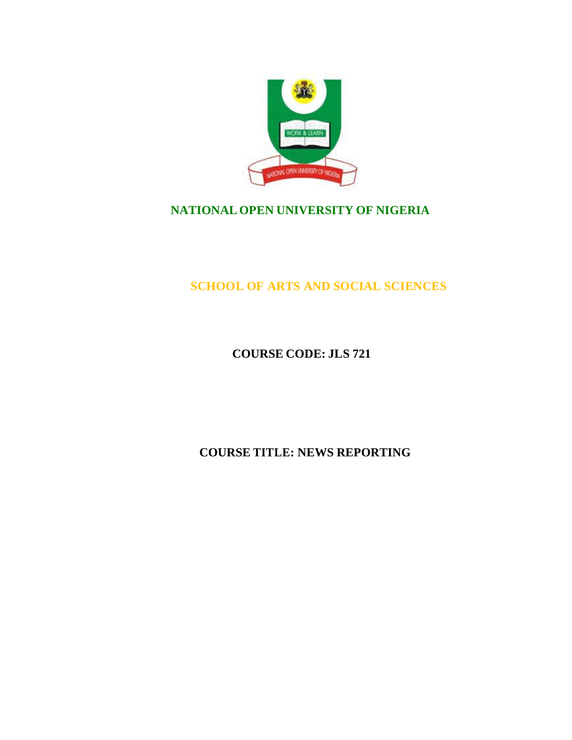# NATIONAL OPEN UNIVERSITY OF NIGERIA

## SCHOOL OF ARTS AND SOCIAL SCIENCES

**COURSE CODE: JLS 721**

**COURSE TITLE: NEWS REPORTING**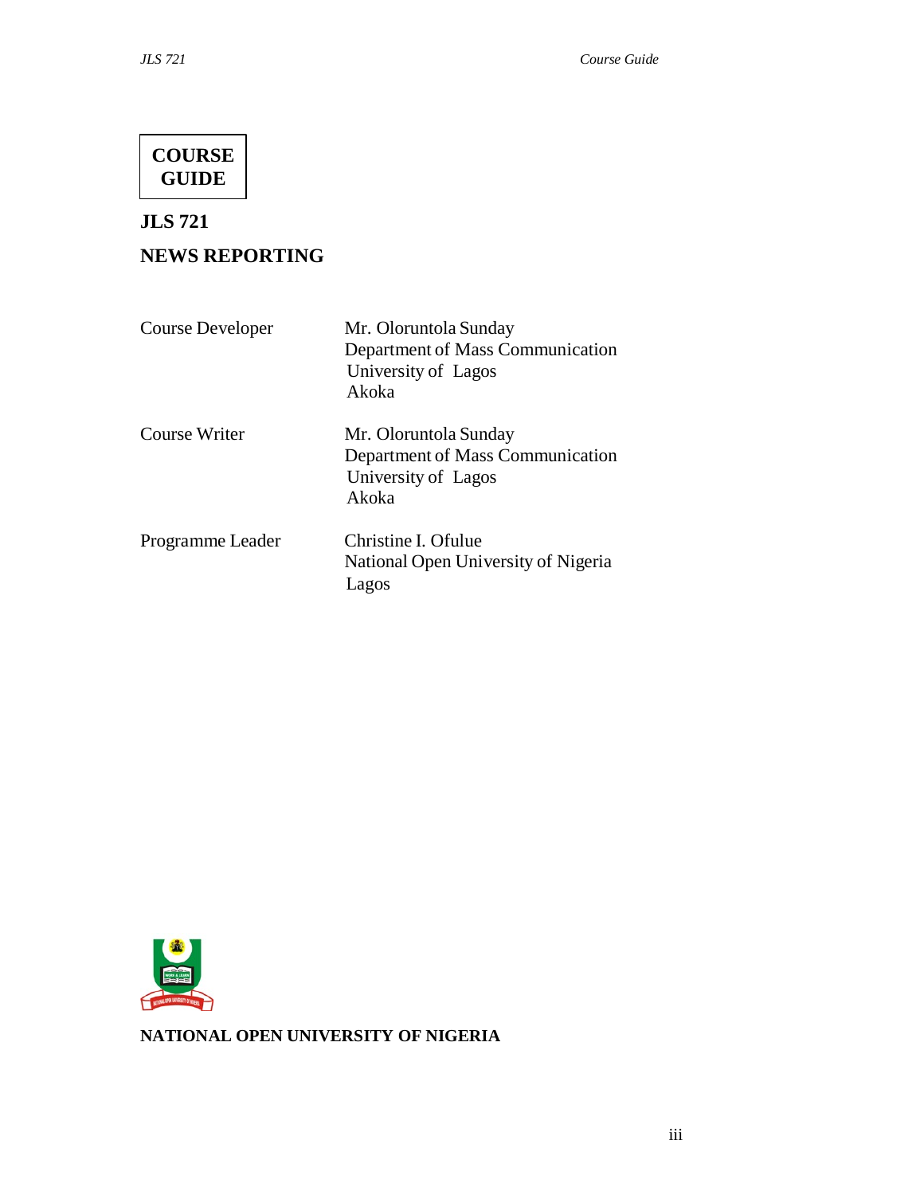**COURSE GUIDE**

# JLS 721

## NEWS REPORTING

| | |
|---|---|
| Course Developer | Mr. Oloruntola Sunday<br>Department of Mass Communication<br>University of Lagos<br>Akoka |
| Course Writer | Mr. Oloruntola Sunday<br>Department of Mass Communication<br>University of Lagos<br>Akoka |
| Programme Leader | Christine I. Ofulue<br>National Open University of Nigeria<br>Lagos |

**NATIONAL OPEN UNIVERSITY OF NIGERIA**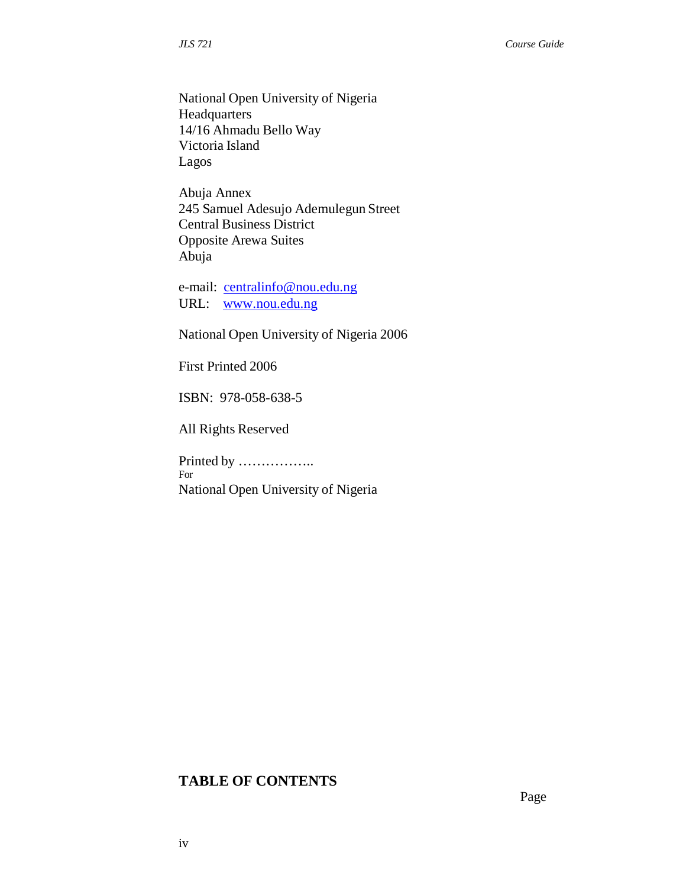National Open University of Nigeria
Headquarters
14/16 Ahmadu Bello Way
Victoria Island
Lagos

Abuja Annex
245 Samuel Adesujo Ademulegun Street
Central Business District
Opposite Arewa Suites
Abuja

e-mail: centralinfo@nou.edu.ng
URL: www.nou.edu.ng

National Open University of Nigeria 2006

First Printed 2006

ISBN: 978-058-638-5

All Rights Reserved

Printed by ……………..
For
National Open University of Nigeria

## TABLE OF CONTENTS

Page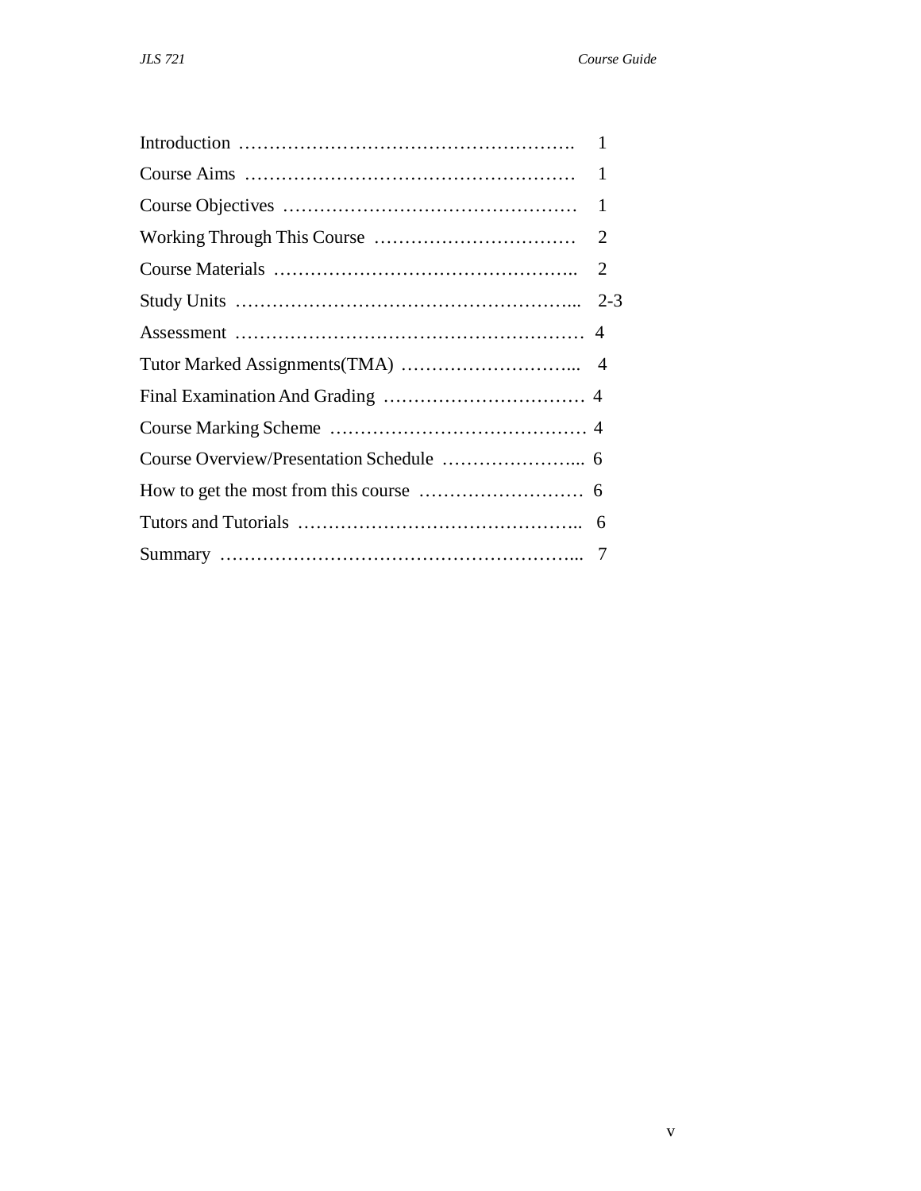| | |
|---|---|
| Introduction | 1 |
| Course Aims | 1 |
| Course Objectives | 1 |
| Working Through This Course | 2 |
| Course Materials | 2 |
| Study Units | 2-3 |
| Assessment | 4 |
| Tutor Marked Assignments(TMA) | 4 |
| Final Examination And Grading | 4 |
| Course Marking Scheme | 4 |
| Course Overview/Presentation Schedule | 6 |
| How to get the most from this course | 6 |
| Tutors and Tutorials | 6 |
| Summary | 7 |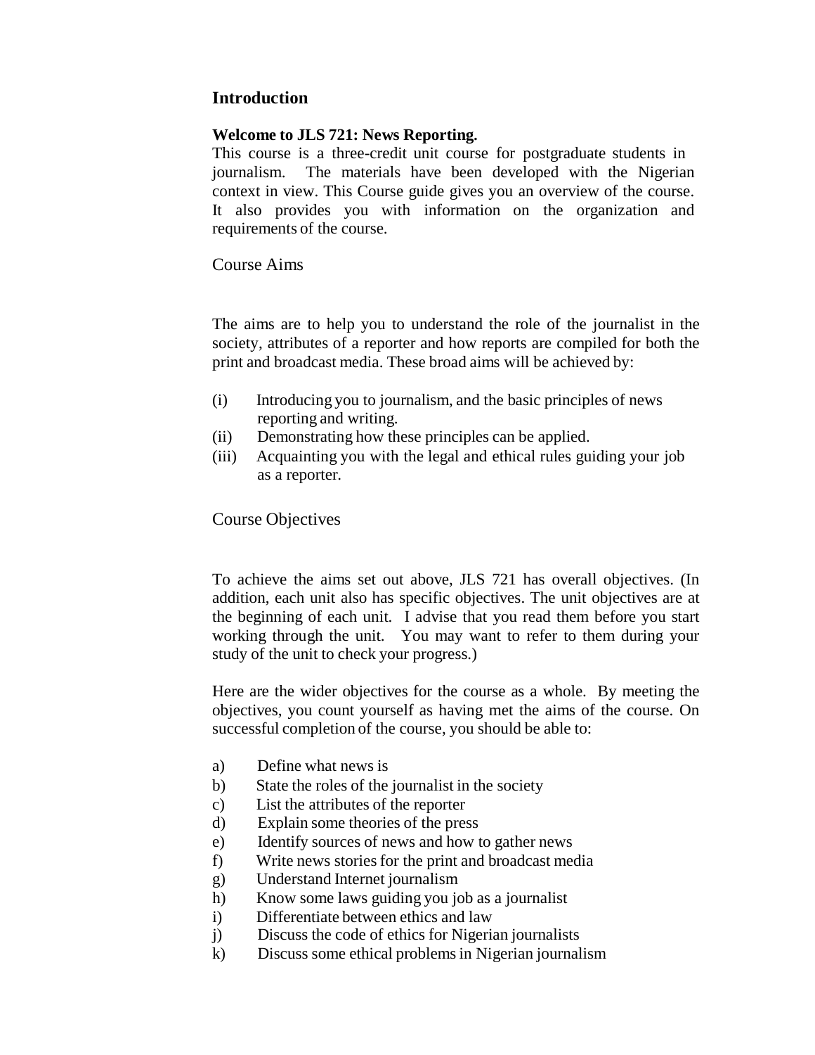## Introduction

**Welcome to JLS 721: News Reporting.**

This course is a three-credit unit course for postgraduate students in journalism. The materials have been developed with the Nigerian context in view. This Course guide gives you an overview of the course. It also provides you with information on the organization and requirements of the course.

### Course Aims

The aims are to help you to understand the role of the journalist in the society, attributes of a reporter and how reports are compiled for both the print and broadcast media. These broad aims will be achieved by:

(i) Introducing you to journalism, and the basic principles of news reporting and writing.
(ii) Demonstrating how these principles can be applied.
(iii) Acquainting you with the legal and ethical rules guiding your job as a reporter.

### Course Objectives

To achieve the aims set out above, JLS 721 has overall objectives. (In addition, each unit also has specific objectives. The unit objectives are at the beginning of each unit. I advise that you read them before you start working through the unit. You may want to refer to them during your study of the unit to check your progress.)

Here are the wider objectives for the course as a whole. By meeting the objectives, you count yourself as having met the aims of the course. On successful completion of the course, you should be able to:

a) Define what news is
b) State the roles of the journalist in the society
c) List the attributes of the reporter
d) Explain some theories of the press
e) Identify sources of news and how to gather news
f) Write news stories for the print and broadcast media
g) Understand Internet journalism
h) Know some laws guiding you job as a journalist
i) Differentiate between ethics and law
j) Discuss the code of ethics for Nigerian journalists
k) Discuss some ethical problems in Nigerian journalism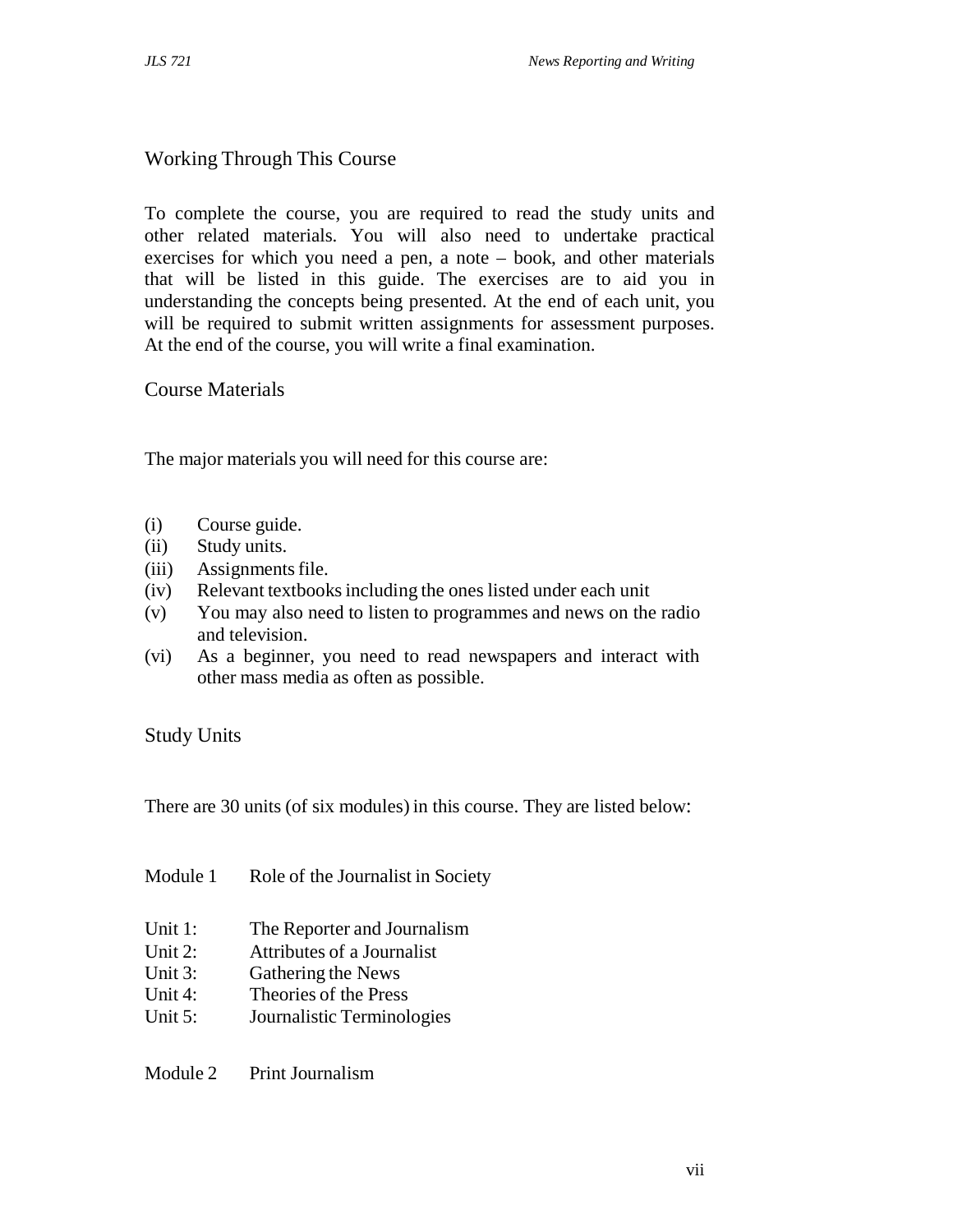## Working Through This Course

To complete the course, you are required to read the study units and other related materials. You will also need to undertake practical exercises for which you need a pen, a note – book, and other materials that will be listed in this guide. The exercises are to aid you in understanding the concepts being presented. At the end of each unit, you will be required to submit written assignments for assessment purposes. At the end of the course, you will write a final examination.

## Course Materials

The major materials you will need for this course are:

(i) Course guide.
(ii) Study units.
(iii) Assignments file.
(iv) Relevant textbooks including the ones listed under each unit
(v) You may also need to listen to programmes and news on the radio and television.
(vi) As a beginner, you need to read newspapers and interact with other mass media as often as possible.

## Study Units

There are 30 units (of six modules) in this course. They are listed below:

Module 1 Role of the Journalist in Society

Unit 1: The Reporter and Journalism
Unit 2: Attributes of a Journalist
Unit 3: Gathering the News
Unit 4: Theories of the Press
Unit 5: Journalistic Terminologies

Module 2 Print Journalism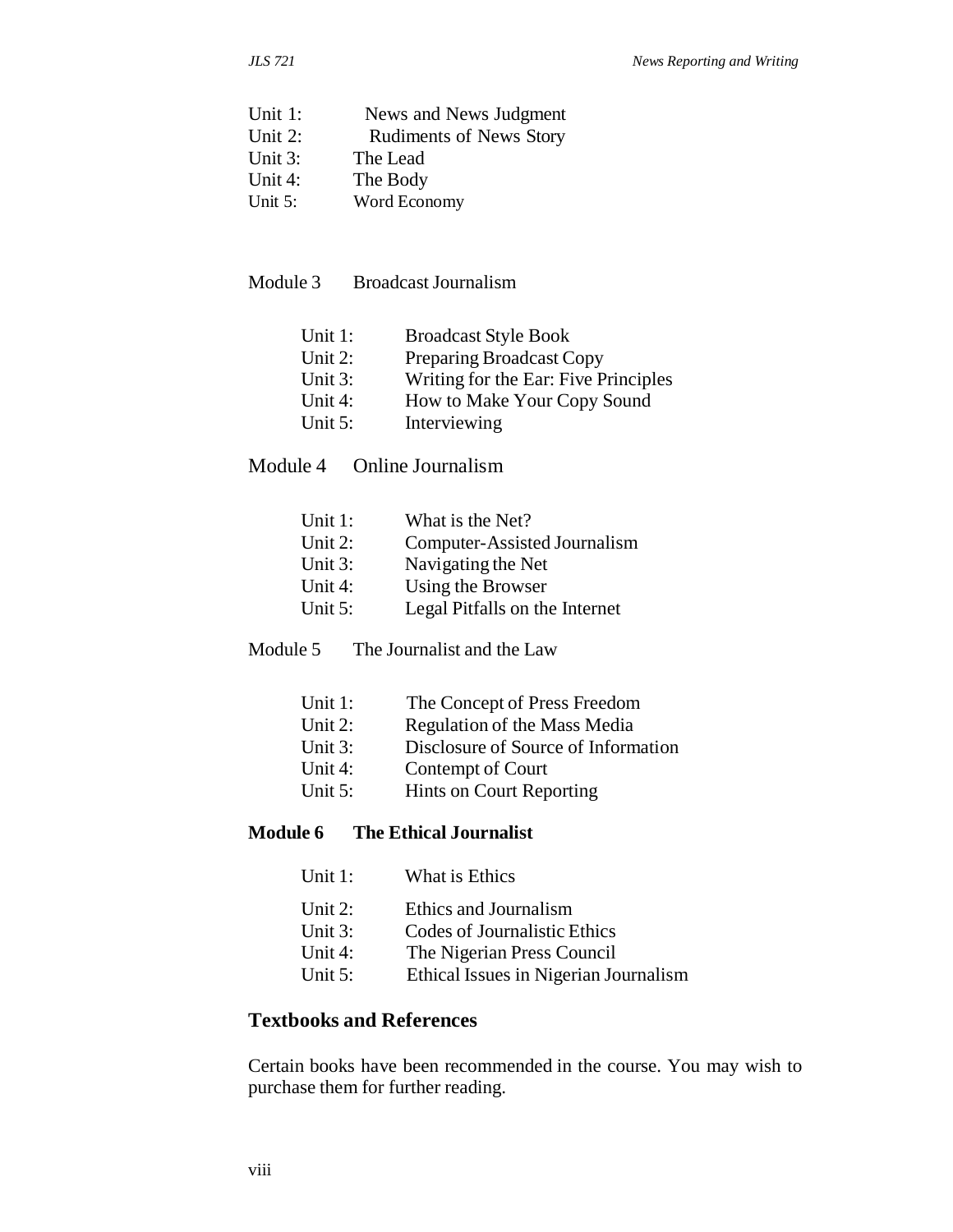Unit 1: News and News Judgment
Unit 2: Rudiments of News Story
Unit 3: The Lead
Unit 4: The Body
Unit 5: Word Economy

Module 3 Broadcast Journalism

Unit 1: Broadcast Style Book
Unit 2: Preparing Broadcast Copy
Unit 3: Writing for the Ear: Five Principles
Unit 4: How to Make Your Copy Sound
Unit 5: Interviewing

Module 4 Online Journalism

Unit 1: What is the Net?
Unit 2: Computer-Assisted Journalism
Unit 3: Navigating the Net
Unit 4: Using the Browser
Unit 5: Legal Pitfalls on the Internet

Module 5 The Journalist and the Law

Unit 1: The Concept of Press Freedom
Unit 2: Regulation of the Mass Media
Unit 3: Disclosure of Source of Information
Unit 4: Contempt of Court
Unit 5: Hints on Court Reporting

**Module 6 The Ethical Journalist**

Unit 1: What is Ethics

Unit 2: Ethics and Journalism
Unit 3: Codes of Journalistic Ethics
Unit 4: The Nigerian Press Council
Unit 5: Ethical Issues in Nigerian Journalism

## Textbooks and References

Certain books have been recommended in the course. You may wish to purchase them for further reading.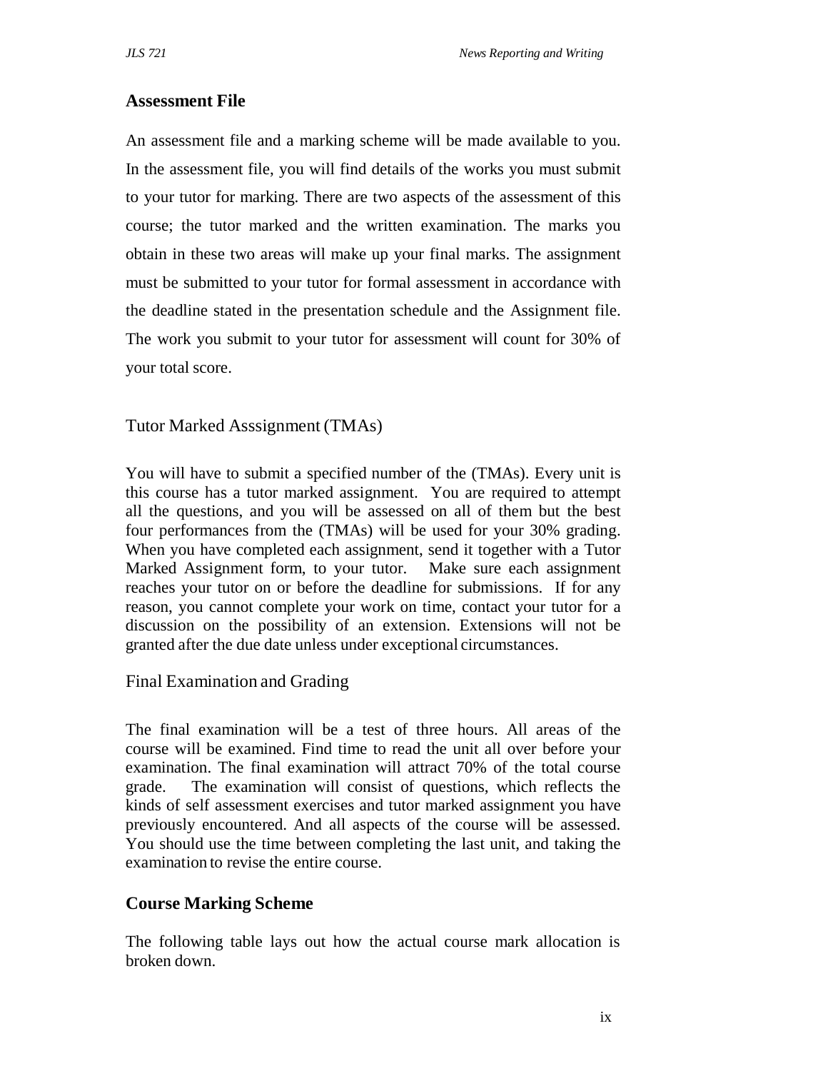## Assessment File

An assessment file and a marking scheme will be made available to you. In the assessment file, you will find details of the works you must submit to your tutor for marking. There are two aspects of the assessment of this course; the tutor marked and the written examination. The marks you obtain in these two areas will make up your final marks. The assignment must be submitted to your tutor for formal assessment in accordance with the deadline stated in the presentation schedule and the Assignment file. The work you submit to your tutor for assessment will count for 30% of your total score.

### Tutor Marked Asssignment (TMAs)

You will have to submit a specified number of the (TMAs). Every unit is this course has a tutor marked assignment. You are required to attempt all the questions, and you will be assessed on all of them but the best four performances from the (TMAs) will be used for your 30% grading. When you have completed each assignment, send it together with a Tutor Marked Assignment form, to your tutor. Make sure each assignment reaches your tutor on or before the deadline for submissions. If for any reason, you cannot complete your work on time, contact your tutor for a discussion on the possibility of an extension. Extensions will not be granted after the due date unless under exceptional circumstances.

### Final Examination and Grading

The final examination will be a test of three hours. All areas of the course will be examined. Find time to read the unit all over before your examination. The final examination will attract 70% of the total course grade. The examination will consist of questions, which reflects the kinds of self assessment exercises and tutor marked assignment you have previously encountered. And all aspects of the course will be assessed. You should use the time between completing the last unit, and taking the examination to revise the entire course.

## Course Marking Scheme

The following table lays out how the actual course mark allocation is broken down.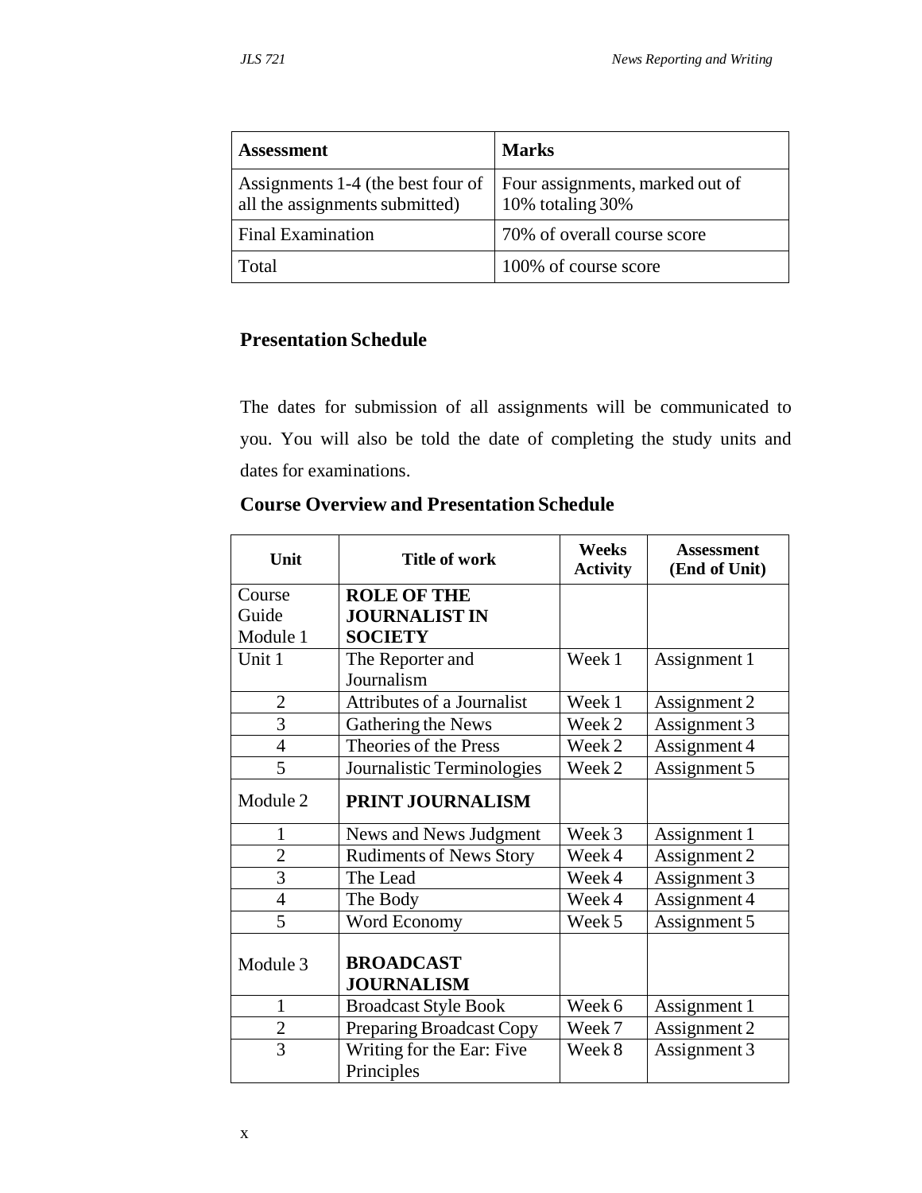| Assessment | Marks |
|---|---|
| Assignments 1-4 (the best four of all the assignments submitted) | Four assignments, marked out of 10% totaling 30% |
| Final Examination | 70% of overall course score |
| Total | 100% of course score |

## Presentation Schedule

The dates for submission of all assignments will be communicated to you. You will also be told the date of completing the study units and dates for examinations.

## Course Overview and Presentation Schedule

| Unit | Title of work | Weeks Activity | Assessment (End of Unit) |
|---|---|---|---|
| Course Guide Module 1 | **ROLE OF THE JOURNALIST IN SOCIETY** | | |
| Unit 1 | The Reporter and Journalism | Week 1 | Assignment 1 |
| 2 | Attributes of a Journalist | Week 1 | Assignment 2 |
| 3 | Gathering the News | Week 2 | Assignment 3 |
| 4 | Theories of the Press | Week 2 | Assignment 4 |
| 5 | Journalistic Terminologies | Week 2 | Assignment 5 |
| Module 2 | **PRINT JOURNALISM** | | |
| 1 | News and News Judgment | Week 3 | Assignment 1 |
| 2 | Rudiments of News Story | Week 4 | Assignment 2 |
| 3 | The Lead | Week 4 | Assignment 3 |
| 4 | The Body | Week 4 | Assignment 4 |
| 5 | Word Economy | Week 5 | Assignment 5 |
| Module 3 | **BROADCAST JOURNALISM** | | |
| 1 | Broadcast Style Book | Week 6 | Assignment 1 |
| 2 | Preparing Broadcast Copy | Week 7 | Assignment 2 |
| 3 | Writing for the Ear: Five Principles | Week 8 | Assignment 3 |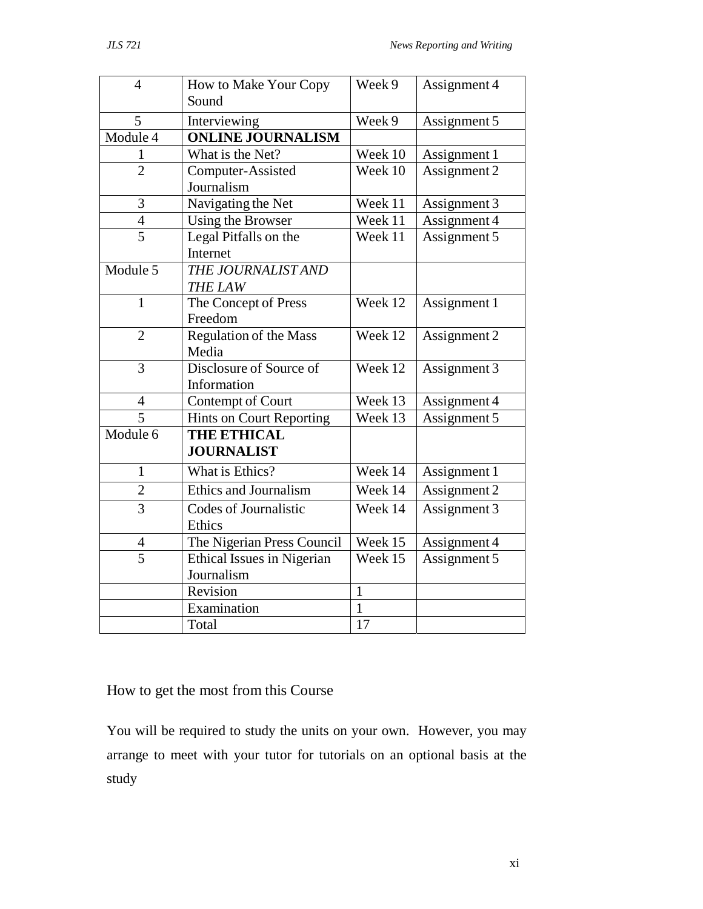| | | | |
|---|---|---|---|
| 4 | How to Make Your Copy Sound | Week 9 | Assignment 4 |
| 5 | Interviewing | Week 9 | Assignment 5 |
| Module 4 | **ONLINE JOURNALISM** | | |
| 1 | What is the Net? | Week 10 | Assignment 1 |
| 2 | Computer-Assisted Journalism | Week 10 | Assignment 2 |
| 3 | Navigating the Net | Week 11 | Assignment 3 |
| 4 | Using the Browser | Week 11 | Assignment 4 |
| 5 | Legal Pitfalls on the Internet | Week 11 | Assignment 5 |
| Module 5 | *THE JOURNALIST AND THE LAW* | | |
| 1 | The Concept of Press Freedom | Week 12 | Assignment 1 |
| 2 | Regulation of the Mass Media | Week 12 | Assignment 2 |
| 3 | Disclosure of Source of Information | Week 12 | Assignment 3 |
| 4 | Contempt of Court | Week 13 | Assignment 4 |
| 5 | Hints on Court Reporting | Week 13 | Assignment 5 |
| Module 6 | **THE ETHICAL JOURNALIST** | | |
| 1 | What is Ethics? | Week 14 | Assignment 1 |
| 2 | Ethics and Journalism | Week 14 | Assignment 2 |
| 3 | Codes of Journalistic Ethics | Week 14 | Assignment 3 |
| 4 | The Nigerian Press Council | Week 15 | Assignment 4 |
| 5 | Ethical Issues in Nigerian Journalism | Week 15 | Assignment 5 |
| | Revision | 1 | |
| | Examination | 1 | |
| | Total | 17 | |

## How to get the most from this Course

You will be required to study the units on your own. However, you may arrange to meet with your tutor for tutorials on an optional basis at the study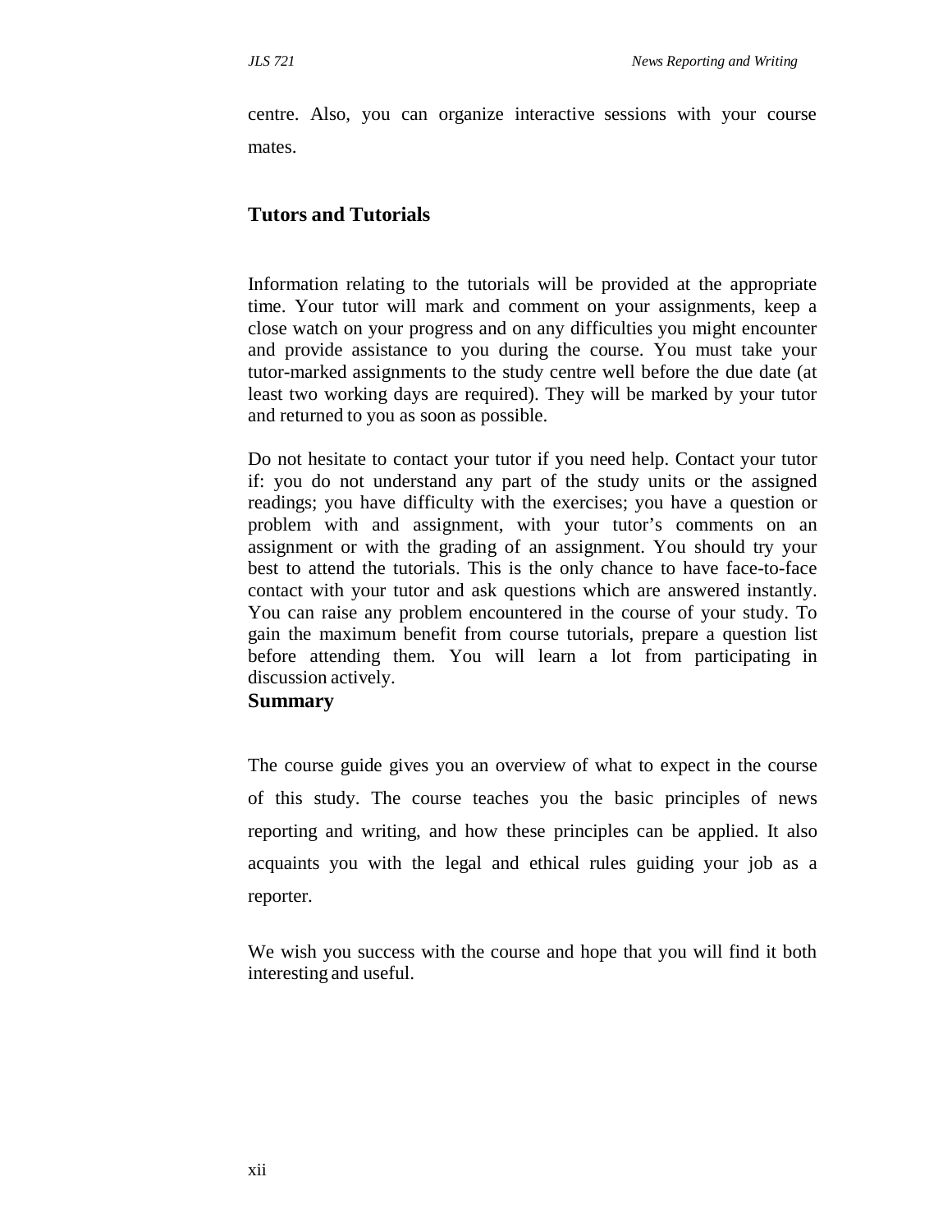centre. Also, you can organize interactive sessions with your course mates.

## Tutors and Tutorials

Information relating to the tutorials will be provided at the appropriate time. Your tutor will mark and comment on your assignments, keep a close watch on your progress and on any difficulties you might encounter and provide assistance to you during the course. You must take your tutor-marked assignments to the study centre well before the due date (at least two working days are required). They will be marked by your tutor and returned to you as soon as possible.

Do not hesitate to contact your tutor if you need help. Contact your tutor if: you do not understand any part of the study units or the assigned readings; you have difficulty with the exercises; you have a question or problem with and assignment, with your tutor's comments on an assignment or with the grading of an assignment. You should try your best to attend the tutorials. This is the only chance to have face-to-face contact with your tutor and ask questions which are answered instantly. You can raise any problem encountered in the course of your study. To gain the maximum benefit from course tutorials, prepare a question list before attending them. You will learn a lot from participating in discussion actively.

## Summary

The course guide gives you an overview of what to expect in the course of this study. The course teaches you the basic principles of news reporting and writing, and how these principles can be applied. It also acquaints you with the legal and ethical rules guiding your job as a reporter.

We wish you success with the course and hope that you will find it both interesting and useful.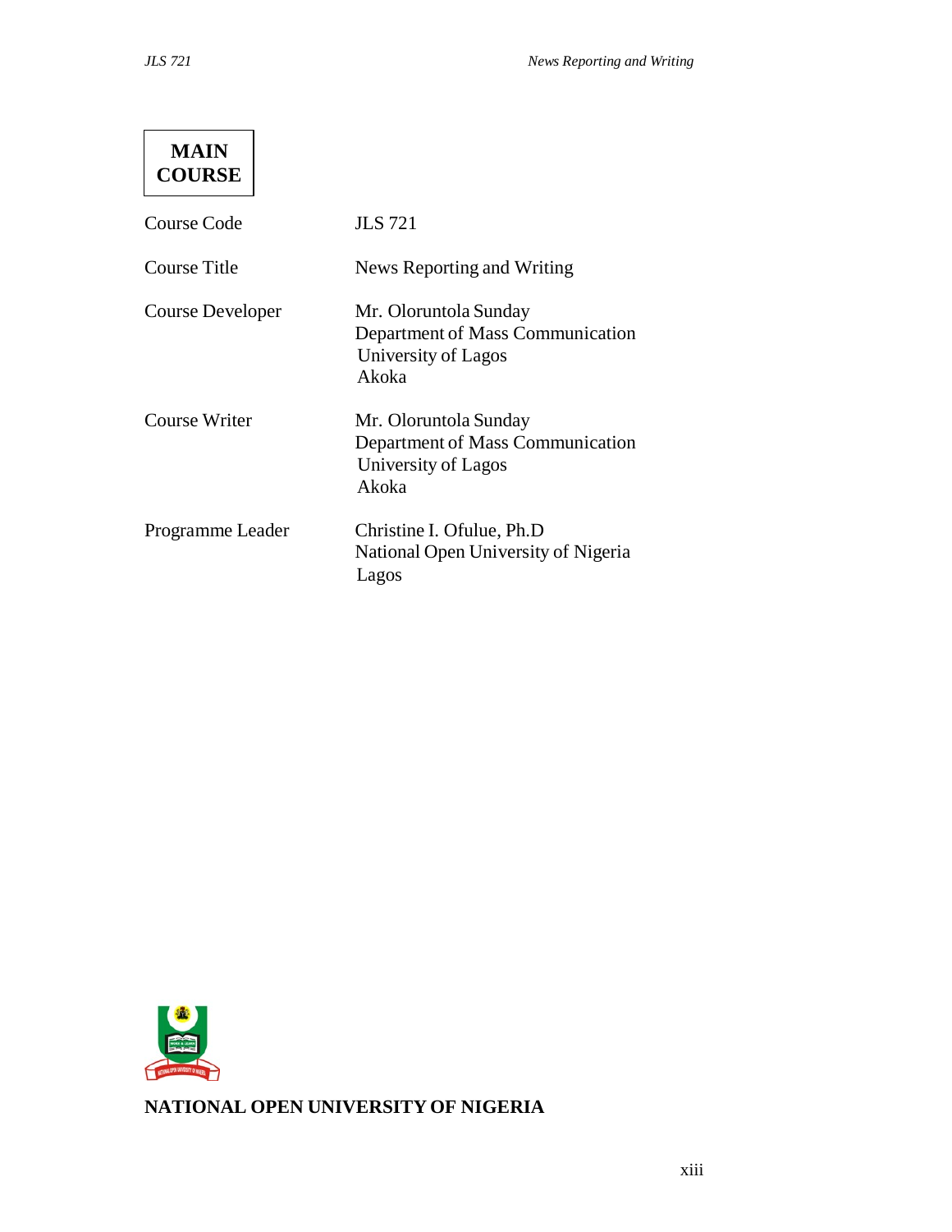**MAIN COURSE**

| | |
|---|---|
| Course Code | JLS 721 |
| Course Title | News Reporting and Writing |
| Course Developer | Mr. Oloruntola Sunday<br>Department of Mass Communication<br>University of Lagos<br>Akoka |
| Course Writer | Mr. Oloruntola Sunday<br>Department of Mass Communication<br>University of Lagos<br>Akoka |
| Programme Leader | Christine I. Ofulue, Ph.D<br>National Open University of Nigeria<br>Lagos |

**NATIONAL OPEN UNIVERSITY OF NIGERIA**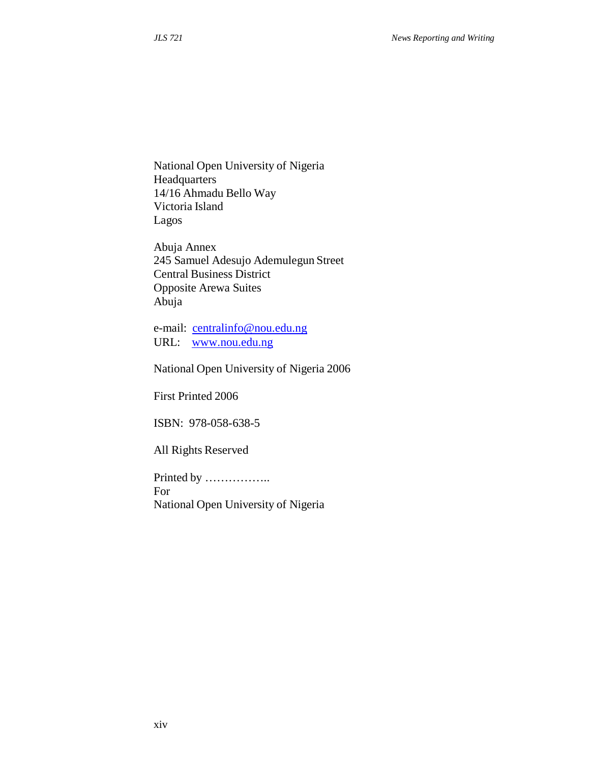National Open University of Nigeria
Headquarters
14/16 Ahmadu Bello Way
Victoria Island
Lagos

Abuja Annex
245 Samuel Adesujo Ademulegun Street
Central Business District
Opposite Arewa Suites
Abuja

e-mail: centralinfo@nou.edu.ng
URL: www.nou.edu.ng

National Open University of Nigeria 2006

First Printed 2006

ISBN: 978-058-638-5

All Rights Reserved

Printed by ……………..
For
National Open University of Nigeria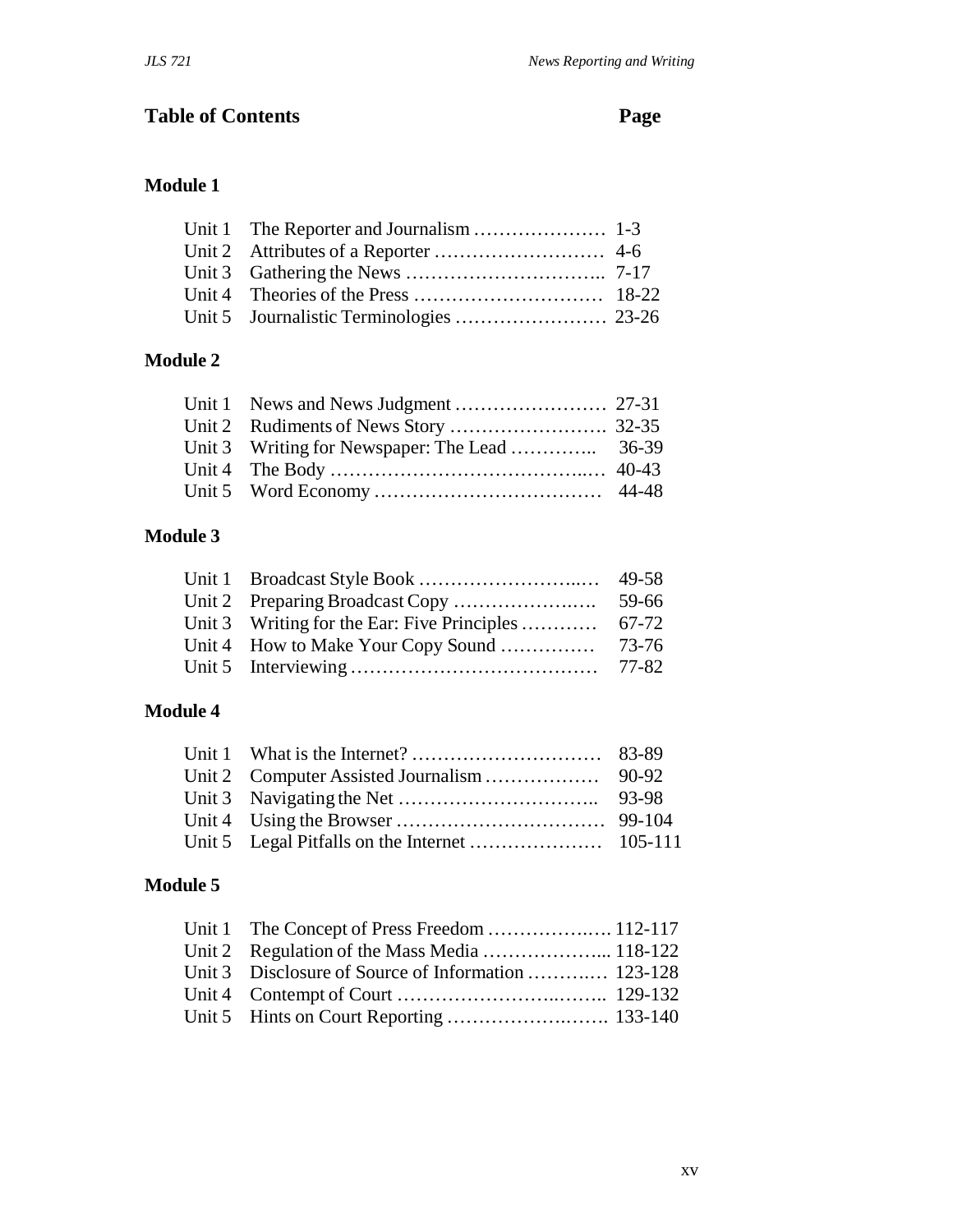## Table of Contents Page

### Module 1

| | | |
|---|---|---|
| Unit 1 | The Reporter and Journalism | 1-3 |
| Unit 2 | Attributes of a Reporter | 4-6 |
| Unit 3 | Gathering the News | 7-17 |
| Unit 4 | Theories of the Press | 18-22 |
| Unit 5 | Journalistic Terminologies | 23-26 |

### Module 2

| | | |
|---|---|---|
| Unit 1 | News and News Judgment | 27-31 |
| Unit 2 | Rudiments of News Story | 32-35 |
| Unit 3 | Writing for Newspaper: The Lead | 36-39 |
| Unit 4 | The Body | 40-43 |
| Unit 5 | Word Economy | 44-48 |

### Module 3

| | | |
|---|---|---|
| Unit 1 | Broadcast Style Book | 49-58 |
| Unit 2 | Preparing Broadcast Copy | 59-66 |
| Unit 3 | Writing for the Ear: Five Principles | 67-72 |
| Unit 4 | How to Make Your Copy Sound | 73-76 |
| Unit 5 | Interviewing | 77-82 |

### Module 4

| | | |
|---|---|---|
| Unit 1 | What is the Internet? | 83-89 |
| Unit 2 | Computer Assisted Journalism | 90-92 |
| Unit 3 | Navigating the Net | 93-98 |
| Unit 4 | Using the Browser | 99-104 |
| Unit 5 | Legal Pitfalls on the Internet | 105-111 |

### Module 5

| | | |
|---|---|---|
| Unit 1 | The Concept of Press Freedom | 112-117 |
| Unit 2 | Regulation of the Mass Media | 118-122 |
| Unit 3 | Disclosure of Source of Information | 123-128 |
| Unit 4 | Contempt of Court | 129-132 |
| Unit 5 | Hints on Court Reporting | 133-140 |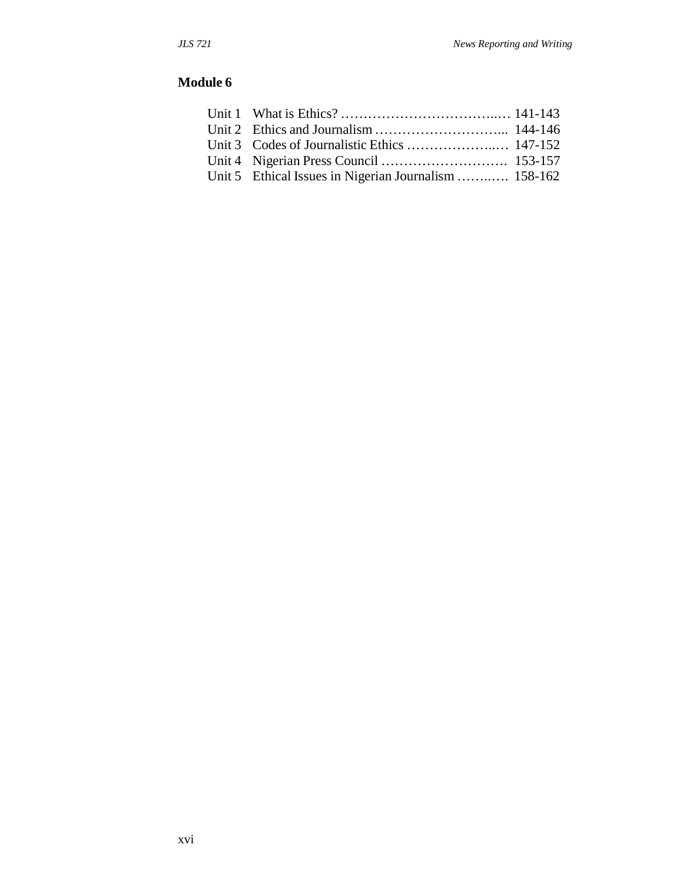**Module 6**

Unit 1 What is Ethics? ……………………………..… 141-143
Unit 2 Ethics and Journalism ………………………... 144-146
Unit 3 Codes of Journalistic Ethics ………………..… 147-152
Unit 4 Nigerian Press Council ………………………. 153-157
Unit 5 Ethical Issues in Nigerian Journalism ……..…. 158-162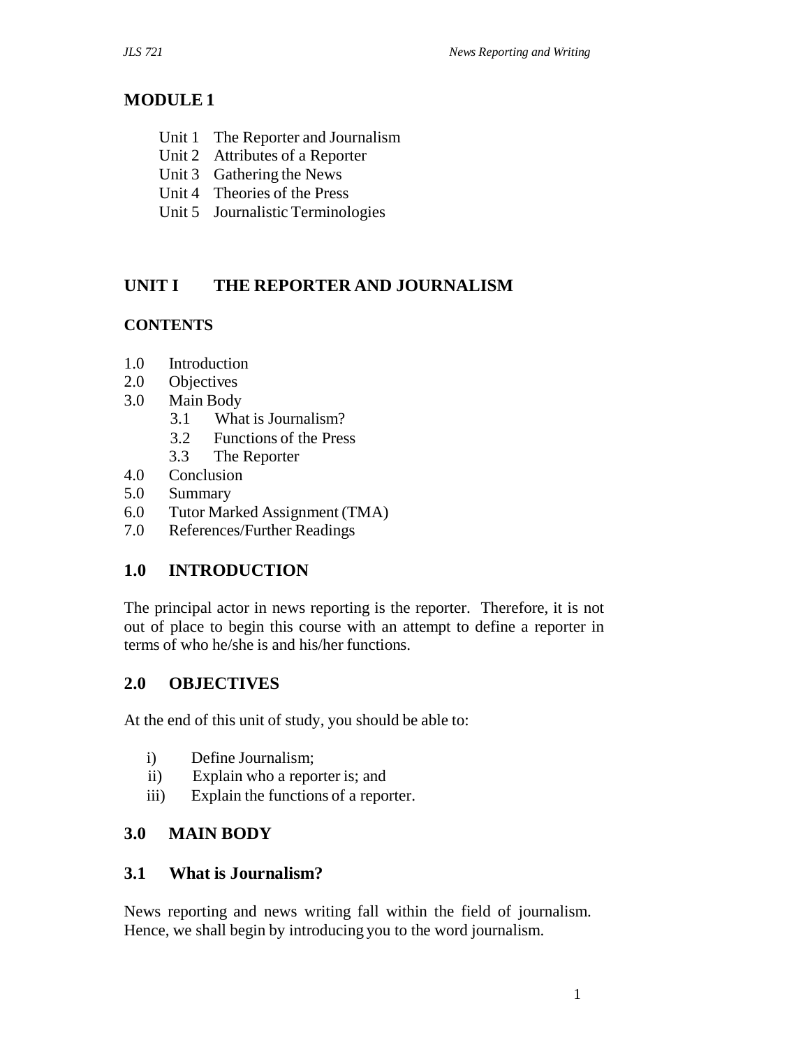## MODULE 1

- Unit 1 The Reporter and Journalism
- Unit 2 Attributes of a Reporter
- Unit 3 Gathering the News
- Unit 4 Theories of the Press
- Unit 5 Journalistic Terminologies

## UNIT I THE REPORTER AND JOURNALISM

### CONTENTS

- 1.0 Introduction
- 2.0 Objectives
- 3.0 Main Body
  - 3.1 What is Journalism?
  - 3.2 Functions of the Press
  - 3.3 The Reporter
- 4.0 Conclusion
- 5.0 Summary
- 6.0 Tutor Marked Assignment (TMA)
- 7.0 References/Further Readings

### 1.0 INTRODUCTION

The principal actor in news reporting is the reporter. Therefore, it is not out of place to begin this course with an attempt to define a reporter in terms of who he/she is and his/her functions.

### 2.0 OBJECTIVES

At the end of this unit of study, you should be able to:

- i) Define Journalism;
- ii) Explain who a reporter is; and
- iii) Explain the functions of a reporter.

### 3.0 MAIN BODY

### 3.1 What is Journalism?

News reporting and news writing fall within the field of journalism. Hence, we shall begin by introducing you to the word journalism.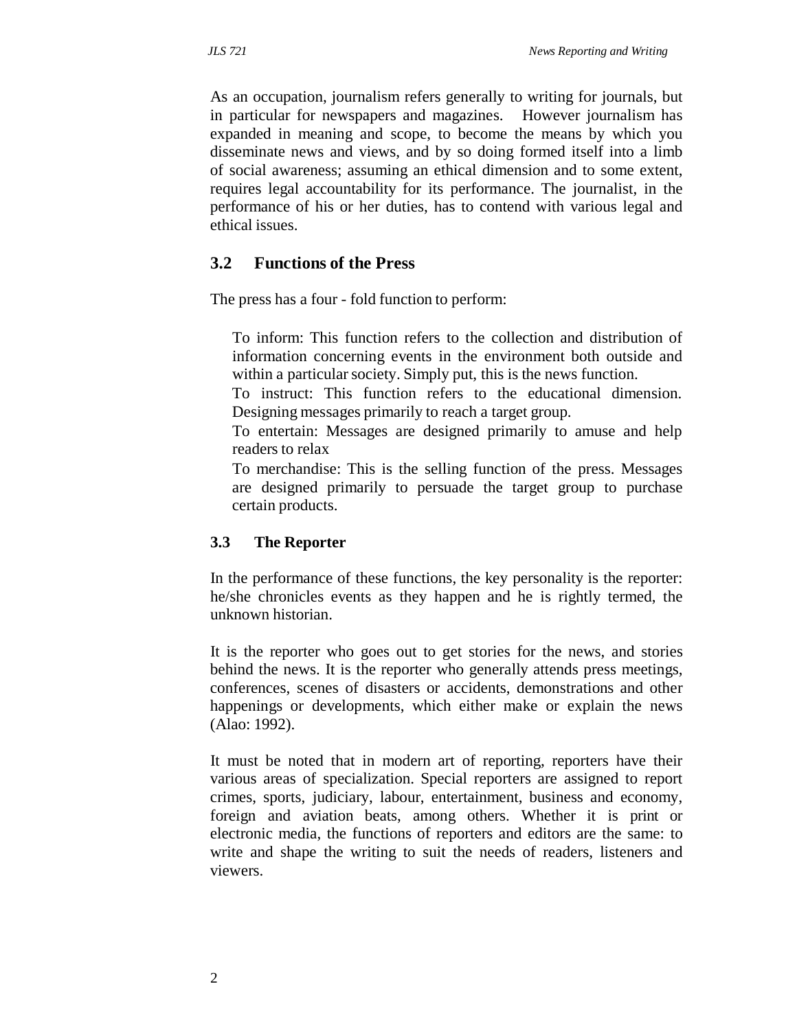As an occupation, journalism refers generally to writing for journals, but in particular for newspapers and magazines. However journalism has expanded in meaning and scope, to become the means by which you disseminate news and views, and by so doing formed itself into a limb of social awareness; assuming an ethical dimension and to some extent, requires legal accountability for its performance. The journalist, in the performance of his or her duties, has to contend with various legal and ethical issues.

## 3.2 Functions of the Press

The press has a four - fold function to perform:

To inform: This function refers to the collection and distribution of information concerning events in the environment both outside and within a particular society. Simply put, this is the news function.

To instruct: This function refers to the educational dimension. Designing messages primarily to reach a target group.

To entertain: Messages are designed primarily to amuse and help readers to relax

To merchandise: This is the selling function of the press. Messages are designed primarily to persuade the target group to purchase certain products.

### 3.3 The Reporter

In the performance of these functions, the key personality is the reporter: he/she chronicles events as they happen and he is rightly termed, the unknown historian.

It is the reporter who goes out to get stories for the news, and stories behind the news. It is the reporter who generally attends press meetings, conferences, scenes of disasters or accidents, demonstrations and other happenings or developments, which either make or explain the news (Alao: 1992).

It must be noted that in modern art of reporting, reporters have their various areas of specialization. Special reporters are assigned to report crimes, sports, judiciary, labour, entertainment, business and economy, foreign and aviation beats, among others. Whether it is print or electronic media, the functions of reporters and editors are the same: to write and shape the writing to suit the needs of readers, listeners and viewers.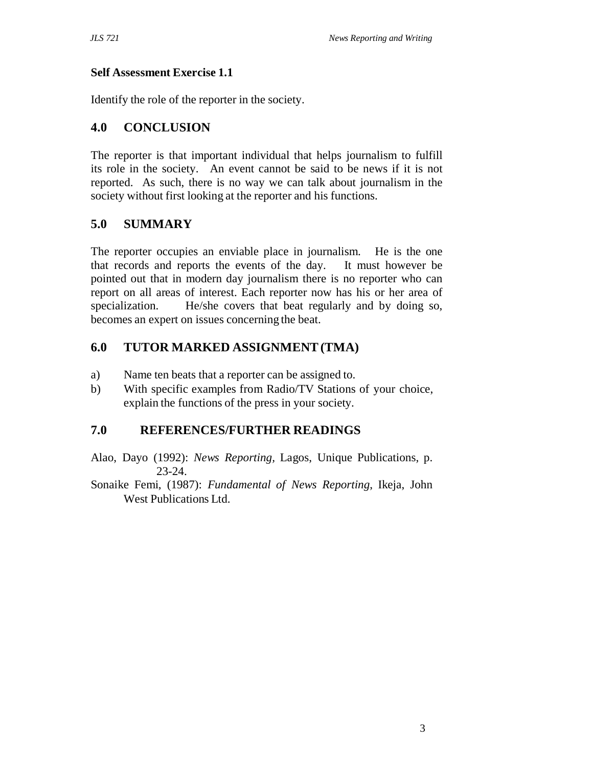**Self Assessment Exercise 1.1**

Identify the role of the reporter in the society.

## 4.0 CONCLUSION

The reporter is that important individual that helps journalism to fulfill its role in the society. An event cannot be said to be news if it is not reported. As such, there is no way we can talk about journalism in the society without first looking at the reporter and his functions.

## 5.0 SUMMARY

The reporter occupies an enviable place in journalism. He is the one that records and reports the events of the day. It must however be pointed out that in modern day journalism there is no reporter who can report on all areas of interest. Each reporter now has his or her area of specialization. He/she covers that beat regularly and by doing so, becomes an expert on issues concerning the beat.

## 6.0 TUTOR MARKED ASSIGNMENT (TMA)

a) Name ten beats that a reporter can be assigned to.

b) With specific examples from Radio/TV Stations of your choice, explain the functions of the press in your society.

## 7.0 REFERENCES/FURTHER READINGS

Alao, Dayo (1992): *News Reporting*, Lagos, Unique Publications, p. 23-24.

Sonaike Femi, (1987): *Fundamental of News Reporting*, Ikeja, John West Publications Ltd.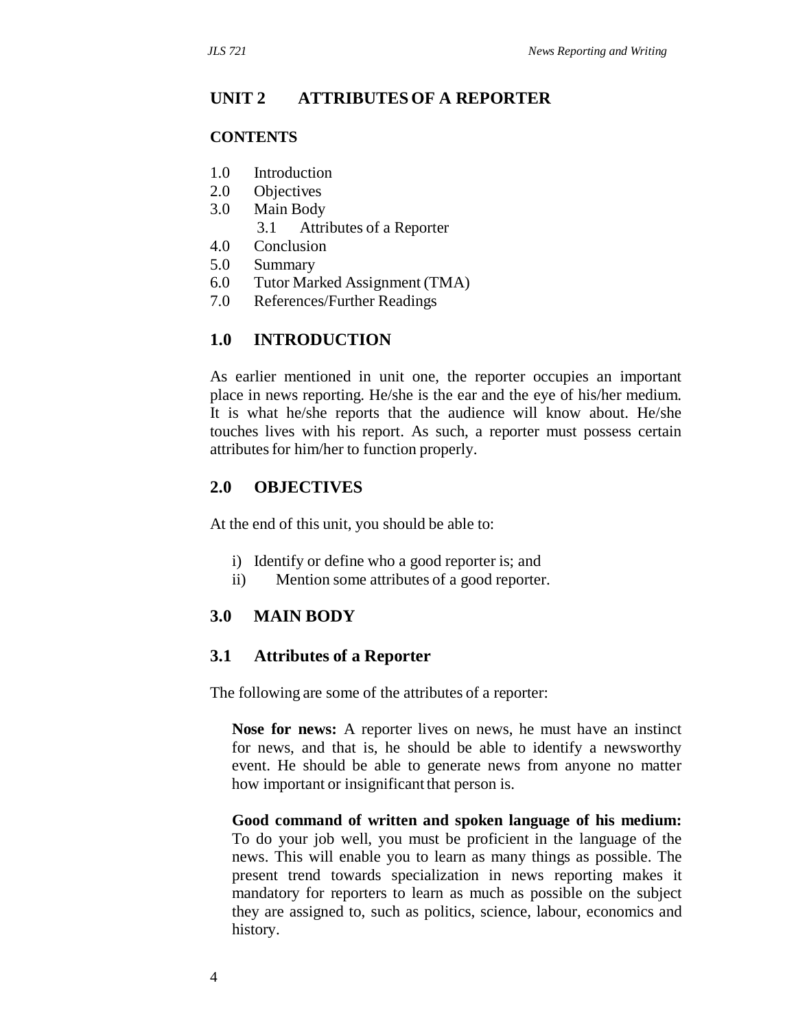## UNIT 2 ATTRIBUTES OF A REPORTER

### CONTENTS

1.0 Introduction
2.0 Objectives
3.0 Main Body
   3.1 Attributes of a Reporter
4.0 Conclusion
5.0 Summary
6.0 Tutor Marked Assignment (TMA)
7.0 References/Further Readings

### 1.0 INTRODUCTION

As earlier mentioned in unit one, the reporter occupies an important place in news reporting. He/she is the ear and the eye of his/her medium. It is what he/she reports that the audience will know about. He/she touches lives with his report. As such, a reporter must possess certain attributes for him/her to function properly.

### 2.0 OBJECTIVES

At the end of this unit, you should be able to:

i) Identify or define who a good reporter is; and
ii) Mention some attributes of a good reporter.

### 3.0 MAIN BODY

### 3.1 Attributes of a Reporter

The following are some of the attributes of a reporter:

**Nose for news:** A reporter lives on news, he must have an instinct for news, and that is, he should be able to identify a newsworthy event. He should be able to generate news from anyone no matter how important or insignificant that person is.

**Good command of written and spoken language of his medium:** To do your job well, you must be proficient in the language of the news. This will enable you to learn as many things as possible. The present trend towards specialization in news reporting makes it mandatory for reporters to learn as much as possible on the subject they are assigned to, such as politics, science, labour, economics and history.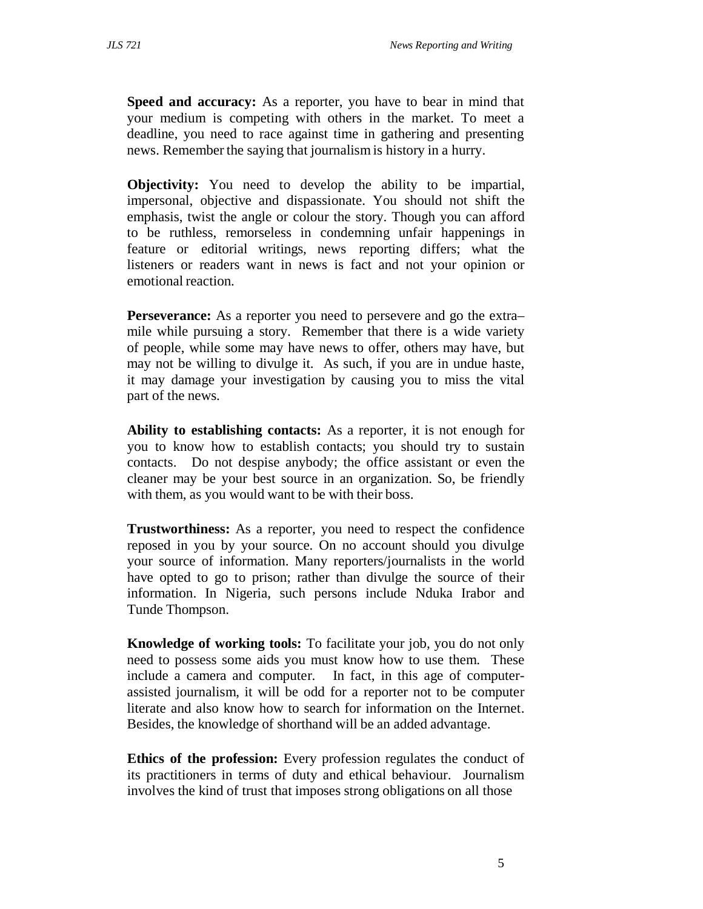**Speed and accuracy:** As a reporter, you have to bear in mind that your medium is competing with others in the market. To meet a deadline, you need to race against time in gathering and presenting news. Remember the saying that journalism is history in a hurry.

**Objectivity:** You need to develop the ability to be impartial, impersonal, objective and dispassionate. You should not shift the emphasis, twist the angle or colour the story. Though you can afford to be ruthless, remorseless in condemning unfair happenings in feature or editorial writings, news reporting differs; what the listeners or readers want in news is fact and not your opinion or emotional reaction.

**Perseverance:** As a reporter you need to persevere and go the extra–mile while pursuing a story. Remember that there is a wide variety of people, while some may have news to offer, others may have, but may not be willing to divulge it. As such, if you are in undue haste, it may damage your investigation by causing you to miss the vital part of the news.

**Ability to establishing contacts:** As a reporter, it is not enough for you to know how to establish contacts; you should try to sustain contacts. Do not despise anybody; the office assistant or even the cleaner may be your best source in an organization. So, be friendly with them, as you would want to be with their boss.

**Trustworthiness:** As a reporter, you need to respect the confidence reposed in you by your source. On no account should you divulge your source of information. Many reporters/journalists in the world have opted to go to prison; rather than divulge the source of their information. In Nigeria, such persons include Nduka Irabor and Tunde Thompson.

**Knowledge of working tools:** To facilitate your job, you do not only need to possess some aids you must know how to use them. These include a camera and computer. In fact, in this age of computer-assisted journalism, it will be odd for a reporter not to be computer literate and also know how to search for information on the Internet. Besides, the knowledge of shorthand will be an added advantage.

**Ethics of the profession:** Every profession regulates the conduct of its practitioners in terms of duty and ethical behaviour. Journalism involves the kind of trust that imposes strong obligations on all those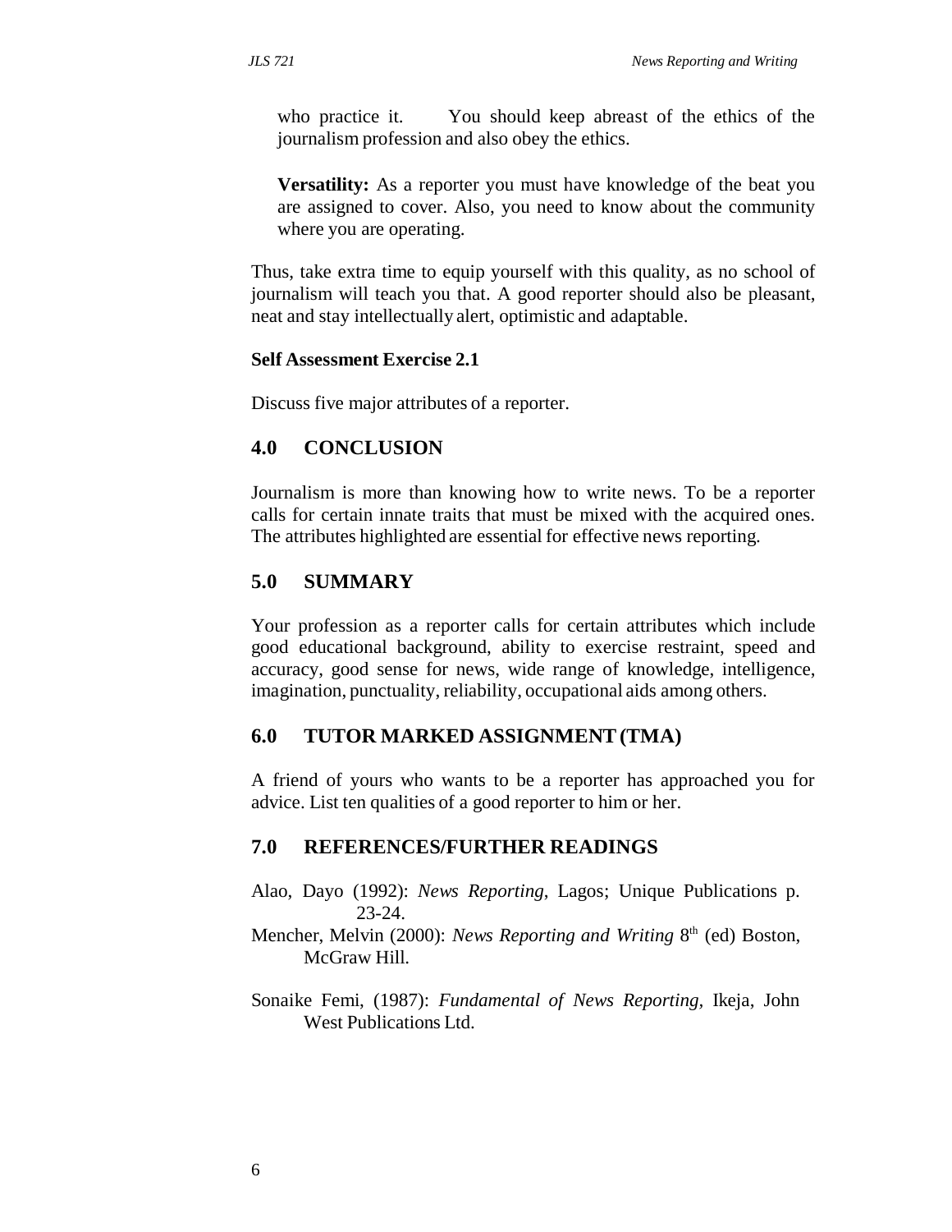who practice it. You should keep abreast of the ethics of the journalism profession and also obey the ethics.

**Versatility:** As a reporter you must have knowledge of the beat you are assigned to cover. Also, you need to know about the community where you are operating.

Thus, take extra time to equip yourself with this quality, as no school of journalism will teach you that. A good reporter should also be pleasant, neat and stay intellectually alert, optimistic and adaptable.

**Self Assessment Exercise 2.1**

Discuss five major attributes of a reporter.

## 4.0 CONCLUSION

Journalism is more than knowing how to write news. To be a reporter calls for certain innate traits that must be mixed with the acquired ones. The attributes highlighted are essential for effective news reporting.

## 5.0 SUMMARY

Your profession as a reporter calls for certain attributes which include good educational background, ability to exercise restraint, speed and accuracy, good sense for news, wide range of knowledge, intelligence, imagination, punctuality, reliability, occupational aids among others.

## 6.0 TUTOR MARKED ASSIGNMENT (TMA)

A friend of yours who wants to be a reporter has approached you for advice. List ten qualities of a good reporter to him or her.

## 7.0 REFERENCES/FURTHER READINGS

Alao, Dayo (1992): *News Reporting*, Lagos; Unique Publications p. 23-24.

Mencher, Melvin (2000): *News Reporting and Writing* 8th (ed) Boston, McGraw Hill.

Sonaike Femi, (1987): *Fundamental of News Reporting*, Ikeja, John West Publications Ltd.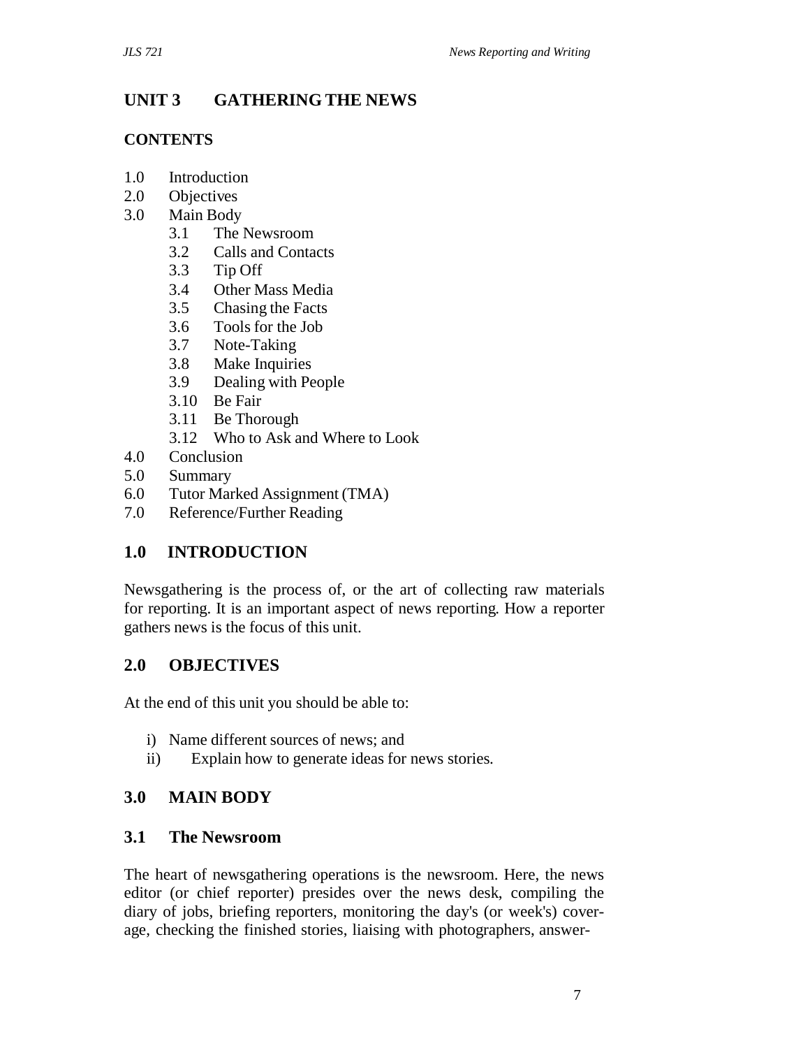# UNIT 3 GATHERING THE NEWS

## CONTENTS

1.0 Introduction
2.0 Objectives
3.0 Main Body
 3.1 The Newsroom
 3.2 Calls and Contacts
 3.3 Tip Off
 3.4 Other Mass Media
 3.5 Chasing the Facts
 3.6 Tools for the Job
 3.7 Note-Taking
 3.8 Make Inquiries
 3.9 Dealing with People
 3.10 Be Fair
 3.11 Be Thorough
 3.12 Who to Ask and Where to Look
4.0 Conclusion
5.0 Summary
6.0 Tutor Marked Assignment (TMA)
7.0 Reference/Further Reading

## 1.0 INTRODUCTION

Newsgathering is the process of, or the art of collecting raw materials for reporting. It is an important aspect of news reporting. How a reporter gathers news is the focus of this unit.

## 2.0 OBJECTIVES

At the end of this unit you should be able to:

i) Name different sources of news; and
ii) Explain how to generate ideas for news stories.

## 3.0 MAIN BODY

### 3.1 The Newsroom

The heart of newsgathering operations is the newsroom. Here, the news editor (or chief reporter) presides over the news desk, compiling the diary of jobs, briefing reporters, monitoring the day's (or week's) cover-age, checking the finished stories, liaising with photographers, answer-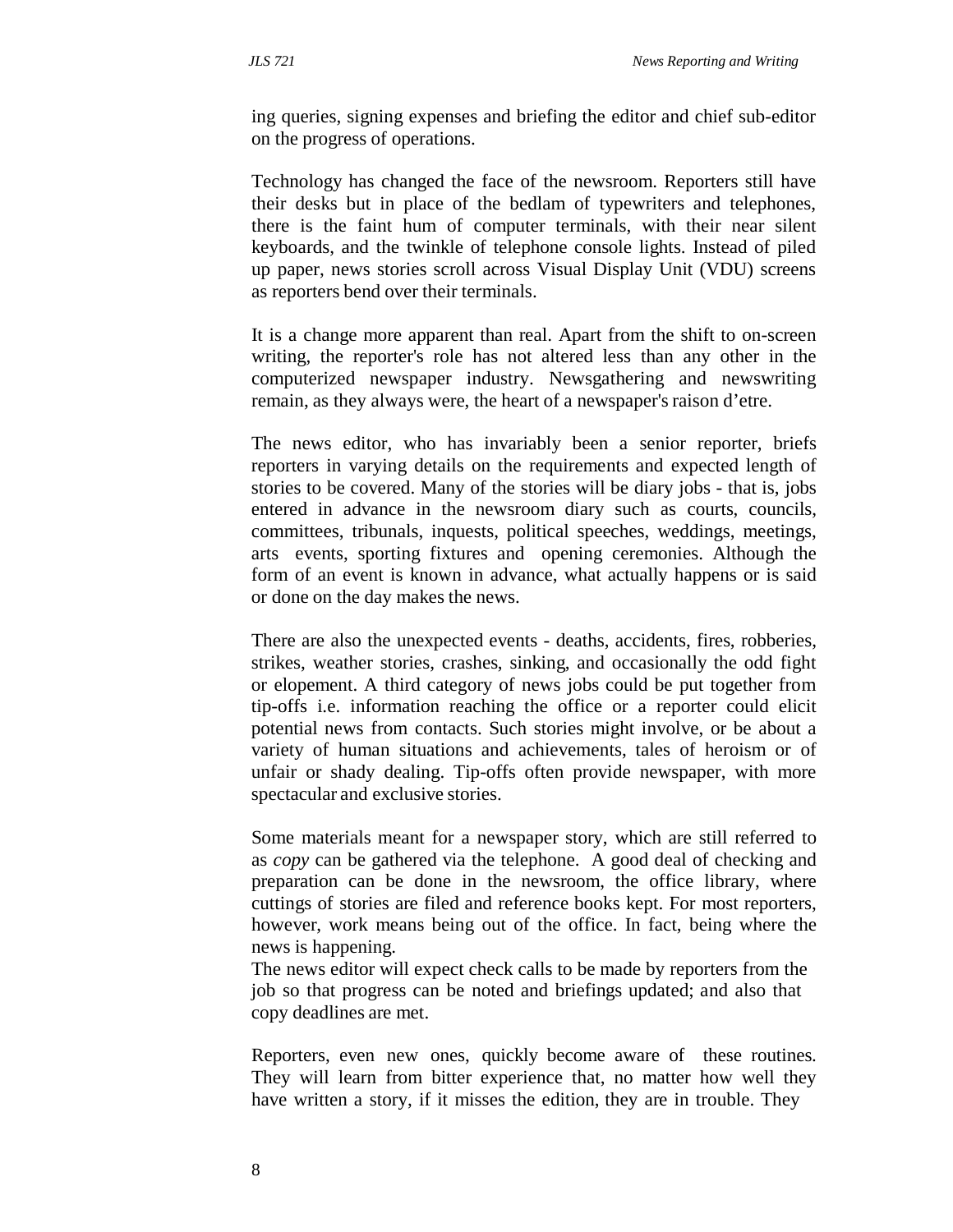ing queries, signing expenses and briefing the editor and chief sub-editor on the progress of operations.

Technology has changed the face of the newsroom. Reporters still have their desks but in place of the bedlam of typewriters and telephones, there is the faint hum of computer terminals, with their near silent keyboards, and the twinkle of telephone console lights. Instead of piled up paper, news stories scroll across Visual Display Unit (VDU) screens as reporters bend over their terminals.

It is a change more apparent than real. Apart from the shift to on-screen writing, the reporter's role has not altered less than any other in the computerized newspaper industry. Newsgathering and newswriting remain, as they always were, the heart of a newspaper's raison d'etre.

The news editor, who has invariably been a senior reporter, briefs reporters in varying details on the requirements and expected length of stories to be covered. Many of the stories will be diary jobs - that is, jobs entered in advance in the newsroom diary such as courts, councils, committees, tribunals, inquests, political speeches, weddings, meetings, arts events, sporting fixtures and opening ceremonies. Although the form of an event is known in advance, what actually happens or is said or done on the day makes the news.

There are also the unexpected events - deaths, accidents, fires, robberies, strikes, weather stories, crashes, sinking, and occasionally the odd fight or elopement. A third category of news jobs could be put together from tip-offs i.e. information reaching the office or a reporter could elicit potential news from contacts. Such stories might involve, or be about a variety of human situations and achievements, tales of heroism or of unfair or shady dealing. Tip-offs often provide newspaper, with more spectacular and exclusive stories.

Some materials meant for a newspaper story, which are still referred to as *copy* can be gathered via the telephone. A good deal of checking and preparation can be done in the newsroom, the office library, where cuttings of stories are filed and reference books kept. For most reporters, however, work means being out of the office. In fact, being where the news is happening.

The news editor will expect check calls to be made by reporters from the job so that progress can be noted and briefings updated; and also that copy deadlines are met.

Reporters, even new ones, quickly become aware of these routines. They will learn from bitter experience that, no matter how well they have written a story, if it misses the edition, they are in trouble. They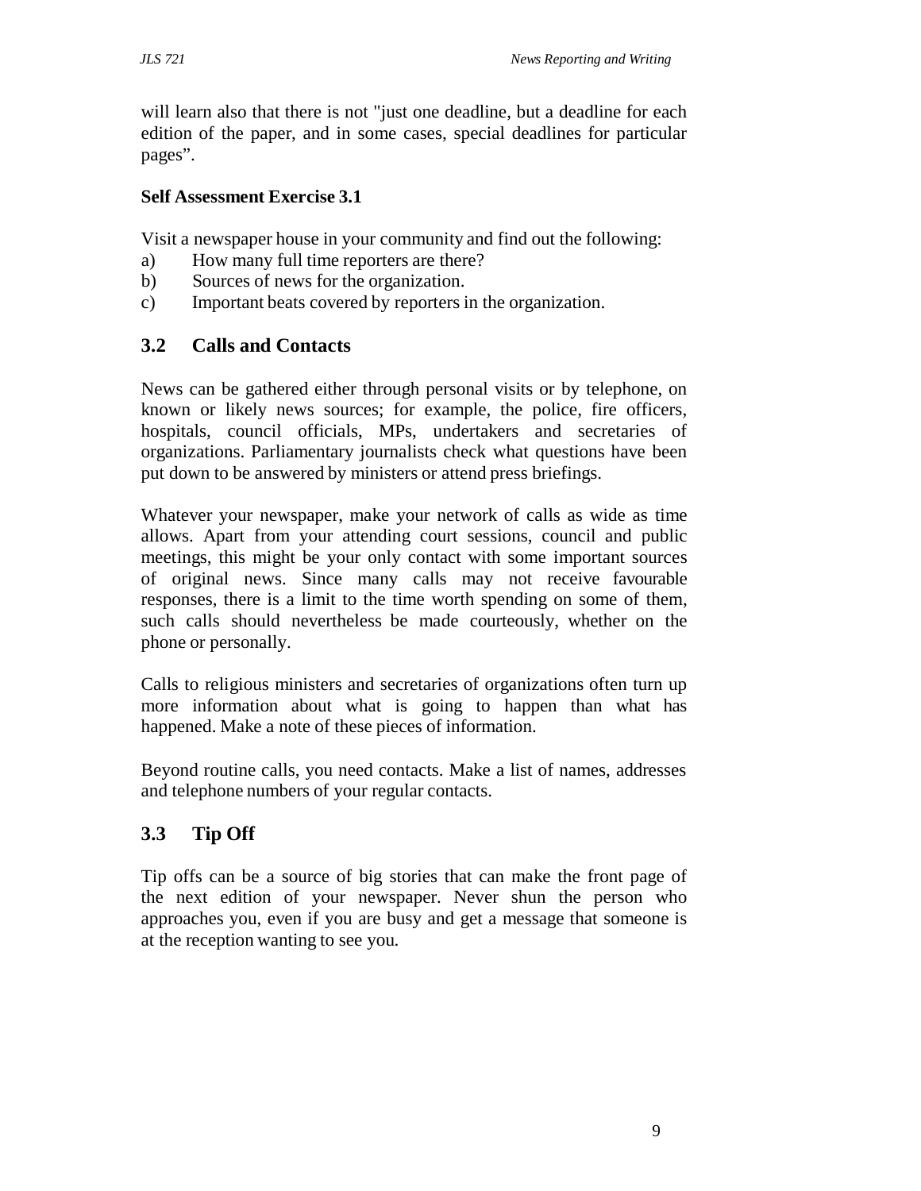will learn also that there is not "just one deadline, but a deadline for each edition of the paper, and in some cases, special deadlines for particular pages”.

**Self Assessment Exercise 3.1**

Visit a newspaper house in your community and find out the following:

a) How many full time reporters are there?
b) Sources of news for the organization.
c) Important beats covered by reporters in the organization.

## 3.2 Calls and Contacts

News can be gathered either through personal visits or by telephone, on known or likely news sources; for example, the police, fire officers, hospitals, council officials, MPs, undertakers and secretaries of organizations. Parliamentary journalists check what questions have been put down to be answered by ministers or attend press briefings.

Whatever your newspaper, make your network of calls as wide as time allows. Apart from your attending court sessions, council and public meetings, this might be your only contact with some important sources of original news. Since many calls may not receive favourable responses, there is a limit to the time worth spending on some of them, such calls should nevertheless be made courteously, whether on the phone or personally.

Calls to religious ministers and secretaries of organizations often turn up more information about what is going to happen than what has happened. Make a note of these pieces of information.

Beyond routine calls, you need contacts. Make a list of names, addresses and telephone numbers of your regular contacts.

## 3.3 Tip Off

Tip offs can be a source of big stories that can make the front page of the next edition of your newspaper. Never shun the person who approaches you, even if you are busy and get a message that someone is at the reception wanting to see you.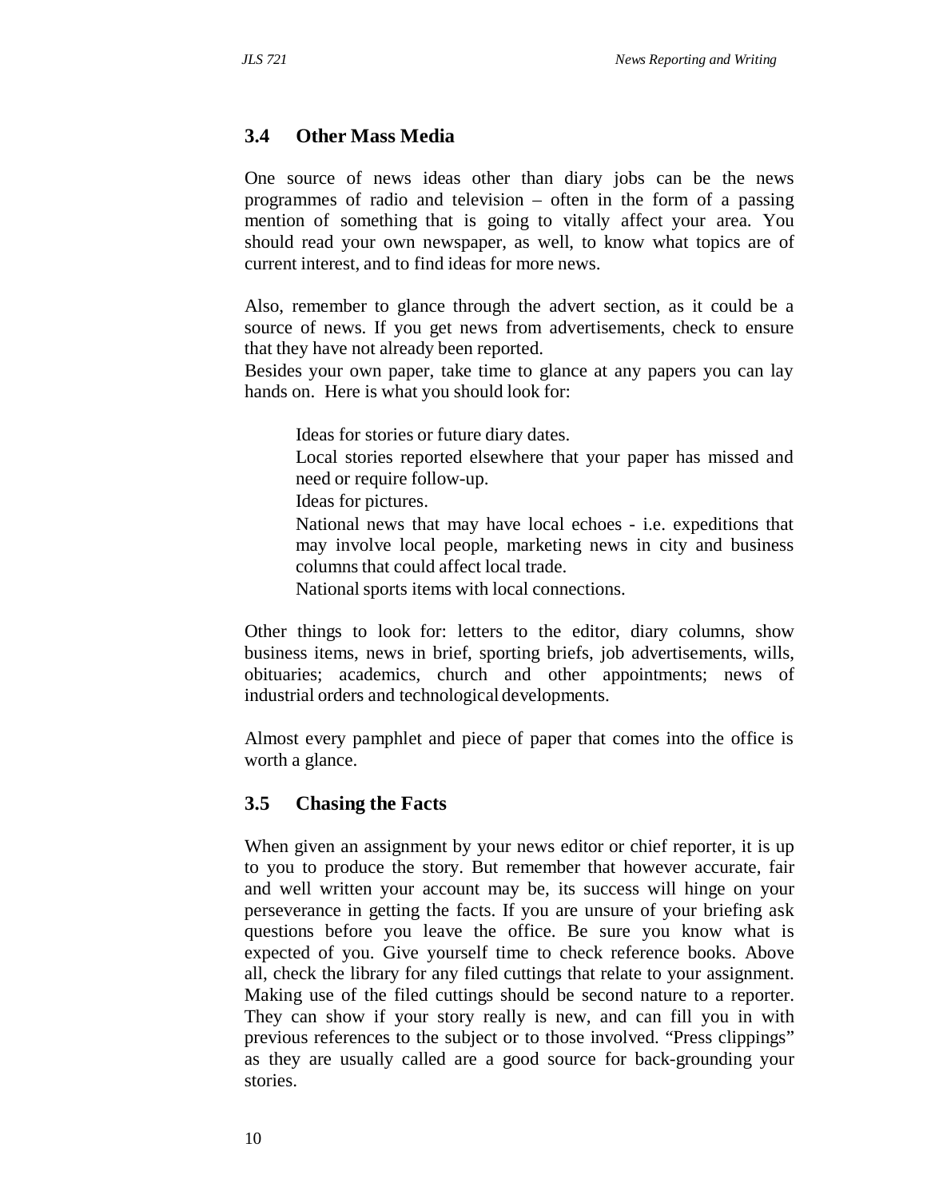## 3.4 Other Mass Media

One source of news ideas other than diary jobs can be the news programmes of radio and television – often in the form of a passing mention of something that is going to vitally affect your area. You should read your own newspaper, as well, to know what topics are of current interest, and to find ideas for more news.

Also, remember to glance through the advert section, as it could be a source of news. If you get news from advertisements, check to ensure that they have not already been reported.
Besides your own paper, take time to glance at any papers you can lay hands on. Here is what you should look for:

Ideas for stories or future diary dates.
Local stories reported elsewhere that your paper has missed and need or require follow-up.
Ideas for pictures.
National news that may have local echoes - i.e. expeditions that may involve local people, marketing news in city and business columns that could affect local trade.
National sports items with local connections.

Other things to look for: letters to the editor, diary columns, show business items, news in brief, sporting briefs, job advertisements, wills, obituaries; academics, church and other appointments; news of industrial orders and technological developments.

Almost every pamphlet and piece of paper that comes into the office is worth a glance.

## 3.5 Chasing the Facts

When given an assignment by your news editor or chief reporter, it is up to you to produce the story. But remember that however accurate, fair and well written your account may be, its success will hinge on your perseverance in getting the facts. If you are unsure of your briefing ask questions before you leave the office. Be sure you know what is expected of you. Give yourself time to check reference books. Above all, check the library for any filed cuttings that relate to your assignment. Making use of the filed cuttings should be second nature to a reporter. They can show if your story really is new, and can fill you in with previous references to the subject or to those involved. "Press clippings" as they are usually called are a good source for back-grounding your stories.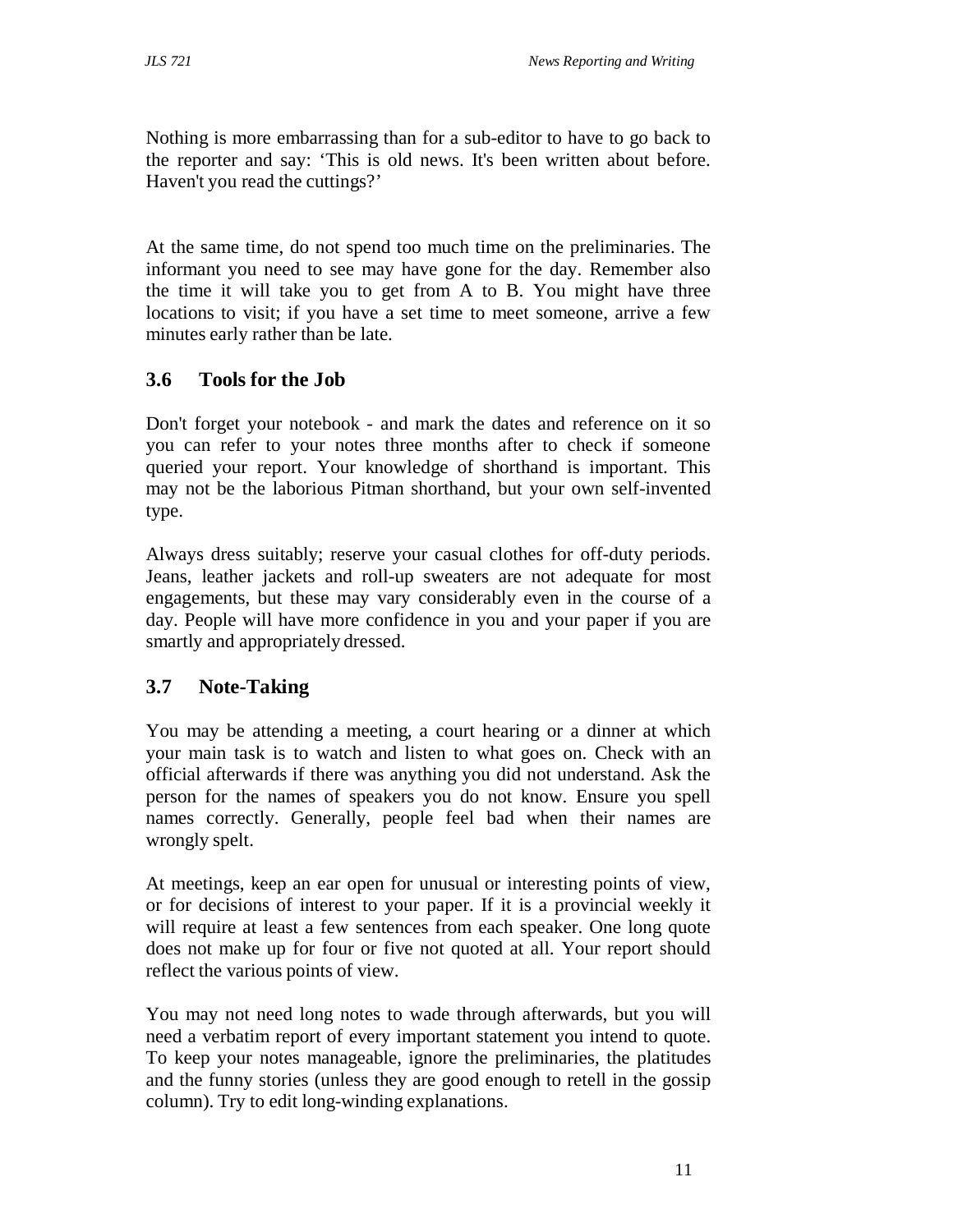Nothing is more embarrassing than for a sub-editor to have to go back to the reporter and say: 'This is old news. It's been written about before. Haven't you read the cuttings?'

At the same time, do not spend too much time on the preliminaries. The informant you need to see may have gone for the day. Remember also the time it will take you to get from A to B. You might have three locations to visit; if you have a set time to meet someone, arrive a few minutes early rather than be late.

## 3.6 Tools for the Job

Don't forget your notebook - and mark the dates and reference on it so you can refer to your notes three months after to check if someone queried your report. Your knowledge of shorthand is important. This may not be the laborious Pitman shorthand, but your own self-invented type.

Always dress suitably; reserve your casual clothes for off-duty periods. Jeans, leather jackets and roll-up sweaters are not adequate for most engagements, but these may vary considerably even in the course of a day. People will have more confidence in you and your paper if you are smartly and appropriately dressed.

## 3.7 Note-Taking

You may be attending a meeting, a court hearing or a dinner at which your main task is to watch and listen to what goes on. Check with an official afterwards if there was anything you did not understand. Ask the person for the names of speakers you do not know. Ensure you spell names correctly. Generally, people feel bad when their names are wrongly spelt.

At meetings, keep an ear open for unusual or interesting points of view, or for decisions of interest to your paper. If it is a provincial weekly it will require at least a few sentences from each speaker. One long quote does not make up for four or five not quoted at all. Your report should reflect the various points of view.

You may not need long notes to wade through afterwards, but you will need a verbatim report of every important statement you intend to quote. To keep your notes manageable, ignore the preliminaries, the platitudes and the funny stories (unless they are good enough to retell in the gossip column). Try to edit long-winding explanations.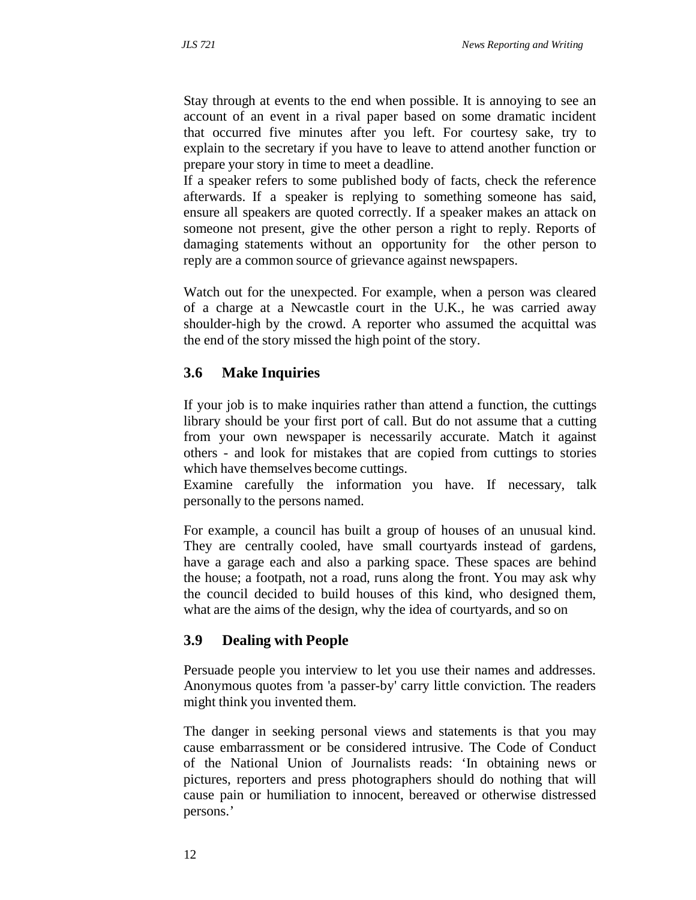Stay through at events to the end when possible. It is annoying to see an account of an event in a rival paper based on some dramatic incident that occurred five minutes after you left. For courtesy sake, try to explain to the secretary if you have to leave to attend another function or prepare your story in time to meet a deadline.

If a speaker refers to some published body of facts, check the reference afterwards. If a speaker is replying to something someone has said, ensure all speakers are quoted correctly. If a speaker makes an attack on someone not present, give the other person a right to reply. Reports of damaging statements without an opportunity for the other person to reply are a common source of grievance against newspapers.

Watch out for the unexpected. For example, when a person was cleared of a charge at a Newcastle court in the U.K., he was carried away shoulder-high by the crowd. A reporter who assumed the acquittal was the end of the story missed the high point of the story.

## 3.6 Make Inquiries

If your job is to make inquiries rather than attend a function, the cuttings library should be your first port of call. But do not assume that a cutting from your own newspaper is necessarily accurate. Match it against others - and look for mistakes that are copied from cuttings to stories which have themselves become cuttings.

Examine carefully the information you have. If necessary, talk personally to the persons named.

For example, a council has built a group of houses of an unusual kind. They are centrally cooled, have small courtyards instead of gardens, have a garage each and also a parking space. These spaces are behind the house; a footpath, not a road, runs along the front. You may ask why the council decided to build houses of this kind, who designed them, what are the aims of the design, why the idea of courtyards, and so on

## 3.9 Dealing with People

Persuade people you interview to let you use their names and addresses. Anonymous quotes from 'a passer-by' carry little conviction. The readers might think you invented them.

The danger in seeking personal views and statements is that you may cause embarrassment or be considered intrusive. The Code of Conduct of the National Union of Journalists reads: 'In obtaining news or pictures, reporters and press photographers should do nothing that will cause pain or humiliation to innocent, bereaved or otherwise distressed persons.'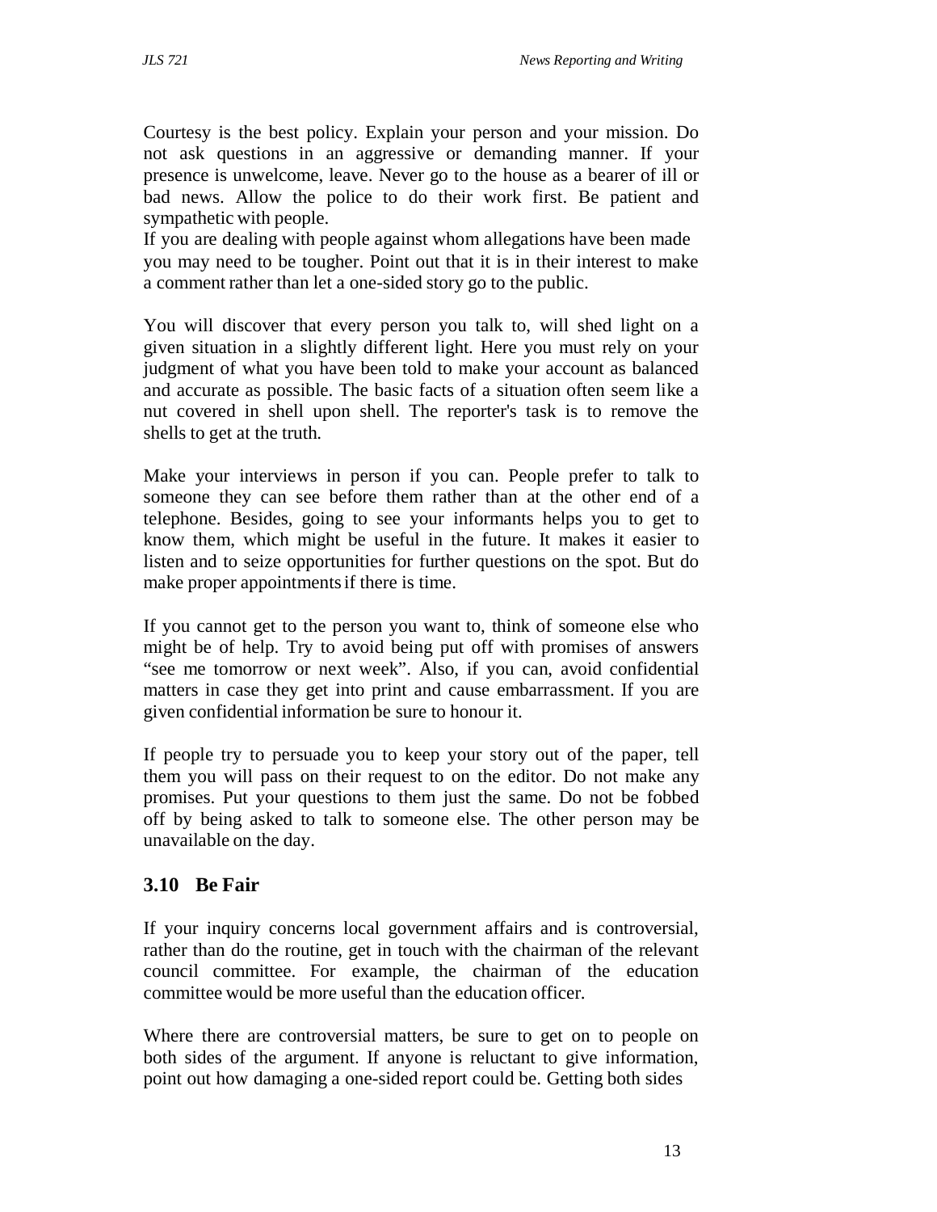Courtesy is the best policy. Explain your person and your mission. Do not ask questions in an aggressive or demanding manner. If your presence is unwelcome, leave. Never go to the house as a bearer of ill or bad news. Allow the police to do their work first. Be patient and sympathetic with people.

If you are dealing with people against whom allegations have been made you may need to be tougher. Point out that it is in their interest to make a comment rather than let a one-sided story go to the public.

You will discover that every person you talk to, will shed light on a given situation in a slightly different light. Here you must rely on your judgment of what you have been told to make your account as balanced and accurate as possible. The basic facts of a situation often seem like a nut covered in shell upon shell. The reporter's task is to remove the shells to get at the truth.

Make your interviews in person if you can. People prefer to talk to someone they can see before them rather than at the other end of a telephone. Besides, going to see your informants helps you to get to know them, which might be useful in the future. It makes it easier to listen and to seize opportunities for further questions on the spot. But do make proper appointments if there is time.

If you cannot get to the person you want to, think of someone else who might be of help. Try to avoid being put off with promises of answers "see me tomorrow or next week". Also, if you can, avoid confidential matters in case they get into print and cause embarrassment. If you are given confidential information be sure to honour it.

If people try to persuade you to keep your story out of the paper, tell them you will pass on their request to on the editor. Do not make any promises. Put your questions to them just the same. Do not be fobbed off by being asked to talk to someone else. The other person may be unavailable on the day.

## 3.10 Be Fair

If your inquiry concerns local government affairs and is controversial, rather than do the routine, get in touch with the chairman of the relevant council committee. For example, the chairman of the education committee would be more useful than the education officer.

Where there are controversial matters, be sure to get on to people on both sides of the argument. If anyone is reluctant to give information, point out how damaging a one-sided report could be. Getting both sides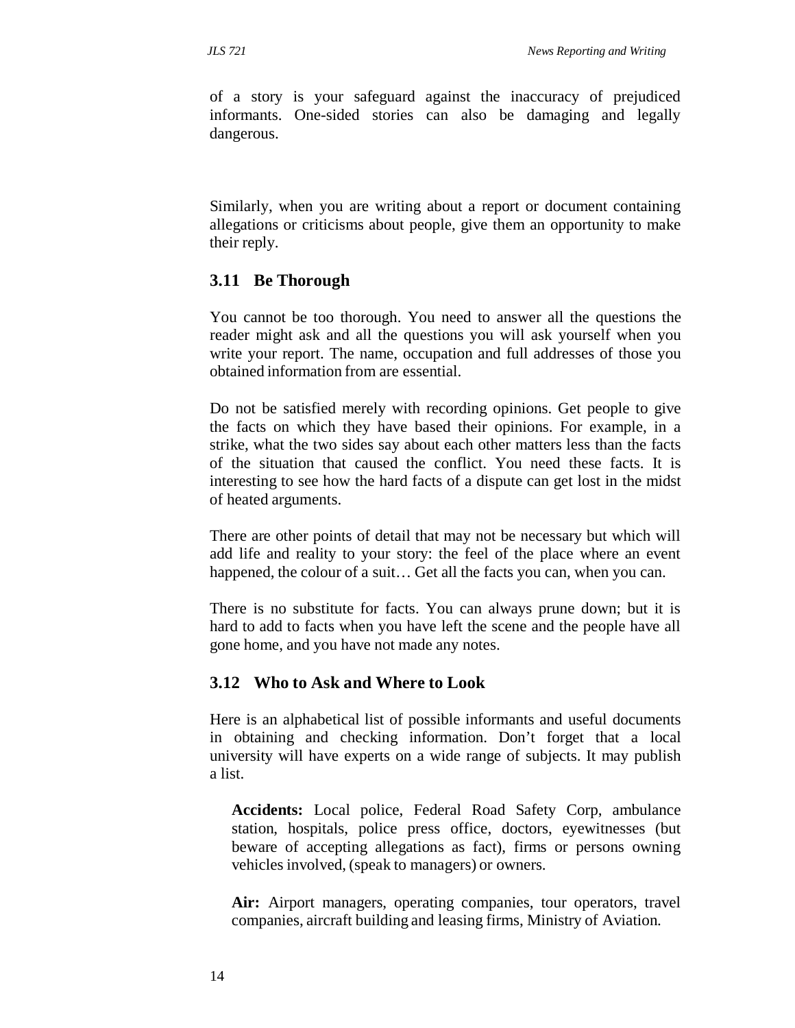of a story is your safeguard against the inaccuracy of prejudiced informants. One-sided stories can also be damaging and legally dangerous.

Similarly, when you are writing about a report or document containing allegations or criticisms about people, give them an opportunity to make their reply.

### 3.11 Be Thorough

You cannot be too thorough. You need to answer all the questions the reader might ask and all the questions you will ask yourself when you write your report. The name, occupation and full addresses of those you obtained information from are essential.

Do not be satisfied merely with recording opinions. Get people to give the facts on which they have based their opinions. For example, in a strike, what the two sides say about each other matters less than the facts of the situation that caused the conflict. You need these facts. It is interesting to see how the hard facts of a dispute can get lost in the midst of heated arguments.

There are other points of detail that may not be necessary but which will add life and reality to your story: the feel of the place where an event happened, the colour of a suit… Get all the facts you can, when you can.

There is no substitute for facts. You can always prune down; but it is hard to add to facts when you have left the scene and the people have all gone home, and you have not made any notes.

### 3.12 Who to Ask and Where to Look

Here is an alphabetical list of possible informants and useful documents in obtaining and checking information. Don't forget that a local university will have experts on a wide range of subjects. It may publish a list.

**Accidents:** Local police, Federal Road Safety Corp, ambulance station, hospitals, police press office, doctors, eyewitnesses (but beware of accepting allegations as fact), firms or persons owning vehicles involved, (speak to managers) or owners.

**Air:** Airport managers, operating companies, tour operators, travel companies, aircraft building and leasing firms, Ministry of Aviation.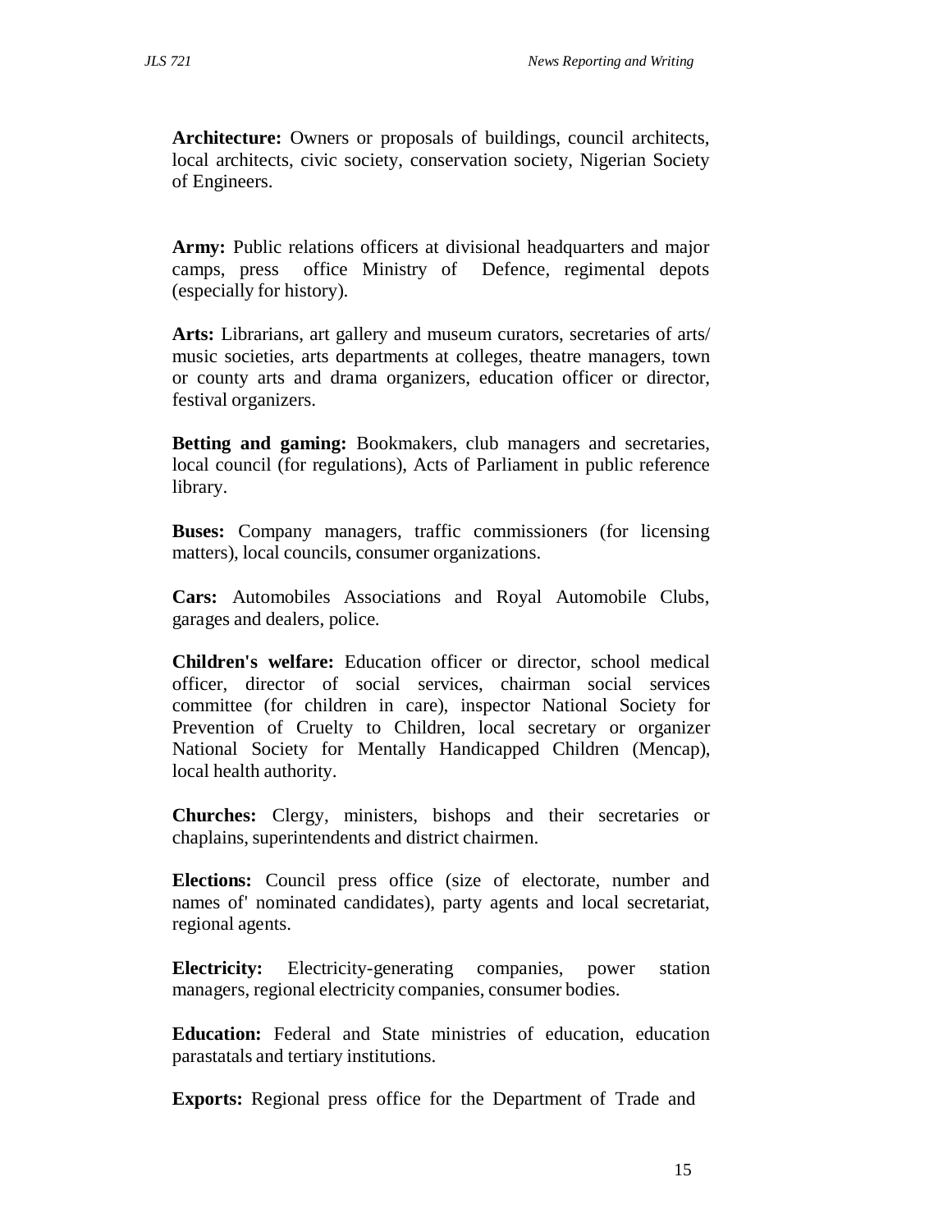**Architecture:** Owners or proposals of buildings, council architects, local architects, civic society, conservation society, Nigerian Society of Engineers.

**Army:** Public relations officers at divisional headquarters and major camps, press office Ministry of Defence, regimental depots (especially for history).

**Arts:** Librarians, art gallery and museum curators, secretaries of arts/ music societies, arts departments at colleges, theatre managers, town or county arts and drama organizers, education officer or director, festival organizers.

**Betting and gaming:** Bookmakers, club managers and secretaries, local council (for regulations), Acts of Parliament in public reference library.

**Buses:** Company managers, traffic commissioners (for licensing matters), local councils, consumer organizations.

**Cars:** Automobiles Associations and Royal Automobile Clubs, garages and dealers, police.

**Children's welfare:** Education officer or director, school medical officer, director of social services, chairman social services committee (for children in care), inspector National Society for Prevention of Cruelty to Children, local secretary or organizer National Society for Mentally Handicapped Children (Mencap), local health authority.

**Churches:** Clergy, ministers, bishops and their secretaries or chaplains, superintendents and district chairmen.

**Elections:** Council press office (size of electorate, number and names of' nominated candidates), party agents and local secretariat, regional agents.

**Electricity:** Electricity-generating companies, power station managers, regional electricity companies, consumer bodies.

**Education:** Federal and State ministries of education, education parastatals and tertiary institutions.

**Exports:** Regional press office for the Department of Trade and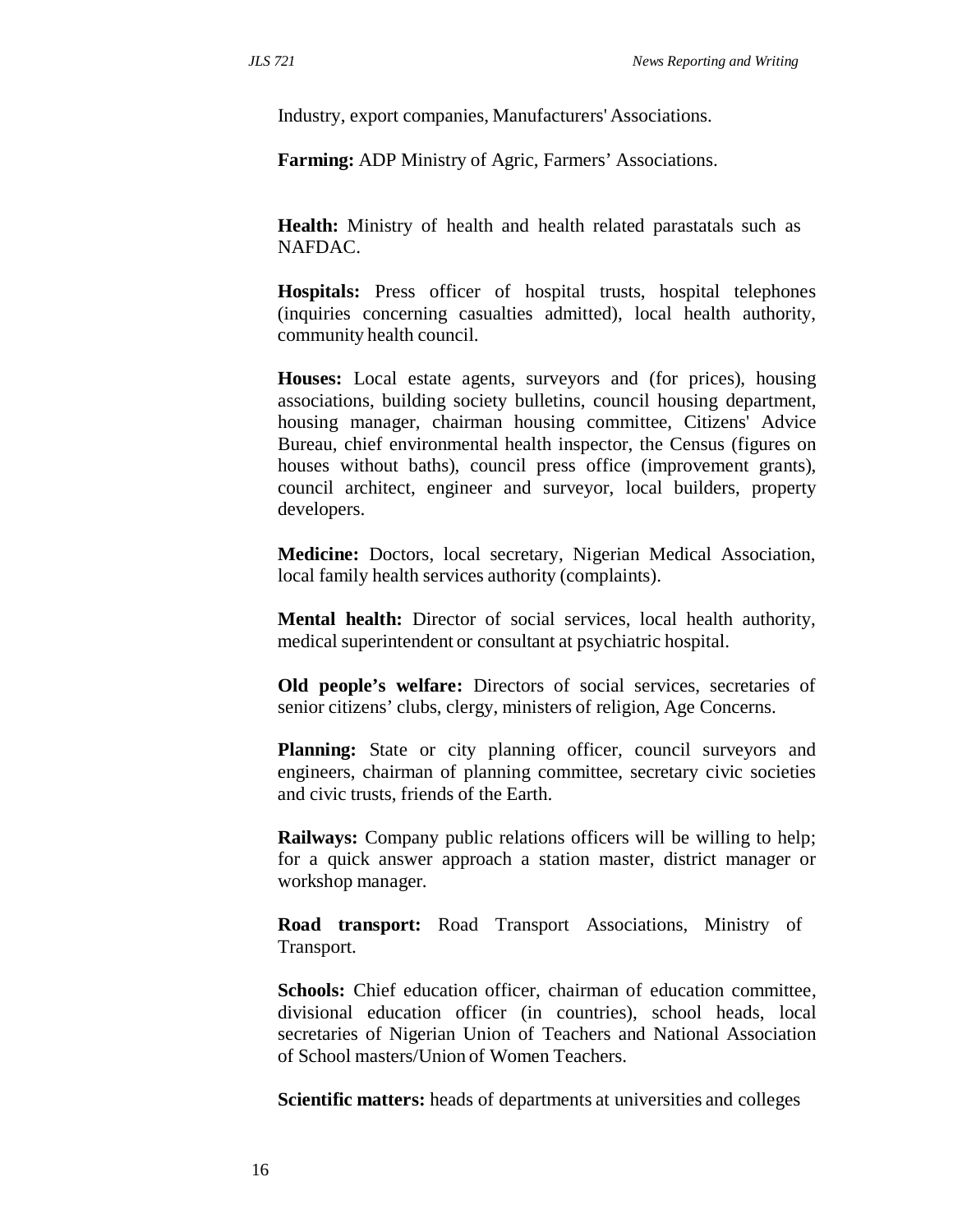Industry, export companies, Manufacturers' Associations.

**Farming:** ADP Ministry of Agric, Farmers' Associations.

**Health:** Ministry of health and health related parastatals such as NAFDAC.

**Hospitals:** Press officer of hospital trusts, hospital telephones (inquiries concerning casualties admitted), local health authority, community health council.

**Houses:** Local estate agents, surveyors and (for prices), housing associations, building society bulletins, council housing department, housing manager, chairman housing committee, Citizens' Advice Bureau, chief environmental health inspector, the Census (figures on houses without baths), council press office (improvement grants), council architect, engineer and surveyor, local builders, property developers.

**Medicine:** Doctors, local secretary, Nigerian Medical Association, local family health services authority (complaints).

**Mental health:** Director of social services, local health authority, medical superintendent or consultant at psychiatric hospital.

**Old people's welfare:** Directors of social services, secretaries of senior citizens' clubs, clergy, ministers of religion, Age Concerns.

**Planning:** State or city planning officer, council surveyors and engineers, chairman of planning committee, secretary civic societies and civic trusts, friends of the Earth.

**Railways:** Company public relations officers will be willing to help; for a quick answer approach a station master, district manager or workshop manager.

**Road transport:** Road Transport Associations, Ministry of Transport.

**Schools:** Chief education officer, chairman of education committee, divisional education officer (in countries), school heads, local secretaries of Nigerian Union of Teachers and National Association of School masters/Union of Women Teachers.

**Scientific matters:** heads of departments at universities and colleges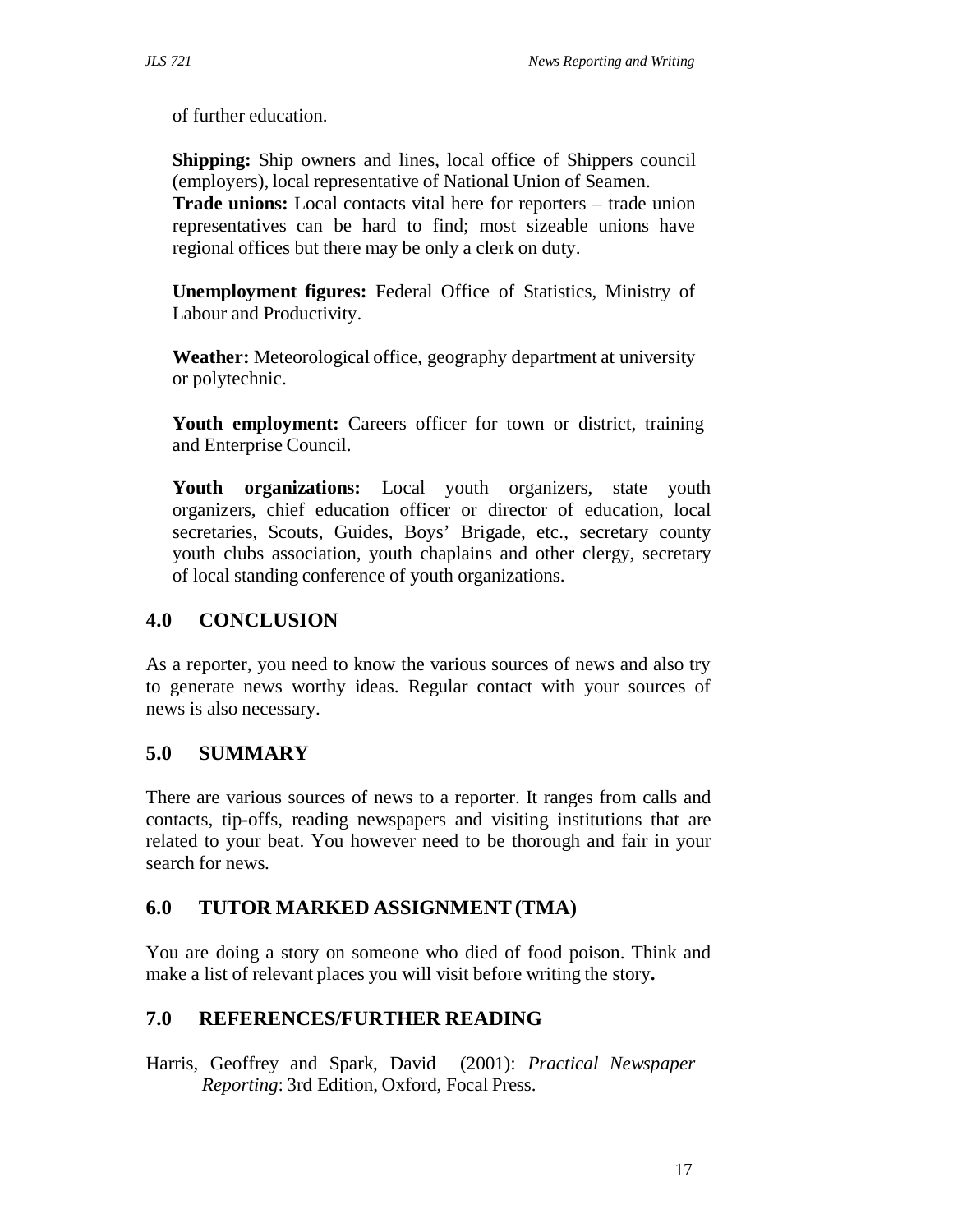of further education.

**Shipping:** Ship owners and lines, local office of Shippers council (employers), local representative of National Union of Seamen.
**Trade unions:** Local contacts vital here for reporters – trade union representatives can be hard to find; most sizeable unions have regional offices but there may be only a clerk on duty.

**Unemployment figures:** Federal Office of Statistics, Ministry of Labour and Productivity.

**Weather:** Meteorological office, geography department at university or polytechnic.

**Youth employment:** Careers officer for town or district, training and Enterprise Council.

**Youth organizations:** Local youth organizers, state youth organizers, chief education officer or director of education, local secretaries, Scouts, Guides, Boys' Brigade, etc., secretary county youth clubs association, youth chaplains and other clergy, secretary of local standing conference of youth organizations.

## 4.0 CONCLUSION

As a reporter, you need to know the various sources of news and also try to generate news worthy ideas. Regular contact with your sources of news is also necessary.

## 5.0 SUMMARY

There are various sources of news to a reporter. It ranges from calls and contacts, tip-offs, reading newspapers and visiting institutions that are related to your beat. You however need to be thorough and fair in your search for news.

## 6.0 TUTOR MARKED ASSIGNMENT (TMA)

You are doing a story on someone who died of food poison. Think and make a list of relevant places you will visit before writing the story.

## 7.0 REFERENCES/FURTHER READING

Harris, Geoffrey and Spark, David (2001): *Practical Newspaper Reporting*: 3rd Edition, Oxford, Focal Press.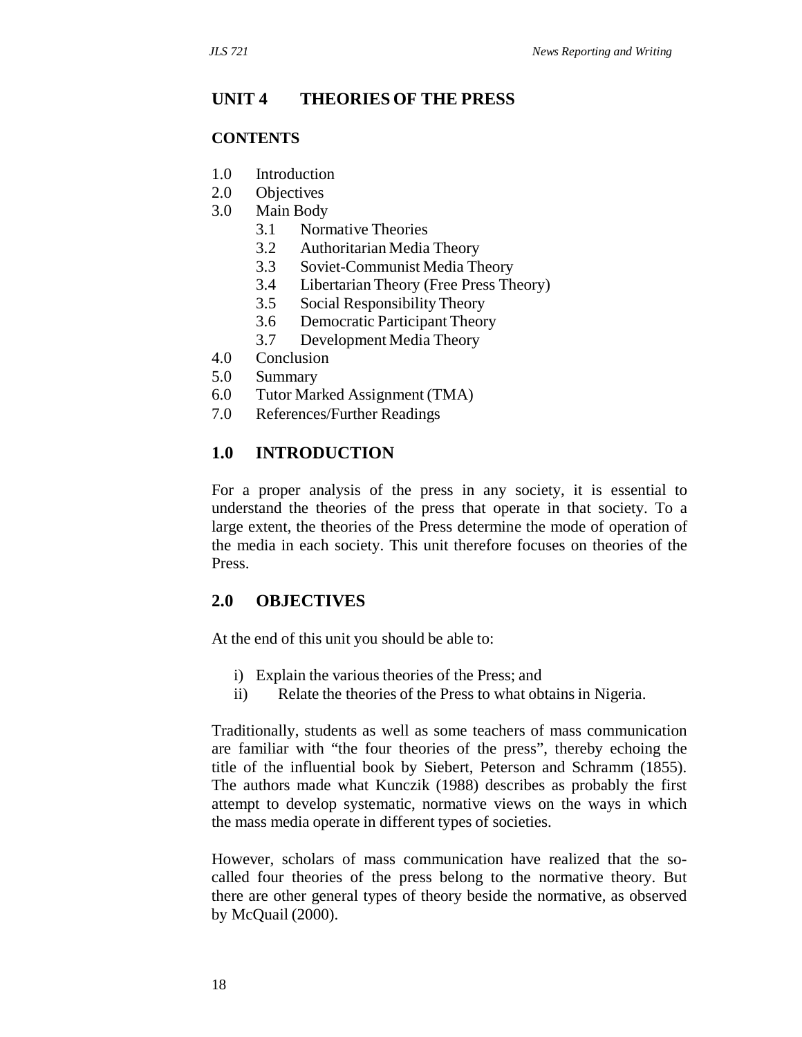## UNIT 4 THEORIES OF THE PRESS

### CONTENTS

1.0 Introduction
2.0 Objectives
3.0 Main Body
  3.1 Normative Theories
  3.2 Authoritarian Media Theory
  3.3 Soviet-Communist Media Theory
  3.4 Libertarian Theory (Free Press Theory)
  3.5 Social Responsibility Theory
  3.6 Democratic Participant Theory
  3.7 Development Media Theory
4.0 Conclusion
5.0 Summary
6.0 Tutor Marked Assignment (TMA)
7.0 References/Further Readings

### 1.0 INTRODUCTION

For a proper analysis of the press in any society, it is essential to understand the theories of the press that operate in that society. To a large extent, the theories of the Press determine the mode of operation of the media in each society. This unit therefore focuses on theories of the Press.

### 2.0 OBJECTIVES

At the end of this unit you should be able to:

i) Explain the various theories of the Press; and
ii) Relate the theories of the Press to what obtains in Nigeria.

Traditionally, students as well as some teachers of mass communication are familiar with "the four theories of the press", thereby echoing the title of the influential book by Siebert, Peterson and Schramm (1855). The authors made what Kunczik (1988) describes as probably the first attempt to develop systematic, normative views on the ways in which the mass media operate in different types of societies.

However, scholars of mass communication have realized that the so-called four theories of the press belong to the normative theory. But there are other general types of theory beside the normative, as observed by McQuail (2000).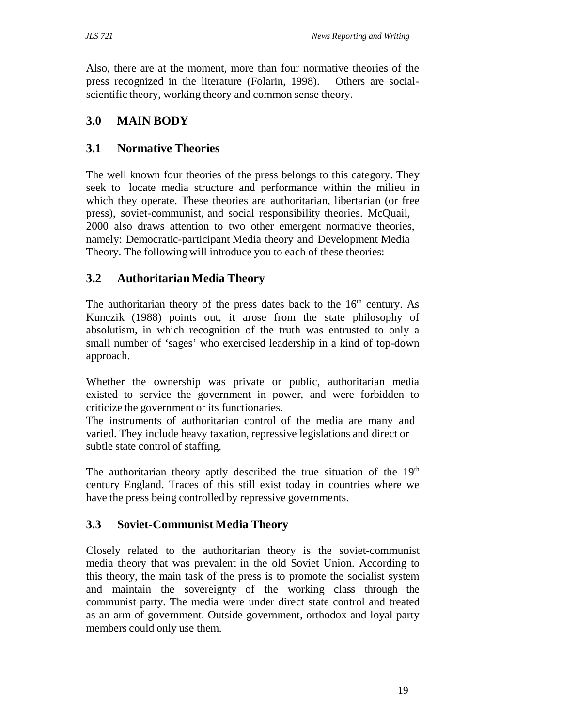Also, there are at the moment, more than four normative theories of the press recognized in the literature (Folarin, 1998). Others are social-scientific theory, working theory and common sense theory.

## 3.0 MAIN BODY

### 3.1 Normative Theories

The well known four theories of the press belongs to this category. They seek to locate media structure and performance within the milieu in which they operate. These theories are authoritarian, libertarian (or free press), soviet-communist, and social responsibility theories. McQuail, 2000 also draws attention to two other emergent normative theories, namely: Democratic-participant Media theory and Development Media Theory. The following will introduce you to each of these theories:

### 3.2 Authoritarian Media Theory

The authoritarian theory of the press dates back to the 16th century. As Kunczik (1988) points out, it arose from the state philosophy of absolutism, in which recognition of the truth was entrusted to only a small number of 'sages' who exercised leadership in a kind of top-down approach.

Whether the ownership was private or public, authoritarian media existed to service the government in power, and were forbidden to criticize the government or its functionaries.

The instruments of authoritarian control of the media are many and varied. They include heavy taxation, repressive legislations and direct or subtle state control of staffing.

The authoritarian theory aptly described the true situation of the 19th century England. Traces of this still exist today in countries where we have the press being controlled by repressive governments.

### 3.3 Soviet-Communist Media Theory

Closely related to the authoritarian theory is the soviet-communist media theory that was prevalent in the old Soviet Union. According to this theory, the main task of the press is to promote the socialist system and maintain the sovereignty of the working class through the communist party. The media were under direct state control and treated as an arm of government. Outside government, orthodox and loyal party members could only use them.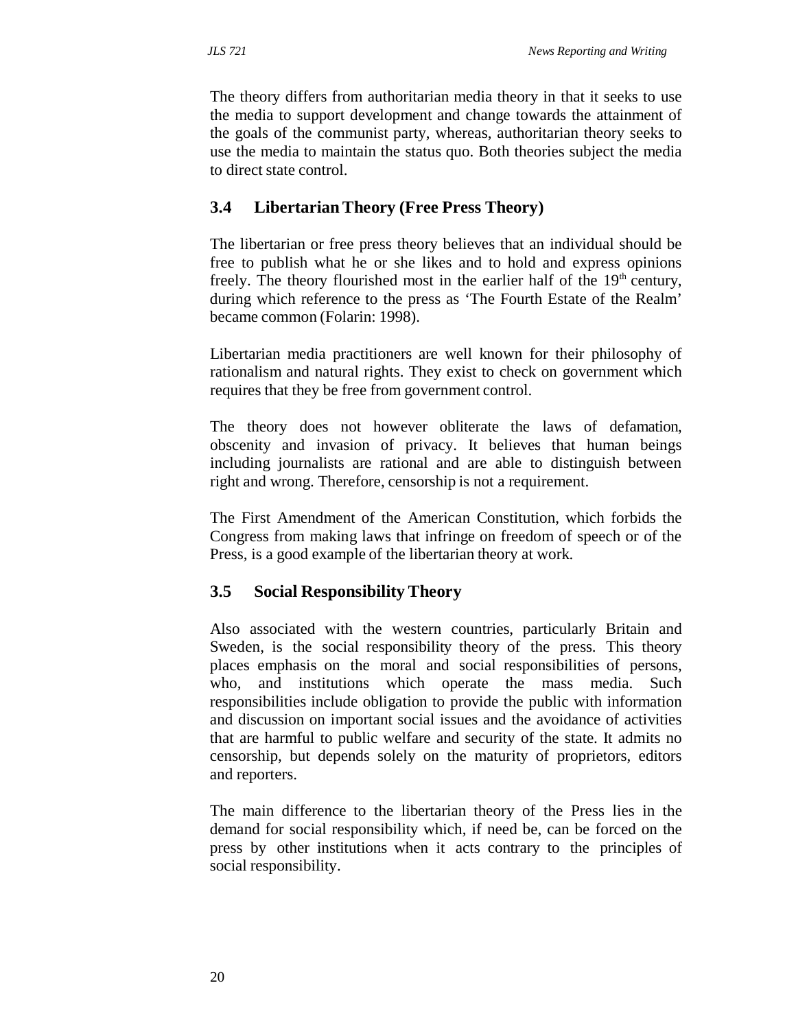The theory differs from authoritarian media theory in that it seeks to use the media to support development and change towards the attainment of the goals of the communist party, whereas, authoritarian theory seeks to use the media to maintain the status quo. Both theories subject the media to direct state control.

### 3.4 Libertarian Theory (Free Press Theory)

The libertarian or free press theory believes that an individual should be free to publish what he or she likes and to hold and express opinions freely. The theory flourished most in the earlier half of the 19th century, during which reference to the press as 'The Fourth Estate of the Realm' became common (Folarin: 1998).

Libertarian media practitioners are well known for their philosophy of rationalism and natural rights. They exist to check on government which requires that they be free from government control.

The theory does not however obliterate the laws of defamation, obscenity and invasion of privacy. It believes that human beings including journalists are rational and are able to distinguish between right and wrong. Therefore, censorship is not a requirement.

The First Amendment of the American Constitution, which forbids the Congress from making laws that infringe on freedom of speech or of the Press, is a good example of the libertarian theory at work.

### 3.5 Social Responsibility Theory

Also associated with the western countries, particularly Britain and Sweden, is the social responsibility theory of the press. This theory places emphasis on the moral and social responsibilities of persons, who, and institutions which operate the mass media. Such responsibilities include obligation to provide the public with information and discussion on important social issues and the avoidance of activities that are harmful to public welfare and security of the state. It admits no censorship, but depends solely on the maturity of proprietors, editors and reporters.

The main difference to the libertarian theory of the Press lies in the demand for social responsibility which, if need be, can be forced on the press by other institutions when it acts contrary to the principles of social responsibility.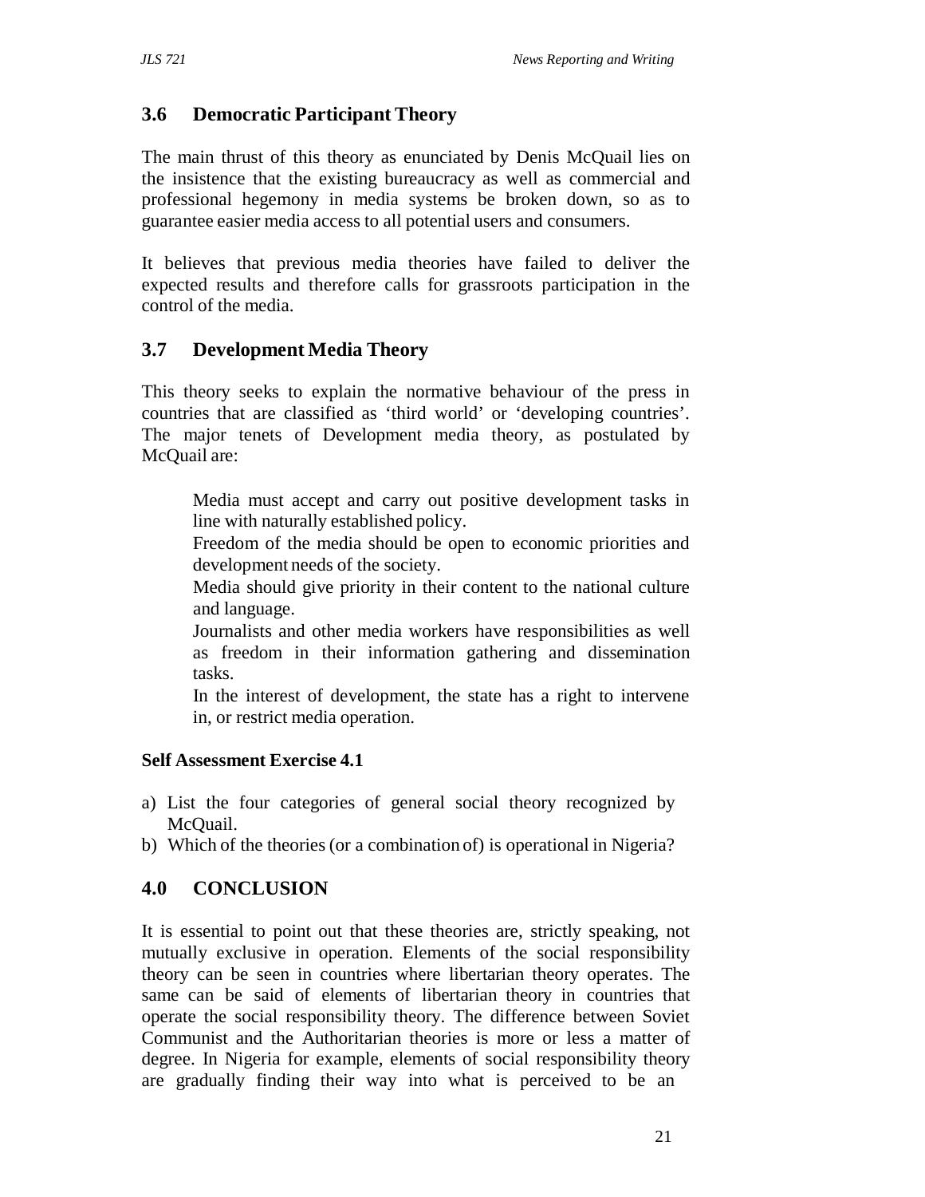## 3.6 Democratic Participant Theory

The main thrust of this theory as enunciated by Denis McQuail lies on the insistence that the existing bureaucracy as well as commercial and professional hegemony in media systems be broken down, so as to guarantee easier media access to all potential users and consumers.

It believes that previous media theories have failed to deliver the expected results and therefore calls for grassroots participation in the control of the media.

## 3.7 Development Media Theory

This theory seeks to explain the normative behaviour of the press in countries that are classified as 'third world' or 'developing countries'. The major tenets of Development media theory, as postulated by McQuail are:

- Media must accept and carry out positive development tasks in line with naturally established policy.
- Freedom of the media should be open to economic priorities and development needs of the society.
- Media should give priority in their content to the national culture and language.
- Journalists and other media workers have responsibilities as well as freedom in their information gathering and dissemination tasks.
- In the interest of development, the state has a right to intervene in, or restrict media operation.

**Self Assessment Exercise 4.1**

a) List the four categories of general social theory recognized by McQuail.
b) Which of the theories (or a combination of) is operational in Nigeria?

## 4.0 CONCLUSION

It is essential to point out that these theories are, strictly speaking, not mutually exclusive in operation. Elements of the social responsibility theory can be seen in countries where libertarian theory operates. The same can be said of elements of libertarian theory in countries that operate the social responsibility theory. The difference between Soviet Communist and the Authoritarian theories is more or less a matter of degree. In Nigeria for example, elements of social responsibility theory are gradually finding their way into what is perceived to be an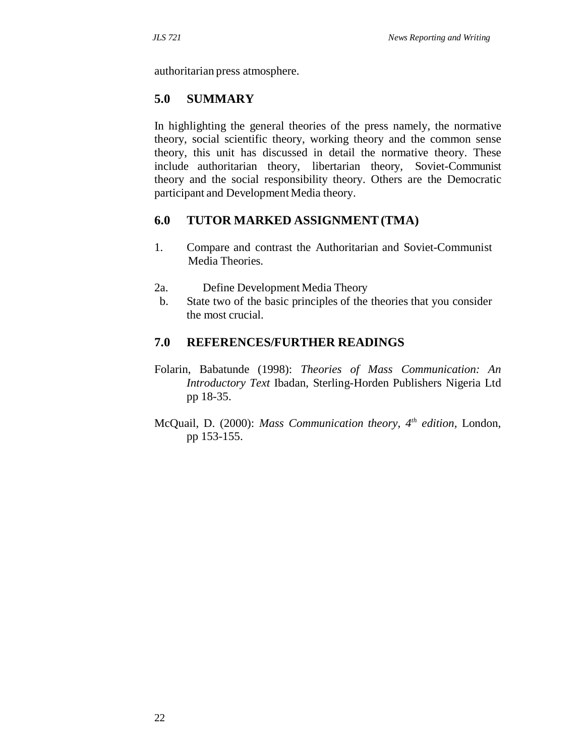authoritarian press atmosphere.

## 5.0 SUMMARY

In highlighting the general theories of the press namely, the normative theory, social scientific theory, working theory and the common sense theory, this unit has discussed in detail the normative theory. These include authoritarian theory, libertarian theory, Soviet-Communist theory and the social responsibility theory. Others are the Democratic participant and Development Media theory.

## 6.0 TUTOR MARKED ASSIGNMENT (TMA)

1. Compare and contrast the Authoritarian and Soviet-Communist Media Theories.

2a. Define Development Media Theory
 b. State two of the basic principles of the theories that you consider the most crucial.

## 7.0 REFERENCES/FURTHER READINGS

Folarin, Babatunde (1998): *Theories of Mass Communication: An Introductory Text* Ibadan, Sterling-Horden Publishers Nigeria Ltd pp 18-35.

McQuail, D. (2000): *Mass Communication theory, 4th edition*, London, pp 153-155.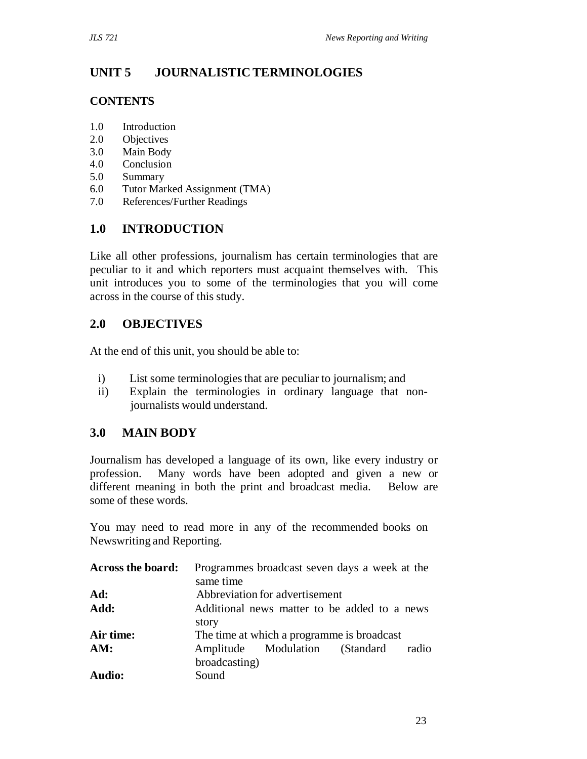# UNIT 5 JOURNALISTIC TERMINOLOGIES

## CONTENTS

1.0 Introduction
2.0 Objectives
3.0 Main Body
4.0 Conclusion
5.0 Summary
6.0 Tutor Marked Assignment (TMA)
7.0 References/Further Readings

## 1.0 INTRODUCTION

Like all other professions, journalism has certain terminologies that are peculiar to it and which reporters must acquaint themselves with. This unit introduces you to some of the terminologies that you will come across in the course of this study.

## 2.0 OBJECTIVES

At the end of this unit, you should be able to:

i) List some terminologies that are peculiar to journalism; and
ii) Explain the terminologies in ordinary language that non-journalists would understand.

## 3.0 MAIN BODY

Journalism has developed a language of its own, like every industry or profession. Many words have been adopted and given a new or different meaning in both the print and broadcast media. Below are some of these words.

You may need to read more in any of the recommended books on Newswriting and Reporting.

**Across the board:** Programmes broadcast seven days a week at the same time

**Ad:** Abbreviation for advertisement

**Add:** Additional news matter to be added to a news story

**Air time:** The time at which a programme is broadcast

**AM:** Amplitude Modulation (Standard radio broadcasting)

**Audio:** Sound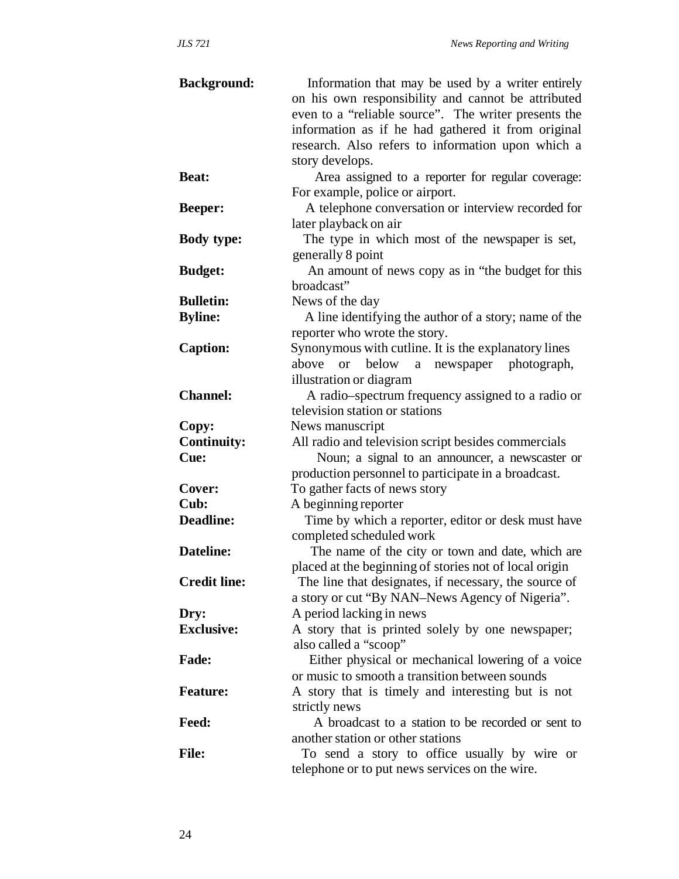**Background:** Information that may be used by a writer entirely on his own responsibility and cannot be attributed even to a "reliable source". The writer presents the information as if he had gathered it from original research. Also refers to information upon which a story develops.

**Beat:** Area assigned to a reporter for regular coverage: For example, police or airport.

**Beeper:** A telephone conversation or interview recorded for later playback on air

**Body type:** The type in which most of the newspaper is set, generally 8 point

**Budget:** An amount of news copy as in "the budget for this broadcast"

**Bulletin:** News of the day

**Byline:** A line identifying the author of a story; name of the reporter who wrote the story.

**Caption:** Synonymous with cutline. It is the explanatory lines above or below a newspaper photograph, illustration or diagram

**Channel:** A radio–spectrum frequency assigned to a radio or television station or stations

**Copy:** News manuscript

**Continuity:** All radio and television script besides commercials

**Cue:** Noun; a signal to an announcer, a newscaster or production personnel to participate in a broadcast.

**Cover:** To gather facts of news story

**Cub:** A beginning reporter

**Deadline:** Time by which a reporter, editor or desk must have completed scheduled work

**Dateline:** The name of the city or town and date, which are placed at the beginning of stories not of local origin

**Credit line:** The line that designates, if necessary, the source of a story or cut "By NAN–News Agency of Nigeria".

**Dry:** A period lacking in news

**Exclusive:** A story that is printed solely by one newspaper; also called a "scoop"

**Fade:** Either physical or mechanical lowering of a voice or music to smooth a transition between sounds

**Feature:** A story that is timely and interesting but is not strictly news

**Feed:** A broadcast to a station to be recorded or sent to another station or other stations

**File:** To send a story to office usually by wire or telephone or to put news services on the wire.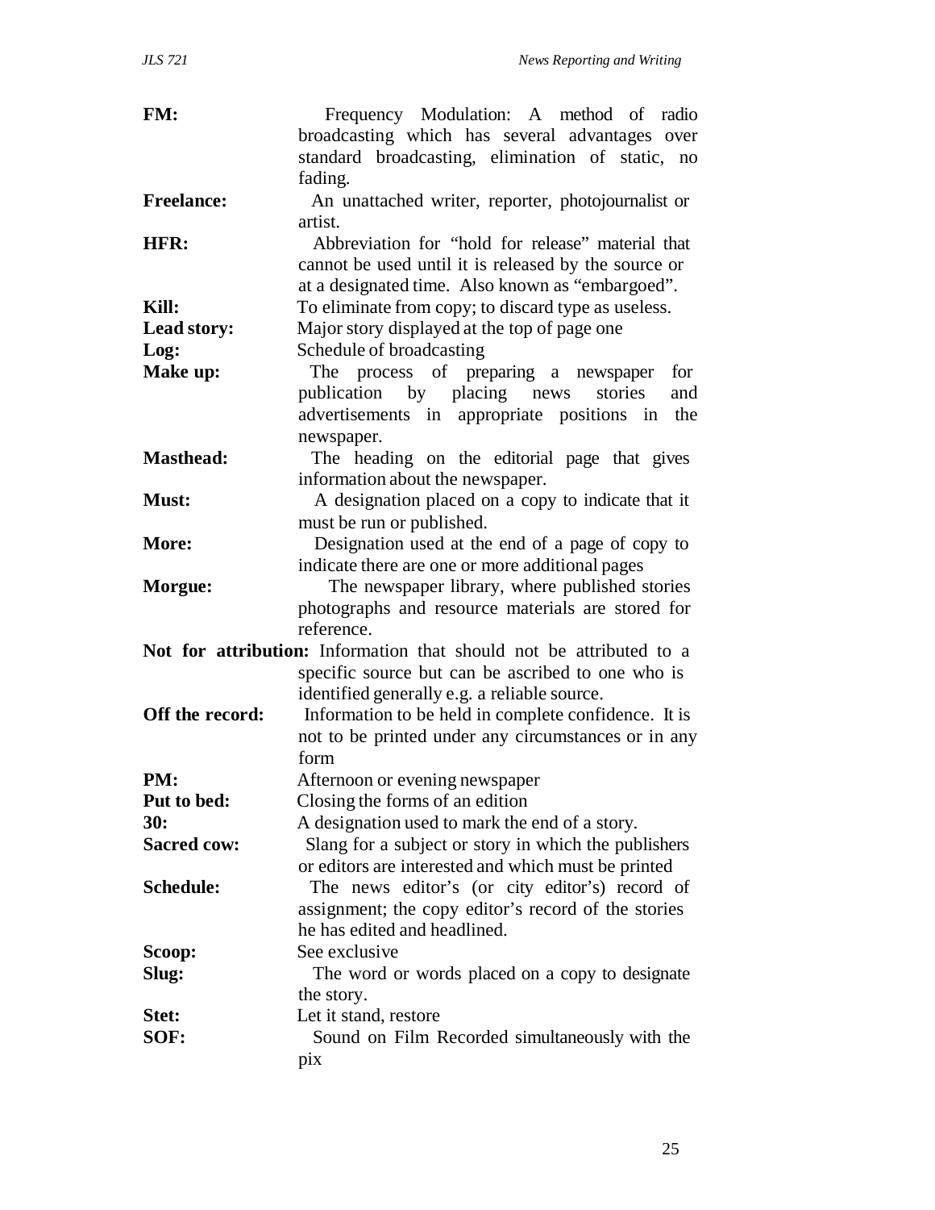**FM:** Frequency Modulation: A method of radio broadcasting which has several advantages over standard broadcasting, elimination of static, no fading.

**Freelance:** An unattached writer, reporter, photojournalist or artist.

**HFR:** Abbreviation for "hold for release" material that cannot be used until it is released by the source or at a designated time. Also known as "embargoed".

**Kill:** To eliminate from copy; to discard type as useless.

**Lead story:** Major story displayed at the top of page one

**Log:** Schedule of broadcasting

**Make up:** The process of preparing a newspaper for publication by placing news stories and advertisements in appropriate positions in the newspaper.

**Masthead:** The heading on the editorial page that gives information about the newspaper.

**Must:** A designation placed on a copy to indicate that it must be run or published.

**More:** Designation used at the end of a page of copy to indicate there are one or more additional pages

**Morgue:** The newspaper library, where published stories photographs and resource materials are stored for reference.

**Not for attribution:** Information that should not be attributed to a specific source but can be ascribed to one who is identified generally e.g. a reliable source.

**Off the record:** Information to be held in complete confidence. It is not to be printed under any circumstances or in any form

**PM:** Afternoon or evening newspaper

**Put to bed:** Closing the forms of an edition

**30:** A designation used to mark the end of a story.

**Sacred cow:** Slang for a subject or story in which the publishers or editors are interested and which must be printed

**Schedule:** The news editor's (or city editor's) record of assignment; the copy editor's record of the stories he has edited and headlined.

**Scoop:** See exclusive

**Slug:** The word or words placed on a copy to designate the story.

**Stet:** Let it stand, restore

**SOF:** Sound on Film Recorded simultaneously with the pix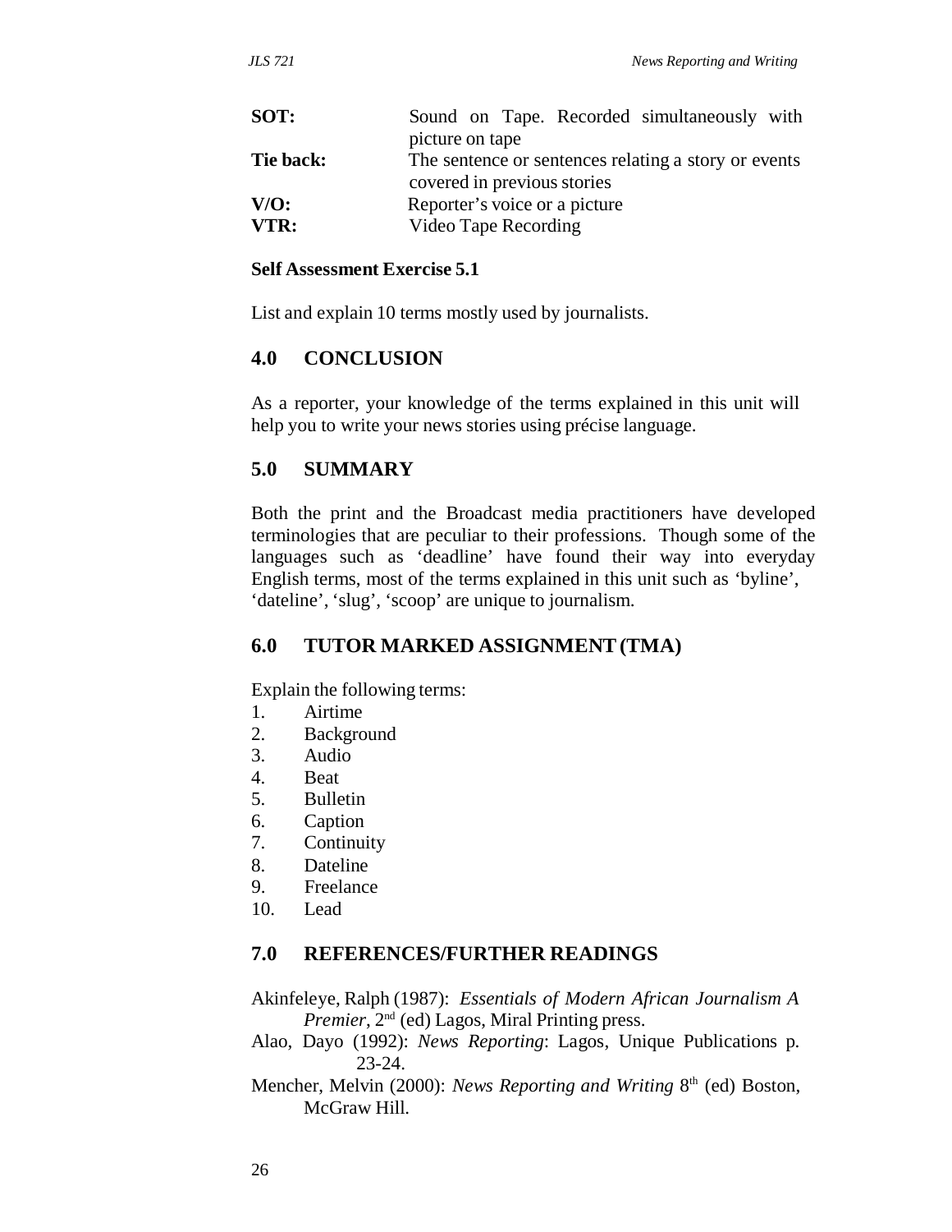**SOT:** Sound on Tape. Recorded simultaneously with picture on tape

**Tie back:** The sentence or sentences relating a story or events covered in previous stories

**V/O:** Reporter's voice or a picture

**VTR:** Video Tape Recording

**Self Assessment Exercise 5.1**

List and explain 10 terms mostly used by journalists.

## 4.0 CONCLUSION

As a reporter, your knowledge of the terms explained in this unit will help you to write your news stories using précise language.

## 5.0 SUMMARY

Both the print and the Broadcast media practitioners have developed terminologies that are peculiar to their professions. Though some of the languages such as 'deadline' have found their way into everyday English terms, most of the terms explained in this unit such as 'byline', 'dateline', 'slug', 'scoop' are unique to journalism.

## 6.0 TUTOR MARKED ASSIGNMENT (TMA)

Explain the following terms:

1. Airtime
2. Background
3. Audio
4. Beat
5. Bulletin
6. Caption
7. Continuity
8. Dateline
9. Freelance
10. Lead

## 7.0 REFERENCES/FURTHER READINGS

Akinfeleye, Ralph (1987): *Essentials of Modern African Journalism A Premier*, 2nd (ed) Lagos, Miral Printing press.

Alao, Dayo (1992): *News Reporting*: Lagos, Unique Publications p. 23-24.

Mencher, Melvin (2000): *News Reporting and Writing* 8th (ed) Boston, McGraw Hill.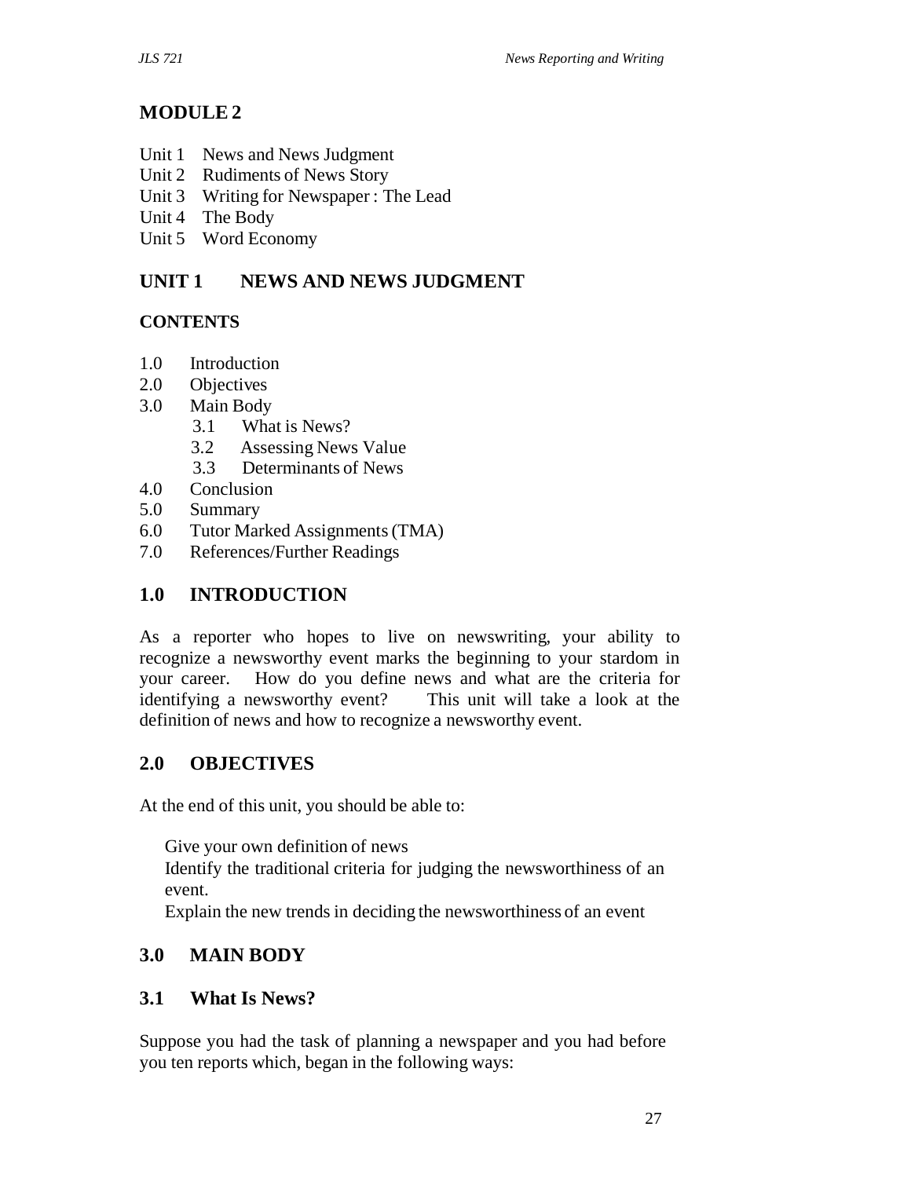# MODULE 2

- Unit 1 News and News Judgment
- Unit 2 Rudiments of News Story
- Unit 3 Writing for Newspaper : The Lead
- Unit 4 The Body
- Unit 5 Word Economy

## UNIT 1 NEWS AND NEWS JUDGMENT

### CONTENTS

- 1.0 Introduction
- 2.0 Objectives
- 3.0 Main Body
  - 3.1 What is News?
  - 3.2 Assessing News Value
  - 3.3 Determinants of News
- 4.0 Conclusion
- 5.0 Summary
- 6.0 Tutor Marked Assignments (TMA)
- 7.0 References/Further Readings

## 1.0 INTRODUCTION

As a reporter who hopes to live on newswriting, your ability to recognize a newsworthy event marks the beginning to your stardom in your career. How do you define news and what are the criteria for identifying a newsworthy event? This unit will take a look at the definition of news and how to recognize a newsworthy event.

## 2.0 OBJECTIVES

At the end of this unit, you should be able to:

- Give your own definition of news
- Identify the traditional criteria for judging the newsworthiness of an event.
- Explain the new trends in deciding the newsworthiness of an event

## 3.0 MAIN BODY

### 3.1 What Is News?

Suppose you had the task of planning a newspaper and you had before you ten reports which, began in the following ways: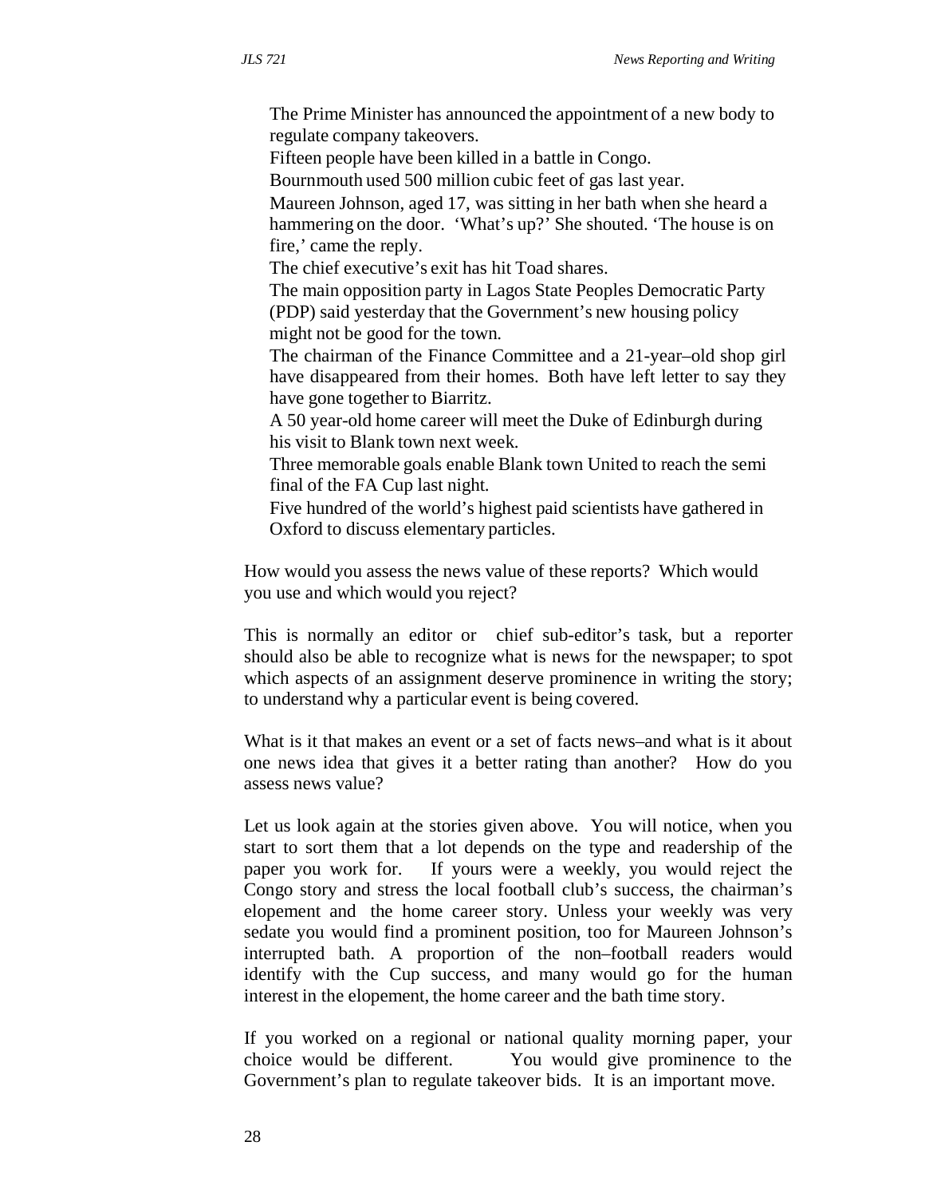The Prime Minister has announced the appointment of a new body to regulate company takeovers.

Fifteen people have been killed in a battle in Congo.

Bournmouth used 500 million cubic feet of gas last year.

Maureen Johnson, aged 17, was sitting in her bath when she heard a hammering on the door. 'What's up?' She shouted. 'The house is on fire,' came the reply.

The chief executive's exit has hit Toad shares.

The main opposition party in Lagos State Peoples Democratic Party (PDP) said yesterday that the Government's new housing policy might not be good for the town.

The chairman of the Finance Committee and a 21-year–old shop girl have disappeared from their homes. Both have left letter to say they have gone together to Biarritz.

A 50 year-old home career will meet the Duke of Edinburgh during his visit to Blank town next week.

Three memorable goals enable Blank town United to reach the semi final of the FA Cup last night.

Five hundred of the world's highest paid scientists have gathered in Oxford to discuss elementary particles.

How would you assess the news value of these reports? Which would you use and which would you reject?

This is normally an editor or chief sub-editor's task, but a reporter should also be able to recognize what is news for the newspaper; to spot which aspects of an assignment deserve prominence in writing the story; to understand why a particular event is being covered.

What is it that makes an event or a set of facts news–and what is it about one news idea that gives it a better rating than another? How do you assess news value?

Let us look again at the stories given above. You will notice, when you start to sort them that a lot depends on the type and readership of the paper you work for. If yours were a weekly, you would reject the Congo story and stress the local football club's success, the chairman's elopement and the home career story. Unless your weekly was very sedate you would find a prominent position, too for Maureen Johnson's interrupted bath. A proportion of the non–football readers would identify with the Cup success, and many would go for the human interest in the elopement, the home career and the bath time story.

If you worked on a regional or national quality morning paper, your choice would be different. You would give prominence to the Government's plan to regulate takeover bids. It is an important move.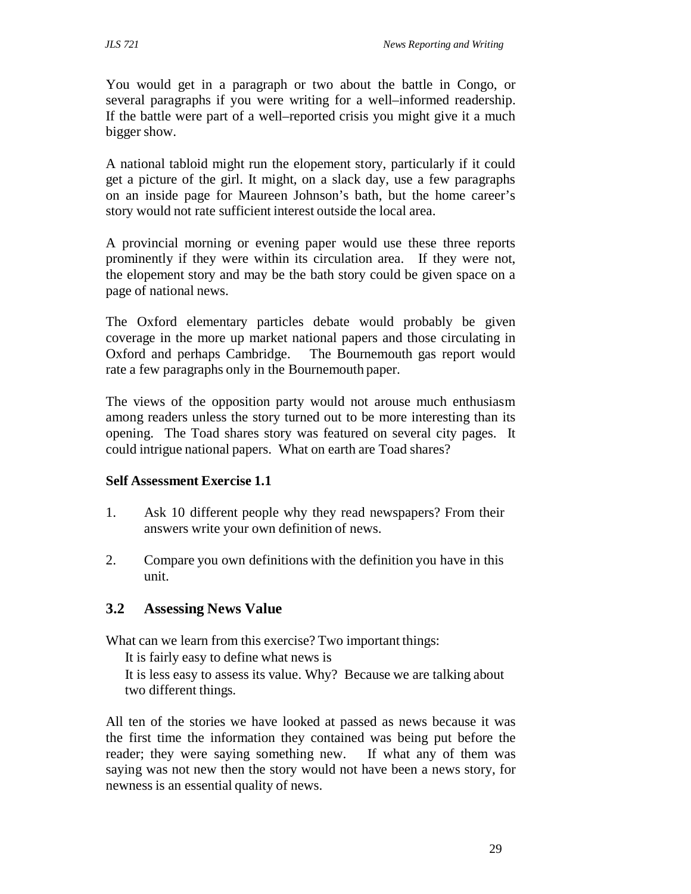You would get in a paragraph or two about the battle in Congo, or several paragraphs if you were writing for a well–informed readership. If the battle were part of a well–reported crisis you might give it a much bigger show.

A national tabloid might run the elopement story, particularly if it could get a picture of the girl. It might, on a slack day, use a few paragraphs on an inside page for Maureen Johnson's bath, but the home career's story would not rate sufficient interest outside the local area.

A provincial morning or evening paper would use these three reports prominently if they were within its circulation area. If they were not, the elopement story and may be the bath story could be given space on a page of national news.

The Oxford elementary particles debate would probably be given coverage in the more up market national papers and those circulating in Oxford and perhaps Cambridge. The Bournemouth gas report would rate a few paragraphs only in the Bournemouth paper.

The views of the opposition party would not arouse much enthusiasm among readers unless the story turned out to be more interesting than its opening. The Toad shares story was featured on several city pages. It could intrigue national papers. What on earth are Toad shares?

**Self Assessment Exercise 1.1**

1. Ask 10 different people why they read newspapers? From their answers write your own definition of news.
2. Compare you own definitions with the definition you have in this unit.

## 3.2 Assessing News Value

What can we learn from this exercise? Two important things:

It is fairly easy to define what news is

It is less easy to assess its value. Why? Because we are talking about two different things.

All ten of the stories we have looked at passed as news because it was the first time the information they contained was being put before the reader; they were saying something new. If what any of them was saying was not new then the story would not have been a news story, for newness is an essential quality of news.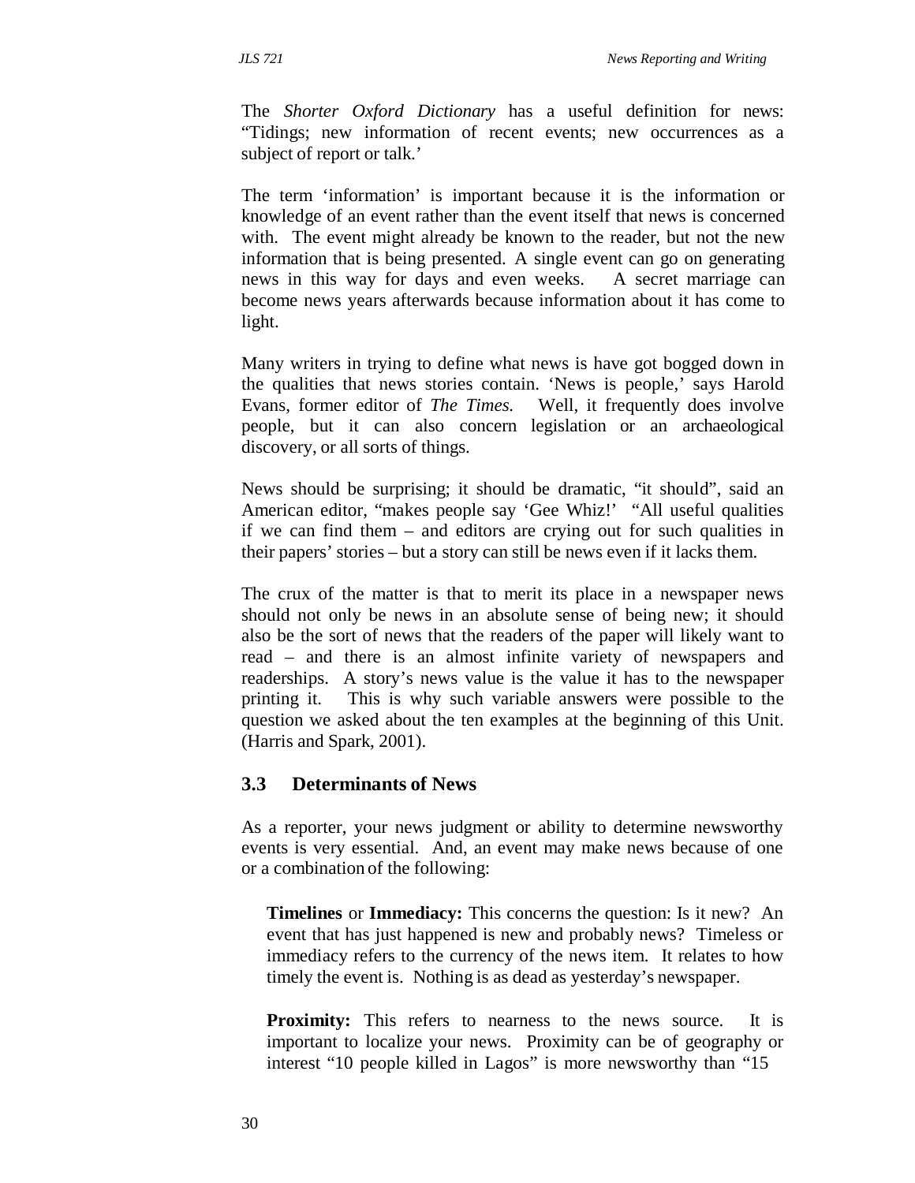The *Shorter Oxford Dictionary* has a useful definition for news: "Tidings; new information of recent events; new occurrences as a subject of report or talk.'

The term 'information' is important because it is the information or knowledge of an event rather than the event itself that news is concerned with. The event might already be known to the reader, but not the new information that is being presented. A single event can go on generating news in this way for days and even weeks. A secret marriage can become news years afterwards because information about it has come to light.

Many writers in trying to define what news is have got bogged down in the qualities that news stories contain. 'News is people,' says Harold Evans, former editor of *The Times.* Well, it frequently does involve people, but it can also concern legislation or an archaeological discovery, or all sorts of things.

News should be surprising; it should be dramatic, "it should", said an American editor, "makes people say 'Gee Whiz!' "All useful qualities if we can find them – and editors are crying out for such qualities in their papers' stories – but a story can still be news even if it lacks them.

The crux of the matter is that to merit its place in a newspaper news should not only be news in an absolute sense of being new; it should also be the sort of news that the readers of the paper will likely want to read – and there is an almost infinite variety of newspapers and readerships. A story's news value is the value it has to the newspaper printing it. This is why such variable answers were possible to the question we asked about the ten examples at the beginning of this Unit. (Harris and Spark, 2001).

### 3.3 Determinants of News

As a reporter, your news judgment or ability to determine newsworthy events is very essential. And, an event may make news because of one or a combination of the following:

**Timelines** or **Immediacy:** This concerns the question: Is it new? An event that has just happened is new and probably news? Timeless or immediacy refers to the currency of the news item. It relates to how timely the event is. Nothing is as dead as yesterday's newspaper.

**Proximity:** This refers to nearness to the news source. It is important to localize your news. Proximity can be of geography or interest "10 people killed in Lagos" is more newsworthy than "15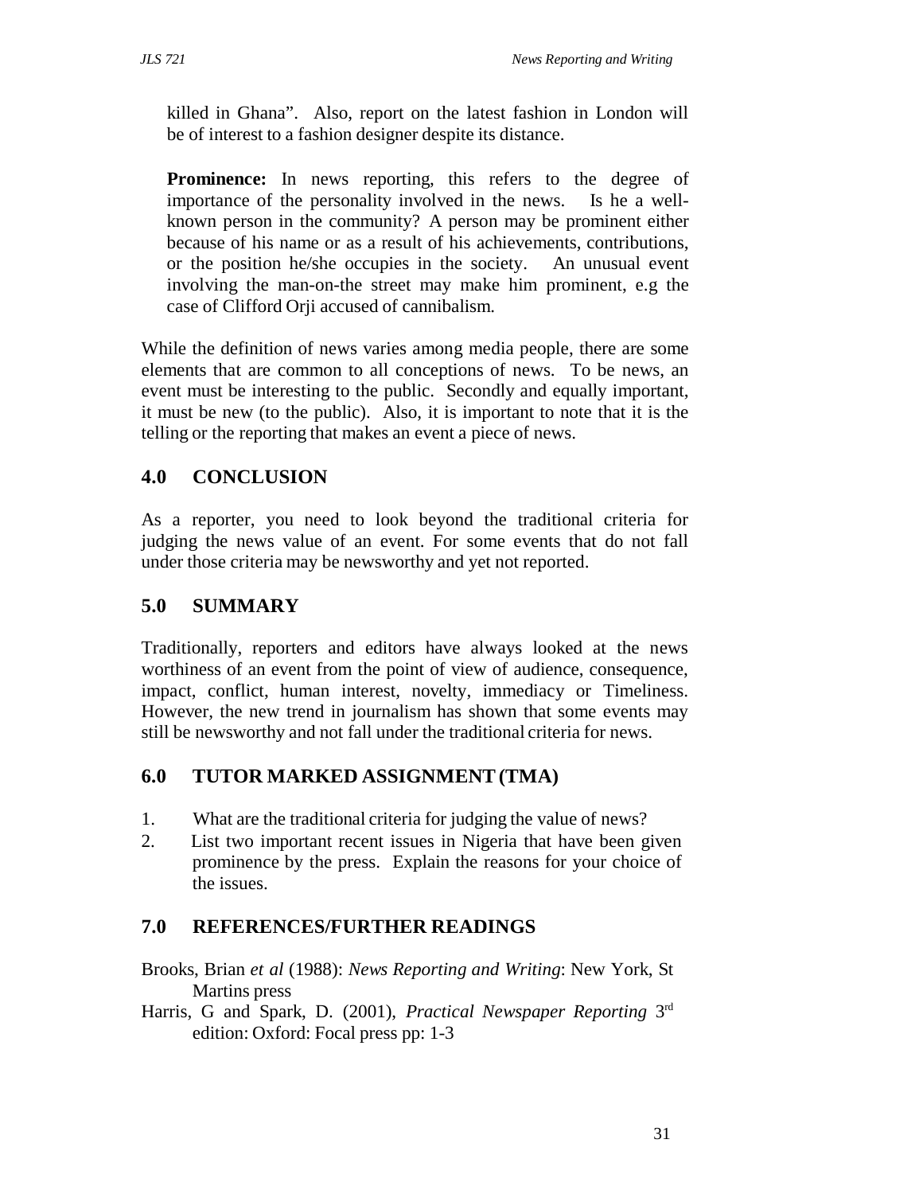killed in Ghana". Also, report on the latest fashion in London will be of interest to a fashion designer despite its distance.

**Prominence:** In news reporting, this refers to the degree of importance of the personality involved in the news. Is he a well-known person in the community? A person may be prominent either because of his name or as a result of his achievements, contributions, or the position he/she occupies in the society. An unusual event involving the man-on-the street may make him prominent, e.g the case of Clifford Orji accused of cannibalism.

While the definition of news varies among media people, there are some elements that are common to all conceptions of news. To be news, an event must be interesting to the public. Secondly and equally important, it must be new (to the public). Also, it is important to note that it is the telling or the reporting that makes an event a piece of news.

## 4.0 CONCLUSION

As a reporter, you need to look beyond the traditional criteria for judging the news value of an event. For some events that do not fall under those criteria may be newsworthy and yet not reported.

## 5.0 SUMMARY

Traditionally, reporters and editors have always looked at the news worthiness of an event from the point of view of audience, consequence, impact, conflict, human interest, novelty, immediacy or Timeliness. However, the new trend in journalism has shown that some events may still be newsworthy and not fall under the traditional criteria for news.

## 6.0 TUTOR MARKED ASSIGNMENT (TMA)

1. What are the traditional criteria for judging the value of news?
2. List two important recent issues in Nigeria that have been given prominence by the press. Explain the reasons for your choice of the issues.

## 7.0 REFERENCES/FURTHER READINGS

Brooks, Brian *et al* (1988): *News Reporting and Writing*: New York, St Martins press

Harris, G and Spark, D. (2001), *Practical Newspaper Reporting* 3rd edition: Oxford: Focal press pp: 1-3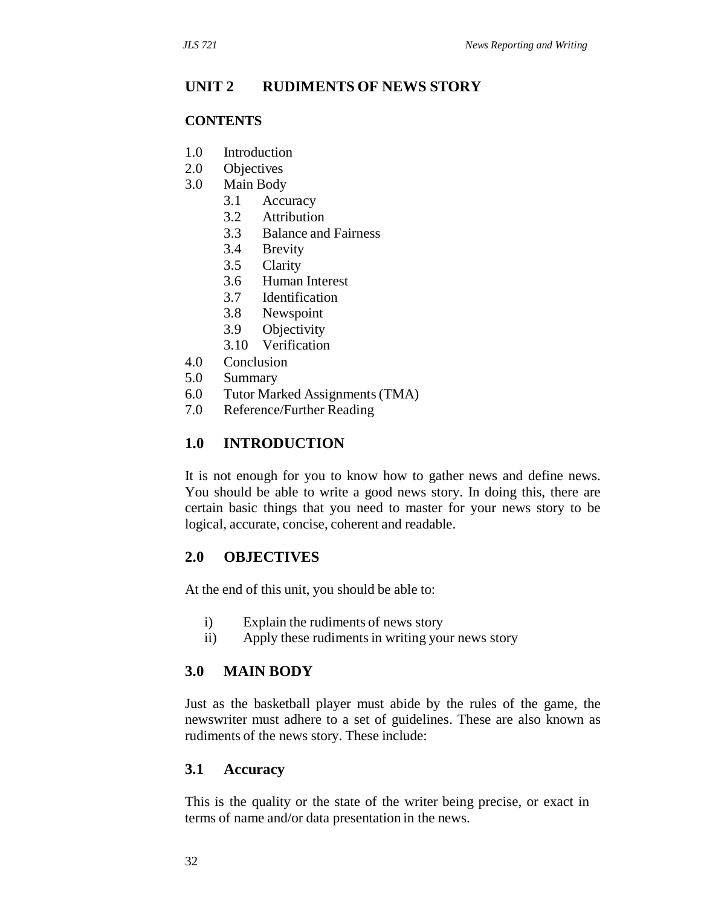## UNIT 2 RUDIMENTS OF NEWS STORY

### CONTENTS

1.0 Introduction
2.0 Objectives
3.0 Main Body
    3.1 Accuracy
    3.2 Attribution
    3.3 Balance and Fairness
    3.4 Brevity
    3.5 Clarity
    3.6 Human Interest
    3.7 Identification
    3.8 Newspoint
    3.9 Objectivity
    3.10 Verification
4.0 Conclusion
5.0 Summary
6.0 Tutor Marked Assignments (TMA)
7.0 Reference/Further Reading

## 1.0 INTRODUCTION

It is not enough for you to know how to gather news and define news. You should be able to write a good news story. In doing this, there are certain basic things that you need to master for your news story to be logical, accurate, concise, coherent and readable.

## 2.0 OBJECTIVES

At the end of this unit, you should be able to:

i) Explain the rudiments of news story
ii) Apply these rudiments in writing your news story

## 3.0 MAIN BODY

Just as the basketball player must abide by the rules of the game, the newswriter must adhere to a set of guidelines. These are also known as rudiments of the news story. These include:

### 3.1 Accuracy

This is the quality or the state of the writer being precise, or exact in terms of name and/or data presentation in the news.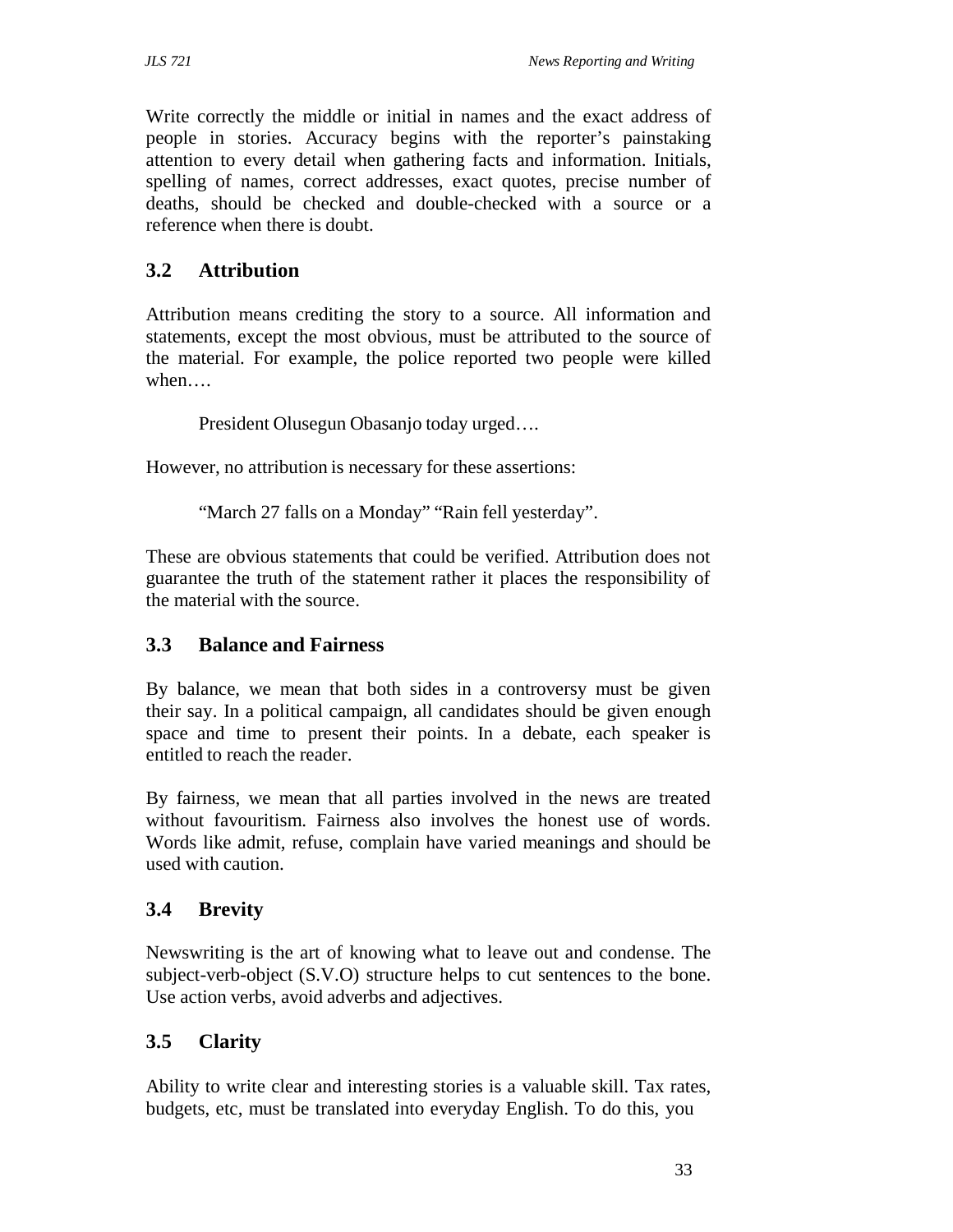Write correctly the middle or initial in names and the exact address of people in stories. Accuracy begins with the reporter's painstaking attention to every detail when gathering facts and information. Initials, spelling of names, correct addresses, exact quotes, precise number of deaths, should be checked and double-checked with a source or a reference when there is doubt.

## 3.2 Attribution

Attribution means crediting the story to a source. All information and statements, except the most obvious, must be attributed to the source of the material. For example, the police reported two people were killed when….

> President Olusegun Obasanjo today urged….

However, no attribution is necessary for these assertions:

> "March 27 falls on a Monday" "Rain fell yesterday".

These are obvious statements that could be verified. Attribution does not guarantee the truth of the statement rather it places the responsibility of the material with the source.

## 3.3 Balance and Fairness

By balance, we mean that both sides in a controversy must be given their say. In a political campaign, all candidates should be given enough space and time to present their points. In a debate, each speaker is entitled to reach the reader.

By fairness, we mean that all parties involved in the news are treated without favouritism. Fairness also involves the honest use of words. Words like admit, refuse, complain have varied meanings and should be used with caution.

## 3.4 Brevity

Newswriting is the art of knowing what to leave out and condense. The subject-verb-object (S.V.O) structure helps to cut sentences to the bone. Use action verbs, avoid adverbs and adjectives.

## 3.5 Clarity

Ability to write clear and interesting stories is a valuable skill. Tax rates, budgets, etc, must be translated into everyday English. To do this, you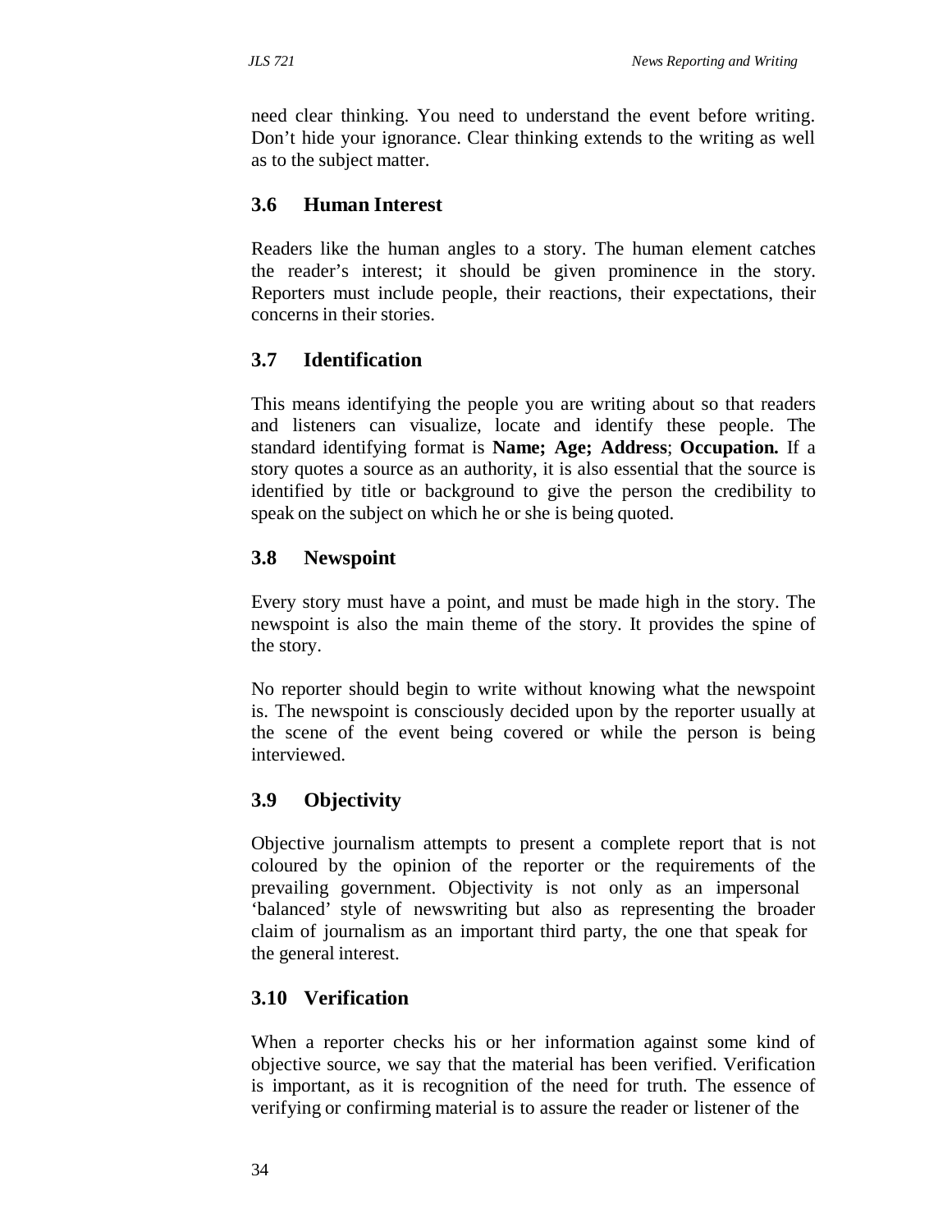need clear thinking. You need to understand the event before writing. Don't hide your ignorance. Clear thinking extends to the writing as well as to the subject matter.

### 3.6 Human Interest

Readers like the human angles to a story. The human element catches the reader's interest; it should be given prominence in the story. Reporters must include people, their reactions, their expectations, their concerns in their stories.

### 3.7 Identification

This means identifying the people you are writing about so that readers and listeners can visualize, locate and identify these people. The standard identifying format is **Name; Age; Address**; **Occupation.** If a story quotes a source as an authority, it is also essential that the source is identified by title or background to give the person the credibility to speak on the subject on which he or she is being quoted.

### 3.8 Newspoint

Every story must have a point, and must be made high in the story. The newspoint is also the main theme of the story. It provides the spine of the story.

No reporter should begin to write without knowing what the newspoint is. The newspoint is consciously decided upon by the reporter usually at the scene of the event being covered or while the person is being interviewed.

### 3.9 Objectivity

Objective journalism attempts to present a complete report that is not coloured by the opinion of the reporter or the requirements of the prevailing government. Objectivity is not only as an impersonal 'balanced' style of newswriting but also as representing the broader claim of journalism as an important third party, the one that speak for the general interest.

### 3.10 Verification

When a reporter checks his or her information against some kind of objective source, we say that the material has been verified. Verification is important, as it is recognition of the need for truth. The essence of verifying or confirming material is to assure the reader or listener of the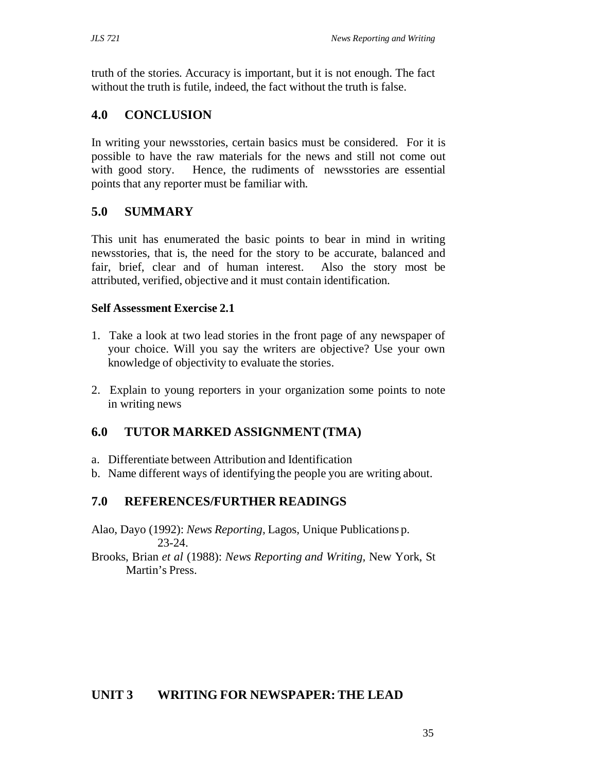truth of the stories. Accuracy is important, but it is not enough. The fact without the truth is futile, indeed, the fact without the truth is false.

## 4.0 CONCLUSION

In writing your newsstories, certain basics must be considered. For it is possible to have the raw materials for the news and still not come out with good story. Hence, the rudiments of newsstories are essential points that any reporter must be familiar with.

## 5.0 SUMMARY

This unit has enumerated the basic points to bear in mind in writing newsstories, that is, the need for the story to be accurate, balanced and fair, brief, clear and of human interest. Also the story most be attributed, verified, objective and it must contain identification.

### Self Assessment Exercise 2.1

1. Take a look at two lead stories in the front page of any newspaper of your choice. Will you say the writers are objective? Use your own knowledge of objectivity to evaluate the stories.

2. Explain to young reporters in your organization some points to note in writing news

## 6.0 TUTOR MARKED ASSIGNMENT (TMA)

a. Differentiate between Attribution and Identification
b. Name different ways of identifying the people you are writing about.

## 7.0 REFERENCES/FURTHER READINGS

Alao, Dayo (1992): *News Reporting,* Lagos, Unique Publications p. 23-24.

Brooks, Brian *et al* (1988): *News Reporting and Writing,* New York, St Martin's Press.

# UNIT 3 WRITING FOR NEWSPAPER: THE LEAD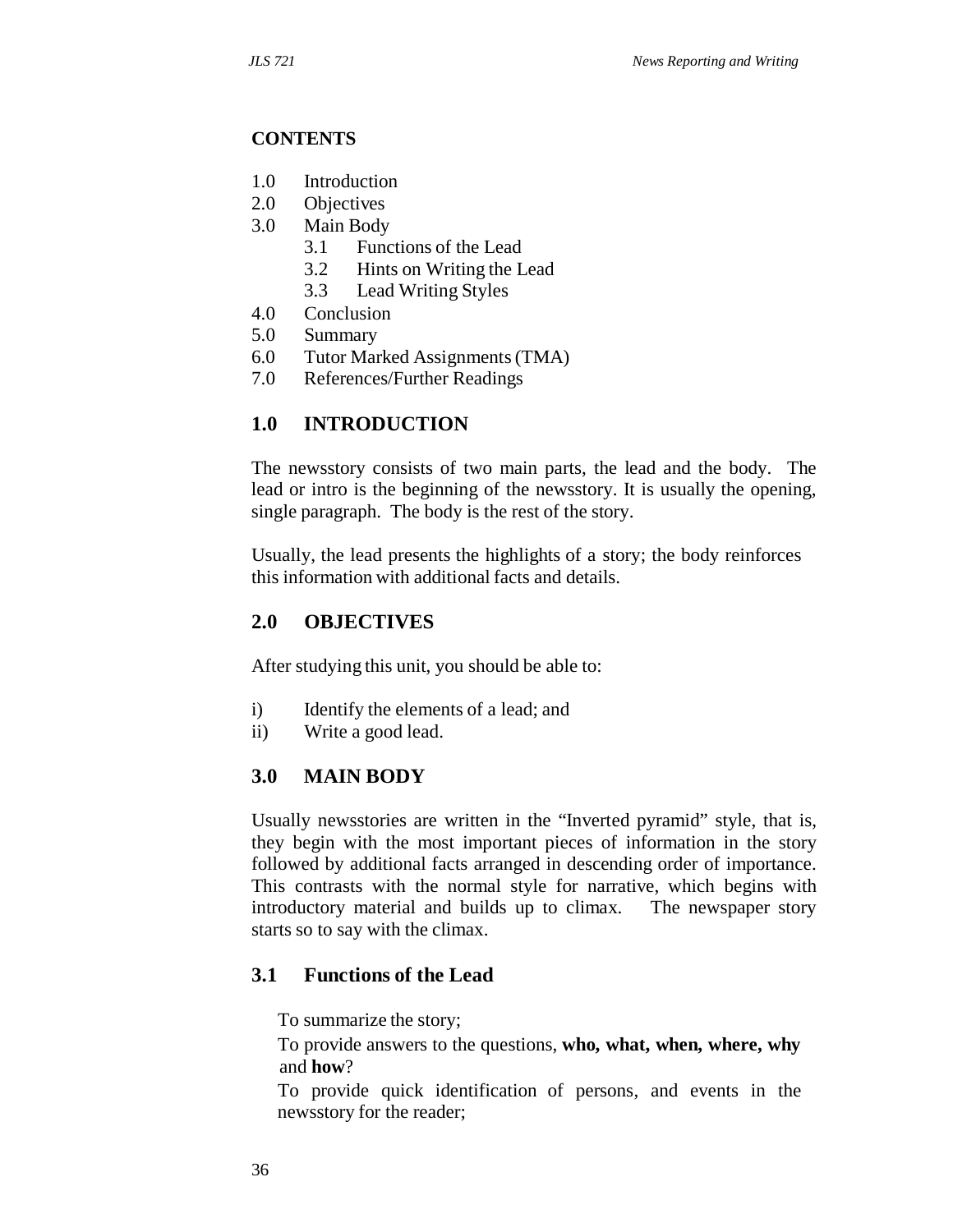## CONTENTS

1.0 Introduction
2.0 Objectives
3.0 Main Body
  3.1 Functions of the Lead
  3.2 Hints on Writing the Lead
  3.3 Lead Writing Styles
4.0 Conclusion
5.0 Summary
6.0 Tutor Marked Assignments (TMA)
7.0 References/Further Readings

## 1.0 INTRODUCTION

The newsstory consists of two main parts, the lead and the body. The lead or intro is the beginning of the newsstory. It is usually the opening, single paragraph. The body is the rest of the story.

Usually, the lead presents the highlights of a story; the body reinforces this information with additional facts and details.

## 2.0 OBJECTIVES

After studying this unit, you should be able to:

i) Identify the elements of a lead; and
ii) Write a good lead.

## 3.0 MAIN BODY

Usually newsstories are written in the "Inverted pyramid" style, that is, they begin with the most important pieces of information in the story followed by additional facts arranged in descending order of importance. This contrasts with the normal style for narrative, which begins with introductory material and builds up to climax. The newspaper story starts so to say with the climax.

### 3.1 Functions of the Lead

To summarize the story;

To provide answers to the questions, **who, what, when, where, why** and **how**?

To provide quick identification of persons, and events in the newsstory for the reader;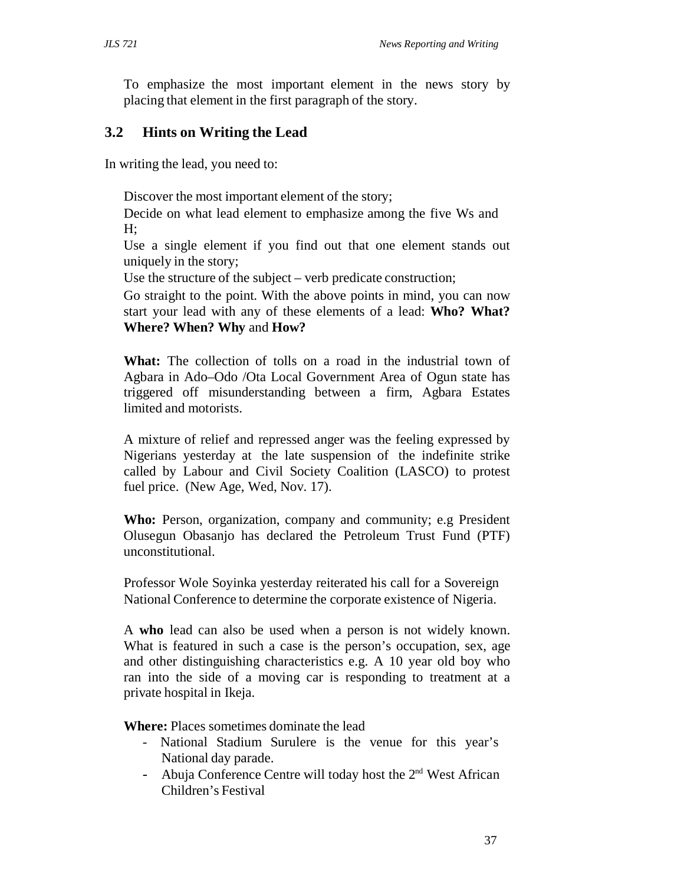To emphasize the most important element in the news story by placing that element in the first paragraph of the story.

## 3.2 Hints on Writing the Lead

In writing the lead, you need to:

Discover the most important element of the story;

Decide on what lead element to emphasize among the five Ws and H;

Use a single element if you find out that one element stands out uniquely in the story;

Use the structure of the subject – verb predicate construction;

Go straight to the point. With the above points in mind, you can now start your lead with any of these elements of a lead: **Who? What? Where? When? Why** and **How?**

**What:** The collection of tolls on a road in the industrial town of Agbara in Ado–Odo /Ota Local Government Area of Ogun state has triggered off misunderstanding between a firm, Agbara Estates limited and motorists.

A mixture of relief and repressed anger was the feeling expressed by Nigerians yesterday at the late suspension of the indefinite strike called by Labour and Civil Society Coalition (LASCO) to protest fuel price. (New Age, Wed, Nov. 17).

**Who:** Person, organization, company and community; e.g President Olusegun Obasanjo has declared the Petroleum Trust Fund (PTF) unconstitutional.

Professor Wole Soyinka yesterday reiterated his call for a Sovereign National Conference to determine the corporate existence of Nigeria.

A **who** lead can also be used when a person is not widely known. What is featured in such a case is the person's occupation, sex, age and other distinguishing characteristics e.g. A 10 year old boy who ran into the side of a moving car is responding to treatment at a private hospital in Ikeja.

**Where:** Places sometimes dominate the lead

- National Stadium Surulere is the venue for this year's National day parade.
- Abuja Conference Centre will today host the 2nd West African Children's Festival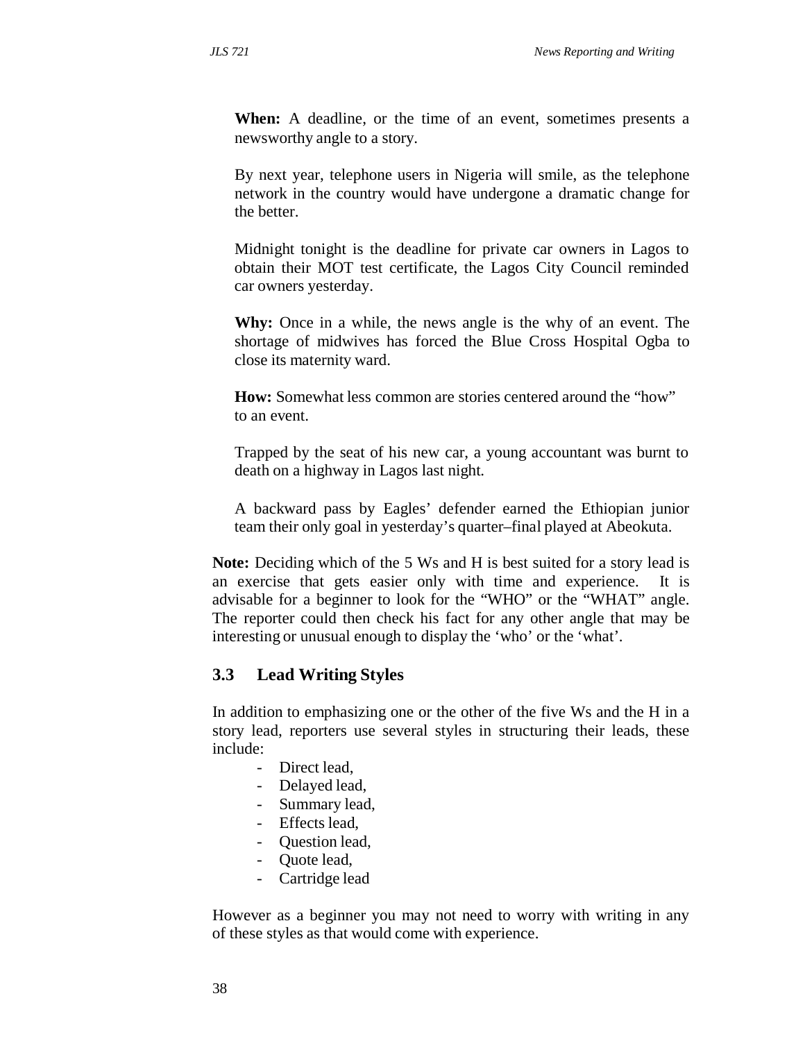**When:** A deadline, or the time of an event, sometimes presents a newsworthy angle to a story.

By next year, telephone users in Nigeria will smile, as the telephone network in the country would have undergone a dramatic change for the better.

Midnight tonight is the deadline for private car owners in Lagos to obtain their MOT test certificate, the Lagos City Council reminded car owners yesterday.

**Why:** Once in a while, the news angle is the why of an event. The shortage of midwives has forced the Blue Cross Hospital Ogba to close its maternity ward.

**How:** Somewhat less common are stories centered around the "how" to an event.

Trapped by the seat of his new car, a young accountant was burnt to death on a highway in Lagos last night.

A backward pass by Eagles' defender earned the Ethiopian junior team their only goal in yesterday's quarter–final played at Abeokuta.

**Note:** Deciding which of the 5 Ws and H is best suited for a story lead is an exercise that gets easier only with time and experience. It is advisable for a beginner to look for the "WHO" or the "WHAT" angle. The reporter could then check his fact for any other angle that may be interesting or unusual enough to display the 'who' or the 'what'.

### 3.3 Lead Writing Styles

In addition to emphasizing one or the other of the five Ws and the H in a story lead, reporters use several styles in structuring their leads, these include:

- Direct lead,
- Delayed lead,
- Summary lead,
- Effects lead,
- Question lead,
- Quote lead,
- Cartridge lead

However as a beginner you may not need to worry with writing in any of these styles as that would come with experience.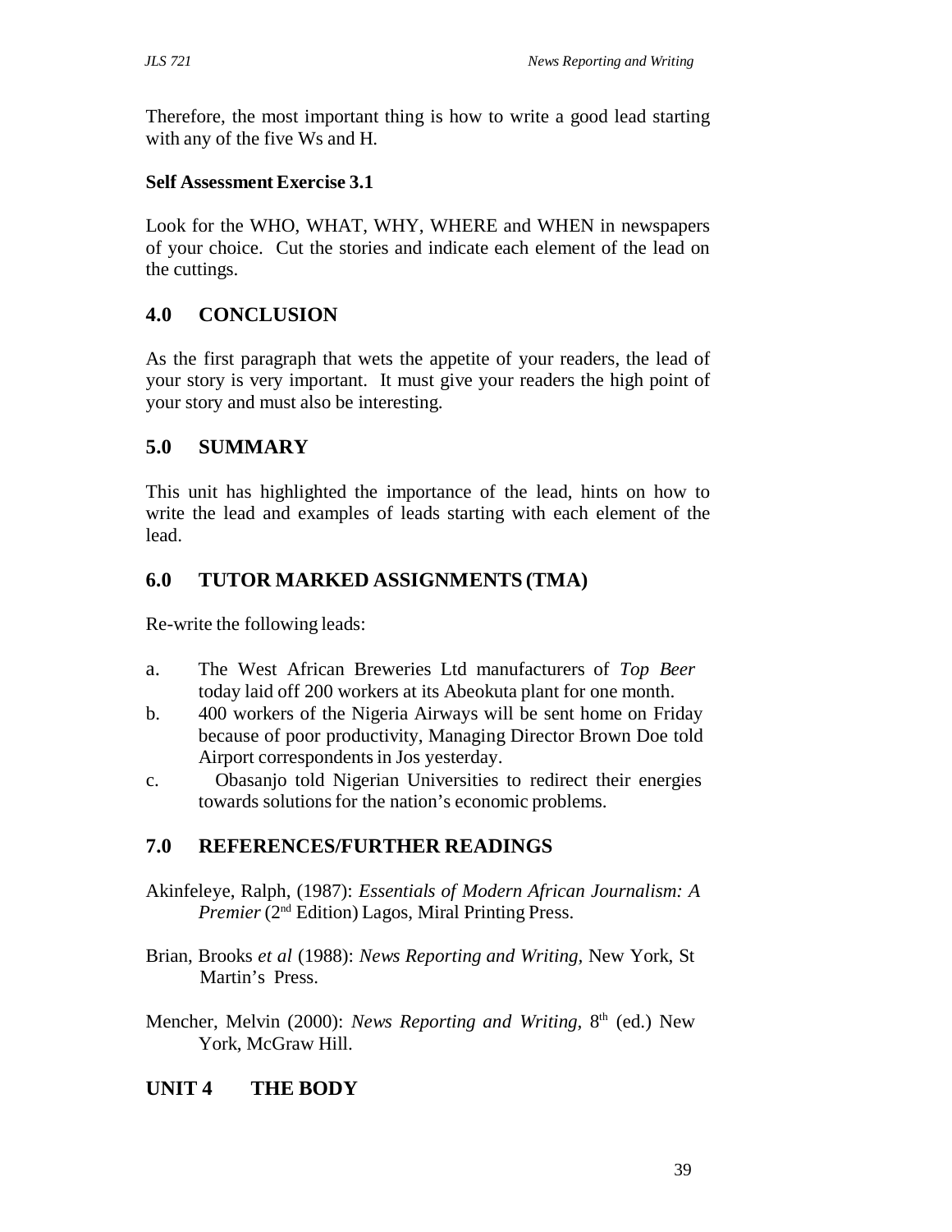Therefore, the most important thing is how to write a good lead starting with any of the five Ws and H.

**Self Assessment Exercise 3.1**

Look for the WHO, WHAT, WHY, WHERE and WHEN in newspapers of your choice. Cut the stories and indicate each element of the lead on the cuttings.

## 4.0 CONCLUSION

As the first paragraph that wets the appetite of your readers, the lead of your story is very important. It must give your readers the high point of your story and must also be interesting.

## 5.0 SUMMARY

This unit has highlighted the importance of the lead, hints on how to write the lead and examples of leads starting with each element of the lead.

## 6.0 TUTOR MARKED ASSIGNMENTS (TMA)

Re-write the following leads:

a. The West African Breweries Ltd manufacturers of *Top Beer* today laid off 200 workers at its Abeokuta plant for one month.
b. 400 workers of the Nigeria Airways will be sent home on Friday because of poor productivity, Managing Director Brown Doe told Airport correspondents in Jos yesterday.
c. Obasanjo told Nigerian Universities to redirect their energies towards solutions for the nation's economic problems.

## 7.0 REFERENCES/FURTHER READINGS

Akinfeleye, Ralph, (1987): *Essentials of Modern African Journalism: A Premier* (2nd Edition) Lagos, Miral Printing Press.

Brian, Brooks *et al* (1988): *News Reporting and Writing*, New York, St Martin's Press.

Mencher, Melvin (2000): *News Reporting and Writing*, 8th (ed.) New York, McGraw Hill.

# UNIT 4 THE BODY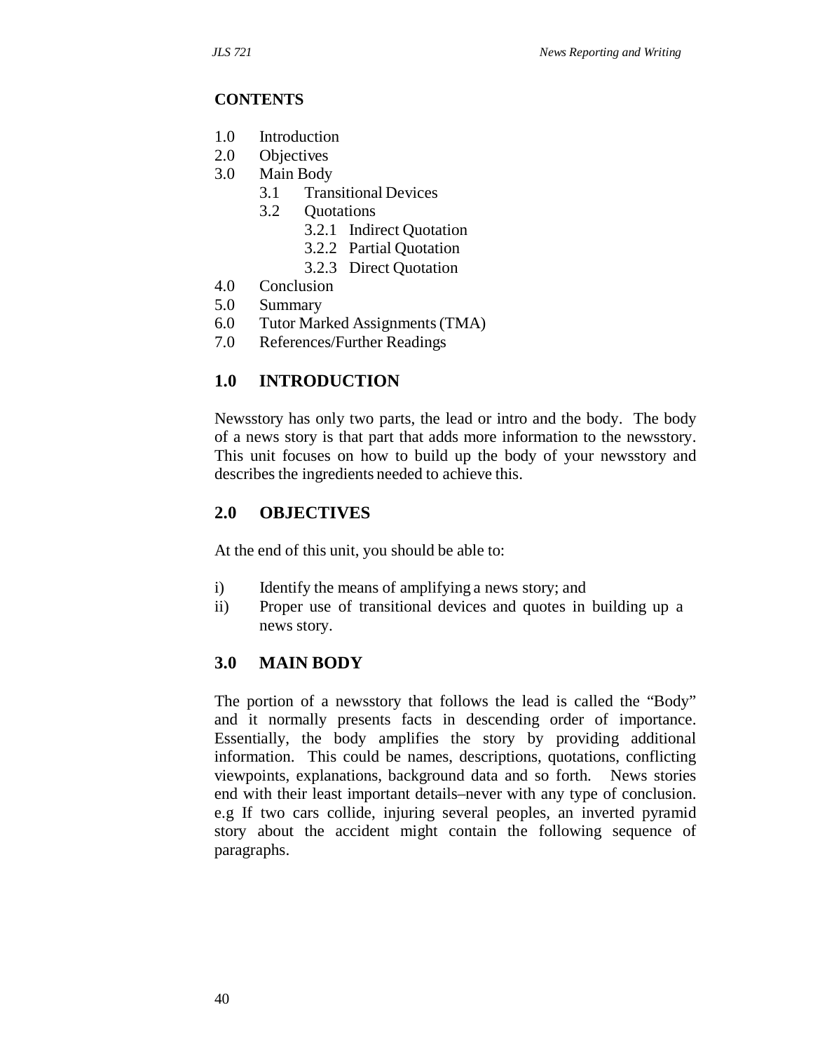**CONTENTS**

- 1.0 Introduction
- 2.0 Objectives
- 3.0 Main Body
  - 3.1 Transitional Devices
  - 3.2 Quotations
    - 3.2.1 Indirect Quotation
    - 3.2.2 Partial Quotation
    - 3.2.3 Direct Quotation
- 4.0 Conclusion
- 5.0 Summary
- 6.0 Tutor Marked Assignments (TMA)
- 7.0 References/Further Readings

## 1.0 INTRODUCTION

Newsstory has only two parts, the lead or intro and the body. The body of a news story is that part that adds more information to the newsstory. This unit focuses on how to build up the body of your newsstory and describes the ingredients needed to achieve this.

## 2.0 OBJECTIVES

At the end of this unit, you should be able to:

i) Identify the means of amplifying a news story; and
ii) Proper use of transitional devices and quotes in building up a news story.

## 3.0 MAIN BODY

The portion of a newsstory that follows the lead is called the "Body" and it normally presents facts in descending order of importance. Essentially, the body amplifies the story by providing additional information. This could be names, descriptions, quotations, conflicting viewpoints, explanations, background data and so forth. News stories end with their least important details–never with any type of conclusion. e.g If two cars collide, injuring several peoples, an inverted pyramid story about the accident might contain the following sequence of paragraphs.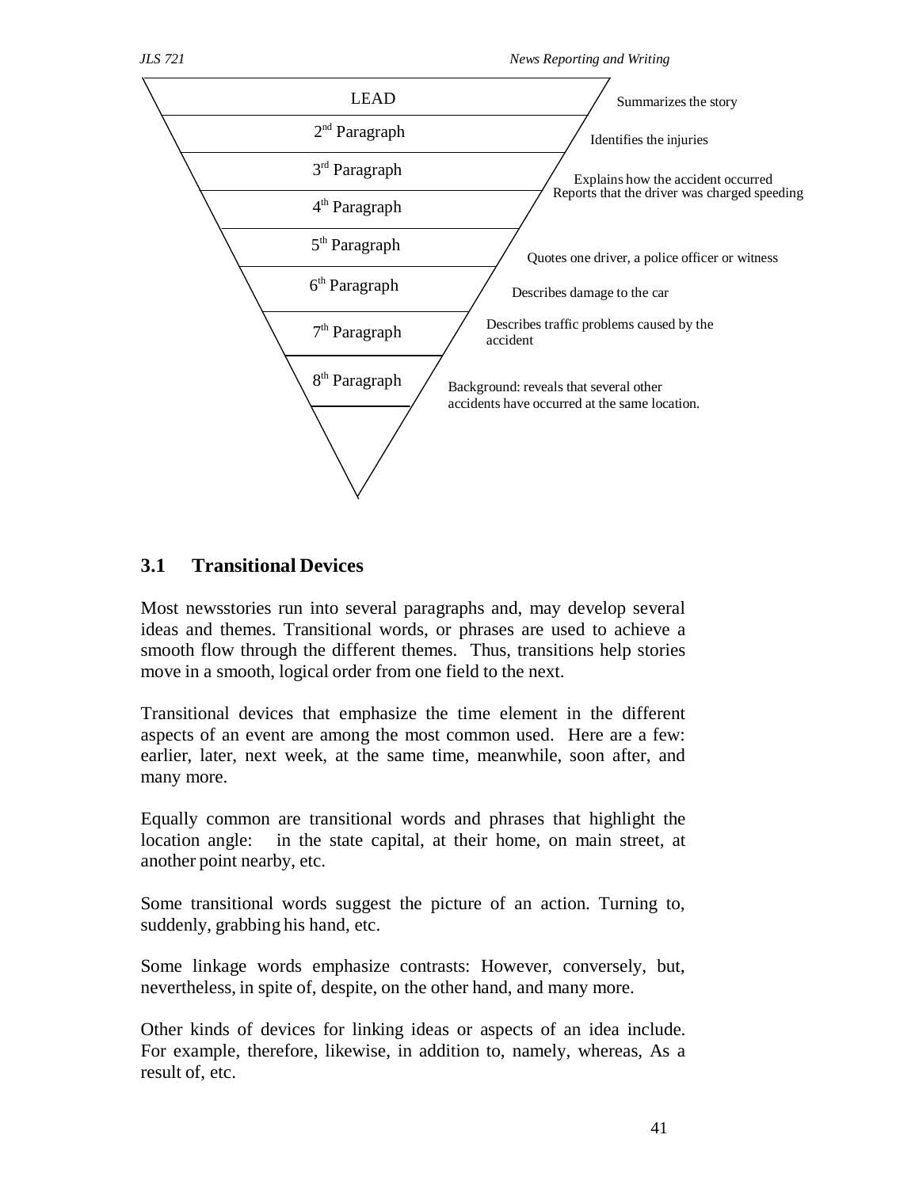| Paragraph | Content |
| --- | --- |
| LEAD | Summarizes the story |
| 2nd Paragraph | Identifies the injuries |
| 3rd Paragraph | Explains how the accident occurred |
| 4th Paragraph | Reports that the driver was charged speeding |
| 5th Paragraph | Quotes one driver, a police officer or witness |
| 6th Paragraph | Describes damage to the car |
| 7th Paragraph | Describes traffic problems caused by the accident |
| 8th Paragraph | Background: reveals that several other accidents have occurred at the same location. |

## 3.1 Transitional Devices

Most newsstories run into several paragraphs and, may develop several ideas and themes. Transitional words, or phrases are used to achieve a smooth flow through the different themes. Thus, transitions help stories move in a smooth, logical order from one field to the next.

Transitional devices that emphasize the time element in the different aspects of an event are among the most common used. Here are a few: earlier, later, next week, at the same time, meanwhile, soon after, and many more.

Equally common are transitional words and phrases that highlight the location angle: in the state capital, at their home, on main street, at another point nearby, etc.

Some transitional words suggest the picture of an action. Turning to, suddenly, grabbing his hand, etc.

Some linkage words emphasize contrasts: However, conversely, but, nevertheless, in spite of, despite, on the other hand, and many more.

Other kinds of devices for linking ideas or aspects of an idea include. For example, therefore, likewise, in addition to, namely, whereas, As a result of, etc.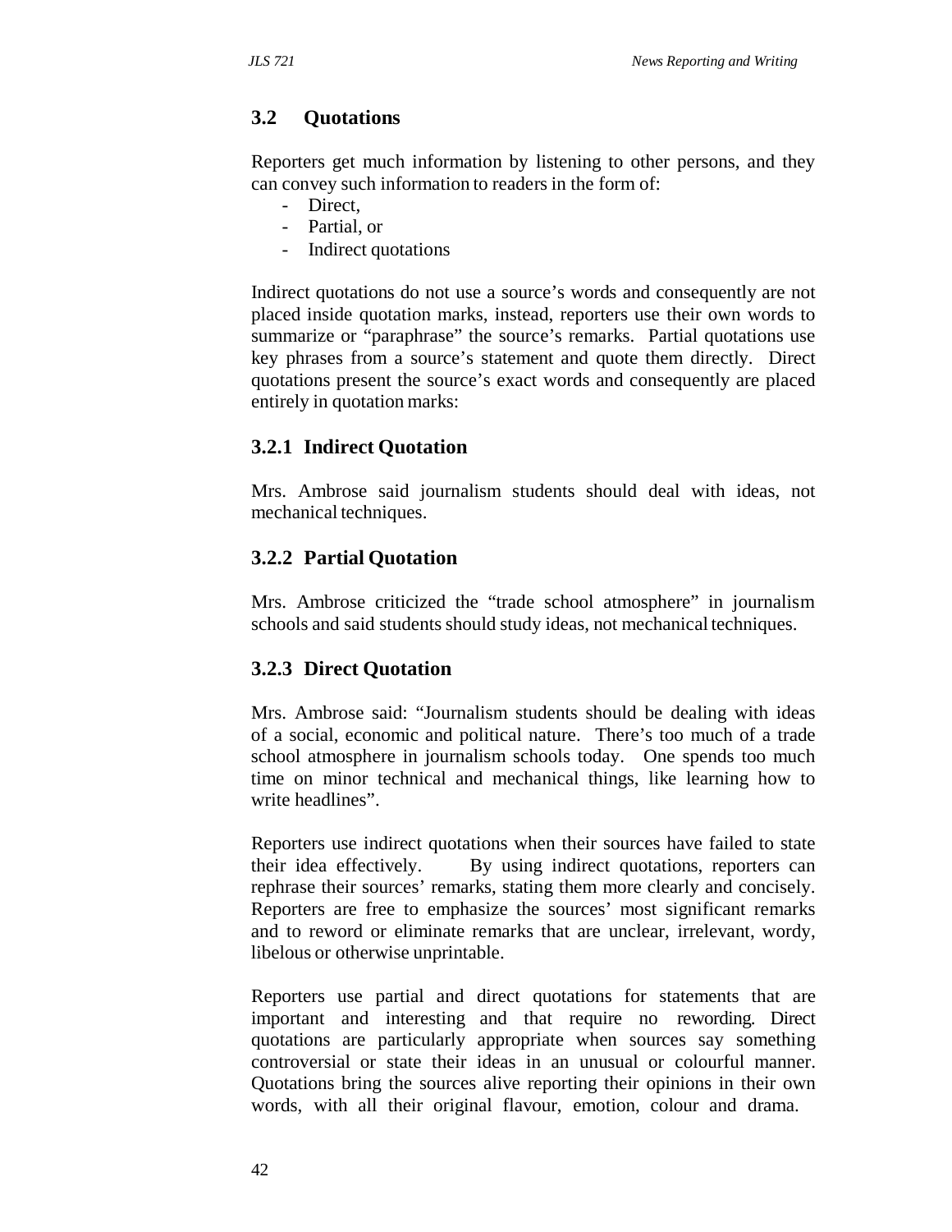## 3.2 Quotations

Reporters get much information by listening to other persons, and they can convey such information to readers in the form of:

- Direct,
- Partial, or
- Indirect quotations

Indirect quotations do not use a source's words and consequently are not placed inside quotation marks, instead, reporters use their own words to summarize or "paraphrase" the source's remarks. Partial quotations use key phrases from a source's statement and quote them directly. Direct quotations present the source's exact words and consequently are placed entirely in quotation marks:

### 3.2.1 Indirect Quotation

Mrs. Ambrose said journalism students should deal with ideas, not mechanical techniques.

### 3.2.2 Partial Quotation

Mrs. Ambrose criticized the "trade school atmosphere" in journalism schools and said students should study ideas, not mechanical techniques.

### 3.2.3 Direct Quotation

Mrs. Ambrose said: "Journalism students should be dealing with ideas of a social, economic and political nature. There's too much of a trade school atmosphere in journalism schools today. One spends too much time on minor technical and mechanical things, like learning how to write headlines".

Reporters use indirect quotations when their sources have failed to state their idea effectively. By using indirect quotations, reporters can rephrase their sources' remarks, stating them more clearly and concisely. Reporters are free to emphasize the sources' most significant remarks and to reword or eliminate remarks that are unclear, irrelevant, wordy, libelous or otherwise unprintable.

Reporters use partial and direct quotations for statements that are important and interesting and that require no rewording. Direct quotations are particularly appropriate when sources say something controversial or state their ideas in an unusual or colourful manner. Quotations bring the sources alive reporting their opinions in their own words, with all their original flavour, emotion, colour and drama.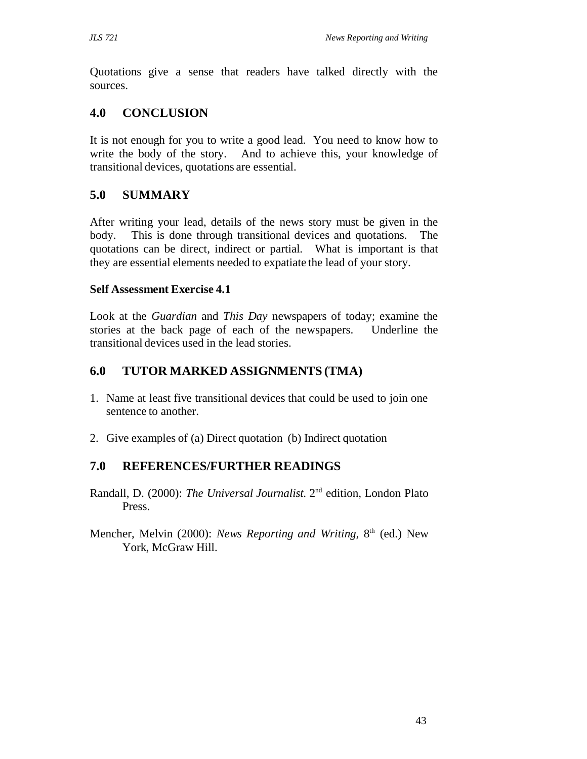Quotations give a sense that readers have talked directly with the sources.

## 4.0 CONCLUSION

It is not enough for you to write a good lead. You need to know how to write the body of the story. And to achieve this, your knowledge of transitional devices, quotations are essential.

## 5.0 SUMMARY

After writing your lead, details of the news story must be given in the body. This is done through transitional devices and quotations. The quotations can be direct, indirect or partial. What is important is that they are essential elements needed to expatiate the lead of your story.

**Self Assessment Exercise 4.1**

Look at the *Guardian* and *This Day* newspapers of today; examine the stories at the back page of each of the newspapers. Underline the transitional devices used in the lead stories.

## 6.0 TUTOR MARKED ASSIGNMENTS (TMA)

1. Name at least five transitional devices that could be used to join one sentence to another.

2. Give examples of (a) Direct quotation (b) Indirect quotation

## 7.0 REFERENCES/FURTHER READINGS

Randall, D. (2000): *The Universal Journalist.* 2nd edition, London Plato Press.

Mencher, Melvin (2000): *News Reporting and Writing*, 8th (ed.) New York, McGraw Hill.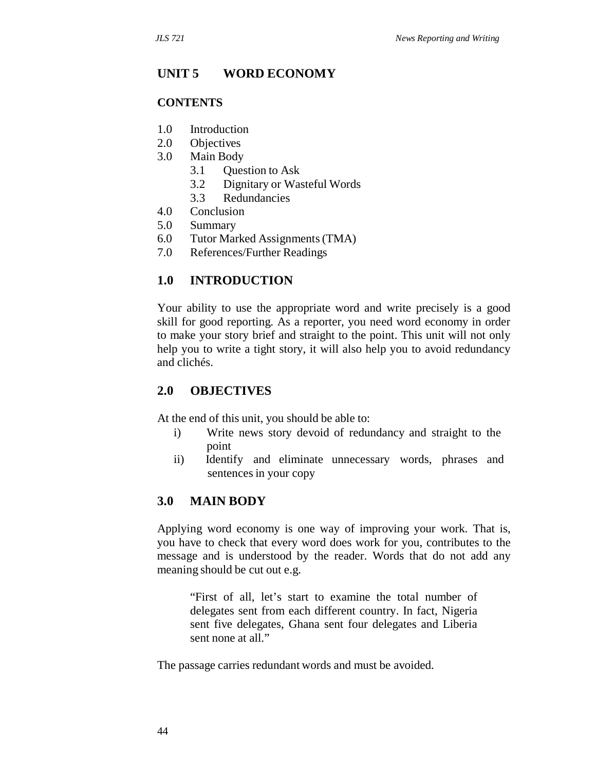# UNIT 5 WORD ECONOMY

## CONTENTS

1.0 Introduction
2.0 Objectives
3.0 Main Body
  3.1 Question to Ask
  3.2 Dignitary or Wasteful Words
  3.3 Redundancies
4.0 Conclusion
5.0 Summary
6.0 Tutor Marked Assignments (TMA)
7.0 References/Further Readings

## 1.0 INTRODUCTION

Your ability to use the appropriate word and write precisely is a good skill for good reporting. As a reporter, you need word economy in order to make your story brief and straight to the point. This unit will not only help you to write a tight story, it will also help you to avoid redundancy and clichés.

## 2.0 OBJECTIVES

At the end of this unit, you should be able to:

i) Write news story devoid of redundancy and straight to the point
ii) Identify and eliminate unnecessary words, phrases and sentences in your copy

## 3.0 MAIN BODY

Applying word economy is one way of improving your work. That is, you have to check that every word does work for you, contributes to the message and is understood by the reader. Words that do not add any meaning should be cut out e.g.

> "First of all, let's start to examine the total number of delegates sent from each different country. In fact, Nigeria sent five delegates, Ghana sent four delegates and Liberia sent none at all."

The passage carries redundant words and must be avoided.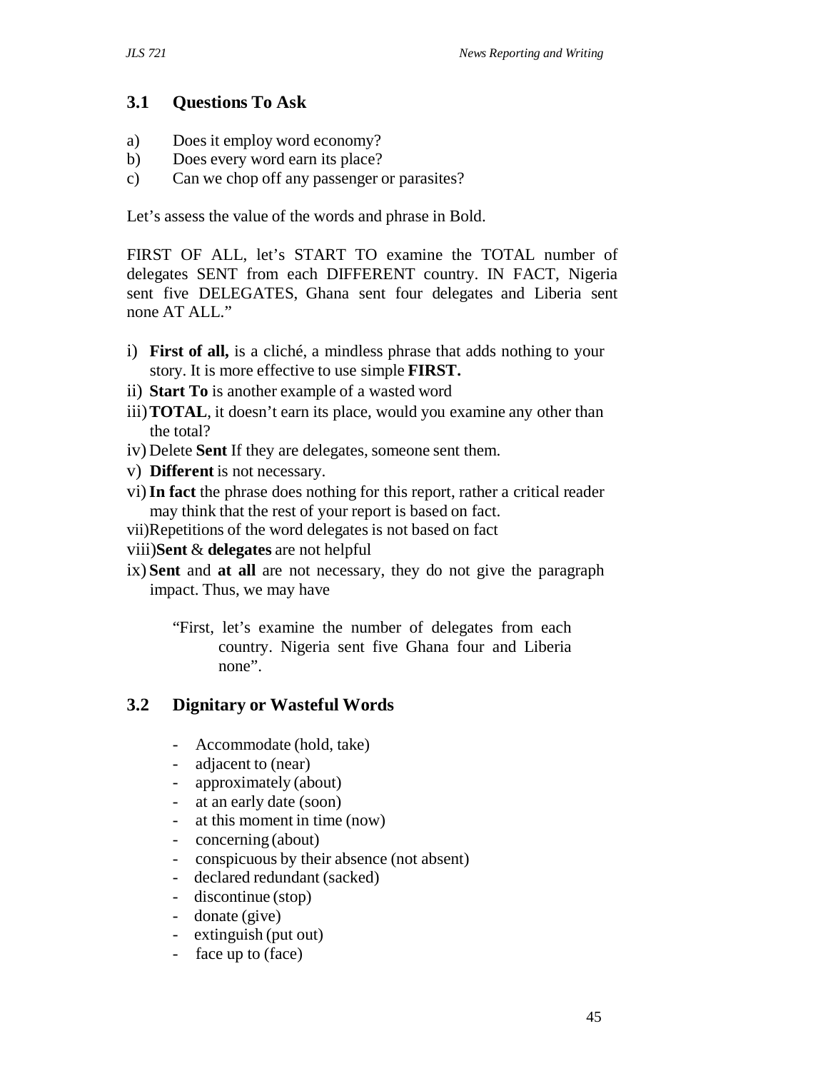## 3.1 Questions To Ask

a) Does it employ word economy?
b) Does every word earn its place?
c) Can we chop off any passenger or parasites?

Let's assess the value of the words and phrase in Bold.

FIRST OF ALL, let's START TO examine the TOTAL number of delegates SENT from each DIFFERENT country. IN FACT, Nigeria sent five DELEGATES, Ghana sent four delegates and Liberia sent none AT ALL."

i) **First of all,** is a cliché, a mindless phrase that adds nothing to your story. It is more effective to use simple **FIRST.**
ii) **Start To** is another example of a wasted word
iii) **TOTAL**, it doesn't earn its place, would you examine any other than the total?
iv) Delete **Sent** If they are delegates, someone sent them.
v) **Different** is not necessary.
vi) **In fact** the phrase does nothing for this report, rather a critical reader may think that the rest of your report is based on fact.
vii) Repetitions of the word delegates is not based on fact
viii) **Sent** & **delegates** are not helpful
ix) **Sent** and **at all** are not necessary, they do not give the paragraph impact. Thus, we may have

> "First, let's examine the number of delegates from each country. Nigeria sent five Ghana four and Liberia none".

## 3.2 Dignitary or Wasteful Words

- Accommodate (hold, take)
- adjacent to (near)
- approximately (about)
- at an early date (soon)
- at this moment in time (now)
- concerning (about)
- conspicuous by their absence (not absent)
- declared redundant (sacked)
- discontinue (stop)
- donate (give)
- extinguish (put out)
- face up to (face)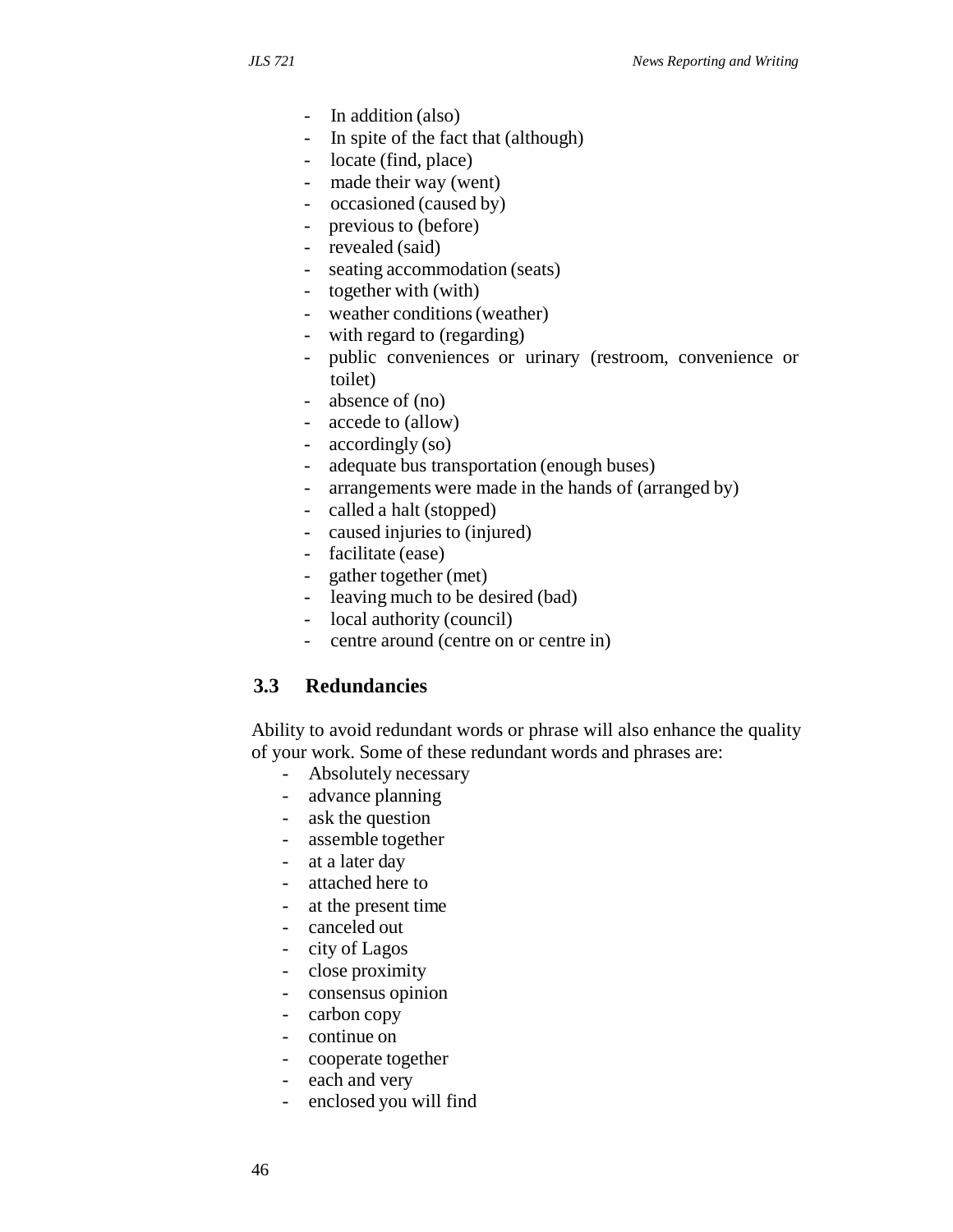- In addition (also)
- In spite of the fact that (although)
- locate (find, place)
- made their way (went)
- occasioned (caused by)
- previous to (before)
- revealed (said)
- seating accommodation (seats)
- together with (with)
- weather conditions (weather)
- with regard to (regarding)
- public conveniences or urinary (restroom, convenience or toilet)
- absence of (no)
- accede to (allow)
- accordingly (so)
- adequate bus transportation (enough buses)
- arrangements were made in the hands of (arranged by)
- called a halt (stopped)
- caused injuries to (injured)
- facilitate (ease)
- gather together (met)
- leaving much to be desired (bad)
- local authority (council)
- centre around (centre on or centre in)

## 3.3 Redundancies

Ability to avoid redundant words or phrase will also enhance the quality of your work. Some of these redundant words and phrases are:

- Absolutely necessary
- advance planning
- ask the question
- assemble together
- at a later day
- attached here to
- at the present time
- canceled out
- city of Lagos
- close proximity
- consensus opinion
- carbon copy
- continue on
- cooperate together
- each and very
- enclosed you will find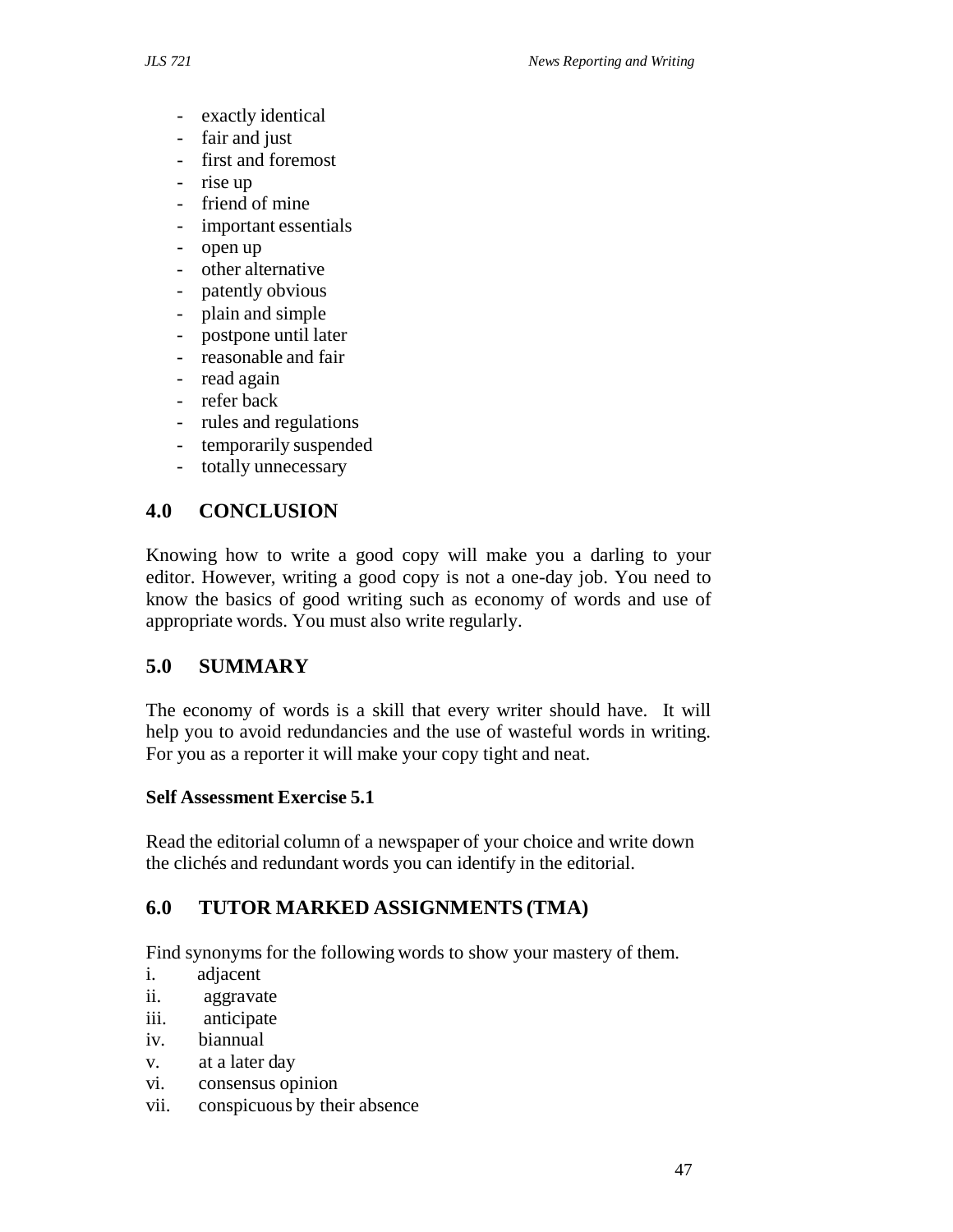- exactly identical
- fair and just
- first and foremost
- rise up
- friend of mine
- important essentials
- open up
- other alternative
- patently obvious
- plain and simple
- postpone until later
- reasonable and fair
- read again
- refer back
- rules and regulations
- temporarily suspended
- totally unnecessary

## 4.0 CONCLUSION

Knowing how to write a good copy will make you a darling to your editor. However, writing a good copy is not a one-day job. You need to know the basics of good writing such as economy of words and use of appropriate words. You must also write regularly.

## 5.0 SUMMARY

The economy of words is a skill that every writer should have. It will help you to avoid redundancies and the use of wasteful words in writing. For you as a reporter it will make your copy tight and neat.

**Self Assessment Exercise 5.1**

Read the editorial column of a newspaper of your choice and write down the clichés and redundant words you can identify in the editorial.

## 6.0 TUTOR MARKED ASSIGNMENTS (TMA)

Find synonyms for the following words to show your mastery of them.

i. adjacent
ii. aggravate
iii. anticipate
iv. biannual
v. at a later day
vi. consensus opinion
vii. conspicuous by their absence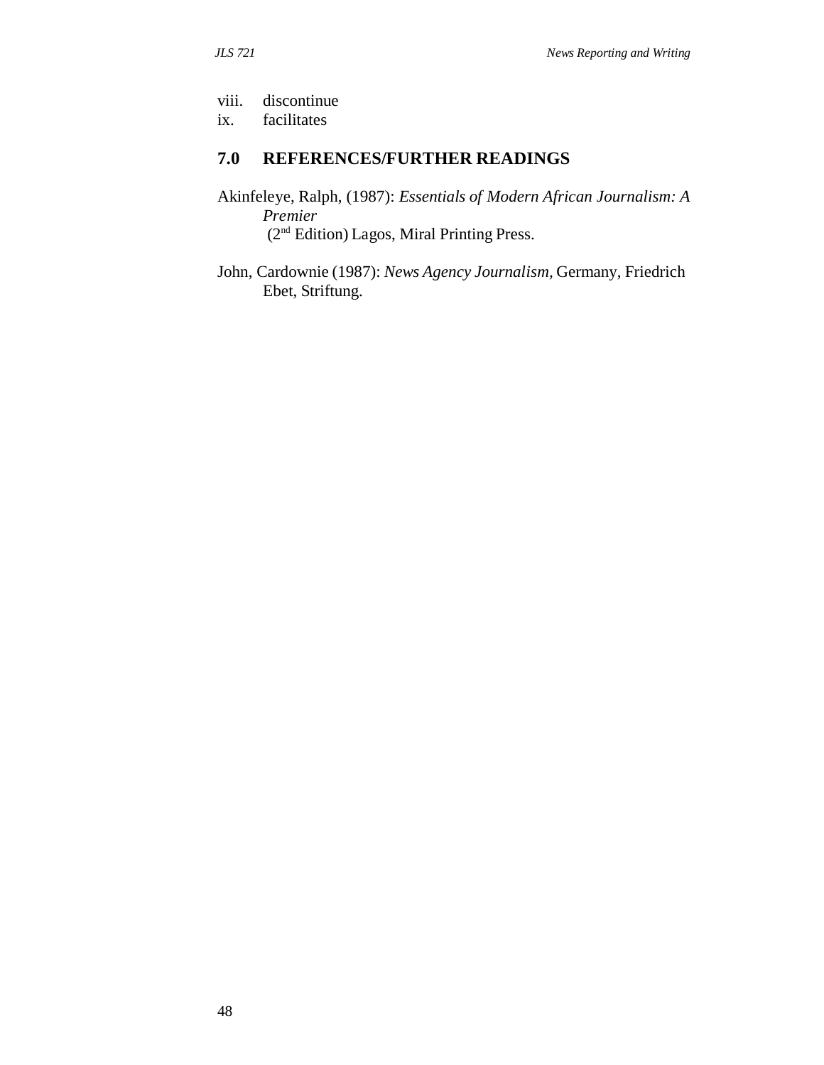viii. discontinue
ix. facilitates

## 7.0 REFERENCES/FURTHER READINGS

Akinfeleye, Ralph, (1987): *Essentials of Modern African Journalism: A Premier* (2nd Edition) Lagos, Miral Printing Press.

John, Cardownie (1987): *News Agency Journalism*, Germany, Friedrich Ebet, Striftung.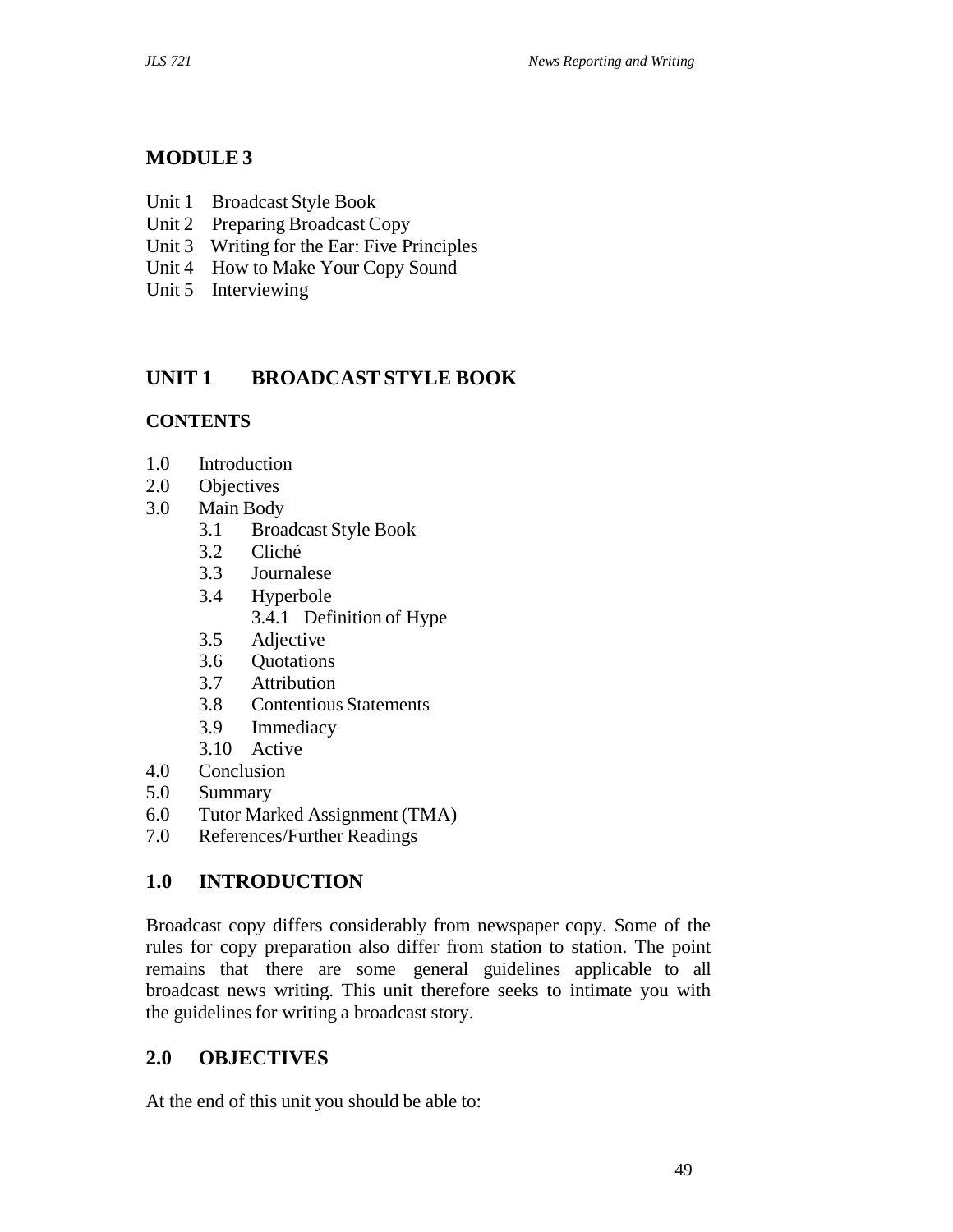## MODULE 3

- Unit 1 Broadcast Style Book
- Unit 2 Preparing Broadcast Copy
- Unit 3 Writing for the Ear: Five Principles
- Unit 4 How to Make Your Copy Sound
- Unit 5 Interviewing

## UNIT 1 BROADCAST STYLE BOOK

### CONTENTS

- 1.0 Introduction
- 2.0 Objectives
- 3.0 Main Body
    - 3.1 Broadcast Style Book
    - 3.2 Cliché
    - 3.3 Journalese
    - 3.4 Hyperbole
        - 3.4.1 Definition of Hype
    - 3.5 Adjective
    - 3.6 Quotations
    - 3.7 Attribution
    - 3.8 Contentious Statements
    - 3.9 Immediacy
    - 3.10 Active
- 4.0 Conclusion
- 5.0 Summary
- 6.0 Tutor Marked Assignment (TMA)
- 7.0 References/Further Readings

### 1.0 INTRODUCTION

Broadcast copy differs considerably from newspaper copy. Some of the rules for copy preparation also differ from station to station. The point remains that there are some general guidelines applicable to all broadcast news writing. This unit therefore seeks to intimate you with the guidelines for writing a broadcast story.

### 2.0 OBJECTIVES

At the end of this unit you should be able to: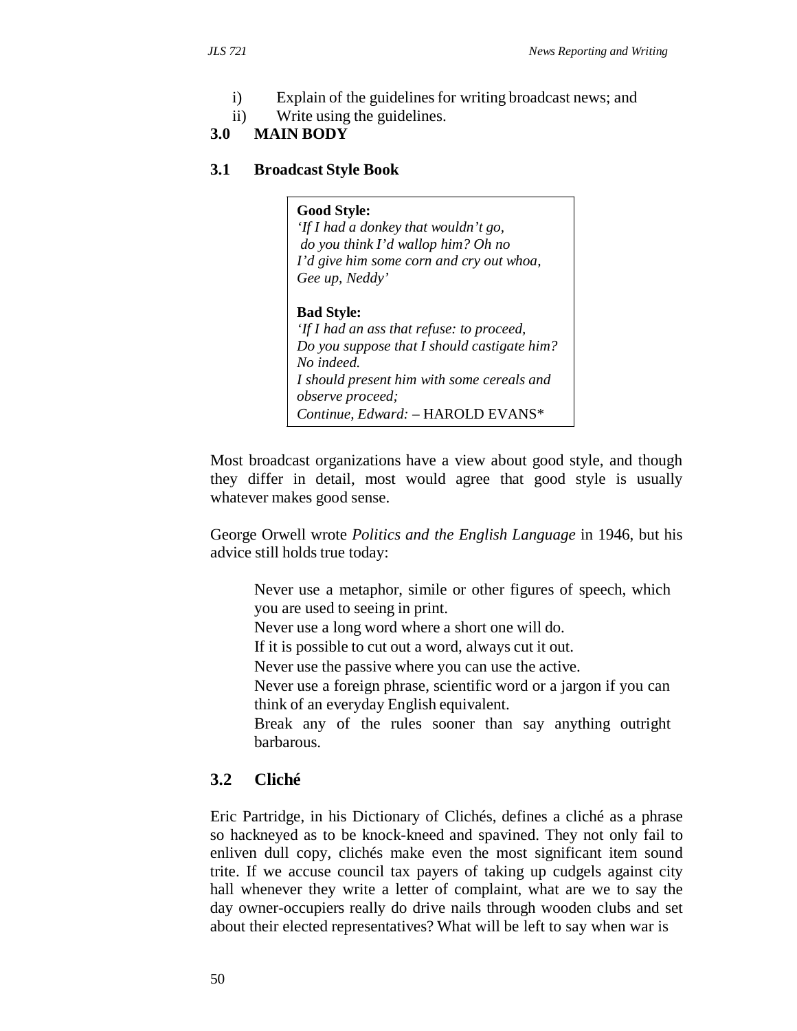i) Explain of the guidelines for writing broadcast news; and
ii) Write using the guidelines.

## 3.0 MAIN BODY

### 3.1 Broadcast Style Book

> **Good Style:**
> *'If I had a donkey that wouldn't go,*
> *do you think I'd wallop him? Oh no*
> *I'd give him some corn and cry out whoa,*
> *Gee up, Neddy'*
>
> **Bad Style:**
> *'If I had an ass that refuse: to proceed,*
> *Do you suppose that I should castigate him? No indeed.*
> *I should present him with some cereals and observe proceed;*
> *Continue, Edward:* – HAROLD EVANS*

Most broadcast organizations have a view about good style, and though they differ in detail, most would agree that good style is usually whatever makes good sense.

George Orwell wrote *Politics and the English Language* in 1946, but his advice still holds true today:

> Never use a metaphor, simile or other figures of speech, which you are used to seeing in print.
> Never use a long word where a short one will do.
> If it is possible to cut out a word, always cut it out.
> Never use the passive where you can use the active.
> Never use a foreign phrase, scientific word or a jargon if you can think of an everyday English equivalent.
> Break any of the rules sooner than say anything outright barbarous.

### 3.2 Cliché

Eric Partridge, in his Dictionary of Clichés, defines a cliché as a phrase so hackneyed as to be knock-kneed and spavined. They not only fail to enliven dull copy, clichés make even the most significant item sound trite. If we accuse council tax payers of taking up cudgels against city hall whenever they write a letter of complaint, what are we to say the day owner-occupiers really do drive nails through wooden clubs and set about their elected representatives? What will be left to say when war is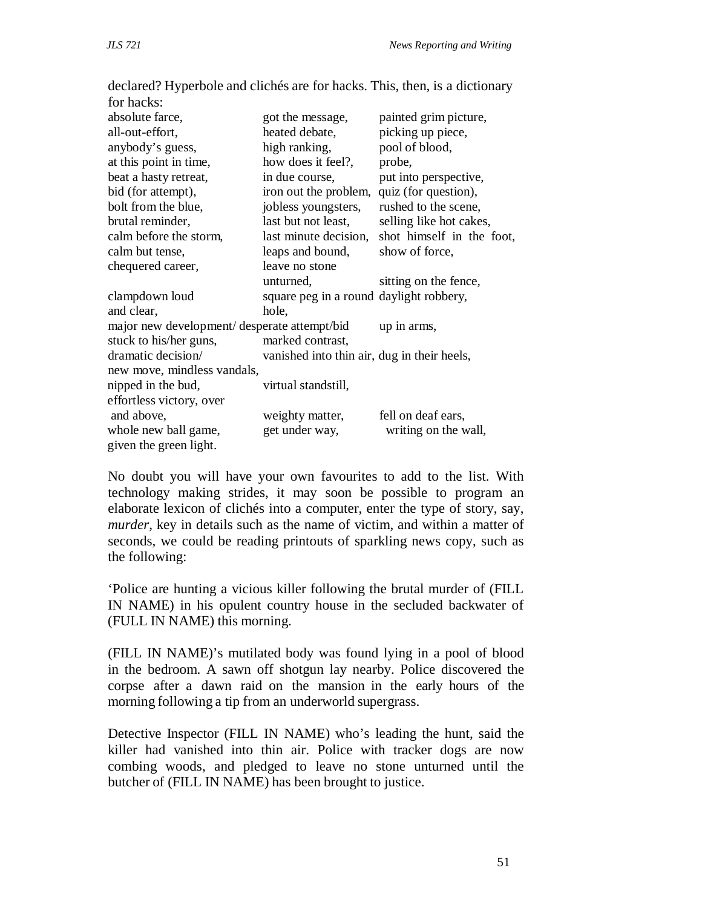declared? Hyperbole and clichés are for hacks. This, then, is a dictionary for hacks:

absolute farce, got the message, painted grim picture, all-out-effort, heated debate, picking up piece, anybody's guess, high ranking, pool of blood, at this point in time, how does it feel?, probe, beat a hasty retreat, in due course, put into perspective, bid (for attempt), iron out the problem, quiz (for question), bolt from the blue, jobless youngsters, rushed to the scene, brutal reminder, last but not least, selling like hot cakes, calm before the storm, last minute decision, shot himself in the foot, calm but tense, leaps and bound, show of force, chequered career, leave no stone unturned, sitting on the fence, clampdown loud and clear, square peg in a round hole, daylight robbery, major new development/ desperate attempt/bid up in arms, stuck to his/her guns, marked contrast, dramatic decision/ new move, mindless vandals, vanished into thin air, dug in their heels, nipped in the bud, virtual standstill, effortless victory, over and above, weighty matter, fell on deaf ears, whole new ball game, get under way, writing on the wall, given the green light.

No doubt you will have your own favourites to add to the list. With technology making strides, it may soon be possible to program an elaborate lexicon of clichés into a computer, enter the type of story, say, *murder*, key in details such as the name of victim, and within a matter of seconds, we could be reading printouts of sparkling news copy, such as the following:

'Police are hunting a vicious killer following the brutal murder of (FILL IN NAME) in his opulent country house in the secluded backwater of (FULL IN NAME) this morning.

(FILL IN NAME)'s mutilated body was found lying in a pool of blood in the bedroom. A sawn off shotgun lay nearby. Police discovered the corpse after a dawn raid on the mansion in the early hours of the morning following a tip from an underworld supergrass.

Detective Inspector (FILL IN NAME) who's leading the hunt, said the killer had vanished into thin air. Police with tracker dogs are now combing woods, and pledged to leave no stone unturned until the butcher of (FILL IN NAME) has been brought to justice.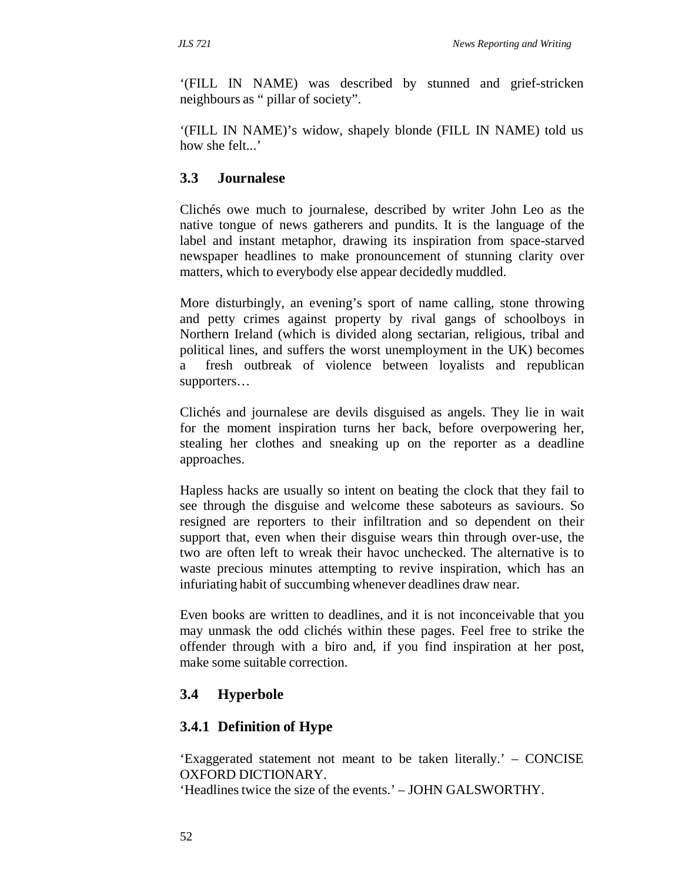'(FILL IN NAME) was described by stunned and grief-stricken neighbours as " pillar of society".

'(FILL IN NAME)'s widow, shapely blonde (FILL IN NAME) told us how she felt...'

## 3.3 Journalese

Clichés owe much to journalese, described by writer John Leo as the native tongue of news gatherers and pundits. It is the language of the label and instant metaphor, drawing its inspiration from space-starved newspaper headlines to make pronouncement of stunning clarity over matters, which to everybody else appear decidedly muddled.

More disturbingly, an evening's sport of name calling, stone throwing and petty crimes against property by rival gangs of schoolboys in Northern Ireland (which is divided along sectarian, religious, tribal and political lines, and suffers the worst unemployment in the UK) becomes a fresh outbreak of violence between loyalists and republican supporters…

Clichés and journalese are devils disguised as angels. They lie in wait for the moment inspiration turns her back, before overpowering her, stealing her clothes and sneaking up on the reporter as a deadline approaches.

Hapless hacks are usually so intent on beating the clock that they fail to see through the disguise and welcome these saboteurs as saviours. So resigned are reporters to their infiltration and so dependent on their support that, even when their disguise wears thin through over-use, the two are often left to wreak their havoc unchecked. The alternative is to waste precious minutes attempting to revive inspiration, which has an infuriating habit of succumbing whenever deadlines draw near.

Even books are written to deadlines, and it is not inconceivable that you may unmask the odd clichés within these pages. Feel free to strike the offender through with a biro and, if you find inspiration at her post, make some suitable correction.

## 3.4 Hyperbole

### 3.4.1 Definition of Hype

'Exaggerated statement not meant to be taken literally.' – CONCISE OXFORD DICTIONARY.
'Headlines twice the size of the events.' – JOHN GALSWORTHY.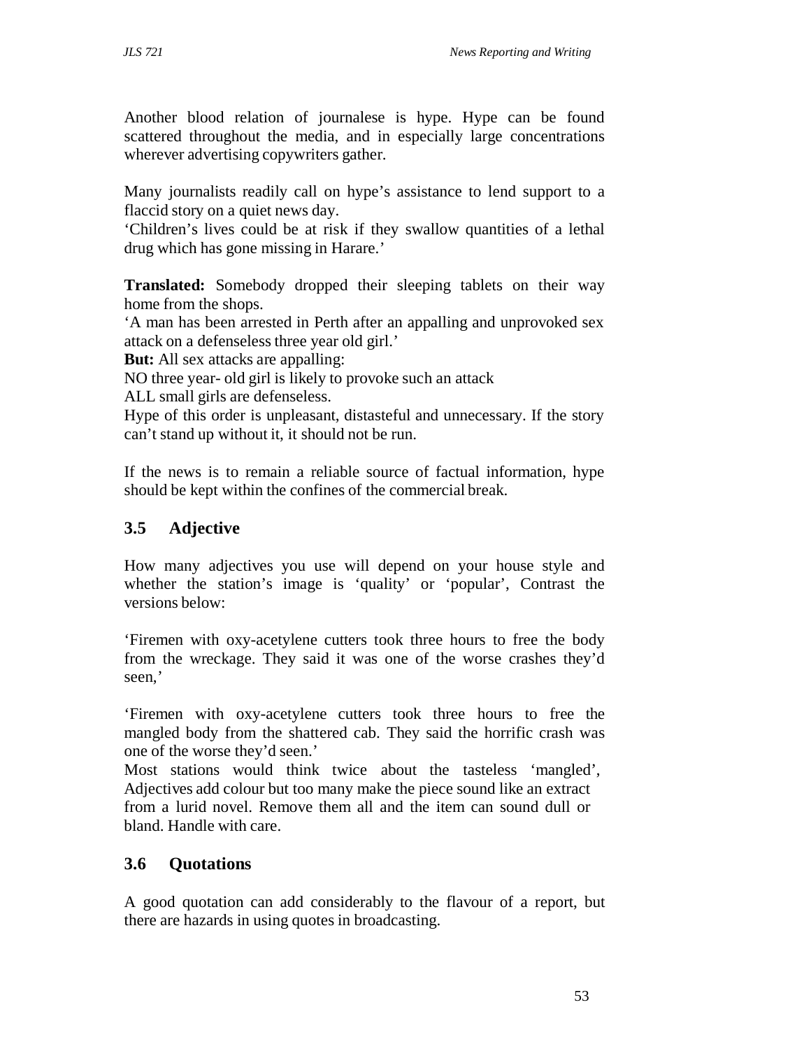Another blood relation of journalese is hype. Hype can be found scattered throughout the media, and in especially large concentrations wherever advertising copywriters gather.

Many journalists readily call on hype's assistance to lend support to a flaccid story on a quiet news day.
'Children's lives could be at risk if they swallow quantities of a lethal drug which has gone missing in Harare.'

**Translated:** Somebody dropped their sleeping tablets on their way home from the shops.
'A man has been arrested in Perth after an appalling and unprovoked sex attack on a defenseless three year old girl.'
**But:** All sex attacks are appalling:
NO three year- old girl is likely to provoke such an attack
ALL small girls are defenseless.
Hype of this order is unpleasant, distasteful and unnecessary. If the story can't stand up without it, it should not be run.

If the news is to remain a reliable source of factual information, hype should be kept within the confines of the commercial break.

## 3.5 Adjective

How many adjectives you use will depend on your house style and whether the station's image is 'quality' or 'popular', Contrast the versions below:

'Firemen with oxy-acetylene cutters took three hours to free the body from the wreckage. They said it was one of the worse crashes they'd seen,'

'Firemen with oxy-acetylene cutters took three hours to free the mangled body from the shattered cab. They said the horrific crash was one of the worse they'd seen.'
Most stations would think twice about the tasteless 'mangled', Adjectives add colour but too many make the piece sound like an extract from a lurid novel. Remove them all and the item can sound dull or bland. Handle with care.

## 3.6 Quotations

A good quotation can add considerably to the flavour of a report, but there are hazards in using quotes in broadcasting.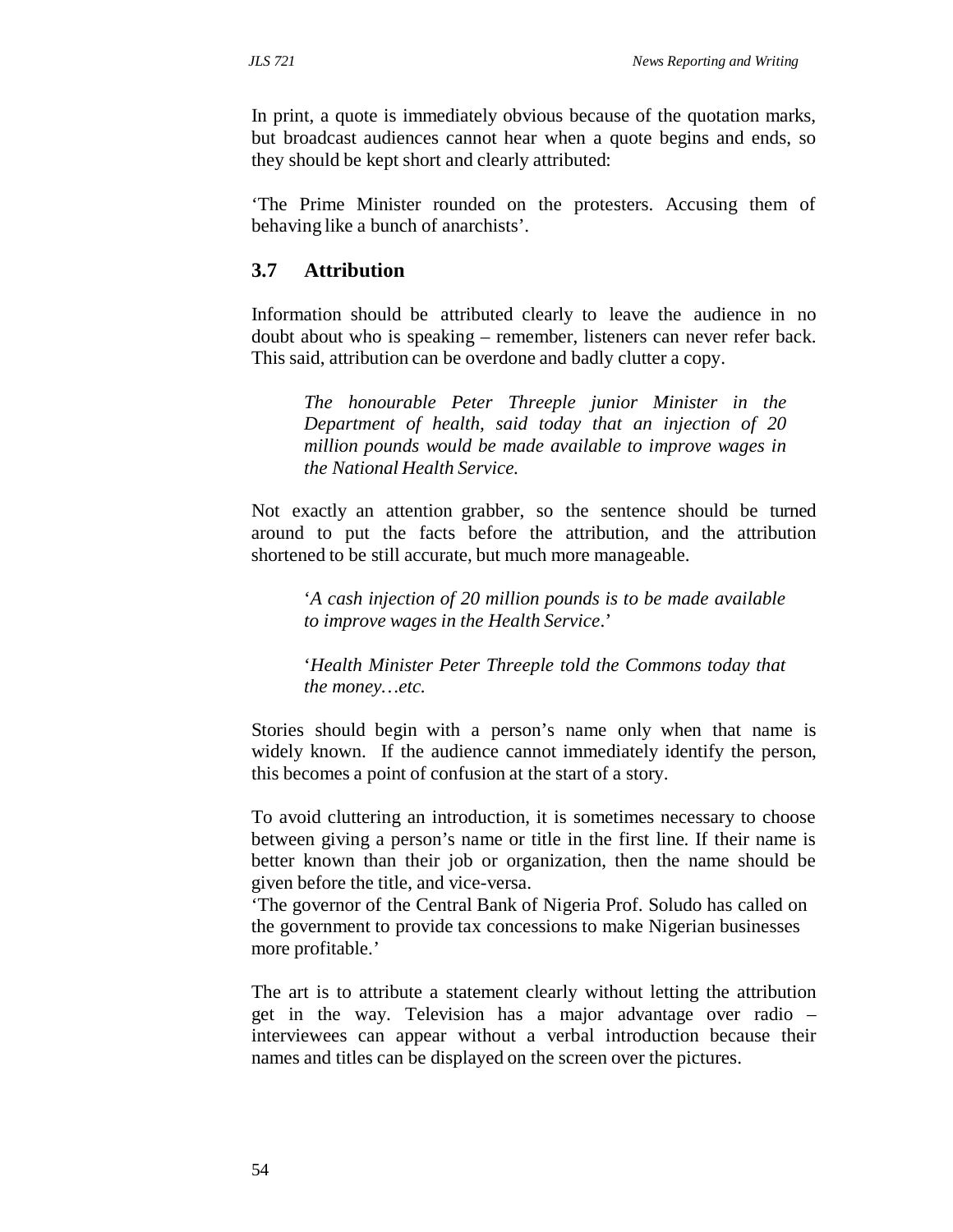In print, a quote is immediately obvious because of the quotation marks, but broadcast audiences cannot hear when a quote begins and ends, so they should be kept short and clearly attributed:

'The Prime Minister rounded on the protesters. Accusing them of behaving like a bunch of anarchists'.

### 3.7 Attribution

Information should be attributed clearly to leave the audience in no doubt about who is speaking – remember, listeners can never refer back. This said, attribution can be overdone and badly clutter a copy.

> *The honourable Peter Threeple junior Minister in the Department of health, said today that an injection of 20 million pounds would be made available to improve wages in the National Health Service.*

Not exactly an attention grabber, so the sentence should be turned around to put the facts before the attribution, and the attribution shortened to be still accurate, but much more manageable.

> '*A cash injection of 20 million pounds is to be made available to improve wages in the Health Service*.'
>
> '*Health Minister Peter Threeple told the Commons today that the money…etc.*

Stories should begin with a person's name only when that name is widely known. If the audience cannot immediately identify the person, this becomes a point of confusion at the start of a story.

To avoid cluttering an introduction, it is sometimes necessary to choose between giving a person's name or title in the first line. If their name is better known than their job or organization, then the name should be given before the title, and vice-versa.
'The governor of the Central Bank of Nigeria Prof. Soludo has called on the government to provide tax concessions to make Nigerian businesses more profitable.'

The art is to attribute a statement clearly without letting the attribution get in the way. Television has a major advantage over radio – interviewees can appear without a verbal introduction because their names and titles can be displayed on the screen over the pictures.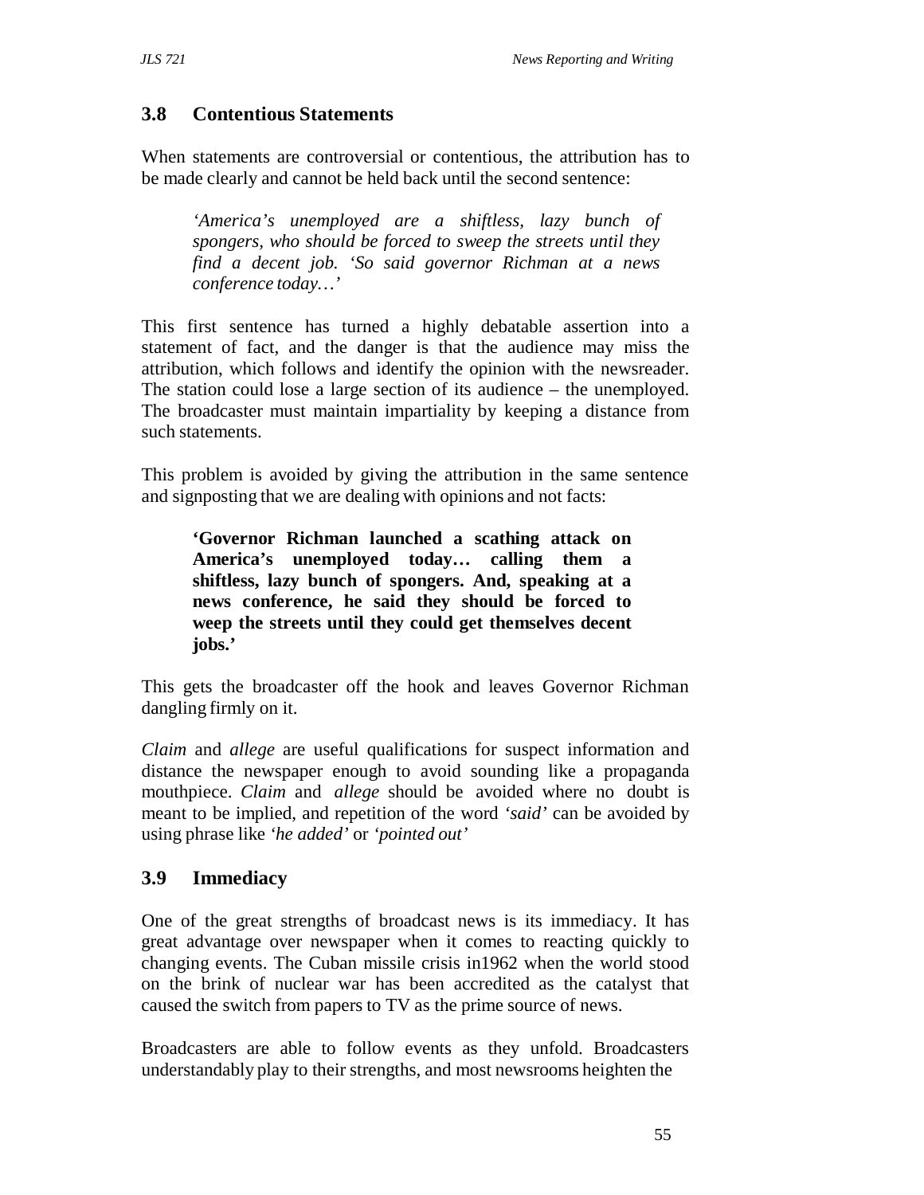## 3.8 Contentious Statements

When statements are controversial or contentious, the attribution has to be made clearly and cannot be held back until the second sentence:

> *'America's unemployed are a shiftless, lazy bunch of spongers, who should be forced to sweep the streets until they find a decent job. 'So said governor Richman at a news conference today…'*

This first sentence has turned a highly debatable assertion into a statement of fact, and the danger is that the audience may miss the attribution, which follows and identify the opinion with the newsreader. The station could lose a large section of its audience – the unemployed. The broadcaster must maintain impartiality by keeping a distance from such statements.

This problem is avoided by giving the attribution in the same sentence and signposting that we are dealing with opinions and not facts:

> **'Governor Richman launched a scathing attack on America's unemployed today… calling them a shiftless, lazy bunch of spongers. And, speaking at a news conference, he said they should be forced to weep the streets until they could get themselves decent jobs.'**

This gets the broadcaster off the hook and leaves Governor Richman dangling firmly on it.

*Claim* and *allege* are useful qualifications for suspect information and distance the newspaper enough to avoid sounding like a propaganda mouthpiece. *Claim* and *allege* should be avoided where no doubt is meant to be implied, and repetition of the word *'said'* can be avoided by using phrase like *'he added'* or *'pointed out'*

## 3.9 Immediacy

One of the great strengths of broadcast news is its immediacy. It has great advantage over newspaper when it comes to reacting quickly to changing events. The Cuban missile crisis in1962 when the world stood on the brink of nuclear war has been accredited as the catalyst that caused the switch from papers to TV as the prime source of news.

Broadcasters are able to follow events as they unfold. Broadcasters understandably play to their strengths, and most newsrooms heighten the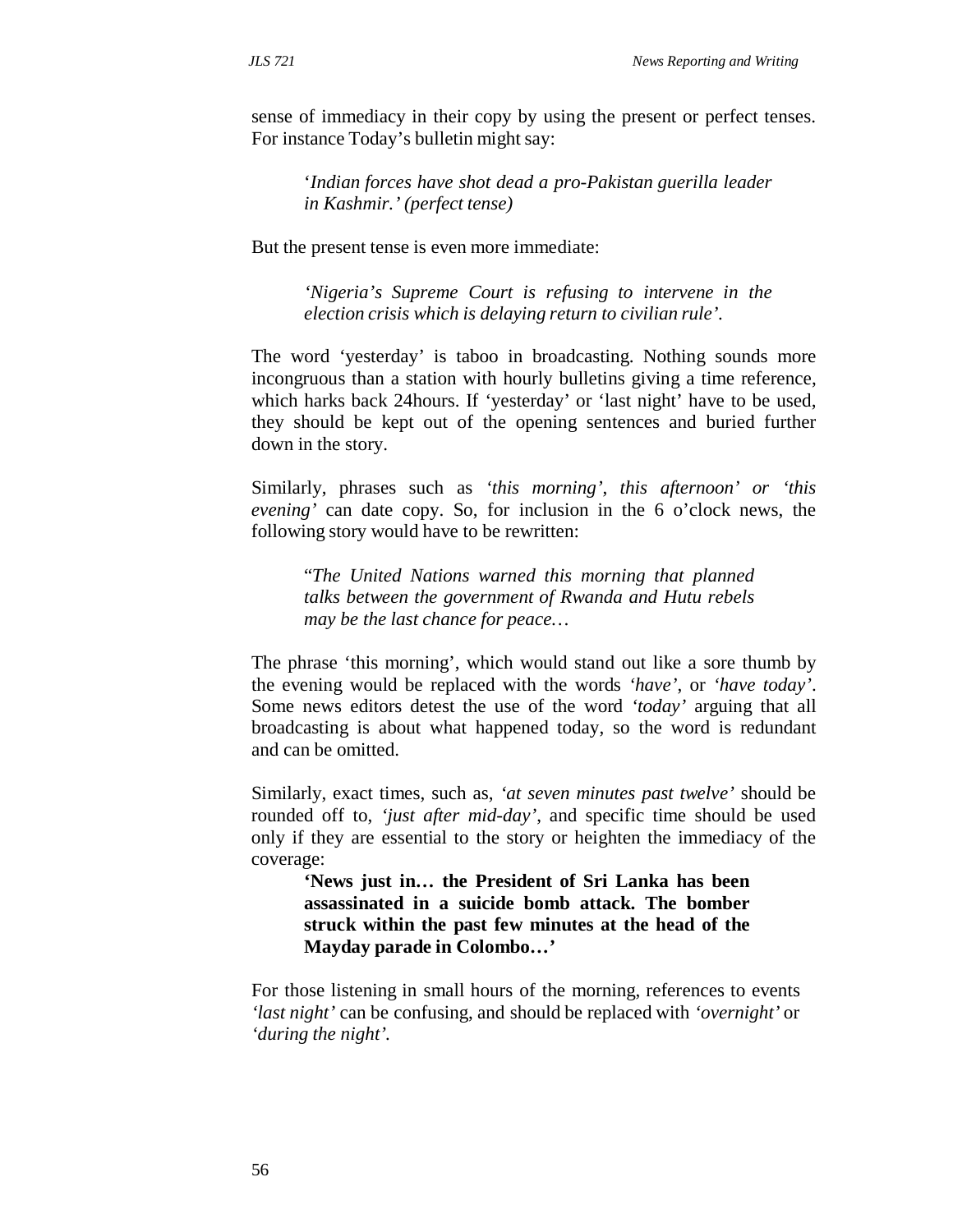sense of immediacy in their copy by using the present or perfect tenses. For instance Today's bulletin might say:

> '*Indian forces have shot dead a pro-Pakistan guerilla leader in Kashmir.' (perfect tense)*

But the present tense is even more immediate:

> *'Nigeria's Supreme Court is refusing to intervene in the election crisis which is delaying return to civilian rule'.*

The word 'yesterday' is taboo in broadcasting. Nothing sounds more incongruous than a station with hourly bulletins giving a time reference, which harks back 24hours. If 'yesterday' or 'last night' have to be used, they should be kept out of the opening sentences and buried further down in the story.

Similarly, phrases such as *'this morning', this afternoon' or 'this evening'* can date copy. So, for inclusion in the 6 o'clock news, the following story would have to be rewritten:

> *"The United Nations warned this morning that planned talks between the government of Rwanda and Hutu rebels may be the last chance for peace…*

The phrase 'this morning', which would stand out like a sore thumb by the evening would be replaced with the words *'have'*, or *'have today'*. Some news editors detest the use of the word *'today'* arguing that all broadcasting is about what happened today, so the word is redundant and can be omitted.

Similarly, exact times, such as, *'at seven minutes past twelve'* should be rounded off to, *'just after mid-day'*, and specific time should be used only if they are essential to the story or heighten the immediacy of the coverage:

> **'News just in… the President of Sri Lanka has been assassinated in a suicide bomb attack. The bomber struck within the past few minutes at the head of the Mayday parade in Colombo…'**

For those listening in small hours of the morning, references to events *'last night'* can be confusing, and should be replaced with *'overnight'* or *'during the night'.*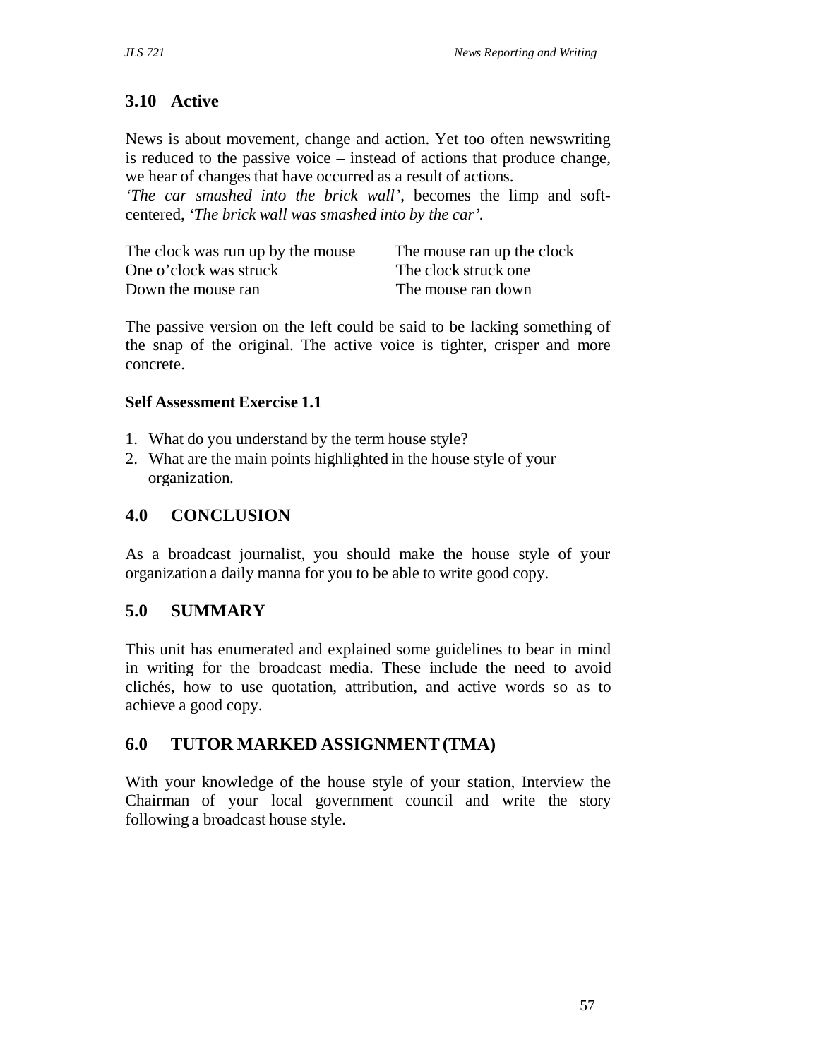## 3.10 Active

News is about movement, change and action. Yet too often newswriting is reduced to the passive voice – instead of actions that produce change, we hear of changes that have occurred as a result of actions.
*'The car smashed into the brick wall'*, becomes the limp and soft-centered, *'The brick wall was smashed into by the car'*.

| | |
|---|---|
| The clock was run up by the mouse | The mouse ran up the clock |
| One o'clock was struck | The clock struck one |
| Down the mouse ran | The mouse ran down |

The passive version on the left could be said to be lacking something of the snap of the original. The active voice is tighter, crisper and more concrete.

**Self Assessment Exercise 1.1**

1. What do you understand by the term house style?
2. What are the main points highlighted in the house style of your organization.

## 4.0 CONCLUSION

As a broadcast journalist, you should make the house style of your organization a daily manna for you to be able to write good copy.

## 5.0 SUMMARY

This unit has enumerated and explained some guidelines to bear in mind in writing for the broadcast media. These include the need to avoid clichés, how to use quotation, attribution, and active words so as to achieve a good copy.

## 6.0 TUTOR MARKED ASSIGNMENT (TMA)

With your knowledge of the house style of your station, Interview the Chairman of your local government council and write the story following a broadcast house style.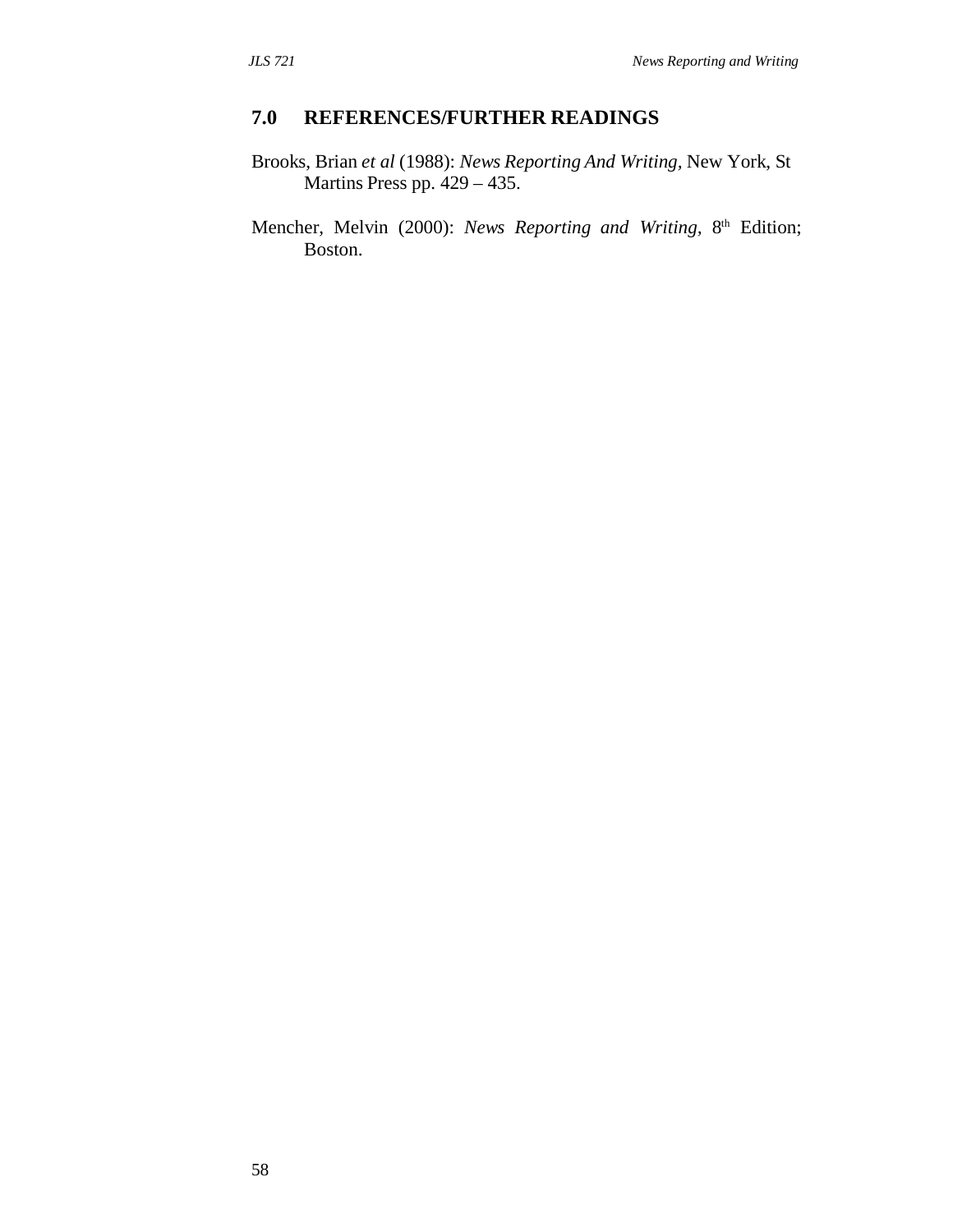## 7.0 REFERENCES/FURTHER READINGS

Brooks, Brian *et al* (1988): *News Reporting And Writing*, New York, St Martins Press pp. 429 – 435.

Mencher, Melvin (2000): *News Reporting and Writing*, 8th Edition; Boston.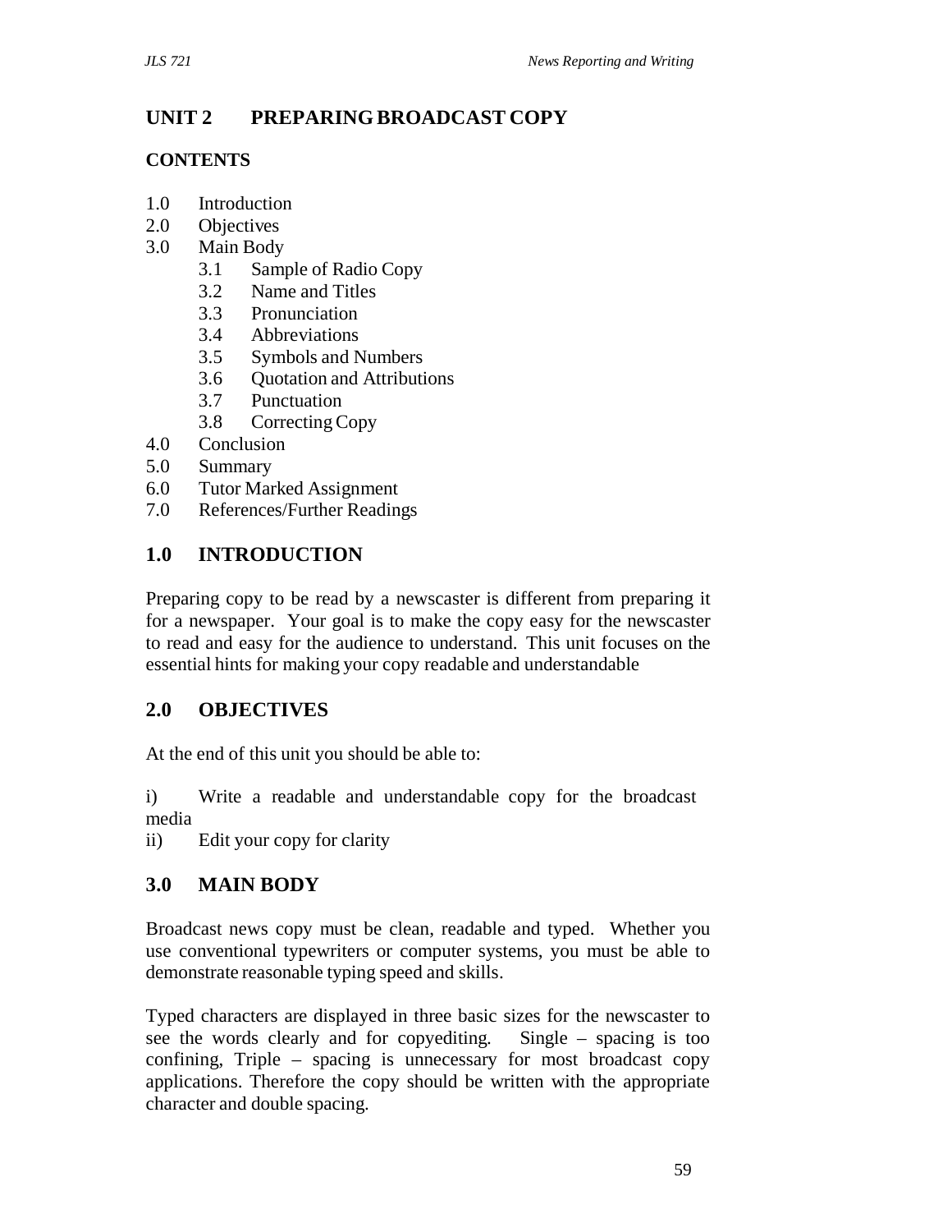# UNIT 2 PREPARING BROADCAST COPY

## CONTENTS

1.0 Introduction
2.0 Objectives
3.0 Main Body
   3.1 Sample of Radio Copy
   3.2 Name and Titles
   3.3 Pronunciation
   3.4 Abbreviations
   3.5 Symbols and Numbers
   3.6 Quotation and Attributions
   3.7 Punctuation
   3.8 Correcting Copy
4.0 Conclusion
5.0 Summary
6.0 Tutor Marked Assignment
7.0 References/Further Readings

## 1.0 INTRODUCTION

Preparing copy to be read by a newscaster is different from preparing it for a newspaper. Your goal is to make the copy easy for the newscaster to read and easy for the audience to understand. This unit focuses on the essential hints for making your copy readable and understandable

## 2.0 OBJECTIVES

At the end of this unit you should be able to:

i) Write a readable and understandable copy for the broadcast media
ii) Edit your copy for clarity

## 3.0 MAIN BODY

Broadcast news copy must be clean, readable and typed. Whether you use conventional typewriters or computer systems, you must be able to demonstrate reasonable typing speed and skills.

Typed characters are displayed in three basic sizes for the newscaster to see the words clearly and for copyediting. Single – spacing is too confining, Triple – spacing is unnecessary for most broadcast copy applications. Therefore the copy should be written with the appropriate character and double spacing.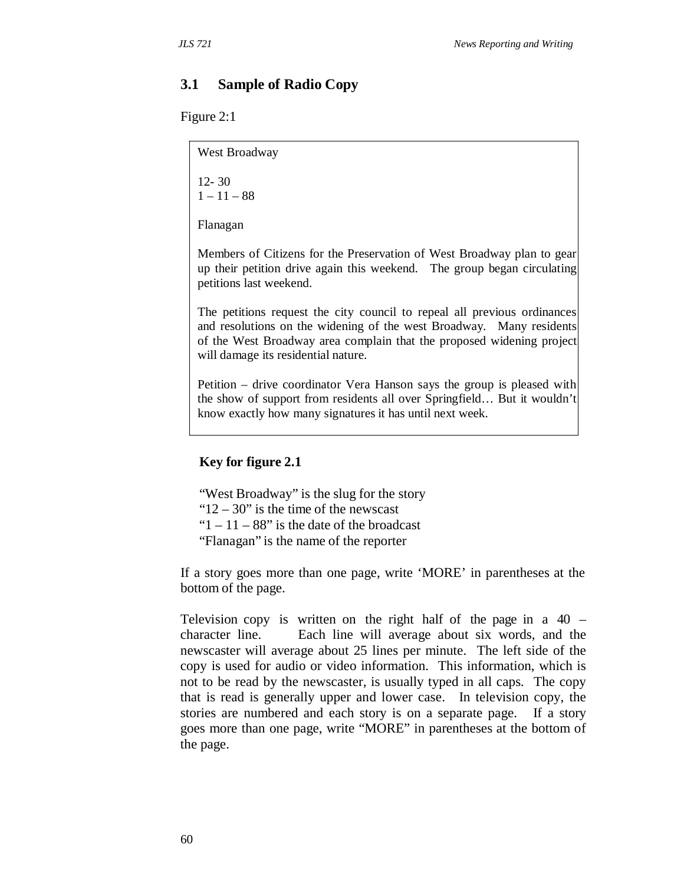## 3.1 Sample of Radio Copy

Figure 2:1

> West Broadway
>
> 12- 30
> 1 – 11 – 88
>
> Flanagan
>
> Members of Citizens for the Preservation of West Broadway plan to gear up their petition drive again this weekend. The group began circulating petitions last weekend.
>
> The petitions request the city council to repeal all previous ordinances and resolutions on the widening of the west Broadway. Many residents of the West Broadway area complain that the proposed widening project will damage its residential nature.
>
> Petition – drive coordinator Vera Hanson says the group is pleased with the show of support from residents all over Springfield… But it wouldn't know exactly how many signatures it has until next week.

**Key for figure 2.1**

"West Broadway" is the slug for the story
"12 – 30" is the time of the newscast
"1 – 11 – 88" is the date of the broadcast
"Flanagan" is the name of the reporter

If a story goes more than one page, write 'MORE' in parentheses at the bottom of the page.

Television copy is written on the right half of the page in a 40 – character line. Each line will average about six words, and the newscaster will average about 25 lines per minute. The left side of the copy is used for audio or video information. This information, which is not to be read by the newscaster, is usually typed in all caps. The copy that is read is generally upper and lower case. In television copy, the stories are numbered and each story is on a separate page. If a story goes more than one page, write "MORE" in parentheses at the bottom of the page.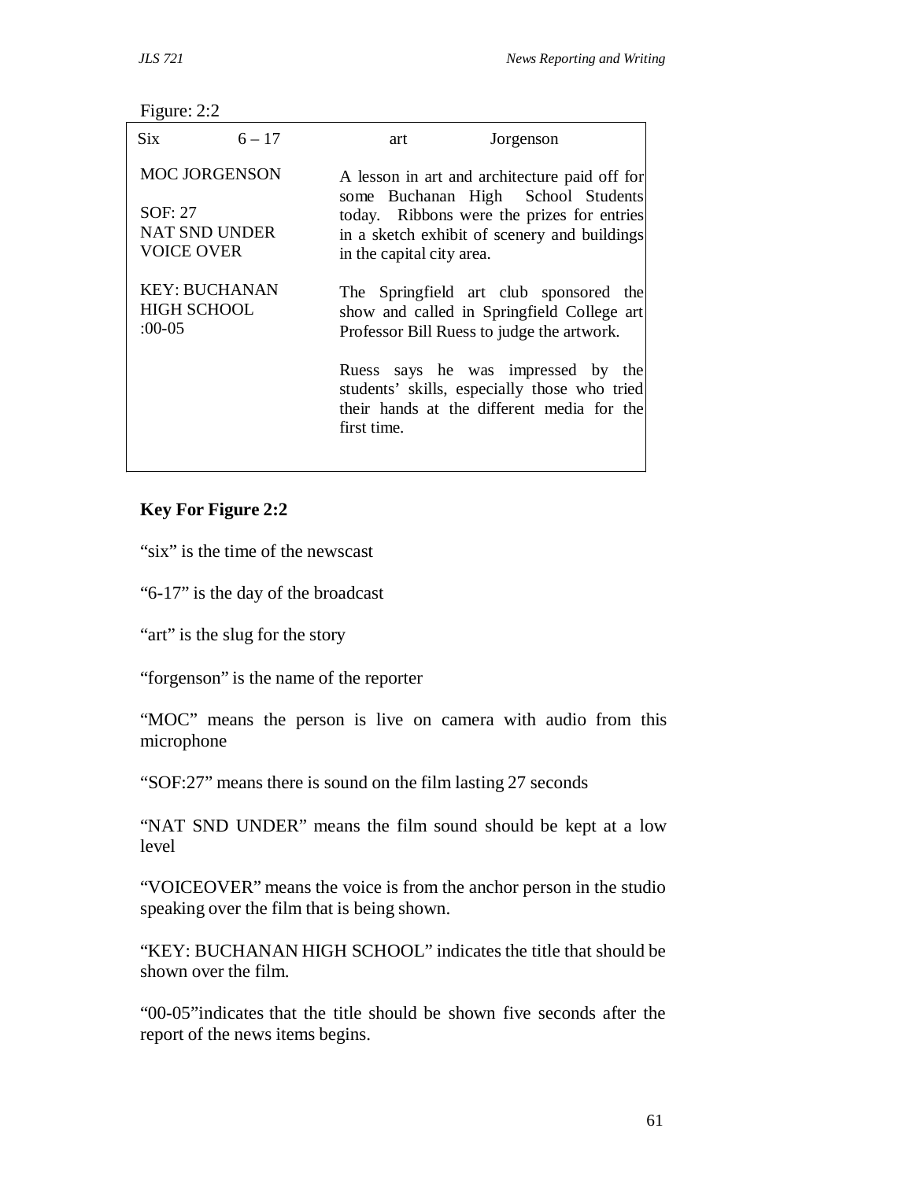Figure: 2:2

| Six 6 – 17 | art Jorgenson |
|---|---|
| MOC JORGENSON<br><br>SOF: 27<br>NAT SND UNDER<br>VOICE OVER<br><br>KEY: BUCHANAN HIGH SCHOOL<br>:00-05 | A lesson in art and architecture paid off for some Buchanan High School Students today. Ribbons were the prizes for entries in a sketch exhibit of scenery and buildings in the capital city area.<br><br>The Springfield art club sponsored the show and called in Springfield College art Professor Bill Ruess to judge the artwork.<br><br>Ruess says he was impressed by the students' skills, especially those who tried their hands at the different media for the first time. |

**Key For Figure 2:2**

"six" is the time of the newscast

"6-17" is the day of the broadcast

"art" is the slug for the story

"forgenson" is the name of the reporter

"MOC" means the person is live on camera with audio from this microphone

"SOF:27" means there is sound on the film lasting 27 seconds

"NAT SND UNDER" means the film sound should be kept at a low level

"VOICEOVER" means the voice is from the anchor person in the studio speaking over the film that is being shown.

"KEY: BUCHANAN HIGH SCHOOL" indicates the title that should be shown over the film.

"00-05"indicates that the title should be shown five seconds after the report of the news items begins.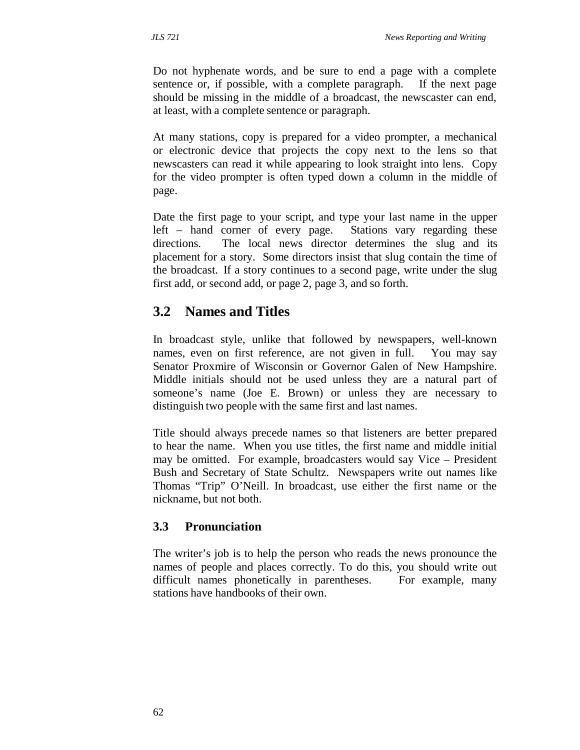Do not hyphenate words, and be sure to end a page with a complete sentence or, if possible, with a complete paragraph. If the next page should be missing in the middle of a broadcast, the newscaster can end, at least, with a complete sentence or paragraph.

At many stations, copy is prepared for a video prompter, a mechanical or electronic device that projects the copy next to the lens so that newscasters can read it while appearing to look straight into lens. Copy for the video prompter is often typed down a column in the middle of page.

Date the first page to your script, and type your last name in the upper left – hand corner of every page. Stations vary regarding these directions. The local news director determines the slug and its placement for a story. Some directors insist that slug contain the time of the broadcast. If a story continues to a second page, write under the slug first add, or second add, or page 2, page 3, and so forth.

## 3.2 Names and Titles

In broadcast style, unlike that followed by newspapers, well-known names, even on first reference, are not given in full. You may say Senator Proxmire of Wisconsin or Governor Galen of New Hampshire. Middle initials should not be used unless they are a natural part of someone's name (Joe E. Brown) or unless they are necessary to distinguish two people with the same first and last names.

Title should always precede names so that listeners are better prepared to hear the name. When you use titles, the first name and middle initial may be omitted. For example, broadcasters would say Vice – President Bush and Secretary of State Schultz. Newspapers write out names like Thomas "Trip" O'Neill. In broadcast, use either the first name or the nickname, but not both.

### 3.3 Pronunciation

The writer's job is to help the person who reads the news pronounce the names of people and places correctly. To do this, you should write out difficult names phonetically in parentheses. For example, many stations have handbooks of their own.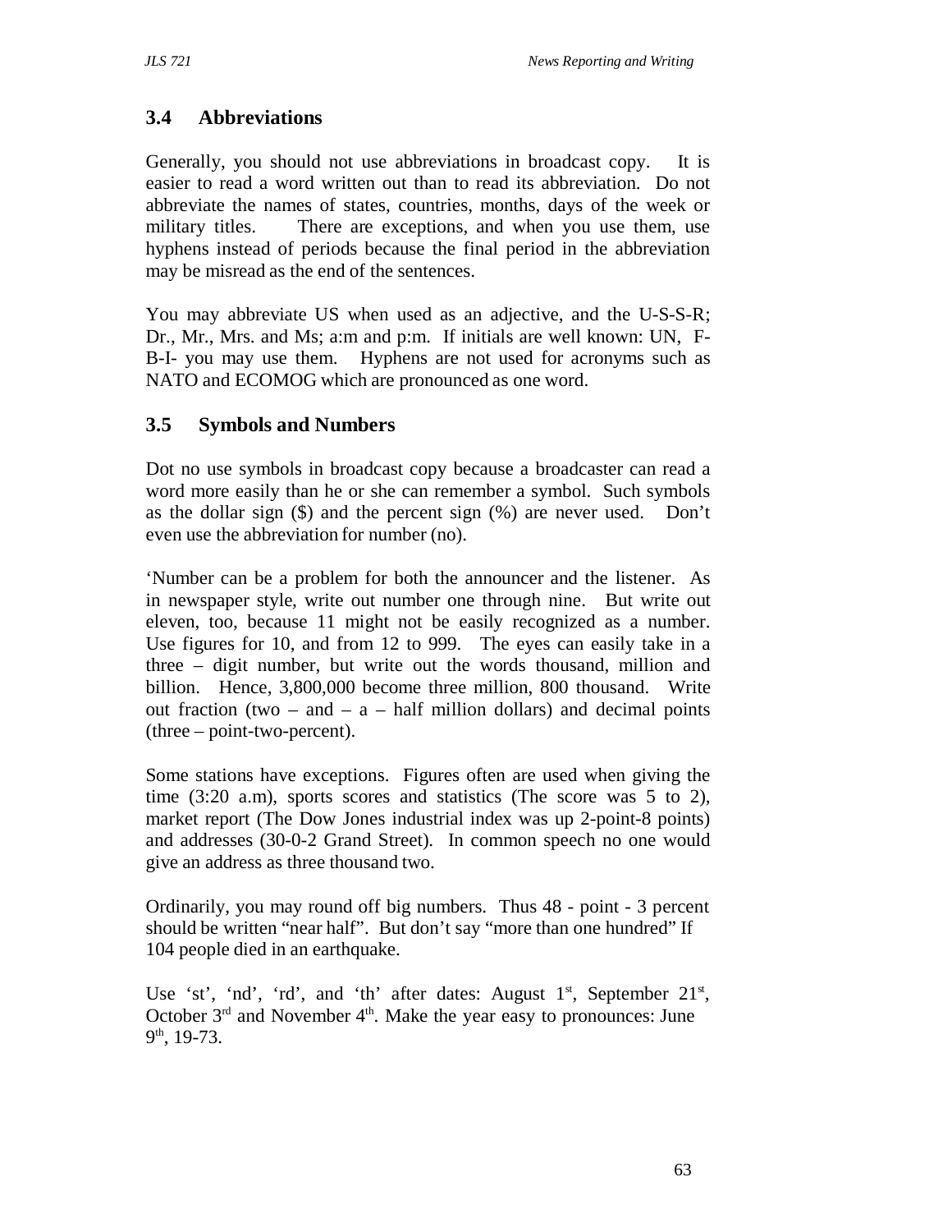## 3.4 Abbreviations

Generally, you should not use abbreviations in broadcast copy. It is easier to read a word written out than to read its abbreviation. Do not abbreviate the names of states, countries, months, days of the week or military titles. There are exceptions, and when you use them, use hyphens instead of periods because the final period in the abbreviation may be misread as the end of the sentences.

You may abbreviate US when used as an adjective, and the U-S-S-R; Dr., Mr., Mrs. and Ms; a:m and p:m. If initials are well known: UN, F-B-I- you may use them. Hyphens are not used for acronyms such as NATO and ECOMOG which are pronounced as one word.

## 3.5 Symbols and Numbers

Dot no use symbols in broadcast copy because a broadcaster can read a word more easily than he or she can remember a symbol. Such symbols as the dollar sign ($) and the percent sign (%) are never used. Don't even use the abbreviation for number (no).

'Number can be a problem for both the announcer and the listener. As in newspaper style, write out number one through nine. But write out eleven, too, because 11 might not be easily recognized as a number. Use figures for 10, and from 12 to 999. The eyes can easily take in a three – digit number, but write out the words thousand, million and billion. Hence, 3,800,000 become three million, 800 thousand. Write out fraction (two – and – a – half million dollars) and decimal points (three – point-two-percent).

Some stations have exceptions. Figures often are used when giving the time (3:20 a.m), sports scores and statistics (The score was 5 to 2), market report (The Dow Jones industrial index was up 2-point-8 points) and addresses (30-0-2 Grand Street). In common speech no one would give an address as three thousand two.

Ordinarily, you may round off big numbers. Thus 48 - point - 3 percent should be written "near half". But don't say "more than one hundred" If 104 people died in an earthquake.

Use 'st', 'nd', 'rd', and 'th' after dates: August 1st, September 21st, October 3rd and November 4th. Make the year easy to pronounces: June 9th, 19-73.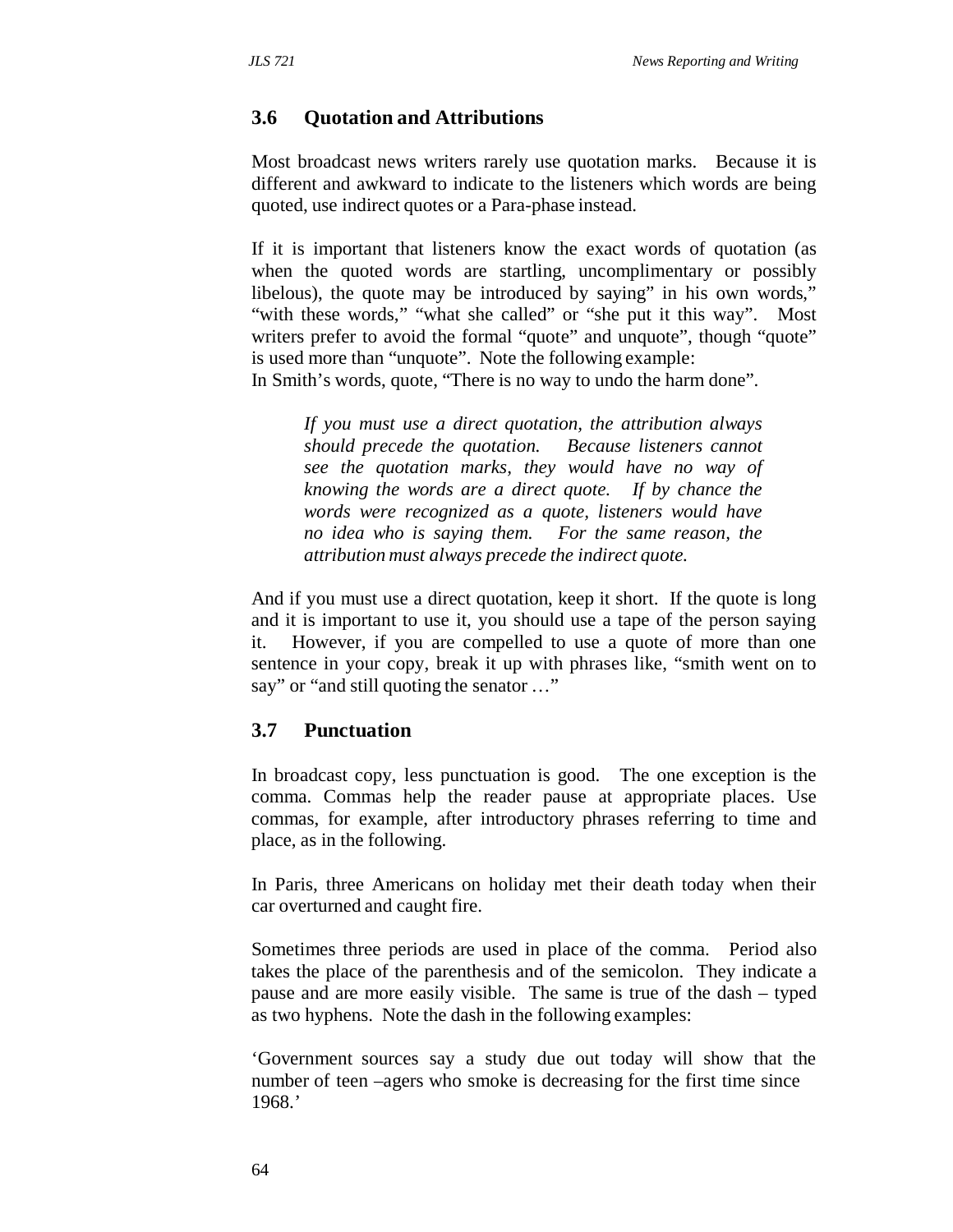## 3.6 Quotation and Attributions

Most broadcast news writers rarely use quotation marks. Because it is different and awkward to indicate to the listeners which words are being quoted, use indirect quotes or a Para-phase instead.

If it is important that listeners know the exact words of quotation (as when the quoted words are startling, uncomplimentary or possibly libelous), the quote may be introduced by saying" in his own words," "with these words," "what she called" or "she put it this way". Most writers prefer to avoid the formal "quote" and unquote", though "quote" is used more than "unquote". Note the following example:
In Smith's words, quote, "There is no way to undo the harm done".

> *If you must use a direct quotation, the attribution always should precede the quotation. Because listeners cannot see the quotation marks, they would have no way of knowing the words are a direct quote. If by chance the words were recognized as a quote, listeners would have no idea who is saying them. For the same reason, the attribution must always precede the indirect quote.*

And if you must use a direct quotation, keep it short. If the quote is long and it is important to use it, you should use a tape of the person saying it. However, if you are compelled to use a quote of more than one sentence in your copy, break it up with phrases like, "smith went on to say" or "and still quoting the senator …"

## 3.7 Punctuation

In broadcast copy, less punctuation is good. The one exception is the comma. Commas help the reader pause at appropriate places. Use commas, for example, after introductory phrases referring to time and place, as in the following.

In Paris, three Americans on holiday met their death today when their car overturned and caught fire.

Sometimes three periods are used in place of the comma. Period also takes the place of the parenthesis and of the semicolon. They indicate a pause and are more easily visible. The same is true of the dash – typed as two hyphens. Note the dash in the following examples:

'Government sources say a study due out today will show that the number of teen –agers who smoke is decreasing for the first time since 1968.'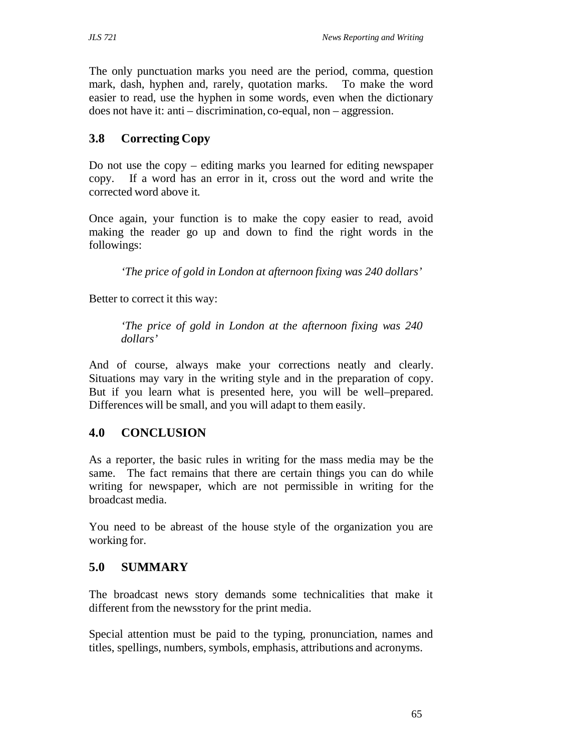The only punctuation marks you need are the period, comma, question mark, dash, hyphen and, rarely, quotation marks. To make the word easier to read, use the hyphen in some words, even when the dictionary does not have it: anti – discrimination, co-equal, non – aggression.

## 3.8 Correcting Copy

Do not use the copy – editing marks you learned for editing newspaper copy. If a word has an error in it, cross out the word and write the corrected word above it.

Once again, your function is to make the copy easier to read, avoid making the reader go up and down to find the right words in the followings:

> *'The price of gold in London at afternoon fixing was 240 dollars'*

Better to correct it this way:

> *'The price of gold in London at the afternoon fixing was 240 dollars'*

And of course, always make your corrections neatly and clearly. Situations may vary in the writing style and in the preparation of copy. But if you learn what is presented here, you will be well–prepared. Differences will be small, and you will adapt to them easily.

## 4.0 CONCLUSION

As a reporter, the basic rules in writing for the mass media may be the same. The fact remains that there are certain things you can do while writing for newspaper, which are not permissible in writing for the broadcast media.

You need to be abreast of the house style of the organization you are working for.

## 5.0 SUMMARY

The broadcast news story demands some technicalities that make it different from the newsstory for the print media.

Special attention must be paid to the typing, pronunciation, names and titles, spellings, numbers, symbols, emphasis, attributions and acronyms.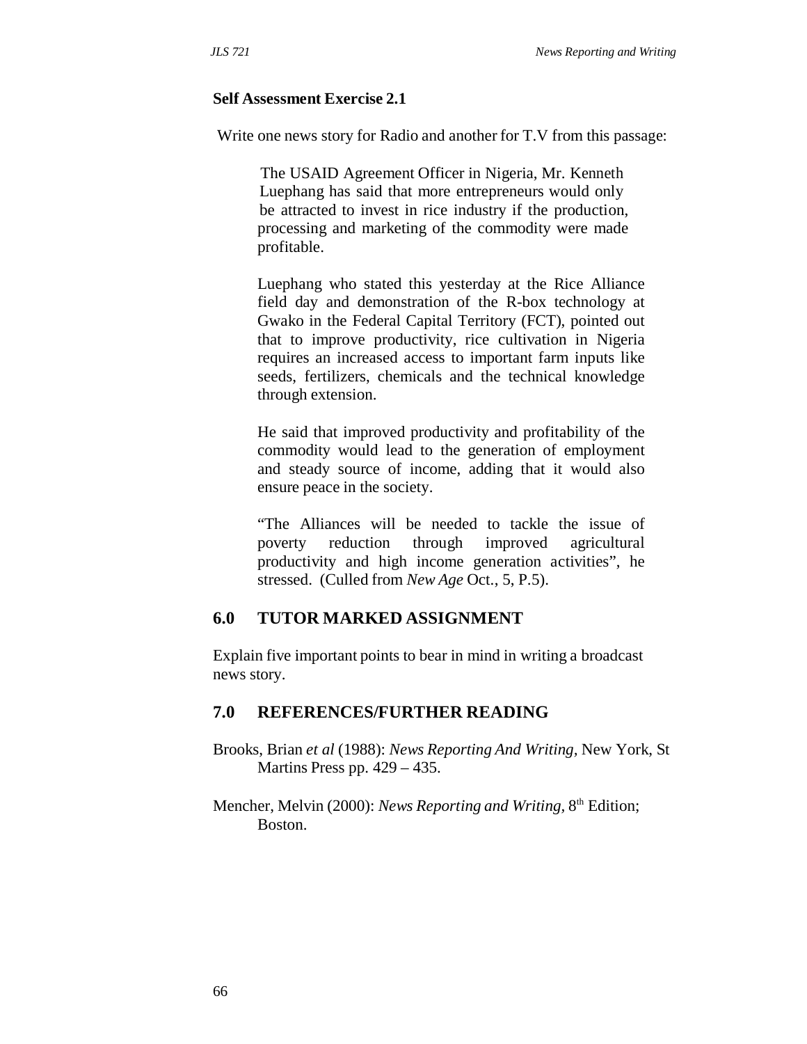**Self Assessment Exercise 2.1**

Write one news story for Radio and another for T.V from this passage:

> The USAID Agreement Officer in Nigeria, Mr. Kenneth Luephang has said that more entrepreneurs would only be attracted to invest in rice industry if the production, processing and marketing of the commodity were made profitable.
>
> Luephang who stated this yesterday at the Rice Alliance field day and demonstration of the R-box technology at Gwako in the Federal Capital Territory (FCT), pointed out that to improve productivity, rice cultivation in Nigeria requires an increased access to important farm inputs like seeds, fertilizers, chemicals and the technical knowledge through extension.
>
> He said that improved productivity and profitability of the commodity would lead to the generation of employment and steady source of income, adding that it would also ensure peace in the society.
>
> "The Alliances will be needed to tackle the issue of poverty reduction through improved agricultural productivity and high income generation activities", he stressed. (Culled from *New Age* Oct., 5, P.5).

## 6.0 TUTOR MARKED ASSIGNMENT

Explain five important points to bear in mind in writing a broadcast news story.

## 7.0 REFERENCES/FURTHER READING

Brooks, Brian *et al* (1988): *News Reporting And Writing*, New York, St Martins Press pp. 429 – 435.

Mencher, Melvin (2000): *News Reporting and Writing*, 8th Edition; Boston.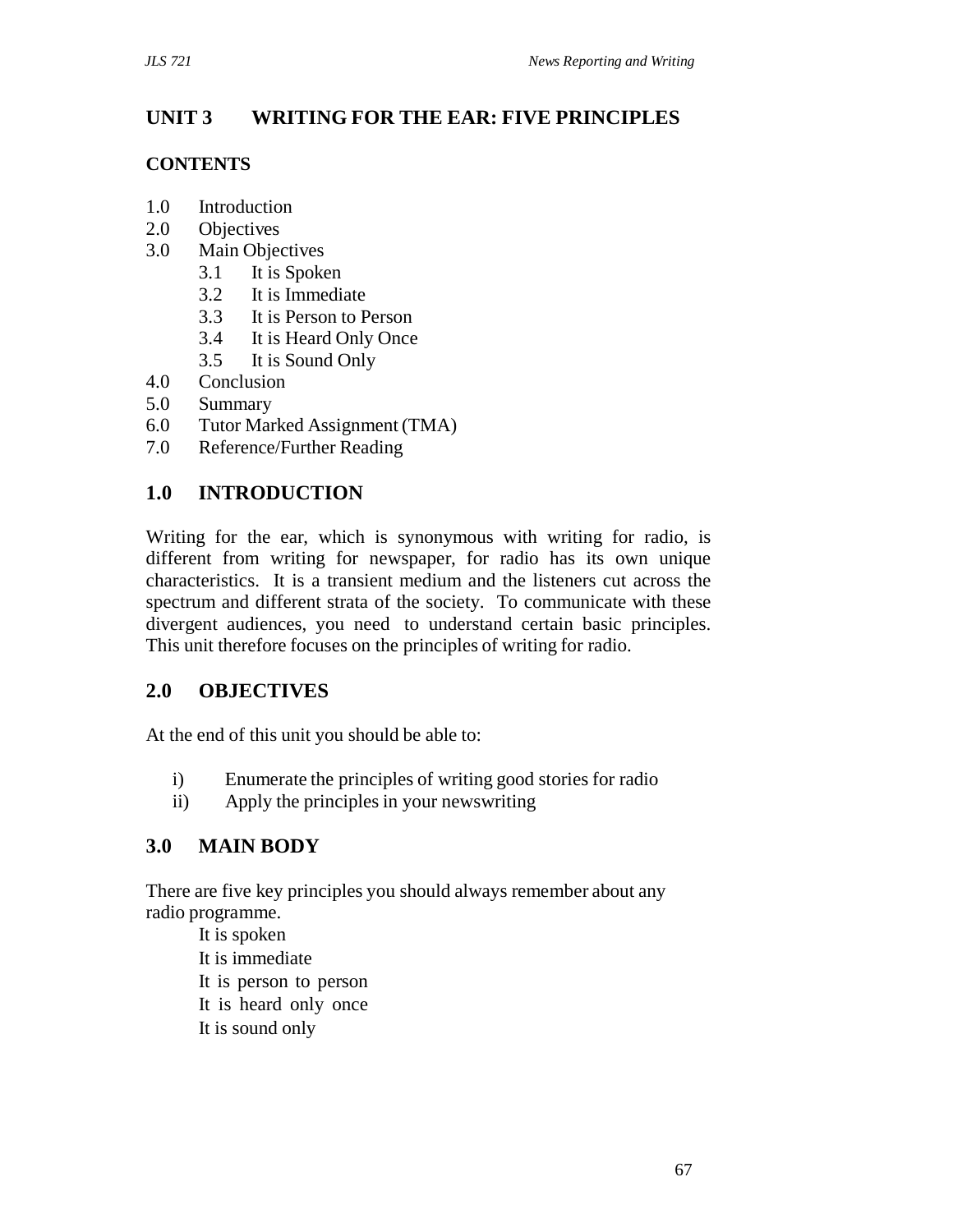## UNIT 3 WRITING FOR THE EAR: FIVE PRINCIPLES

### CONTENTS

1.0 Introduction
2.0 Objectives
3.0 Main Objectives
  3.1 It is Spoken
  3.2 It is Immediate
  3.3 It is Person to Person
  3.4 It is Heard Only Once
  3.5 It is Sound Only
4.0 Conclusion
5.0 Summary
6.0 Tutor Marked Assignment (TMA)
7.0 Reference/Further Reading

### 1.0 INTRODUCTION

Writing for the ear, which is synonymous with writing for radio, is different from writing for newspaper, for radio has its own unique characteristics. It is a transient medium and the listeners cut across the spectrum and different strata of the society. To communicate with these divergent audiences, you need to understand certain basic principles. This unit therefore focuses on the principles of writing for radio.

### 2.0 OBJECTIVES

At the end of this unit you should be able to:

i) Enumerate the principles of writing good stories for radio
ii) Apply the principles in your newswriting

### 3.0 MAIN BODY

There are five key principles you should always remember about any radio programme.

It is spoken
It is immediate
It is person to person
It is heard only once
It is sound only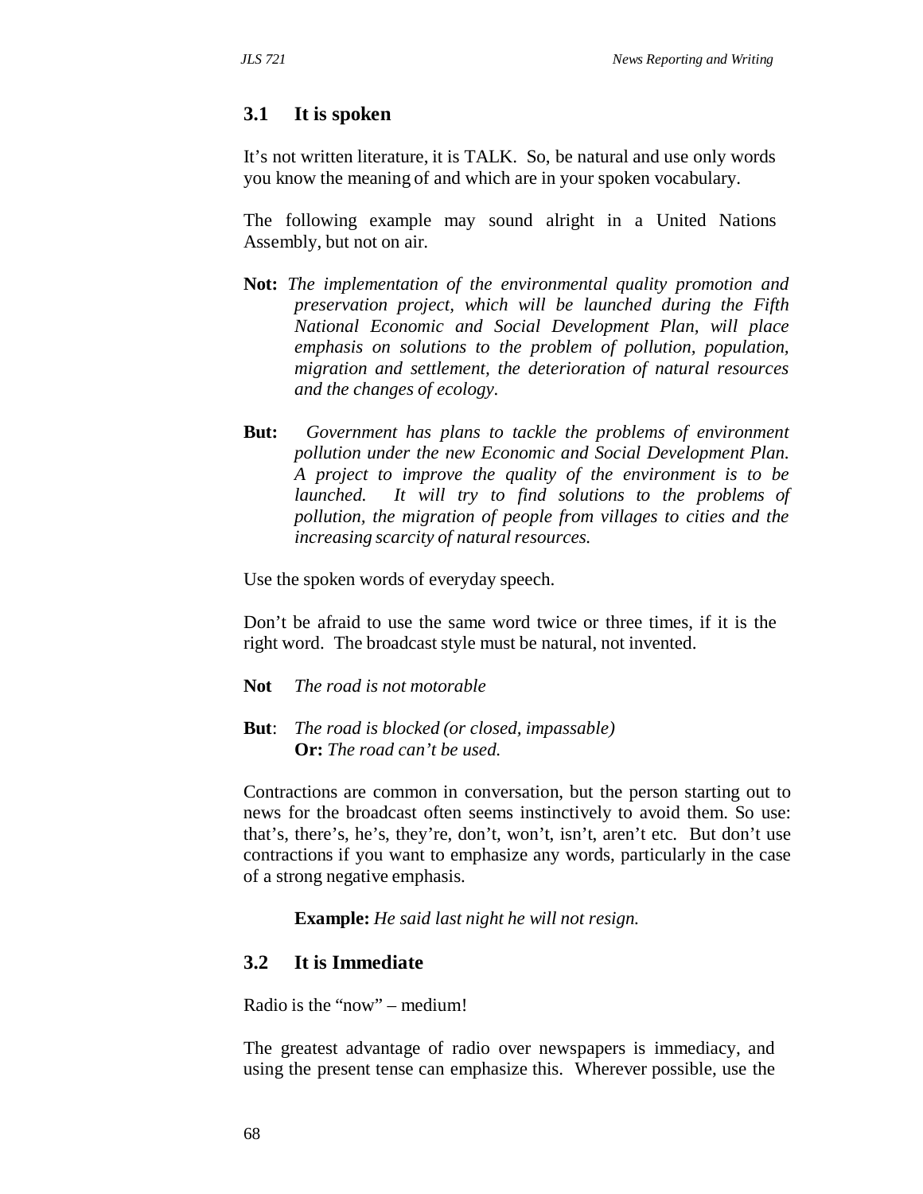## 3.1 It is spoken

It's not written literature, it is TALK. So, be natural and use only words you know the meaning of and which are in your spoken vocabulary.

The following example may sound alright in a United Nations Assembly, but not on air.

**Not:** *The implementation of the environmental quality promotion and preservation project, which will be launched during the Fifth National Economic and Social Development Plan, will place emphasis on solutions to the problem of pollution, population, migration and settlement, the deterioration of natural resources and the changes of ecology.*

**But:** *Government has plans to tackle the problems of environment pollution under the new Economic and Social Development Plan. A project to improve the quality of the environment is to be launched. It will try to find solutions to the problems of pollution, the migration of people from villages to cities and the increasing scarcity of natural resources.*

Use the spoken words of everyday speech.

Don't be afraid to use the same word twice or three times, if it is the right word. The broadcast style must be natural, not invented.

**Not** *The road is not motorable*

**But**: *The road is blocked (or closed, impassable)*
**Or:** *The road can't be used.*

Contractions are common in conversation, but the person starting out to news for the broadcast often seems instinctively to avoid them. So use: that's, there's, he's, they're, don't, won't, isn't, aren't etc. But don't use contractions if you want to emphasize any words, particularly in the case of a strong negative emphasis.

**Example:** *He said last night he will not resign.*

## 3.2 It is Immediate

Radio is the "now" – medium!

The greatest advantage of radio over newspapers is immediacy, and using the present tense can emphasize this. Wherever possible, use the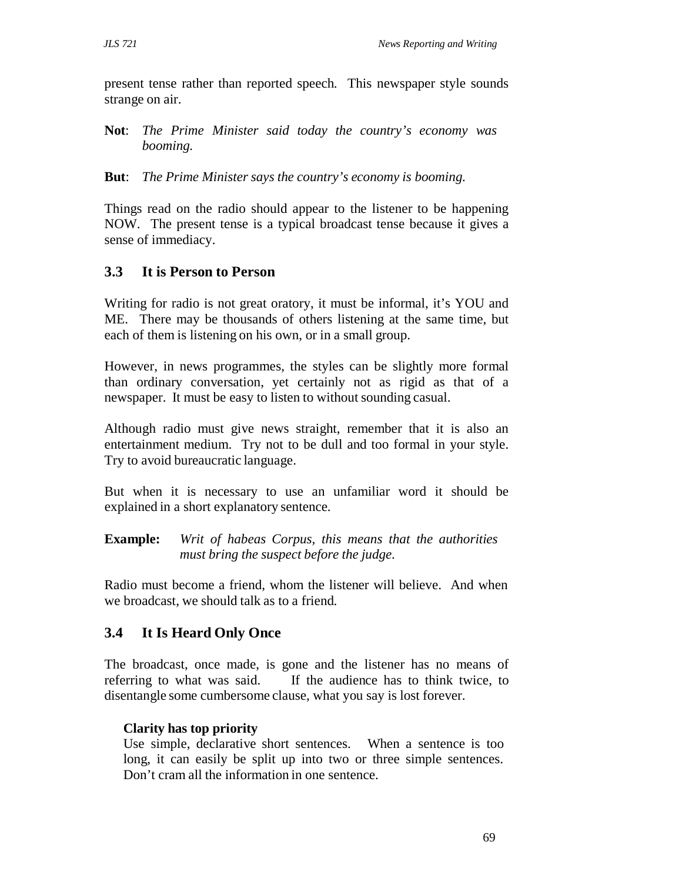present tense rather than reported speech. This newspaper style sounds strange on air.

**Not**: *The Prime Minister said today the country's economy was booming.*

**But**: *The Prime Minister says the country's economy is booming.*

Things read on the radio should appear to the listener to be happening NOW. The present tense is a typical broadcast tense because it gives a sense of immediacy.

## 3.3 It is Person to Person

Writing for radio is not great oratory, it must be informal, it's YOU and ME. There may be thousands of others listening at the same time, but each of them is listening on his own, or in a small group.

However, in news programmes, the styles can be slightly more formal than ordinary conversation, yet certainly not as rigid as that of a newspaper. It must be easy to listen to without sounding casual.

Although radio must give news straight, remember that it is also an entertainment medium. Try not to be dull and too formal in your style. Try to avoid bureaucratic language.

But when it is necessary to use an unfamiliar word it should be explained in a short explanatory sentence.

**Example:** *Writ of habeas Corpus, this means that the authorities must bring the suspect before the judge.*

Radio must become a friend, whom the listener will believe. And when we broadcast, we should talk as to a friend.

## 3.4 It Is Heard Only Once

The broadcast, once made, is gone and the listener has no means of referring to what was said. If the audience has to think twice, to disentangle some cumbersome clause, what you say is lost forever.

**Clarity has top priority**
Use simple, declarative short sentences. When a sentence is too long, it can easily be split up into two or three simple sentences. Don't cram all the information in one sentence.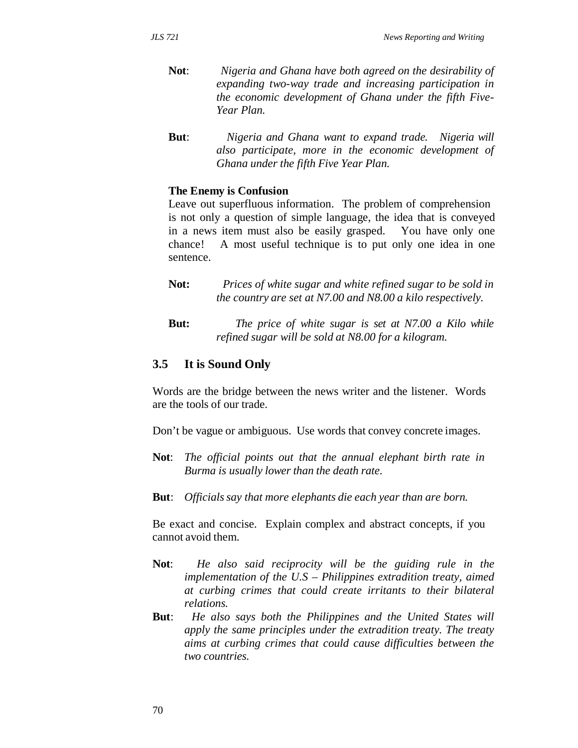**Not**: *Nigeria and Ghana have both agreed on the desirability of expanding two-way trade and increasing participation in the economic development of Ghana under the fifth Five-Year Plan.*

**But**: *Nigeria and Ghana want to expand trade. Nigeria will also participate, more in the economic development of Ghana under the fifth Five Year Plan.*

**The Enemy is Confusion**

Leave out superfluous information. The problem of comprehension is not only a question of simple language, the idea that is conveyed in a news item must also be easily grasped. You have only one chance! A most useful technique is to put only one idea in one sentence.

**Not:** *Prices of white sugar and white refined sugar to be sold in the country are set at N7.00 and N8.00 a kilo respectively.*

**But:** *The price of white sugar is set at N7.00 a Kilo while refined sugar will be sold at N8.00 for a kilogram.*

## 3.5 It is Sound Only

Words are the bridge between the news writer and the listener. Words are the tools of our trade.

Don't be vague or ambiguous. Use words that convey concrete images.

**Not**: *The official points out that the annual elephant birth rate in Burma is usually lower than the death rate.*

**But**: *Officials say that more elephants die each year than are born.*

Be exact and concise. Explain complex and abstract concepts, if you cannot avoid them.

**Not**: *He also said reciprocity will be the guiding rule in the implementation of the U.S – Philippines extradition treaty, aimed at curbing crimes that could create irritants to their bilateral relations.*

**But**: *He also says both the Philippines and the United States will apply the same principles under the extradition treaty. The treaty aims at curbing crimes that could cause difficulties between the two countries.*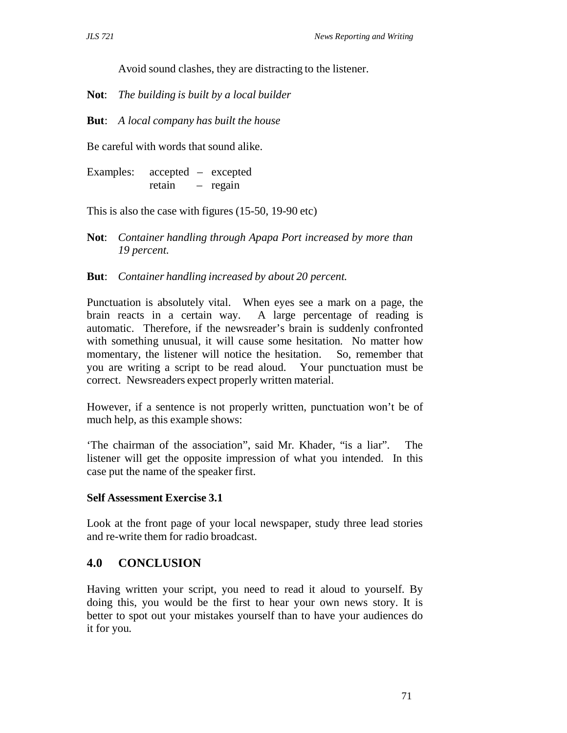Avoid sound clashes, they are distracting to the listener.

**Not**: *The building is built by a local builder*

**But**: *A local company has built the house*

Be careful with words that sound alike.

Examples: accepted – excepted
retain – regain

This is also the case with figures (15-50, 19-90 etc)

**Not**: *Container handling through Apapa Port increased by more than 19 percent.*

**But**: *Container handling increased by about 20 percent.*

Punctuation is absolutely vital. When eyes see a mark on a page, the brain reacts in a certain way. A large percentage of reading is automatic. Therefore, if the newsreader's brain is suddenly confronted with something unusual, it will cause some hesitation. No matter how momentary, the listener will notice the hesitation. So, remember that you are writing a script to be read aloud. Your punctuation must be correct. Newsreaders expect properly written material.

However, if a sentence is not properly written, punctuation won't be of much help, as this example shows:

'The chairman of the association", said Mr. Khader, "is a liar". The listener will get the opposite impression of what you intended. In this case put the name of the speaker first.

**Self Assessment Exercise 3.1**

Look at the front page of your local newspaper, study three lead stories and re-write them for radio broadcast.

## 4.0 CONCLUSION

Having written your script, you need to read it aloud to yourself. By doing this, you would be the first to hear your own news story. It is better to spot out your mistakes yourself than to have your audiences do it for you.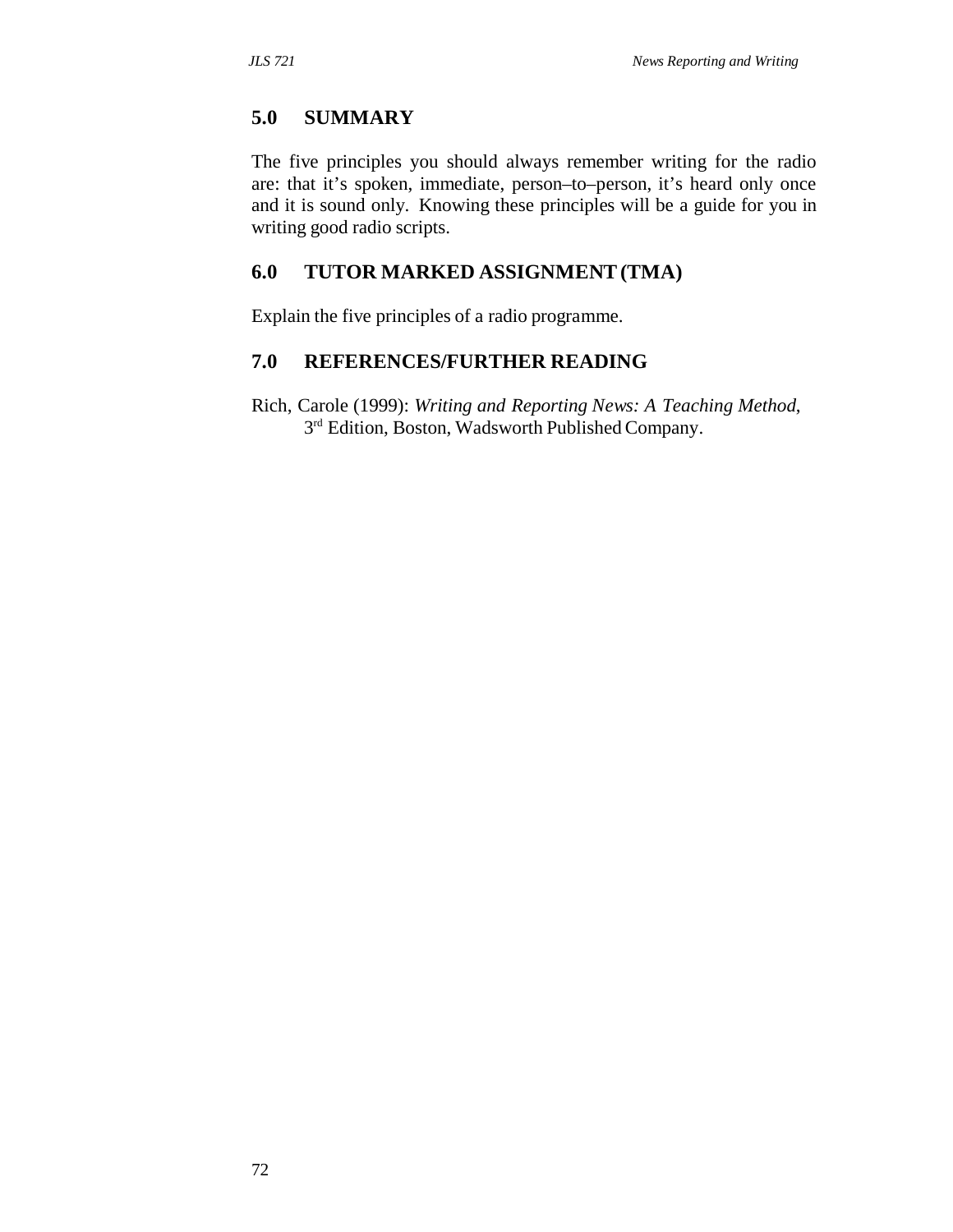## 5.0 SUMMARY

The five principles you should always remember writing for the radio are: that it's spoken, immediate, person–to–person, it's heard only once and it is sound only. Knowing these principles will be a guide for you in writing good radio scripts.

## 6.0 TUTOR MARKED ASSIGNMENT (TMA)

Explain the five principles of a radio programme.

## 7.0 REFERENCES/FURTHER READING

Rich, Carole (1999): *Writing and Reporting News: A Teaching Method*, 3rd Edition, Boston, Wadsworth Published Company.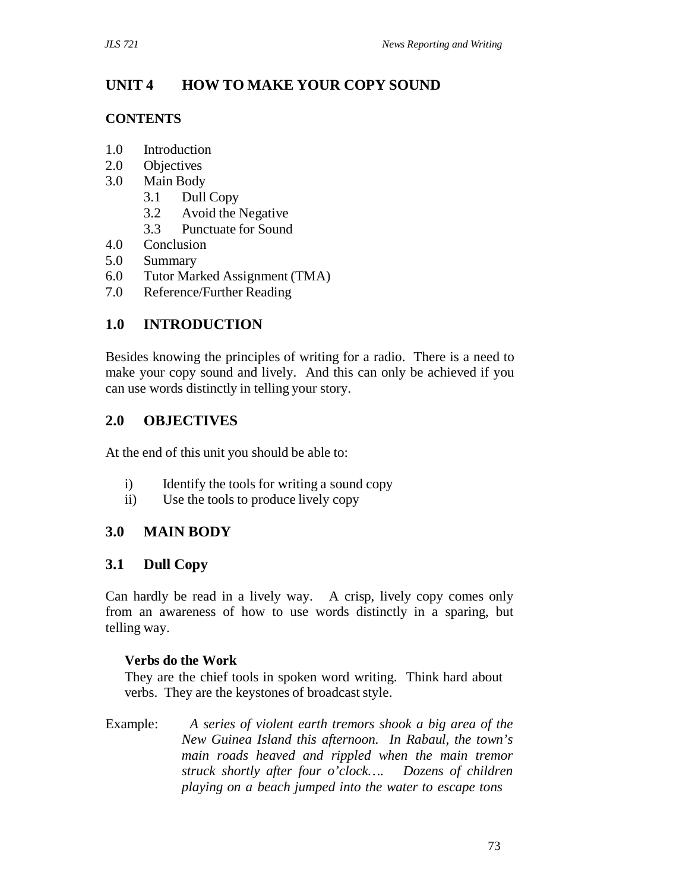# UNIT 4 HOW TO MAKE YOUR COPY SOUND

## CONTENTS

1.0 Introduction
2.0 Objectives
3.0 Main Body
  3.1 Dull Copy
  3.2 Avoid the Negative
  3.3 Punctuate for Sound
4.0 Conclusion
5.0 Summary
6.0 Tutor Marked Assignment (TMA)
7.0 Reference/Further Reading

## 1.0 INTRODUCTION

Besides knowing the principles of writing for a radio. There is a need to make your copy sound and lively. And this can only be achieved if you can use words distinctly in telling your story.

## 2.0 OBJECTIVES

At the end of this unit you should be able to:

i) Identify the tools for writing a sound copy
ii) Use the tools to produce lively copy

## 3.0 MAIN BODY

### 3.1 Dull Copy

Can hardly be read in a lively way. A crisp, lively copy comes only from an awareness of how to use words distinctly in a sparing, but telling way.

**Verbs do the Work**

They are the chief tools in spoken word writing. Think hard about verbs. They are the keystones of broadcast style.

Example: *A series of violent earth tremors shook a big area of the New Guinea Island this afternoon. In Rabaul, the town's main roads heaved and rippled when the main tremor struck shortly after four o'clock…. Dozens of children playing on a beach jumped into the water to escape tons*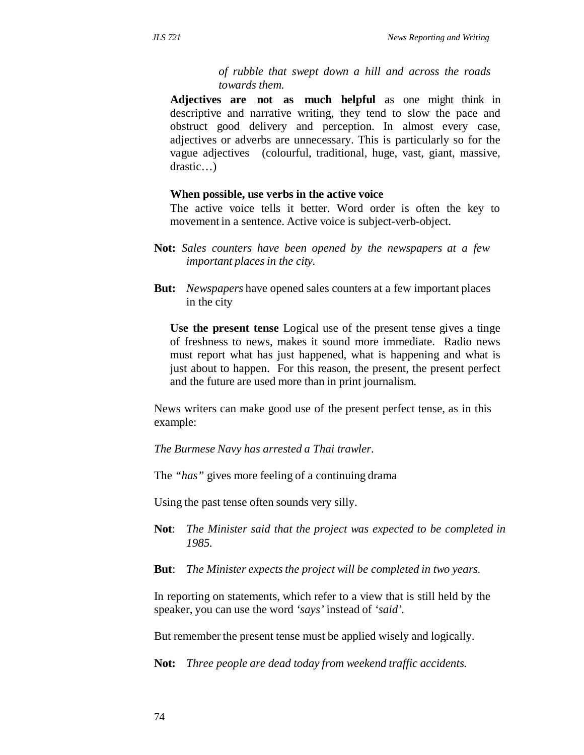*of rubble that swept down a hill and across the roads towards them.*

**Adjectives are not as much helpful** as one might think in descriptive and narrative writing, they tend to slow the pace and obstruct good delivery and perception. In almost every case, adjectives or adverbs are unnecessary. This is particularly so for the vague adjectives (colourful, traditional, huge, vast, giant, massive, drastic…)

**When possible, use verbs in the active voice**

The active voice tells it better. Word order is often the key to movement in a sentence. Active voice is subject-verb-object.

**Not:** *Sales counters have been opened by the newspapers at a few important places in the city.*

**But:** *Newspapers* have opened sales counters at a few important places in the city

**Use the present tense** Logical use of the present tense gives a tinge of freshness to news, makes it sound more immediate. Radio news must report what has just happened, what is happening and what is just about to happen. For this reason, the present, the present perfect and the future are used more than in print journalism.

News writers can make good use of the present perfect tense, as in this example:

*The Burmese Navy has arrested a Thai trawler.*

The *"has"* gives more feeling of a continuing drama

Using the past tense often sounds very silly.

**Not**: *The Minister said that the project was expected to be completed in 1985.*

**But**: *The Minister expects the project will be completed in two years.*

In reporting on statements, which refer to a view that is still held by the speaker, you can use the word *'says'* instead of *'said'.*

But remember the present tense must be applied wisely and logically.

**Not:** *Three people are dead today from weekend traffic accidents.*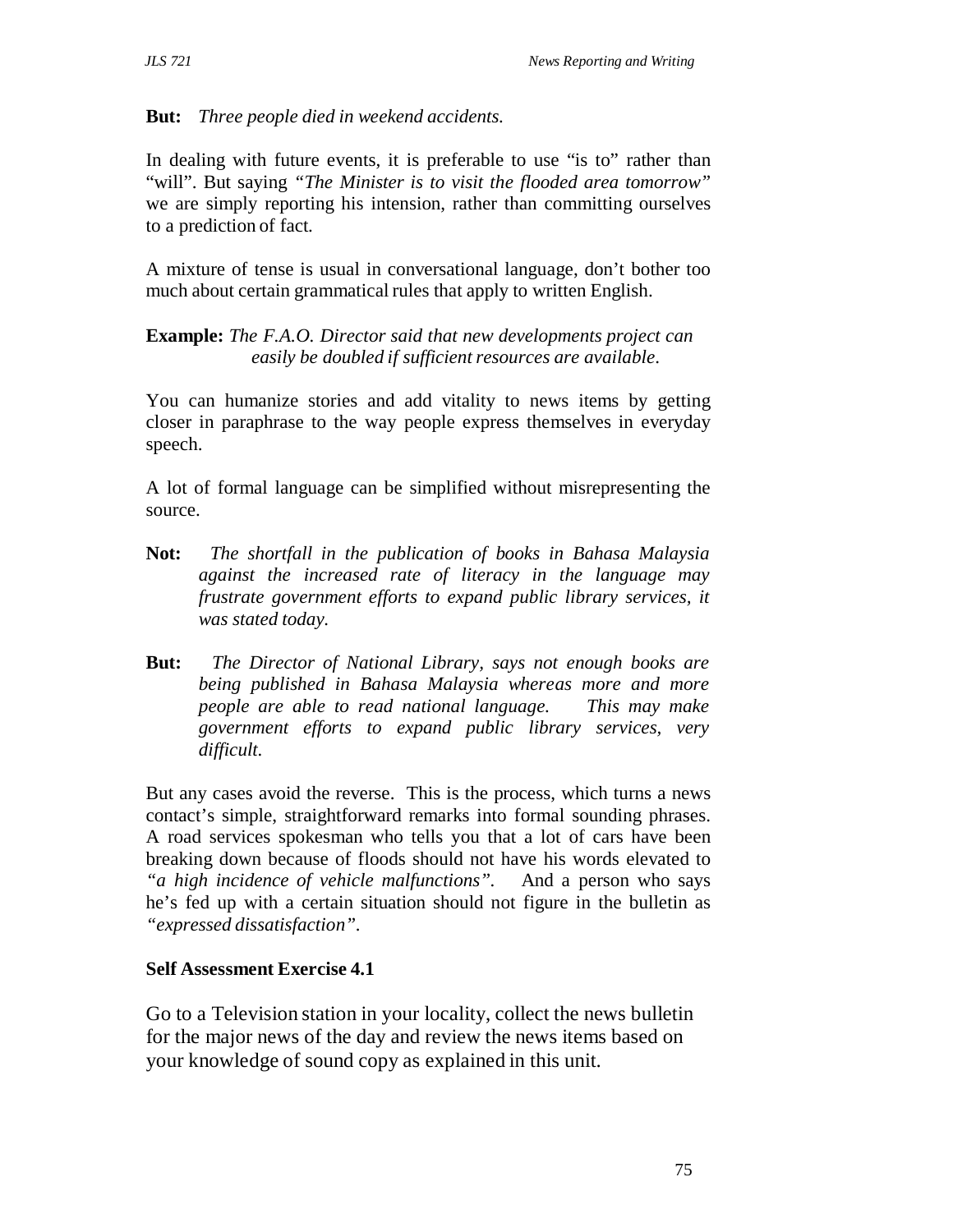**But:** *Three people died in weekend accidents.*

In dealing with future events, it is preferable to use "is to" rather than "will". But saying *"The Minister is to visit the flooded area tomorrow"* we are simply reporting his intension, rather than committing ourselves to a prediction of fact.

A mixture of tense is usual in conversational language, don't bother too much about certain grammatical rules that apply to written English.

**Example:** *The F.A.O. Director said that new developments project can easily be doubled if sufficient resources are available.*

You can humanize stories and add vitality to news items by getting closer in paraphrase to the way people express themselves in everyday speech.

A lot of formal language can be simplified without misrepresenting the source.

**Not:** *The shortfall in the publication of books in Bahasa Malaysia against the increased rate of literacy in the language may frustrate government efforts to expand public library services, it was stated today.*

**But:** *The Director of National Library, says not enough books are being published in Bahasa Malaysia whereas more and more people are able to read national language. This may make government efforts to expand public library services, very difficult.*

But any cases avoid the reverse. This is the process, which turns a news contact's simple, straightforward remarks into formal sounding phrases. A road services spokesman who tells you that a lot of cars have been breaking down because of floods should not have his words elevated to *"a high incidence of vehicle malfunctions"*. And a person who says he's fed up with a certain situation should not figure in the bulletin as *"expressed dissatisfaction"*.

### Self Assessment Exercise 4.1

Go to a Television station in your locality, collect the news bulletin for the major news of the day and review the news items based on your knowledge of sound copy as explained in this unit.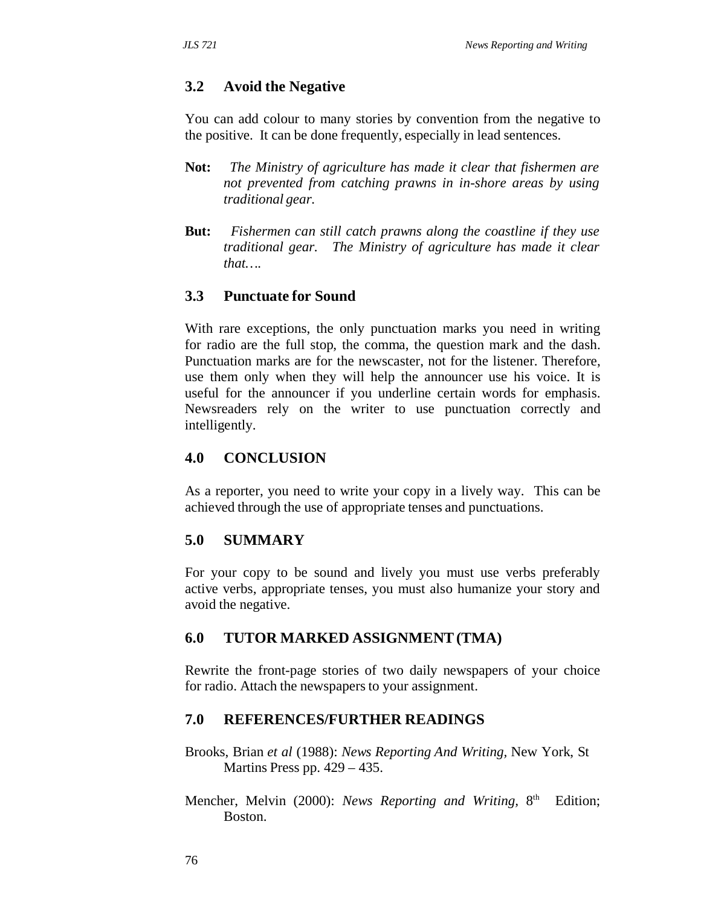## 3.2 Avoid the Negative

You can add colour to many stories by convention from the negative to the positive. It can be done frequently, especially in lead sentences.

**Not:** *The Ministry of agriculture has made it clear that fishermen are not prevented from catching prawns in in-shore areas by using traditional gear.*

**But:** *Fishermen can still catch prawns along the coastline if they use traditional gear. The Ministry of agriculture has made it clear that….*

## 3.3 Punctuate for Sound

With rare exceptions, the only punctuation marks you need in writing for radio are the full stop, the comma, the question mark and the dash. Punctuation marks are for the newscaster, not for the listener. Therefore, use them only when they will help the announcer use his voice. It is useful for the announcer if you underline certain words for emphasis. Newsreaders rely on the writer to use punctuation correctly and intelligently.

## 4.0 CONCLUSION

As a reporter, you need to write your copy in a lively way. This can be achieved through the use of appropriate tenses and punctuations.

## 5.0 SUMMARY

For your copy to be sound and lively you must use verbs preferably active verbs, appropriate tenses, you must also humanize your story and avoid the negative.

## 6.0 TUTOR MARKED ASSIGNMENT (TMA)

Rewrite the front-page stories of two daily newspapers of your choice for radio. Attach the newspapers to your assignment.

## 7.0 REFERENCES/FURTHER READINGS

Brooks, Brian *et al* (1988): *News Reporting And Writing*, New York, St Martins Press pp. 429 – 435.

Mencher, Melvin (2000): *News Reporting and Writing*, 8th Edition; Boston.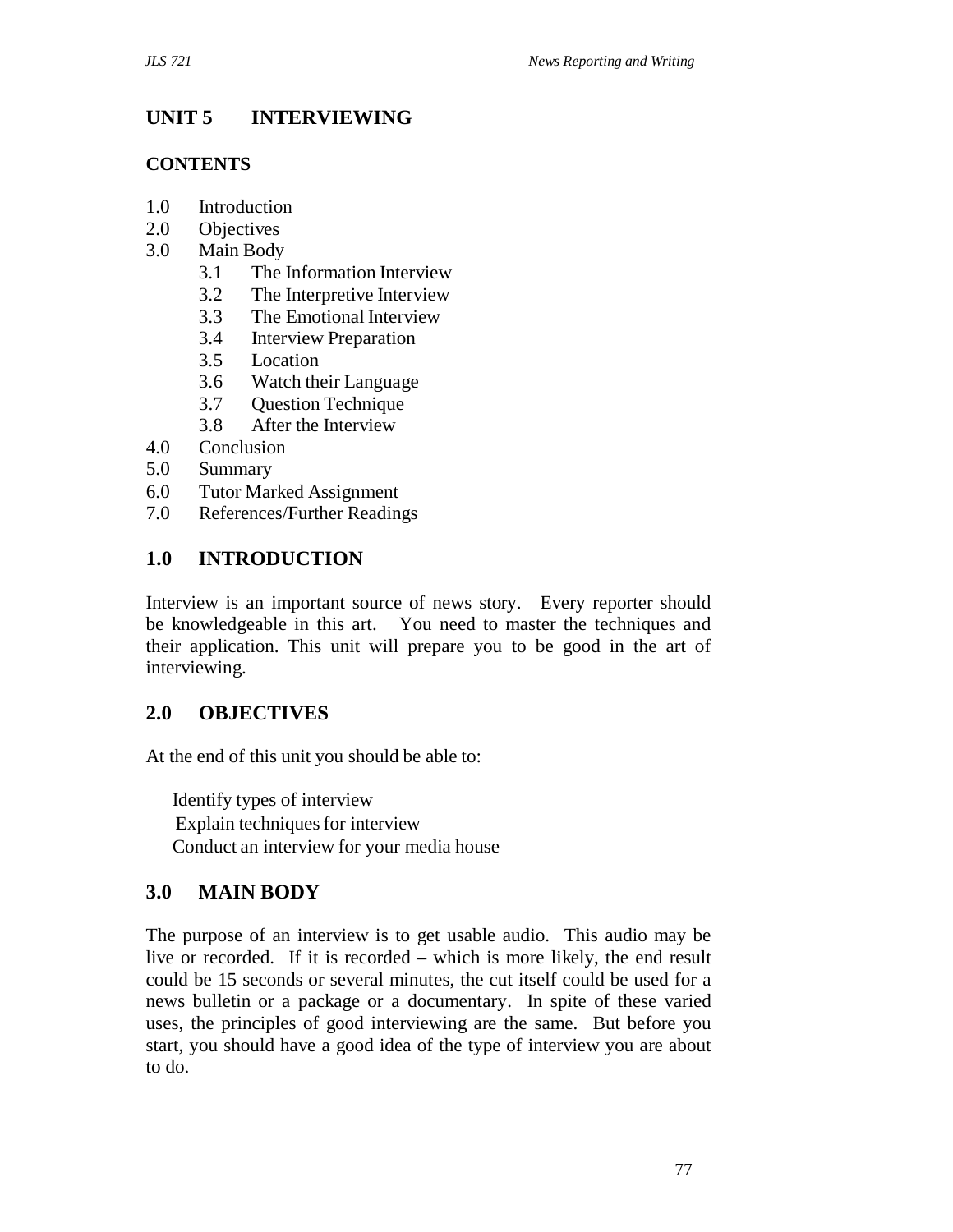# UNIT 5 INTERVIEWING

## CONTENTS

1.0 Introduction
2.0 Objectives
3.0 Main Body
    3.1 The Information Interview
    3.2 The Interpretive Interview
    3.3 The Emotional Interview
    3.4 Interview Preparation
    3.5 Location
    3.6 Watch their Language
    3.7 Question Technique
    3.8 After the Interview
4.0 Conclusion
5.0 Summary
6.0 Tutor Marked Assignment
7.0 References/Further Readings

## 1.0 INTRODUCTION

Interview is an important source of news story. Every reporter should be knowledgeable in this art. You need to master the techniques and their application. This unit will prepare you to be good in the art of interviewing.

## 2.0 OBJECTIVES

At the end of this unit you should be able to:

- Identify types of interview
- Explain techniques for interview
- Conduct an interview for your media house

## 3.0 MAIN BODY

The purpose of an interview is to get usable audio. This audio may be live or recorded. If it is recorded – which is more likely, the end result could be 15 seconds or several minutes, the cut itself could be used for a news bulletin or a package or a documentary. In spite of these varied uses, the principles of good interviewing are the same. But before you start, you should have a good idea of the type of interview you are about to do.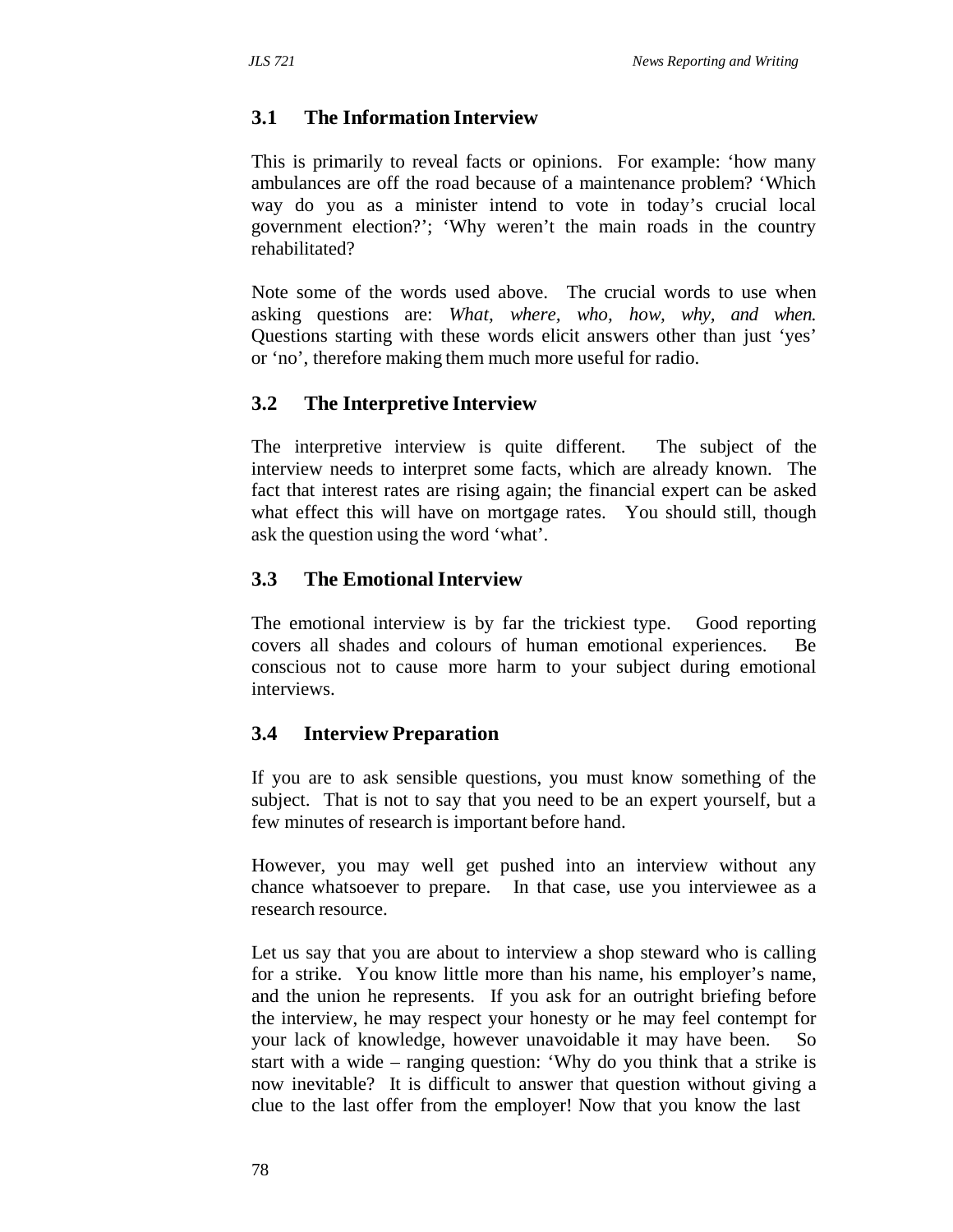## 3.1 The Information Interview

This is primarily to reveal facts or opinions. For example: 'how many ambulances are off the road because of a maintenance problem? 'Which way do you as a minister intend to vote in today's crucial local government election?'; 'Why weren't the main roads in the country rehabilitated?

Note some of the words used above. The crucial words to use when asking questions are: *What, where, who, how, why, and when.* Questions starting with these words elicit answers other than just 'yes' or 'no', therefore making them much more useful for radio.

## 3.2 The Interpretive Interview

The interpretive interview is quite different. The subject of the interview needs to interpret some facts, which are already known. The fact that interest rates are rising again; the financial expert can be asked what effect this will have on mortgage rates. You should still, though ask the question using the word 'what'.

## 3.3 The Emotional Interview

The emotional interview is by far the trickiest type. Good reporting covers all shades and colours of human emotional experiences. Be conscious not to cause more harm to your subject during emotional interviews.

## 3.4 Interview Preparation

If you are to ask sensible questions, you must know something of the subject. That is not to say that you need to be an expert yourself, but a few minutes of research is important before hand.

However, you may well get pushed into an interview without any chance whatsoever to prepare. In that case, use you interviewee as a research resource.

Let us say that you are about to interview a shop steward who is calling for a strike. You know little more than his name, his employer's name, and the union he represents. If you ask for an outright briefing before the interview, he may respect your honesty or he may feel contempt for your lack of knowledge, however unavoidable it may have been. So start with a wide – ranging question: 'Why do you think that a strike is now inevitable? It is difficult to answer that question without giving a clue to the last offer from the employer! Now that you know the last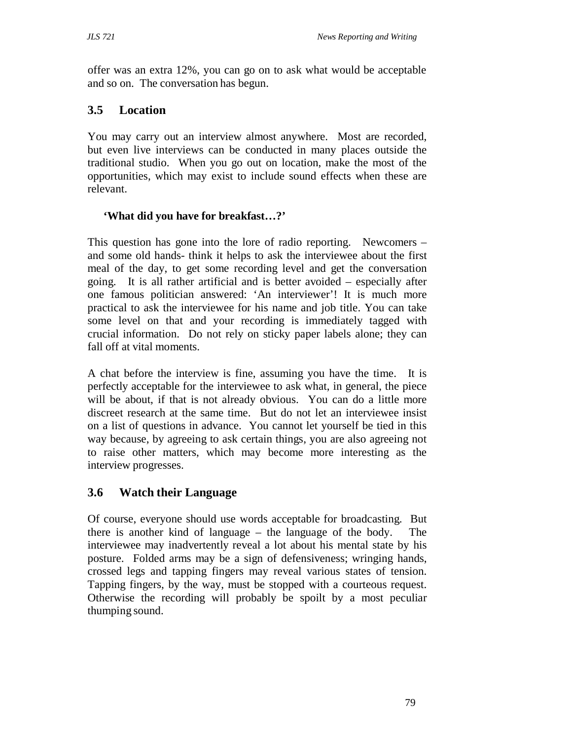offer was an extra 12%, you can go on to ask what would be acceptable and so on. The conversation has begun.

## 3.5 Location

You may carry out an interview almost anywhere. Most are recorded, but even live interviews can be conducted in many places outside the traditional studio. When you go out on location, make the most of the opportunities, which may exist to include sound effects when these are relevant.

**'What did you have for breakfast…?'**

This question has gone into the lore of radio reporting. Newcomers – and some old hands- think it helps to ask the interviewee about the first meal of the day, to get some recording level and get the conversation going. It is all rather artificial and is better avoided – especially after one famous politician answered: 'An interviewer'! It is much more practical to ask the interviewee for his name and job title. You can take some level on that and your recording is immediately tagged with crucial information. Do not rely on sticky paper labels alone; they can fall off at vital moments.

A chat before the interview is fine, assuming you have the time. It is perfectly acceptable for the interviewee to ask what, in general, the piece will be about, if that is not already obvious. You can do a little more discreet research at the same time. But do not let an interviewee insist on a list of questions in advance. You cannot let yourself be tied in this way because, by agreeing to ask certain things, you are also agreeing not to raise other matters, which may become more interesting as the interview progresses.

## 3.6 Watch their Language

Of course, everyone should use words acceptable for broadcasting. But there is another kind of language – the language of the body. The interviewee may inadvertently reveal a lot about his mental state by his posture. Folded arms may be a sign of defensiveness; wringing hands, crossed legs and tapping fingers may reveal various states of tension. Tapping fingers, by the way, must be stopped with a courteous request. Otherwise the recording will probably be spoilt by a most peculiar thumping sound.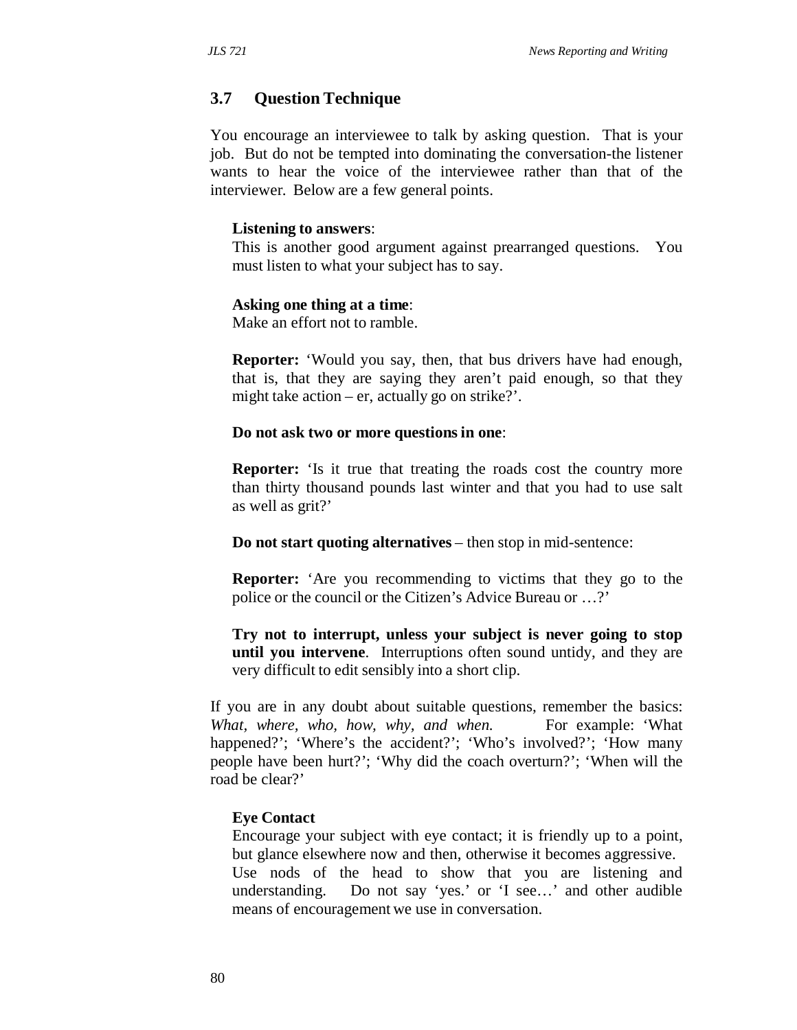## 3.7 Question Technique

You encourage an interviewee to talk by asking question. That is your job. But do not be tempted into dominating the conversation-the listener wants to hear the voice of the interviewee rather than that of the interviewer. Below are a few general points.

**Listening to answers**:
This is another good argument against prearranged questions. You must listen to what your subject has to say.

**Asking one thing at a time**:
Make an effort not to ramble.

**Reporter:** 'Would you say, then, that bus drivers have had enough, that is, that they are saying they aren't paid enough, so that they might take action – er, actually go on strike?'.

**Do not ask two or more questions in one**:

**Reporter:** 'Is it true that treating the roads cost the country more than thirty thousand pounds last winter and that you had to use salt as well as grit?'

**Do not start quoting alternatives** – then stop in mid-sentence:

**Reporter:** 'Are you recommending to victims that they go to the police or the council or the Citizen's Advice Bureau or …?'

**Try not to interrupt, unless your subject is never going to stop until you intervene**. Interruptions often sound untidy, and they are very difficult to edit sensibly into a short clip.

If you are in any doubt about suitable questions, remember the basics: *What, where, who, how, why, and when.* For example: 'What happened?'; 'Where's the accident?'; 'Who's involved?'; 'How many people have been hurt?'; 'Why did the coach overturn?'; 'When will the road be clear?'

**Eye Contact**
Encourage your subject with eye contact; it is friendly up to a point, but glance elsewhere now and then, otherwise it becomes aggressive. Use nods of the head to show that you are listening and understanding. Do not say 'yes.' or 'I see…' and other audible means of encouragement we use in conversation.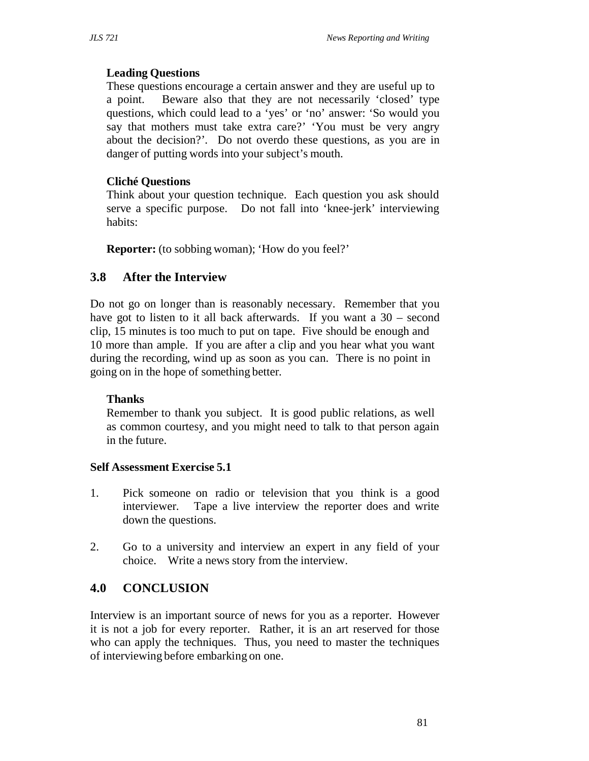**Leading Questions**

These questions encourage a certain answer and they are useful up to a point. Beware also that they are not necessarily 'closed' type questions, which could lead to a 'yes' or 'no' answer: 'So would you say that mothers must take extra care?' 'You must be very angry about the decision?'. Do not overdo these questions, as you are in danger of putting words into your subject's mouth.

**Cliché Questions**

Think about your question technique. Each question you ask should serve a specific purpose. Do not fall into 'knee-jerk' interviewing habits:

**Reporter:** (to sobbing woman); 'How do you feel?'

## 3.8 After the Interview

Do not go on longer than is reasonably necessary. Remember that you have got to listen to it all back afterwards. If you want a 30 – second clip, 15 minutes is too much to put on tape. Five should be enough and 10 more than ample. If you are after a clip and you hear what you want during the recording, wind up as soon as you can. There is no point in going on in the hope of something better.

**Thanks**

Remember to thank you subject. It is good public relations, as well as common courtesy, and you might need to talk to that person again in the future.

**Self Assessment Exercise 5.1**

1. Pick someone on radio or television that you think is a good interviewer. Tape a live interview the reporter does and write down the questions.

2. Go to a university and interview an expert in any field of your choice. Write a news story from the interview.

## 4.0 CONCLUSION

Interview is an important source of news for you as a reporter. However it is not a job for every reporter. Rather, it is an art reserved for those who can apply the techniques. Thus, you need to master the techniques of interviewing before embarking on one.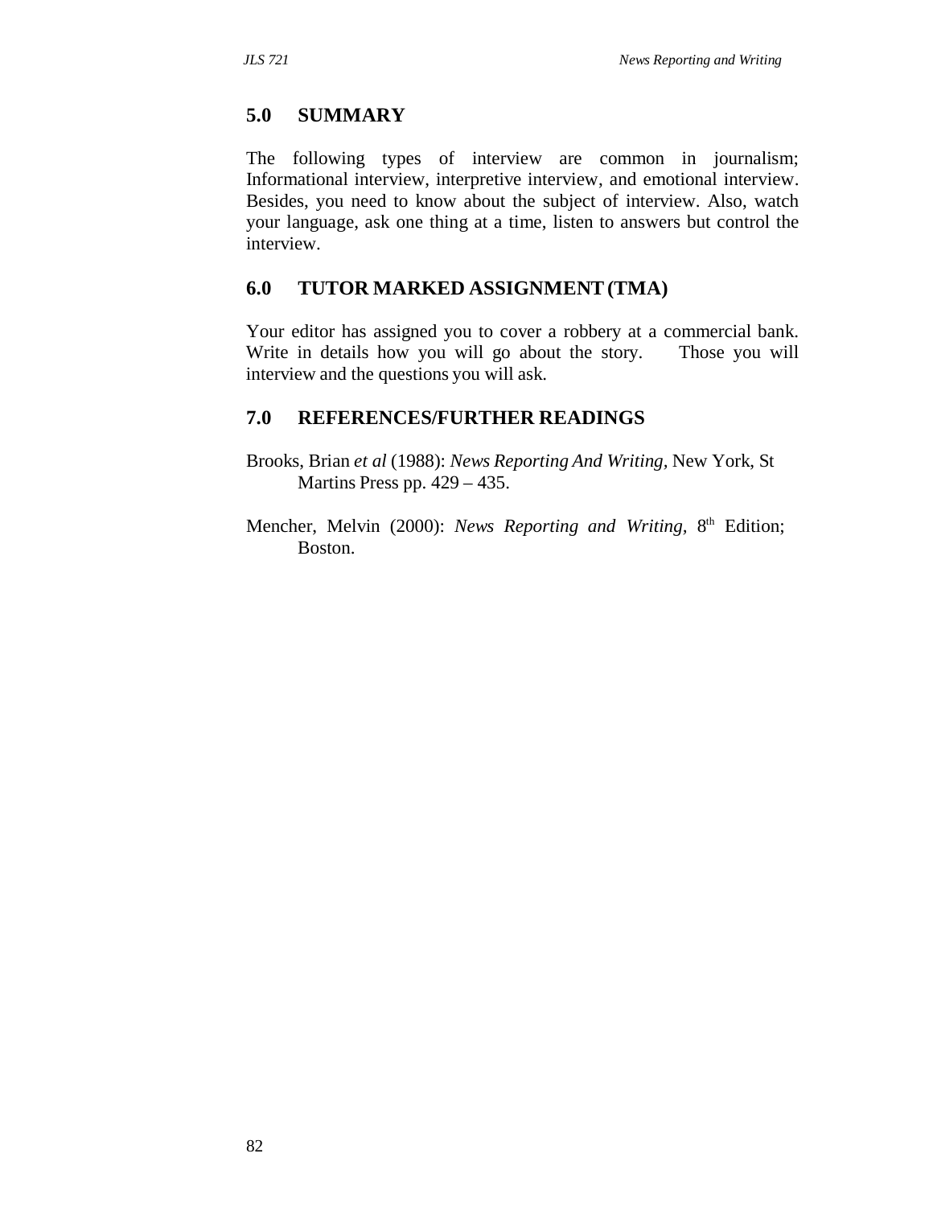## 5.0 SUMMARY

The following types of interview are common in journalism; Informational interview, interpretive interview, and emotional interview. Besides, you need to know about the subject of interview. Also, watch your language, ask one thing at a time, listen to answers but control the interview.

## 6.0 TUTOR MARKED ASSIGNMENT (TMA)

Your editor has assigned you to cover a robbery at a commercial bank. Write in details how you will go about the story. Those you will interview and the questions you will ask.

## 7.0 REFERENCES/FURTHER READINGS

Brooks, Brian *et al* (1988): *News Reporting And Writing*, New York, St Martins Press pp. 429 – 435.

Mencher, Melvin (2000): *News Reporting and Writing*, 8th Edition; Boston.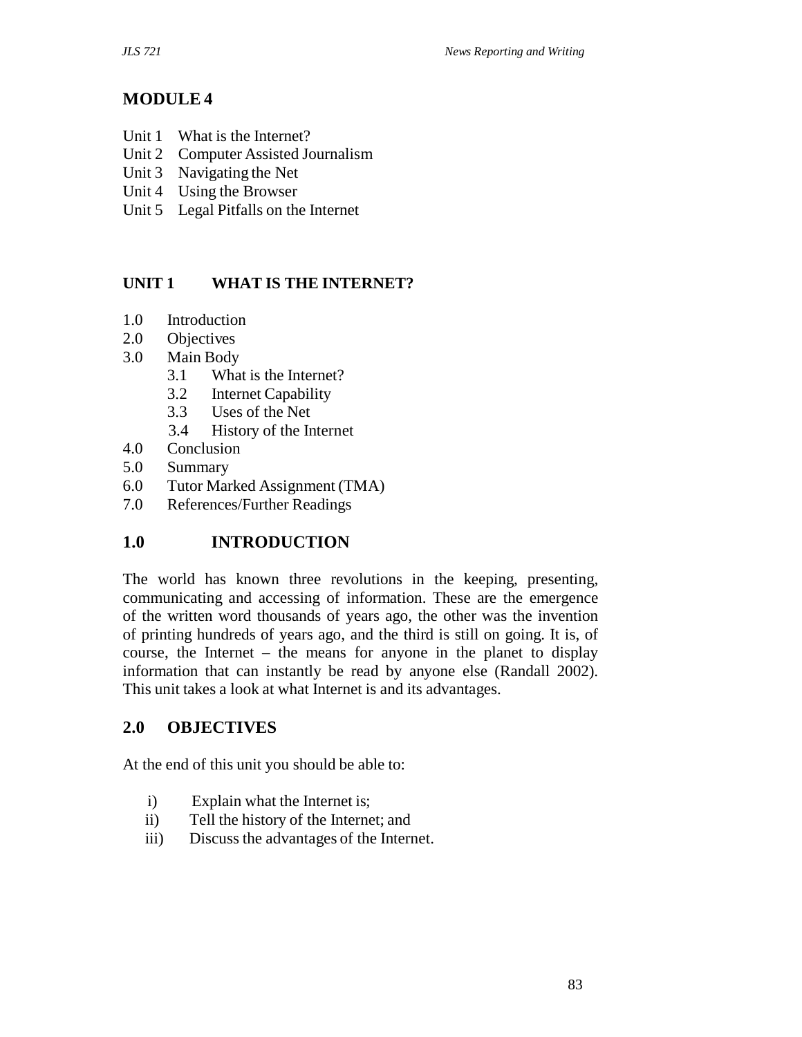# MODULE 4

Unit 1 What is the Internet?
Unit 2 Computer Assisted Journalism
Unit 3 Navigating the Net
Unit 4 Using the Browser
Unit 5 Legal Pitfalls on the Internet

## UNIT 1 WHAT IS THE INTERNET?

1.0 Introduction
2.0 Objectives
3.0 Main Body
  3.1 What is the Internet?
  3.2 Internet Capability
  3.3 Uses of the Net
  3.4 History of the Internet
4.0 Conclusion
5.0 Summary
6.0 Tutor Marked Assignment (TMA)
7.0 References/Further Readings

## 1.0 INTRODUCTION

The world has known three revolutions in the keeping, presenting, communicating and accessing of information. These are the emergence of the written word thousands of years ago, the other was the invention of printing hundreds of years ago, and the third is still on going. It is, of course, the Internet – the means for anyone in the planet to display information that can instantly be read by anyone else (Randall 2002). This unit takes a look at what Internet is and its advantages.

## 2.0 OBJECTIVES

At the end of this unit you should be able to:

i) Explain what the Internet is;
ii) Tell the history of the Internet; and
iii) Discuss the advantages of the Internet.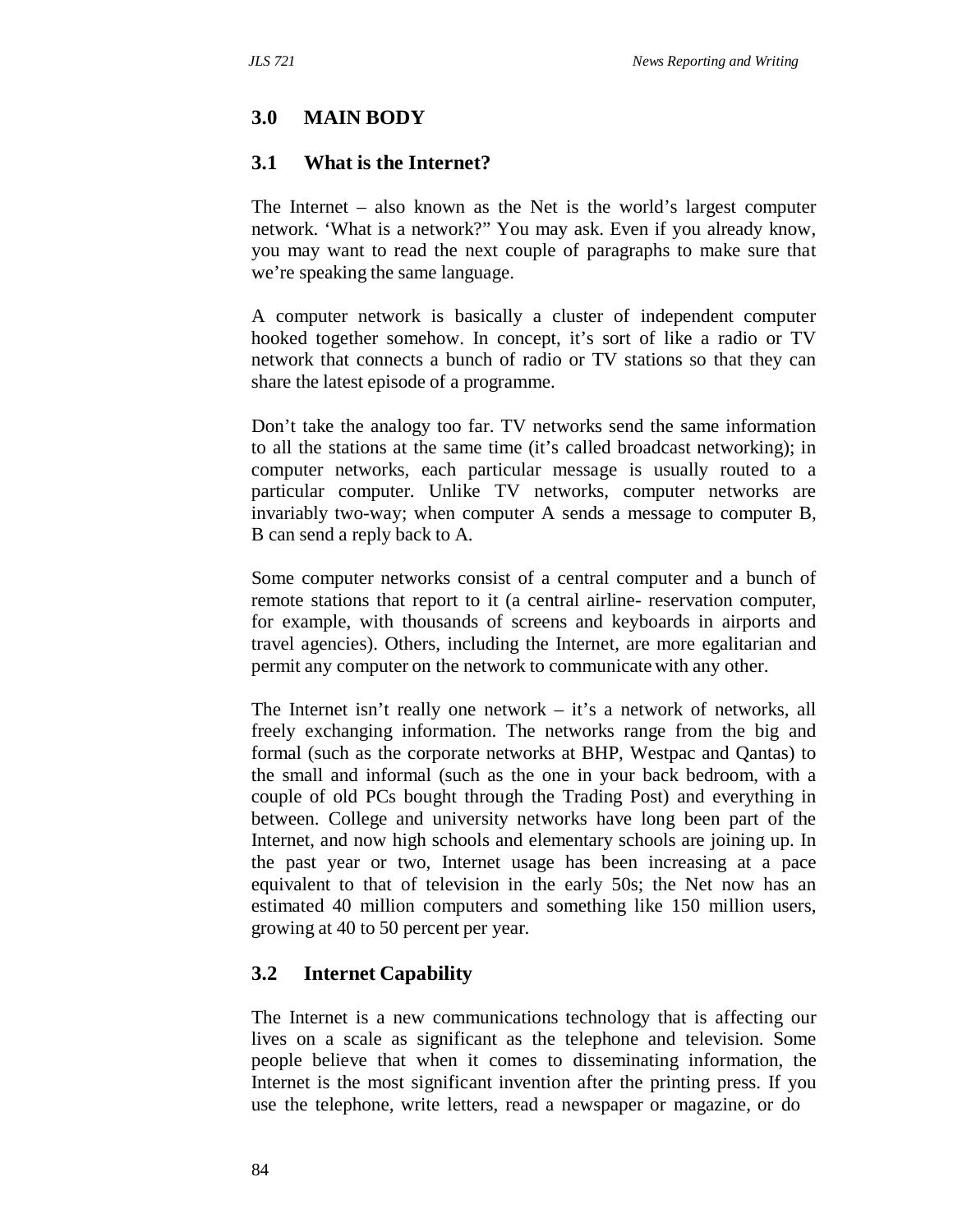## 3.0 MAIN BODY

### 3.1 What is the Internet?

The Internet – also known as the Net is the world's largest computer network. 'What is a network?" You may ask. Even if you already know, you may want to read the next couple of paragraphs to make sure that we're speaking the same language.

A computer network is basically a cluster of independent computer hooked together somehow. In concept, it's sort of like a radio or TV network that connects a bunch of radio or TV stations so that they can share the latest episode of a programme.

Don't take the analogy too far. TV networks send the same information to all the stations at the same time (it's called broadcast networking); in computer networks, each particular message is usually routed to a particular computer. Unlike TV networks, computer networks are invariably two-way; when computer A sends a message to computer B, B can send a reply back to A.

Some computer networks consist of a central computer and a bunch of remote stations that report to it (a central airline- reservation computer, for example, with thousands of screens and keyboards in airports and travel agencies). Others, including the Internet, are more egalitarian and permit any computer on the network to communicate with any other.

The Internet isn't really one network – it's a network of networks, all freely exchanging information. The networks range from the big and formal (such as the corporate networks at BHP, Westpac and Qantas) to the small and informal (such as the one in your back bedroom, with a couple of old PCs bought through the Trading Post) and everything in between. College and university networks have long been part of the Internet, and now high schools and elementary schools are joining up. In the past year or two, Internet usage has been increasing at a pace equivalent to that of television in the early 50s; the Net now has an estimated 40 million computers and something like 150 million users, growing at 40 to 50 percent per year.

### 3.2 Internet Capability

The Internet is a new communications technology that is affecting our lives on a scale as significant as the telephone and television. Some people believe that when it comes to disseminating information, the Internet is the most significant invention after the printing press. If you use the telephone, write letters, read a newspaper or magazine, or do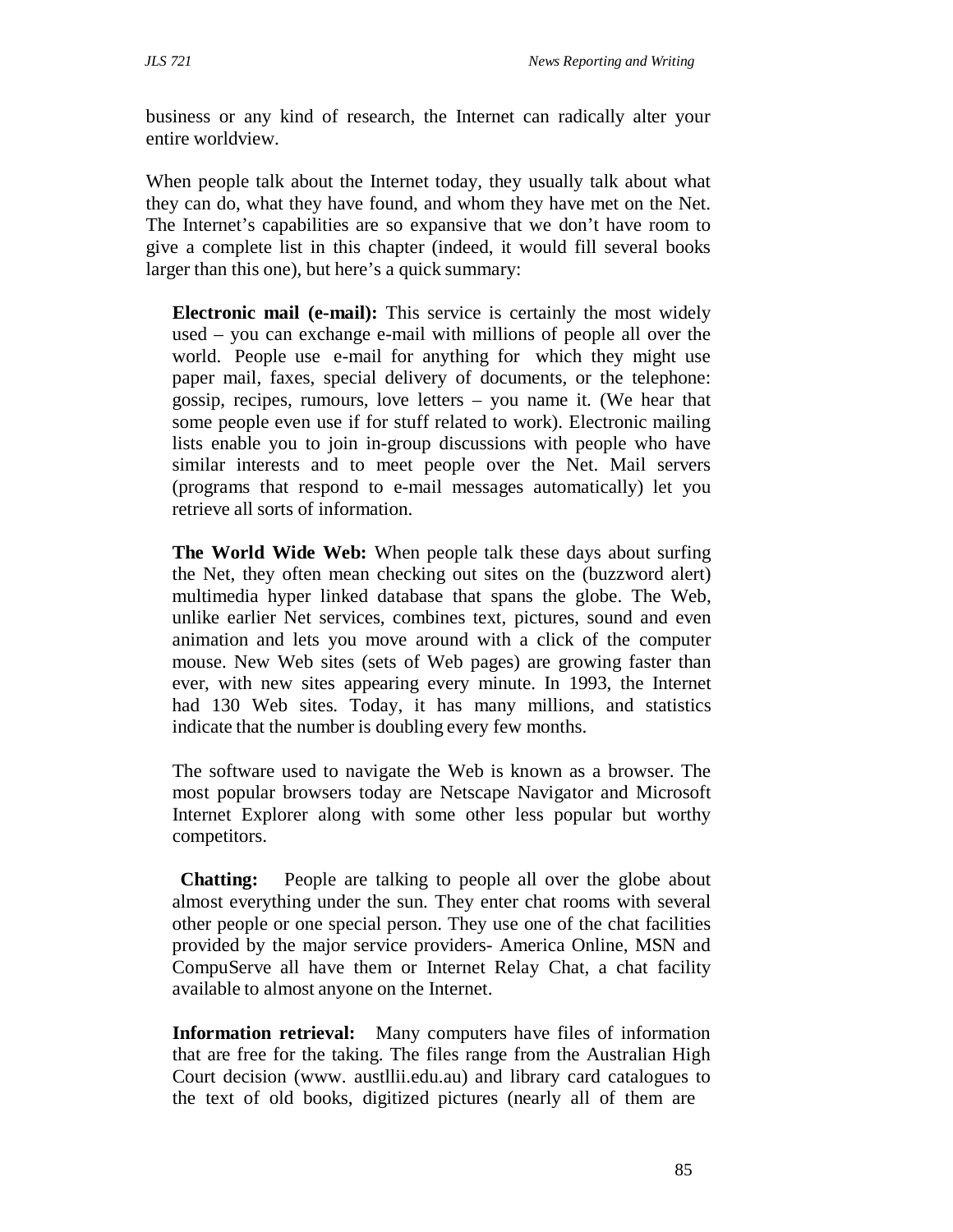business or any kind of research, the Internet can radically alter your entire worldview.

When people talk about the Internet today, they usually talk about what they can do, what they have found, and whom they have met on the Net. The Internet's capabilities are so expansive that we don't have room to give a complete list in this chapter (indeed, it would fill several books larger than this one), but here's a quick summary:

**Electronic mail (e-mail):** This service is certainly the most widely used – you can exchange e-mail with millions of people all over the world. People use e-mail for anything for which they might use paper mail, faxes, special delivery of documents, or the telephone: gossip, recipes, rumours, love letters – you name it. (We hear that some people even use if for stuff related to work). Electronic mailing lists enable you to join in-group discussions with people who have similar interests and to meet people over the Net. Mail servers (programs that respond to e-mail messages automatically) let you retrieve all sorts of information.

**The World Wide Web:** When people talk these days about surfing the Net, they often mean checking out sites on the (buzzword alert) multimedia hyper linked database that spans the globe. The Web, unlike earlier Net services, combines text, pictures, sound and even animation and lets you move around with a click of the computer mouse. New Web sites (sets of Web pages) are growing faster than ever, with new sites appearing every minute. In 1993, the Internet had 130 Web sites. Today, it has many millions, and statistics indicate that the number is doubling every few months.

The software used to navigate the Web is known as a browser. The most popular browsers today are Netscape Navigator and Microsoft Internet Explorer along with some other less popular but worthy competitors.

**Chatting:** People are talking to people all over the globe about almost everything under the sun. They enter chat rooms with several other people or one special person. They use one of the chat facilities provided by the major service providers- America Online, MSN and CompuServe all have them or Internet Relay Chat, a chat facility available to almost anyone on the Internet.

**Information retrieval:** Many computers have files of information that are free for the taking. The files range from the Australian High Court decision (www. austllii.edu.au) and library card catalogues to the text of old books, digitized pictures (nearly all of them are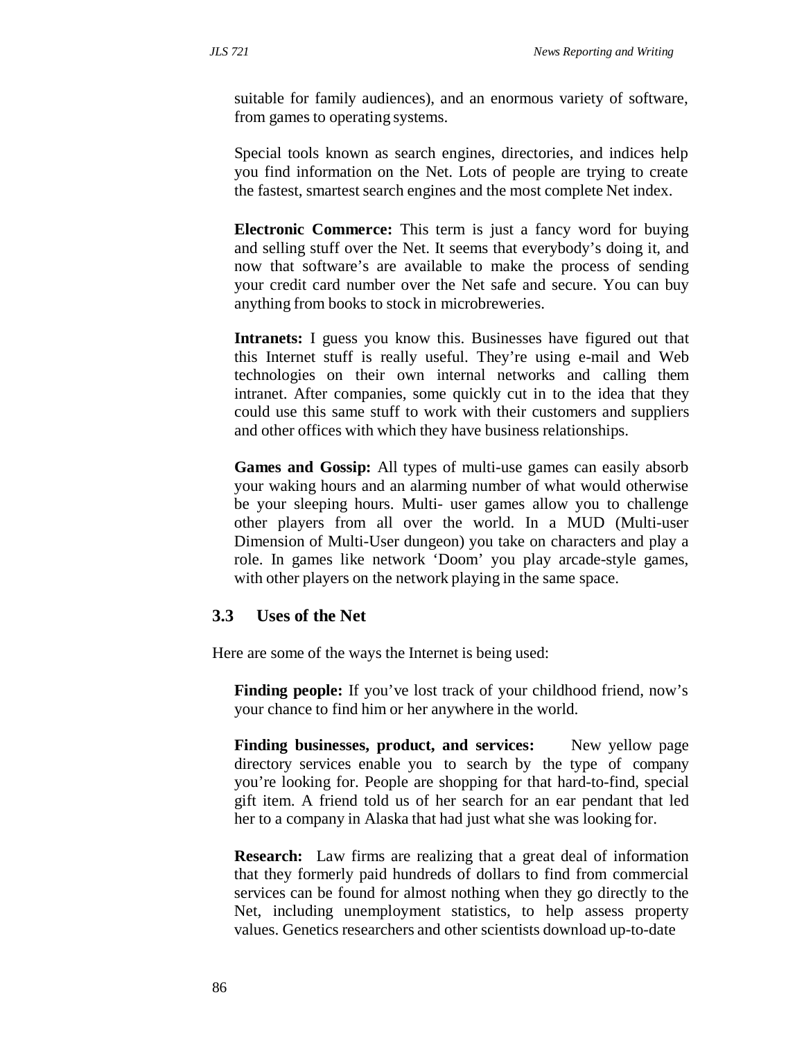suitable for family audiences), and an enormous variety of software, from games to operating systems.

Special tools known as search engines, directories, and indices help you find information on the Net. Lots of people are trying to create the fastest, smartest search engines and the most complete Net index.

**Electronic Commerce:** This term is just a fancy word for buying and selling stuff over the Net. It seems that everybody's doing it, and now that software's are available to make the process of sending your credit card number over the Net safe and secure. You can buy anything from books to stock in microbreweries.

**Intranets:** I guess you know this. Businesses have figured out that this Internet stuff is really useful. They're using e-mail and Web technologies on their own internal networks and calling them intranet. After companies, some quickly cut in to the idea that they could use this same stuff to work with their customers and suppliers and other offices with which they have business relationships.

**Games and Gossip:** All types of multi-use games can easily absorb your waking hours and an alarming number of what would otherwise be your sleeping hours. Multi- user games allow you to challenge other players from all over the world. In a MUD (Multi-user Dimension of Multi-User dungeon) you take on characters and play a role. In games like network 'Doom' you play arcade-style games, with other players on the network playing in the same space.

### 3.3 Uses of the Net

Here are some of the ways the Internet is being used:

**Finding people:** If you've lost track of your childhood friend, now's your chance to find him or her anywhere in the world.

**Finding businesses, product, and services:** New yellow page directory services enable you to search by the type of company you're looking for. People are shopping for that hard-to-find, special gift item. A friend told us of her search for an ear pendant that led her to a company in Alaska that had just what she was looking for.

**Research:** Law firms are realizing that a great deal of information that they formerly paid hundreds of dollars to find from commercial services can be found for almost nothing when they go directly to the Net, including unemployment statistics, to help assess property values. Genetics researchers and other scientists download up-to-date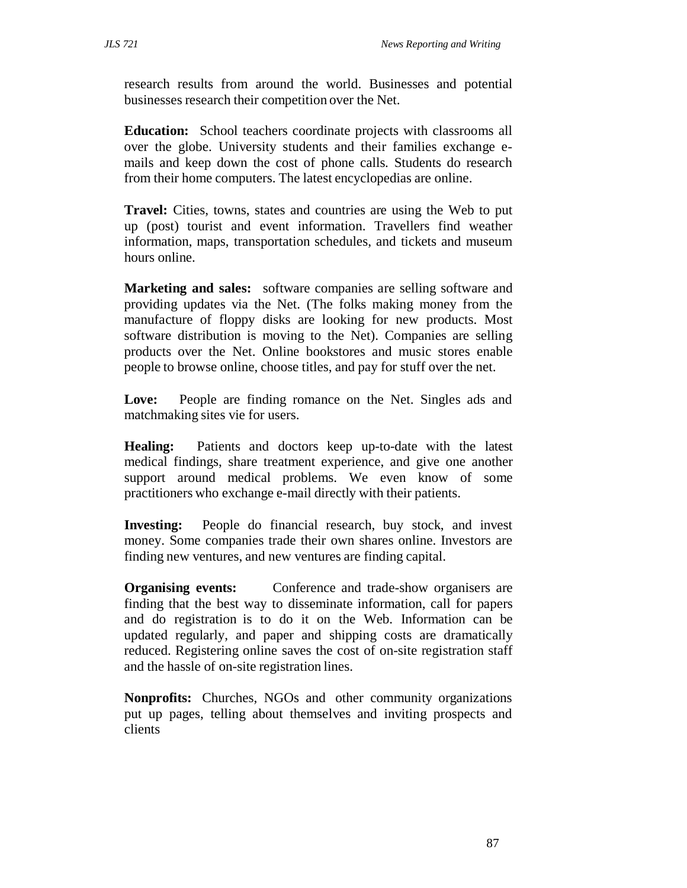research results from around the world. Businesses and potential businesses research their competition over the Net.

**Education:** School teachers coordinate projects with classrooms all over the globe. University students and their families exchange e-mails and keep down the cost of phone calls. Students do research from their home computers. The latest encyclopedias are online.

**Travel:** Cities, towns, states and countries are using the Web to put up (post) tourist and event information. Travellers find weather information, maps, transportation schedules, and tickets and museum hours online.

**Marketing and sales:** software companies are selling software and providing updates via the Net. (The folks making money from the manufacture of floppy disks are looking for new products. Most software distribution is moving to the Net). Companies are selling products over the Net. Online bookstores and music stores enable people to browse online, choose titles, and pay for stuff over the net.

**Love:** People are finding romance on the Net. Singles ads and matchmaking sites vie for users.

**Healing:** Patients and doctors keep up-to-date with the latest medical findings, share treatment experience, and give one another support around medical problems. We even know of some practitioners who exchange e-mail directly with their patients.

**Investing:** People do financial research, buy stock, and invest money. Some companies trade their own shares online. Investors are finding new ventures, and new ventures are finding capital.

**Organising events:** Conference and trade-show organisers are finding that the best way to disseminate information, call for papers and do registration is to do it on the Web. Information can be updated regularly, and paper and shipping costs are dramatically reduced. Registering online saves the cost of on-site registration staff and the hassle of on-site registration lines.

**Nonprofits:** Churches, NGOs and other community organizations put up pages, telling about themselves and inviting prospects and clients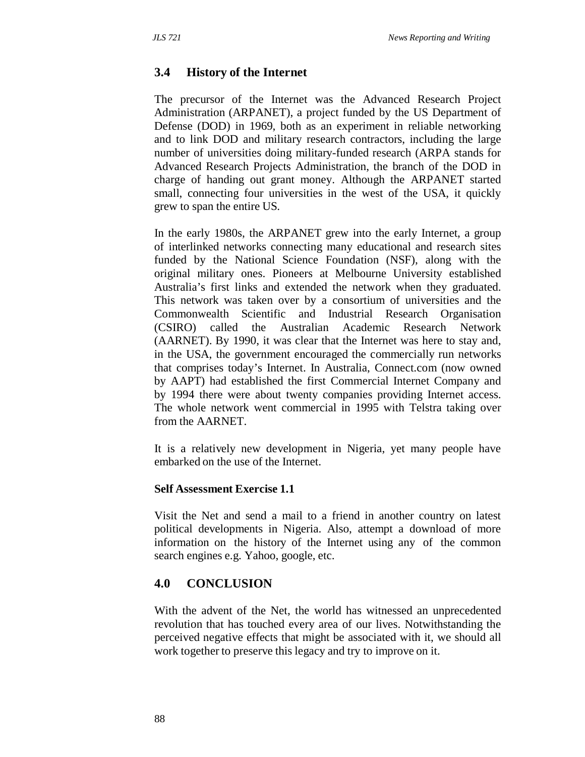## 3.4 History of the Internet

The precursor of the Internet was the Advanced Research Project Administration (ARPANET), a project funded by the US Department of Defense (DOD) in 1969, both as an experiment in reliable networking and to link DOD and military research contractors, including the large number of universities doing military-funded research (ARPA stands for Advanced Research Projects Administration, the branch of the DOD in charge of handing out grant money. Although the ARPANET started small, connecting four universities in the west of the USA, it quickly grew to span the entire US.

In the early 1980s, the ARPANET grew into the early Internet, a group of interlinked networks connecting many educational and research sites funded by the National Science Foundation (NSF), along with the original military ones. Pioneers at Melbourne University established Australia's first links and extended the network when they graduated. This network was taken over by a consortium of universities and the Commonwealth Scientific and Industrial Research Organisation (CSIRO) called the Australian Academic Research Network (AARNET). By 1990, it was clear that the Internet was here to stay and, in the USA, the government encouraged the commercially run networks that comprises today's Internet. In Australia, Connect.com (now owned by AAPT) had established the first Commercial Internet Company and by 1994 there were about twenty companies providing Internet access. The whole network went commercial in 1995 with Telstra taking over from the AARNET.

It is a relatively new development in Nigeria, yet many people have embarked on the use of the Internet.

**Self Assessment Exercise 1.1**

Visit the Net and send a mail to a friend in another country on latest political developments in Nigeria. Also, attempt a download of more information on the history of the Internet using any of the common search engines e.g. Yahoo, google, etc.

## 4.0 CONCLUSION

With the advent of the Net, the world has witnessed an unprecedented revolution that has touched every area of our lives. Notwithstanding the perceived negative effects that might be associated with it, we should all work together to preserve this legacy and try to improve on it.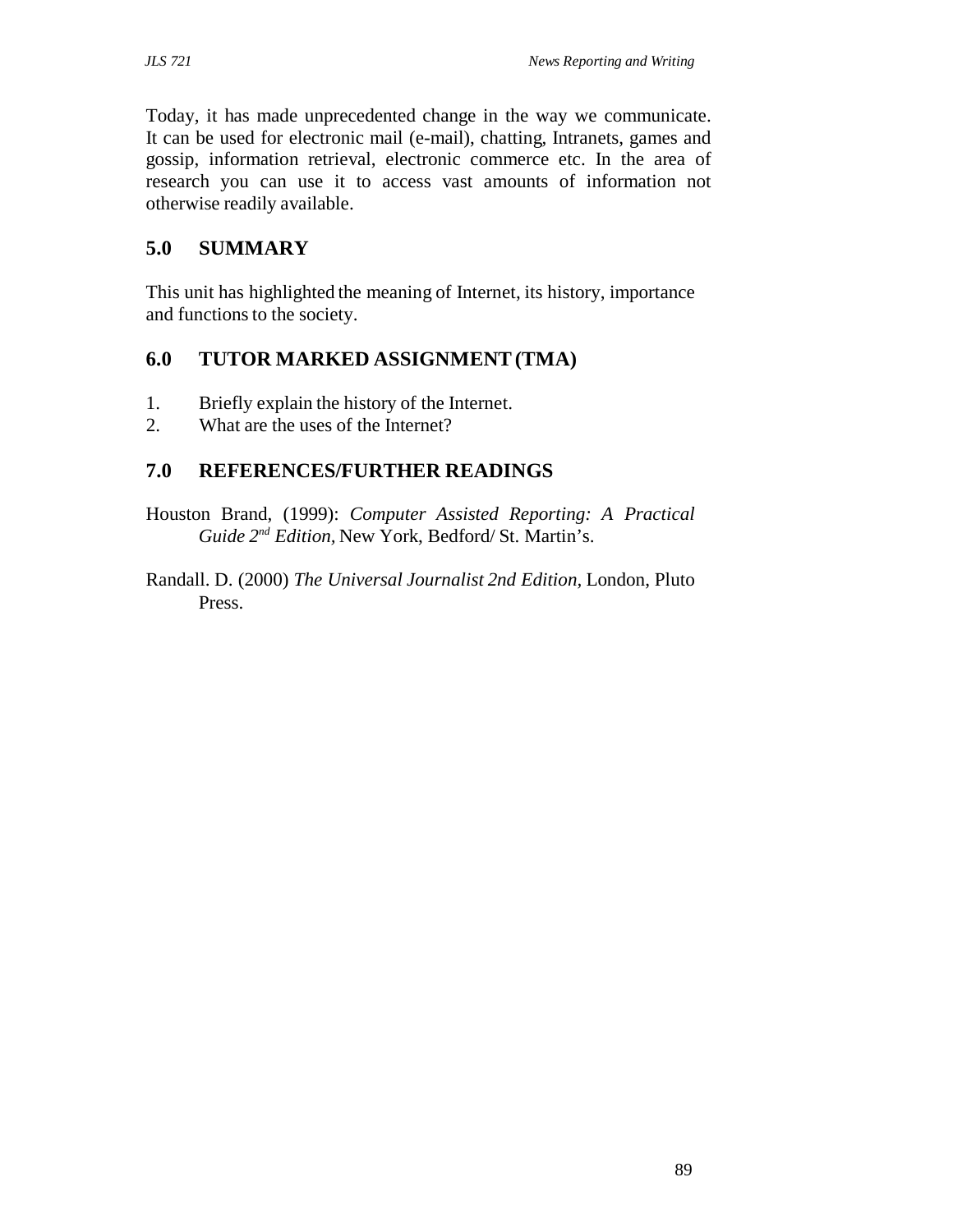Today, it has made unprecedented change in the way we communicate. It can be used for electronic mail (e-mail), chatting, Intranets, games and gossip, information retrieval, electronic commerce etc. In the area of research you can use it to access vast amounts of information not otherwise readily available.

## 5.0 SUMMARY

This unit has highlighted the meaning of Internet, its history, importance and functions to the society.

## 6.0 TUTOR MARKED ASSIGNMENT (TMA)

1. Briefly explain the history of the Internet.
2. What are the uses of the Internet?

## 7.0 REFERENCES/FURTHER READINGS

Houston Brand, (1999): *Computer Assisted Reporting: A Practical Guide 2nd Edition*, New York, Bedford/ St. Martin's.

Randall. D. (2000) *The Universal Journalist 2nd Edition*, London, Pluto Press.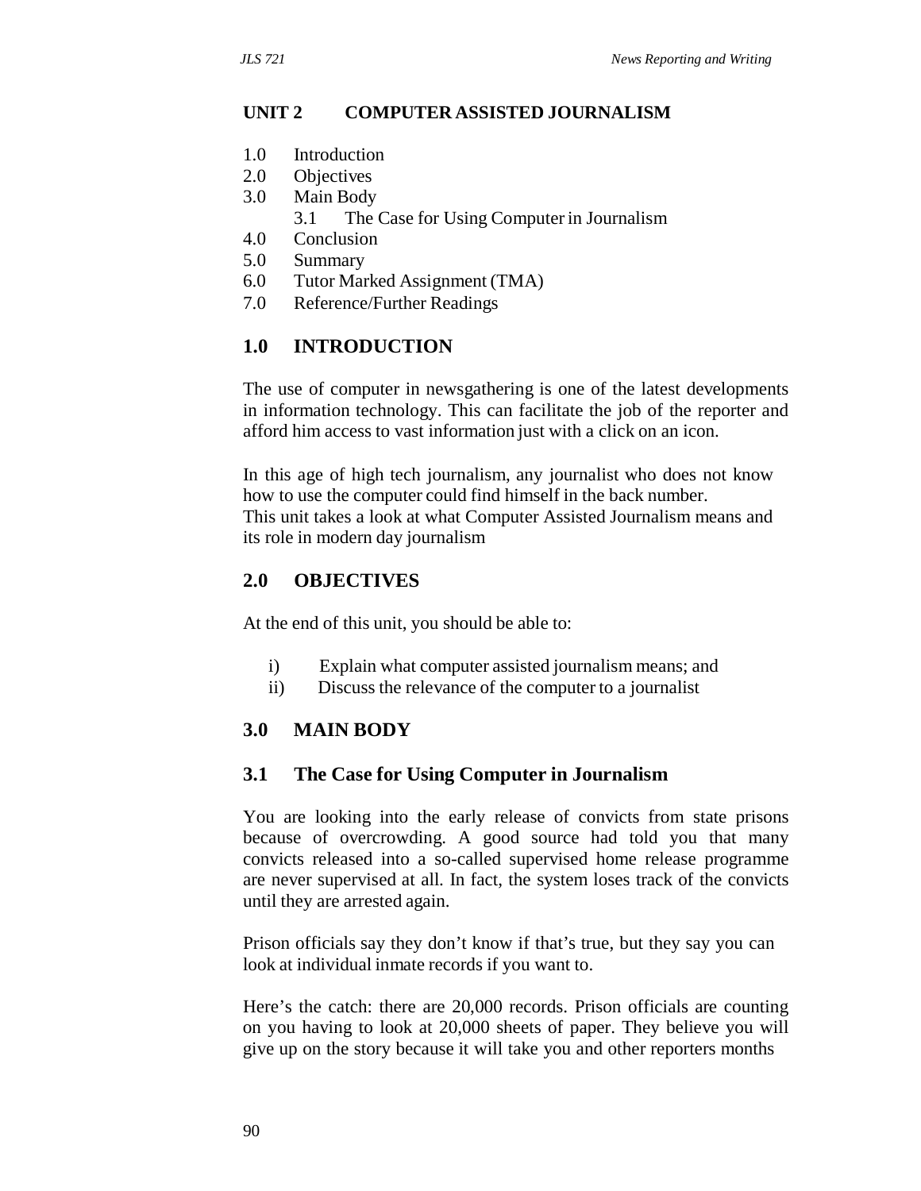## UNIT 2 COMPUTER ASSISTED JOURNALISM

1.0 Introduction
2.0 Objectives
3.0 Main Body
    3.1 The Case for Using Computer in Journalism
4.0 Conclusion
5.0 Summary
6.0 Tutor Marked Assignment (TMA)
7.0 Reference/Further Readings

## 1.0 INTRODUCTION

The use of computer in newsgathering is one of the latest developments in information technology. This can facilitate the job of the reporter and afford him access to vast information just with a click on an icon.

In this age of high tech journalism, any journalist who does not know how to use the computer could find himself in the back number.
This unit takes a look at what Computer Assisted Journalism means and its role in modern day journalism

## 2.0 OBJECTIVES

At the end of this unit, you should be able to:

i) Explain what computer assisted journalism means; and
ii) Discuss the relevance of the computer to a journalist

## 3.0 MAIN BODY

### 3.1 The Case for Using Computer in Journalism

You are looking into the early release of convicts from state prisons because of overcrowding. A good source had told you that many convicts released into a so-called supervised home release programme are never supervised at all. In fact, the system loses track of the convicts until they are arrested again.

Prison officials say they don't know if that's true, but they say you can look at individual inmate records if you want to.

Here's the catch: there are 20,000 records. Prison officials are counting on you having to look at 20,000 sheets of paper. They believe you will give up on the story because it will take you and other reporters months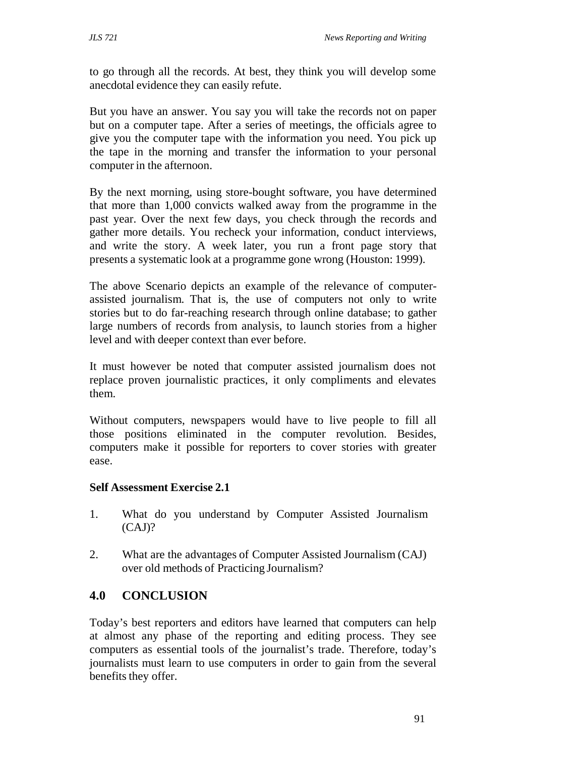to go through all the records. At best, they think you will develop some anecdotal evidence they can easily refute.

But you have an answer. You say you will take the records not on paper but on a computer tape. After a series of meetings, the officials agree to give you the computer tape with the information you need. You pick up the tape in the morning and transfer the information to your personal computer in the afternoon.

By the next morning, using store-bought software, you have determined that more than 1,000 convicts walked away from the programme in the past year. Over the next few days, you check through the records and gather more details. You recheck your information, conduct interviews, and write the story. A week later, you run a front page story that presents a systematic look at a programme gone wrong (Houston: 1999).

The above Scenario depicts an example of the relevance of computer-assisted journalism. That is, the use of computers not only to write stories but to do far-reaching research through online database; to gather large numbers of records from analysis, to launch stories from a higher level and with deeper context than ever before.

It must however be noted that computer assisted journalism does not replace proven journalistic practices, it only compliments and elevates them.

Without computers, newspapers would have to live people to fill all those positions eliminated in the computer revolution. Besides, computers make it possible for reporters to cover stories with greater ease.

**Self Assessment Exercise 2.1**

1. What do you understand by Computer Assisted Journalism (CAJ)?
2. What are the advantages of Computer Assisted Journalism (CAJ) over old methods of Practicing Journalism?

## 4.0 CONCLUSION

Today's best reporters and editors have learned that computers can help at almost any phase of the reporting and editing process. They see computers as essential tools of the journalist's trade. Therefore, today's journalists must learn to use computers in order to gain from the several benefits they offer.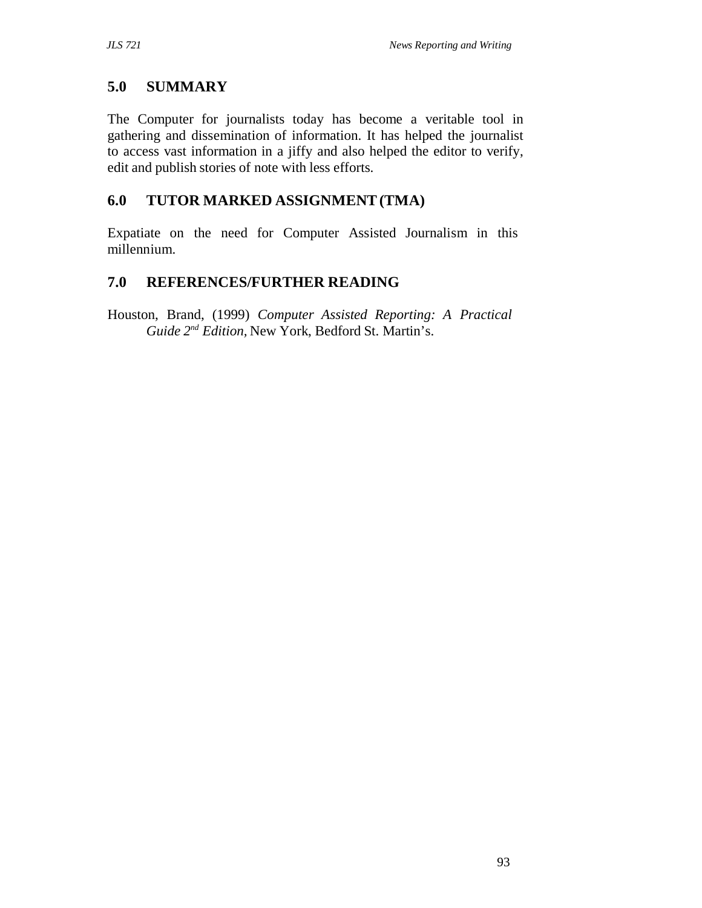## 5.0 SUMMARY

The Computer for journalists today has become a veritable tool in gathering and dissemination of information. It has helped the journalist to access vast information in a jiffy and also helped the editor to verify, edit and publish stories of note with less efforts.

## 6.0 TUTOR MARKED ASSIGNMENT (TMA)

Expatiate on the need for Computer Assisted Journalism in this millennium.

## 7.0 REFERENCES/FURTHER READING

Houston, Brand, (1999) *Computer Assisted Reporting: A Practical Guide 2nd Edition*, New York, Bedford St. Martin's.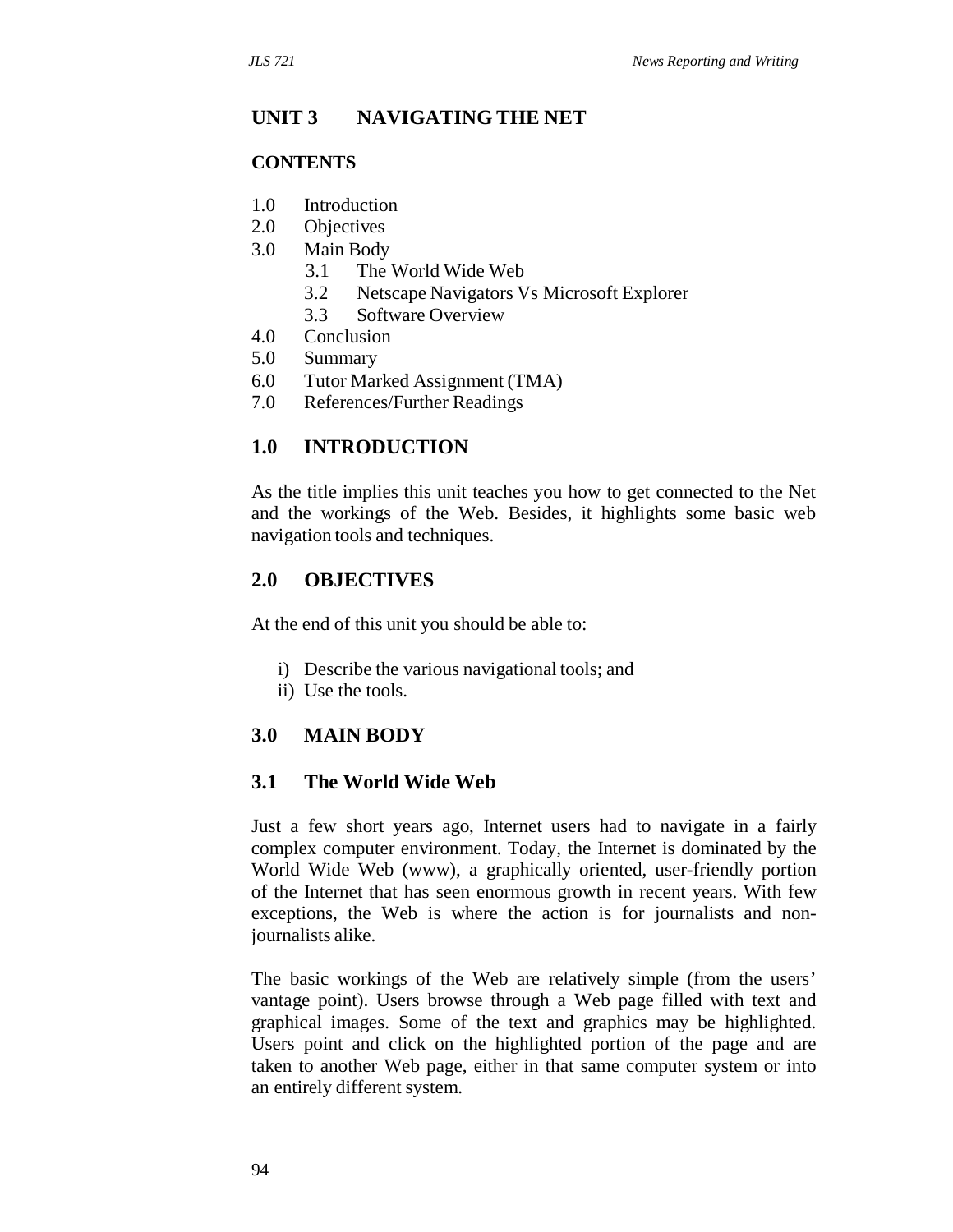# UNIT 3 NAVIGATING THE NET

## CONTENTS

1.0 Introduction
2.0 Objectives
3.0 Main Body
   3.1 The World Wide Web
   3.2 Netscape Navigators Vs Microsoft Explorer
   3.3 Software Overview
4.0 Conclusion
5.0 Summary
6.0 Tutor Marked Assignment (TMA)
7.0 References/Further Readings

## 1.0 INTRODUCTION

As the title implies this unit teaches you how to get connected to the Net and the workings of the Web. Besides, it highlights some basic web navigation tools and techniques.

## 2.0 OBJECTIVES

At the end of this unit you should be able to:

i) Describe the various navigational tools; and
ii) Use the tools.

## 3.0 MAIN BODY

### 3.1 The World Wide Web

Just a few short years ago, Internet users had to navigate in a fairly complex computer environment. Today, the Internet is dominated by the World Wide Web (www), a graphically oriented, user-friendly portion of the Internet that has seen enormous growth in recent years. With few exceptions, the Web is where the action is for journalists and non-journalists alike.

The basic workings of the Web are relatively simple (from the users' vantage point). Users browse through a Web page filled with text and graphical images. Some of the text and graphics may be highlighted. Users point and click on the highlighted portion of the page and are taken to another Web page, either in that same computer system or into an entirely different system.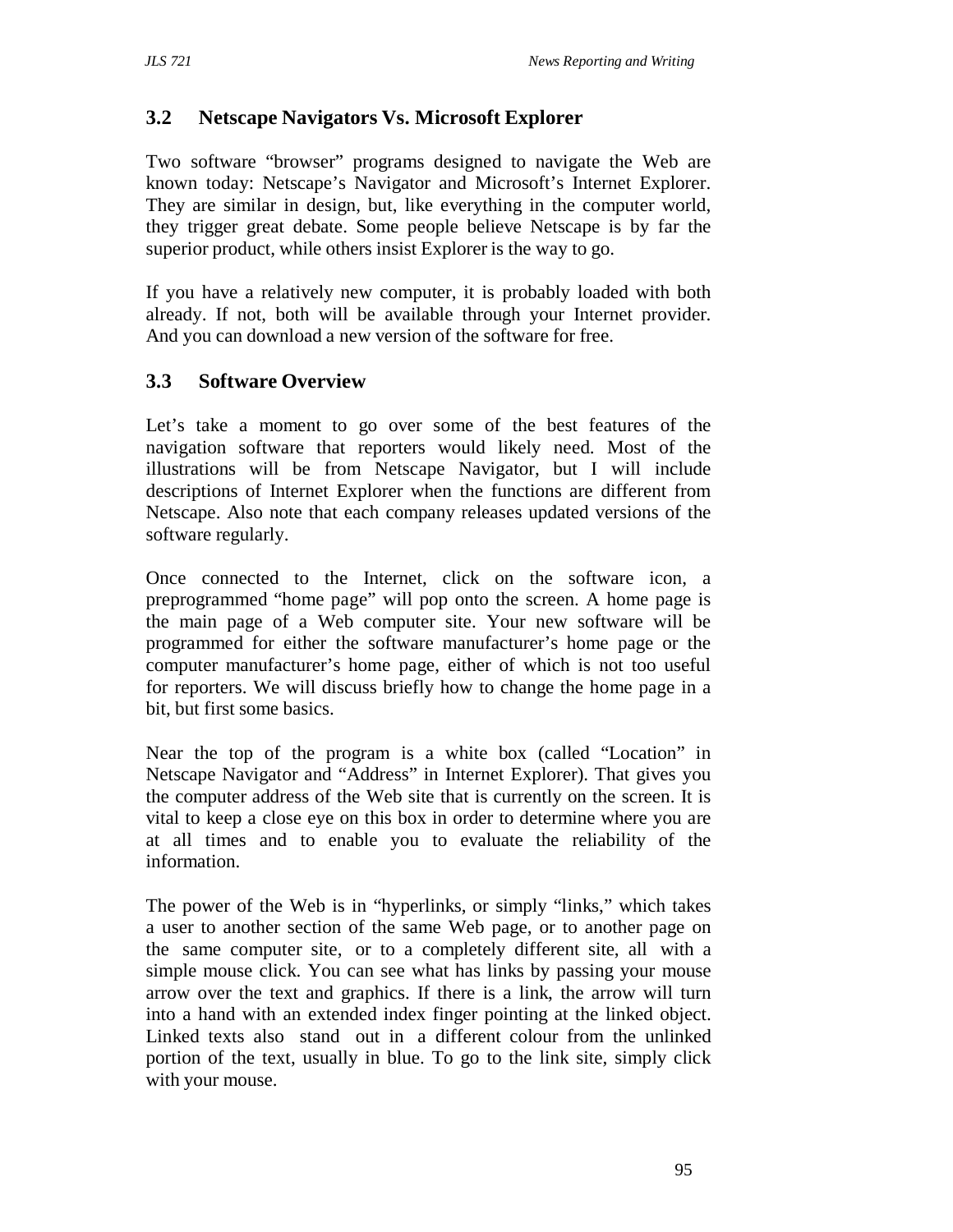## 3.2 Netscape Navigators Vs. Microsoft Explorer

Two software "browser" programs designed to navigate the Web are known today: Netscape's Navigator and Microsoft's Internet Explorer. They are similar in design, but, like everything in the computer world, they trigger great debate. Some people believe Netscape is by far the superior product, while others insist Explorer is the way to go.

If you have a relatively new computer, it is probably loaded with both already. If not, both will be available through your Internet provider. And you can download a new version of the software for free.

## 3.3 Software Overview

Let's take a moment to go over some of the best features of the navigation software that reporters would likely need. Most of the illustrations will be from Netscape Navigator, but I will include descriptions of Internet Explorer when the functions are different from Netscape. Also note that each company releases updated versions of the software regularly.

Once connected to the Internet, click on the software icon, a preprogrammed "home page" will pop onto the screen. A home page is the main page of a Web computer site. Your new software will be programmed for either the software manufacturer's home page or the computer manufacturer's home page, either of which is not too useful for reporters. We will discuss briefly how to change the home page in a bit, but first some basics.

Near the top of the program is a white box (called "Location" in Netscape Navigator and "Address" in Internet Explorer). That gives you the computer address of the Web site that is currently on the screen. It is vital to keep a close eye on this box in order to determine where you are at all times and to enable you to evaluate the reliability of the information.

The power of the Web is in "hyperlinks, or simply "links," which takes a user to another section of the same Web page, or to another page on the same computer site, or to a completely different site, all with a simple mouse click. You can see what has links by passing your mouse arrow over the text and graphics. If there is a link, the arrow will turn into a hand with an extended index finger pointing at the linked object. Linked texts also stand out in a different colour from the unlinked portion of the text, usually in blue. To go to the link site, simply click with your mouse.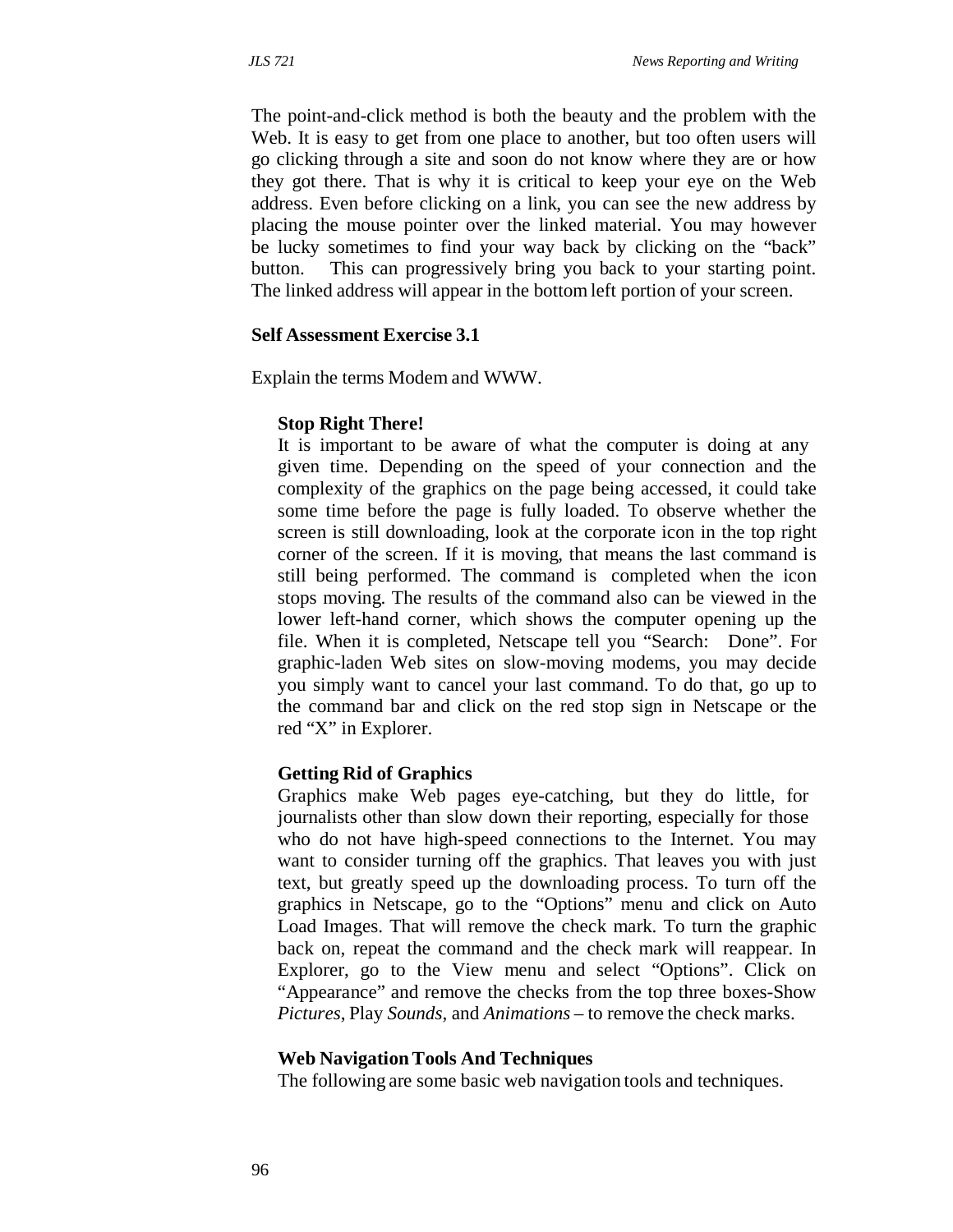The point-and-click method is both the beauty and the problem with the Web. It is easy to get from one place to another, but too often users will go clicking through a site and soon do not know where they are or how they got there. That is why it is critical to keep your eye on the Web address. Even before clicking on a link, you can see the new address by placing the mouse pointer over the linked material. You may however be lucky sometimes to find your way back by clicking on the "back" button. This can progressively bring you back to your starting point. The linked address will appear in the bottom left portion of your screen.

**Self Assessment Exercise 3.1**

Explain the terms Modem and WWW.

**Stop Right There!**

It is important to be aware of what the computer is doing at any given time. Depending on the speed of your connection and the complexity of the graphics on the page being accessed, it could take some time before the page is fully loaded. To observe whether the screen is still downloading, look at the corporate icon in the top right corner of the screen. If it is moving, that means the last command is still being performed. The command is completed when the icon stops moving. The results of the command also can be viewed in the lower left-hand corner, which shows the computer opening up the file. When it is completed, Netscape tell you "Search: Done". For graphic-laden Web sites on slow-moving modems, you may decide you simply want to cancel your last command. To do that, go up to the command bar and click on the red stop sign in Netscape or the red "X" in Explorer.

**Getting Rid of Graphics**

Graphics make Web pages eye-catching, but they do little, for journalists other than slow down their reporting, especially for those who do not have high-speed connections to the Internet. You may want to consider turning off the graphics. That leaves you with just text, but greatly speed up the downloading process. To turn off the graphics in Netscape, go to the "Options" menu and click on Auto Load Images. That will remove the check mark. To turn the graphic back on, repeat the command and the check mark will reappear. In Explorer, go to the View menu and select "Options". Click on "Appearance" and remove the checks from the top three boxes-Show *Pictures*, Play *Sounds*, and *Animations* – to remove the check marks.

**Web Navigation Tools And Techniques**

The following are some basic web navigation tools and techniques.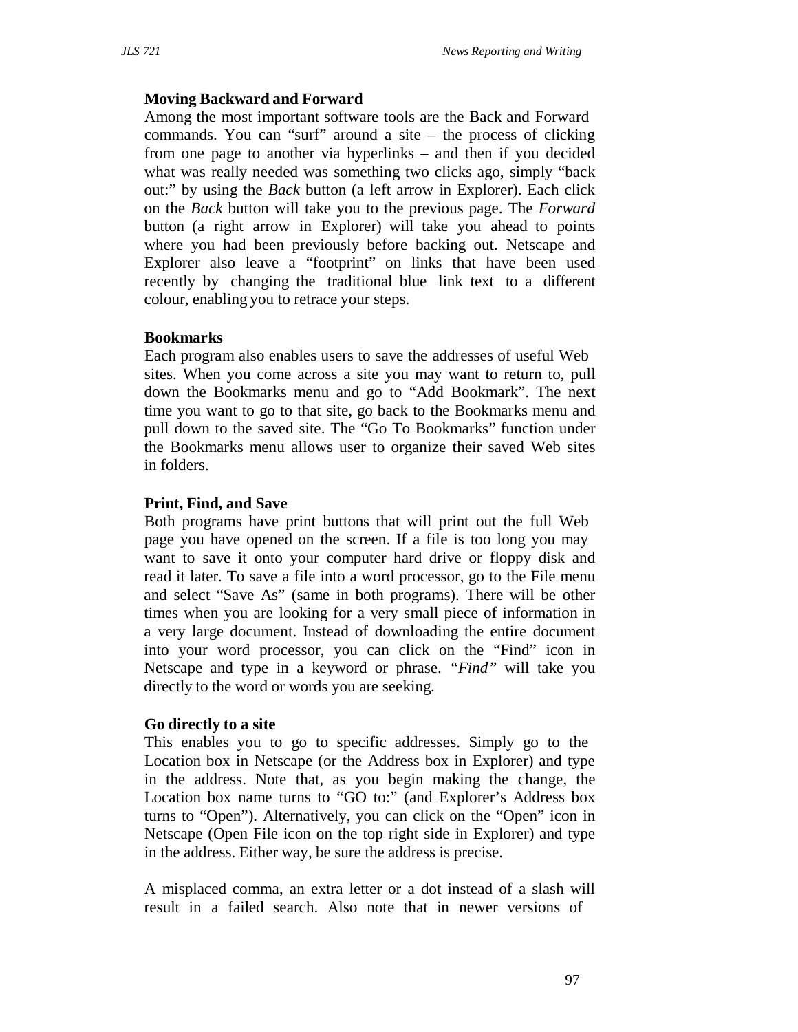**Moving Backward and Forward**

Among the most important software tools are the Back and Forward commands. You can "surf" around a site – the process of clicking from one page to another via hyperlinks – and then if you decided what was really needed was something two clicks ago, simply "back out:" by using the *Back* button (a left arrow in Explorer). Each click on the *Back* button will take you to the previous page. The *Forward* button (a right arrow in Explorer) will take you ahead to points where you had been previously before backing out. Netscape and Explorer also leave a "footprint" on links that have been used recently by changing the traditional blue link text to a different colour, enabling you to retrace your steps.

**Bookmarks**

Each program also enables users to save the addresses of useful Web sites. When you come across a site you may want to return to, pull down the Bookmarks menu and go to "Add Bookmark". The next time you want to go to that site, go back to the Bookmarks menu and pull down to the saved site. The "Go To Bookmarks" function under the Bookmarks menu allows user to organize their saved Web sites in folders.

**Print, Find, and Save**

Both programs have print buttons that will print out the full Web page you have opened on the screen. If a file is too long you may want to save it onto your computer hard drive or floppy disk and read it later. To save a file into a word processor, go to the File menu and select "Save As" (same in both programs). There will be other times when you are looking for a very small piece of information in a very large document. Instead of downloading the entire document into your word processor, you can click on the "Find" icon in Netscape and type in a keyword or phrase. *"Find"* will take you directly to the word or words you are seeking.

**Go directly to a site**

This enables you to go to specific addresses. Simply go to the Location box in Netscape (or the Address box in Explorer) and type in the address. Note that, as you begin making the change, the Location box name turns to "GO to:" (and Explorer's Address box turns to "Open"). Alternatively, you can click on the "Open" icon in Netscape (Open File icon on the top right side in Explorer) and type in the address. Either way, be sure the address is precise.

A misplaced comma, an extra letter or a dot instead of a slash will result in a failed search. Also note that in newer versions of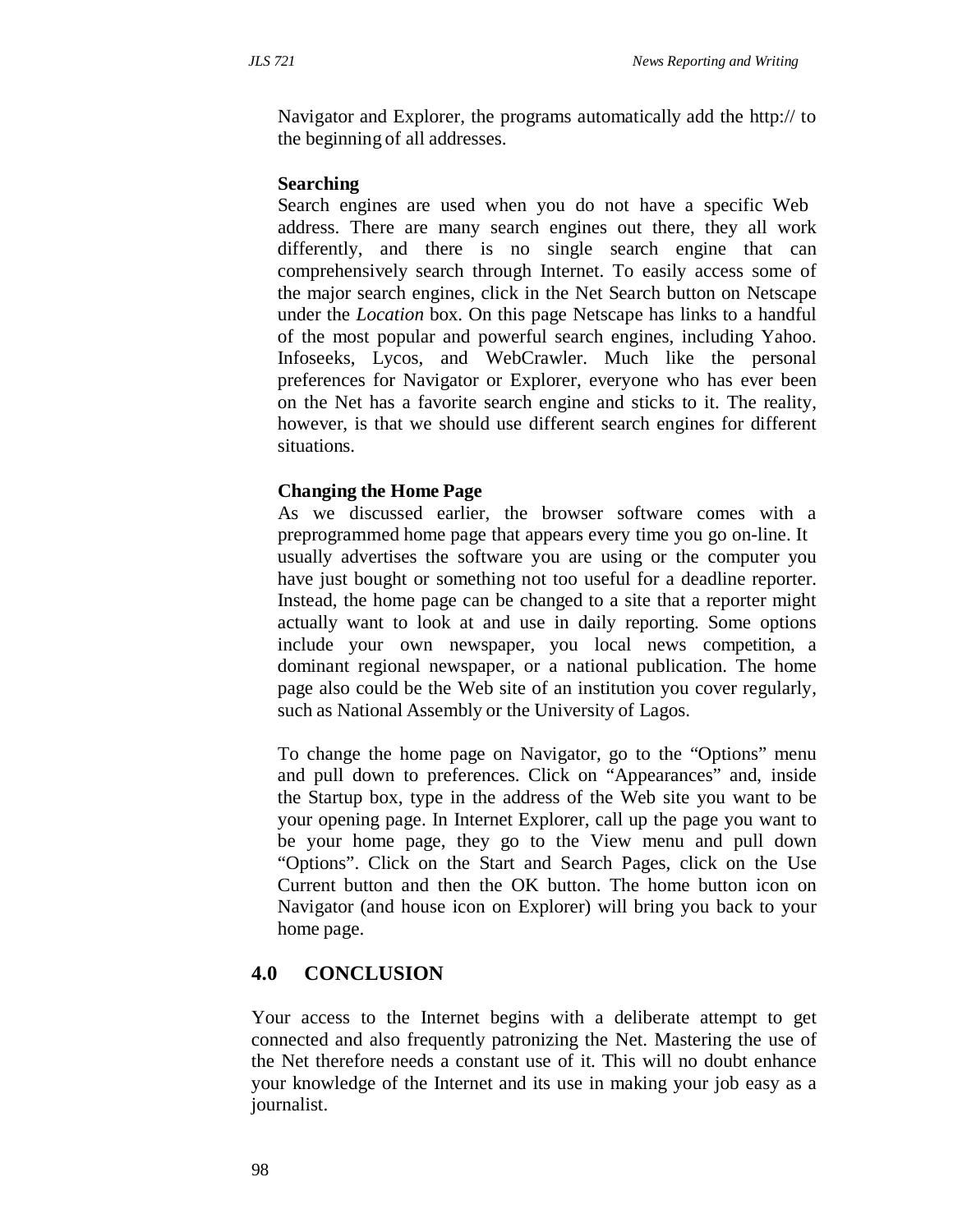Navigator and Explorer, the programs automatically add the http:// to the beginning of all addresses.

**Searching**

Search engines are used when you do not have a specific Web address. There are many search engines out there, they all work differently, and there is no single search engine that can comprehensively search through Internet. To easily access some of the major search engines, click in the Net Search button on Netscape under the *Location* box. On this page Netscape has links to a handful of the most popular and powerful search engines, including Yahoo. Infoseeks, Lycos, and WebCrawler. Much like the personal preferences for Navigator or Explorer, everyone who has ever been on the Net has a favorite search engine and sticks to it. The reality, however, is that we should use different search engines for different situations.

**Changing the Home Page**

As we discussed earlier, the browser software comes with a preprogrammed home page that appears every time you go on-line. It usually advertises the software you are using or the computer you have just bought or something not too useful for a deadline reporter. Instead, the home page can be changed to a site that a reporter might actually want to look at and use in daily reporting. Some options include your own newspaper, you local news competition, a dominant regional newspaper, or a national publication. The home page also could be the Web site of an institution you cover regularly, such as National Assembly or the University of Lagos.

To change the home page on Navigator, go to the "Options" menu and pull down to preferences. Click on "Appearances" and, inside the Startup box, type in the address of the Web site you want to be your opening page. In Internet Explorer, call up the page you want to be your home page, they go to the View menu and pull down "Options". Click on the Start and Search Pages, click on the Use Current button and then the OK button. The home button icon on Navigator (and house icon on Explorer) will bring you back to your home page.

## 4.0 CONCLUSION

Your access to the Internet begins with a deliberate attempt to get connected and also frequently patronizing the Net. Mastering the use of the Net therefore needs a constant use of it. This will no doubt enhance your knowledge of the Internet and its use in making your job easy as a journalist.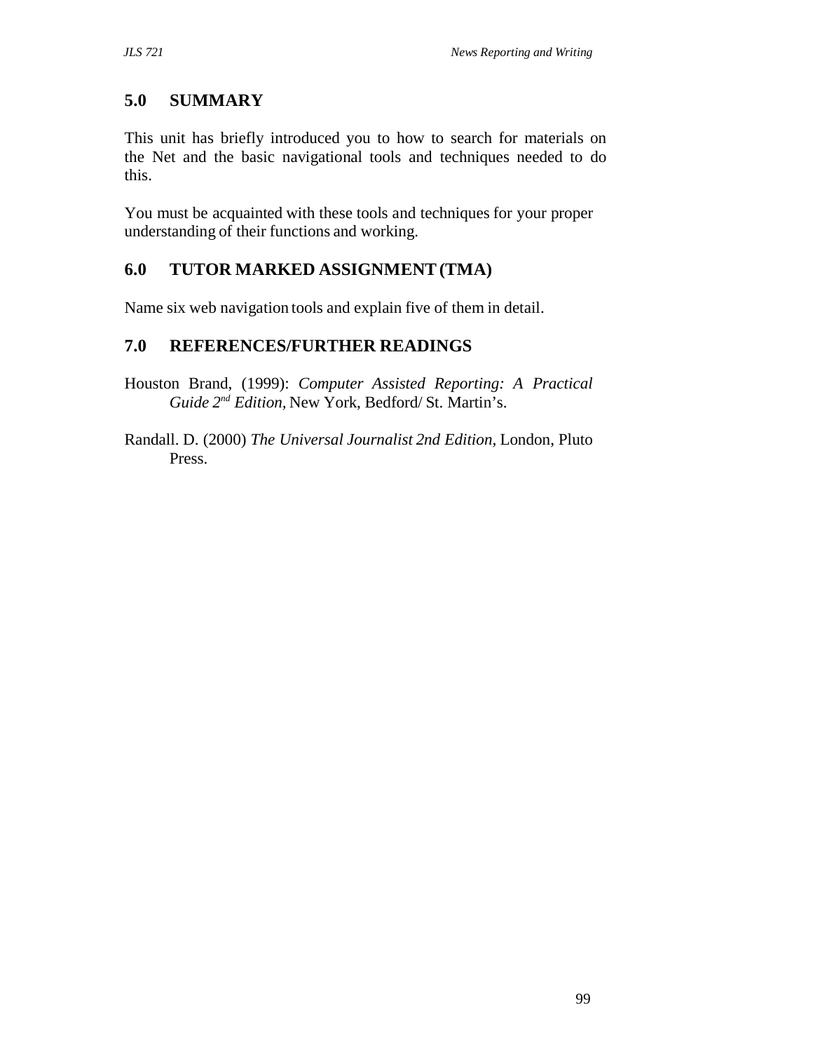## 5.0 SUMMARY

This unit has briefly introduced you to how to search for materials on the Net and the basic navigational tools and techniques needed to do this.

You must be acquainted with these tools and techniques for your proper understanding of their functions and working.

## 6.0 TUTOR MARKED ASSIGNMENT (TMA)

Name six web navigation tools and explain five of them in detail.

## 7.0 REFERENCES/FURTHER READINGS

Houston Brand, (1999): *Computer Assisted Reporting: A Practical Guide 2nd Edition*, New York, Bedford/ St. Martin's.

Randall. D. (2000) *The Universal Journalist 2nd Edition*, London, Pluto Press.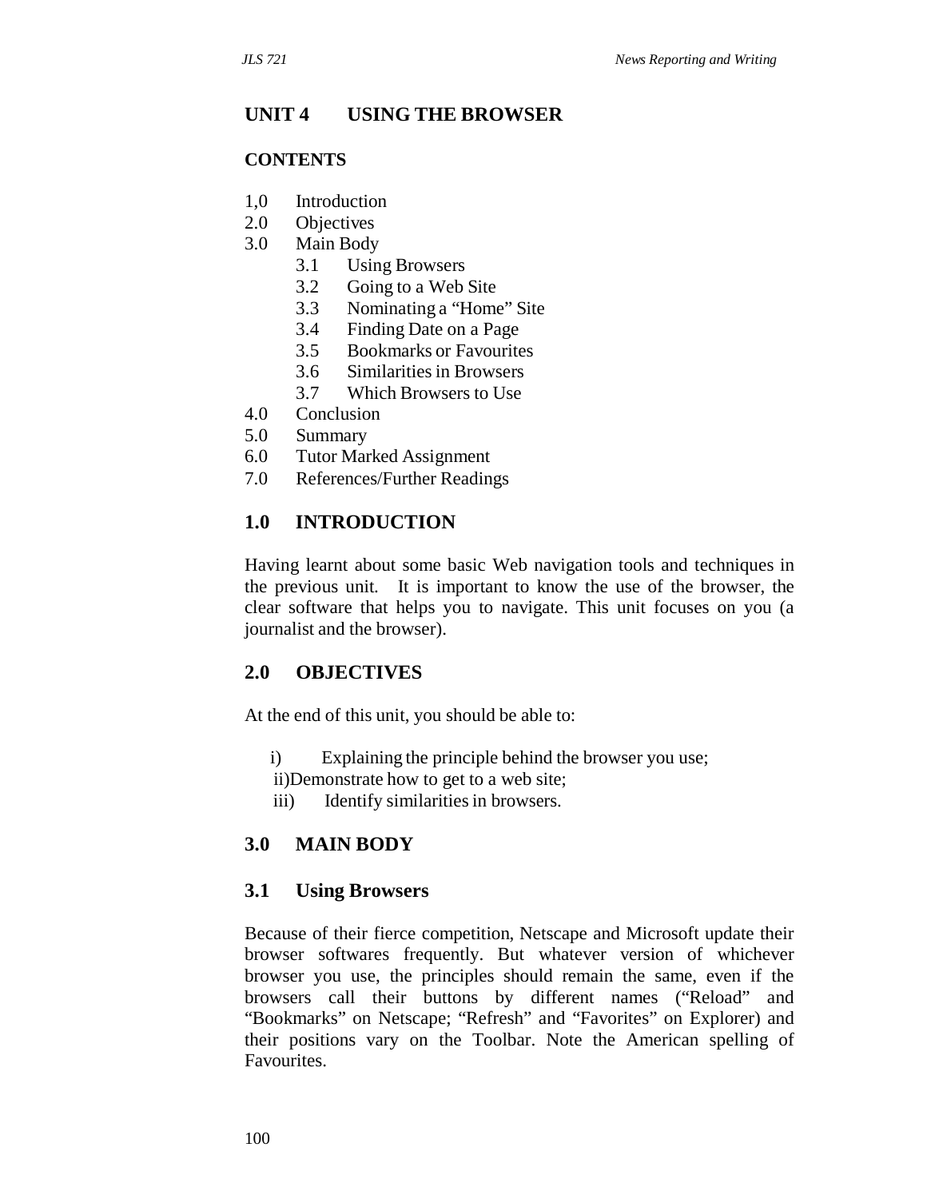## UNIT 4 USING THE BROWSER

### CONTENTS

1,0 Introduction
2.0 Objectives
3.0 Main Body
   3.1 Using Browsers
   3.2 Going to a Web Site
   3.3 Nominating a "Home" Site
   3.4 Finding Date on a Page
   3.5 Bookmarks or Favourites
   3.6 Similarities in Browsers
   3.7 Which Browsers to Use
4.0 Conclusion
5.0 Summary
6.0 Tutor Marked Assignment
7.0 References/Further Readings

## 1.0 INTRODUCTION

Having learnt about some basic Web navigation tools and techniques in the previous unit. It is important to know the use of the browser, the clear software that helps you to navigate. This unit focuses on you (a journalist and the browser).

## 2.0 OBJECTIVES

At the end of this unit, you should be able to:

i) Explaining the principle behind the browser you use;
ii) Demonstrate how to get to a web site;
iii) Identify similarities in browsers.

## 3.0 MAIN BODY

### 3.1 Using Browsers

Because of their fierce competition, Netscape and Microsoft update their browser softwares frequently. But whatever version of whichever browser you use, the principles should remain the same, even if the browsers call their buttons by different names ("Reload" and "Bookmarks" on Netscape; "Refresh" and "Favorites" on Explorer) and their positions vary on the Toolbar. Note the American spelling of Favourites.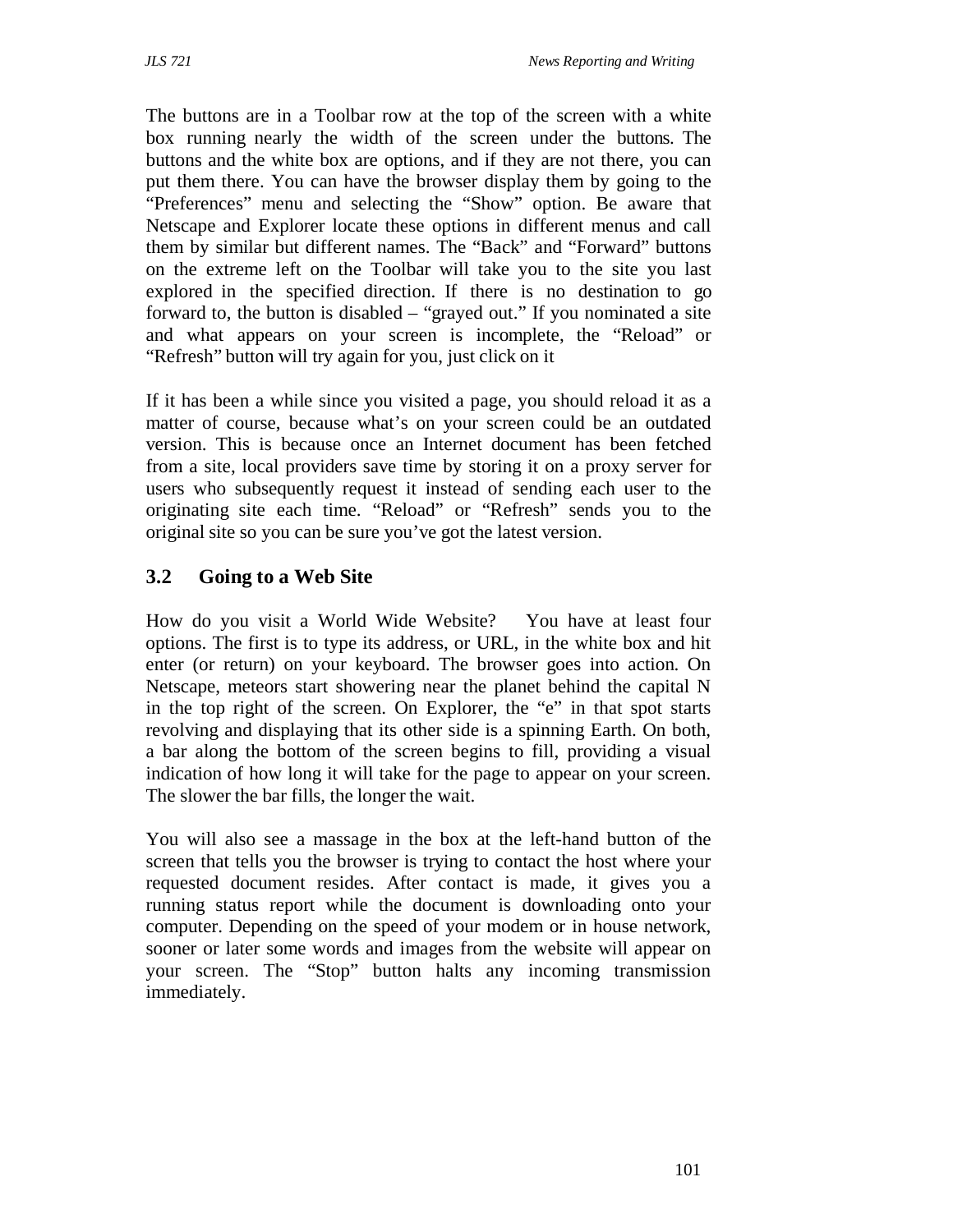The buttons are in a Toolbar row at the top of the screen with a white box running nearly the width of the screen under the buttons. The buttons and the white box are options, and if they are not there, you can put them there. You can have the browser display them by going to the "Preferences" menu and selecting the "Show" option. Be aware that Netscape and Explorer locate these options in different menus and call them by similar but different names. The "Back" and "Forward" buttons on the extreme left on the Toolbar will take you to the site you last explored in the specified direction. If there is no destination to go forward to, the button is disabled – "grayed out." If you nominated a site and what appears on your screen is incomplete, the "Reload" or "Refresh" button will try again for you, just click on it

If it has been a while since you visited a page, you should reload it as a matter of course, because what's on your screen could be an outdated version. This is because once an Internet document has been fetched from a site, local providers save time by storing it on a proxy server for users who subsequently request it instead of sending each user to the originating site each time. "Reload" or "Refresh" sends you to the original site so you can be sure you've got the latest version.

## 3.2 Going to a Web Site

How do you visit a World Wide Website? You have at least four options. The first is to type its address, or URL, in the white box and hit enter (or return) on your keyboard. The browser goes into action. On Netscape, meteors start showering near the planet behind the capital N in the top right of the screen. On Explorer, the "e" in that spot starts revolving and displaying that its other side is a spinning Earth. On both, a bar along the bottom of the screen begins to fill, providing a visual indication of how long it will take for the page to appear on your screen. The slower the bar fills, the longer the wait.

You will also see a massage in the box at the left-hand button of the screen that tells you the browser is trying to contact the host where your requested document resides. After contact is made, it gives you a running status report while the document is downloading onto your computer. Depending on the speed of your modem or in house network, sooner or later some words and images from the website will appear on your screen. The "Stop" button halts any incoming transmission immediately.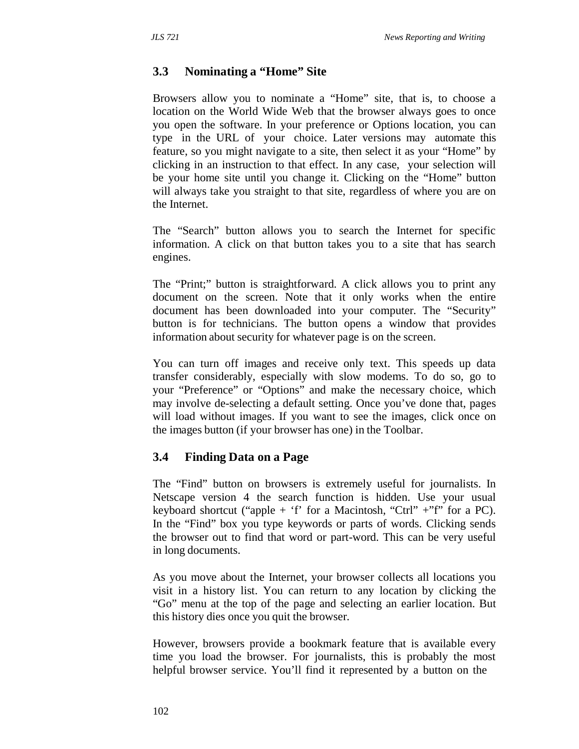## 3.3 Nominating a "Home" Site

Browsers allow you to nominate a "Home" site, that is, to choose a location on the World Wide Web that the browser always goes to once you open the software. In your preference or Options location, you can type in the URL of your choice. Later versions may automate this feature, so you might navigate to a site, then select it as your "Home" by clicking in an instruction to that effect. In any case, your selection will be your home site until you change it. Clicking on the "Home" button will always take you straight to that site, regardless of where you are on the Internet.

The "Search" button allows you to search the Internet for specific information. A click on that button takes you to a site that has search engines.

The "Print;" button is straightforward. A click allows you to print any document on the screen. Note that it only works when the entire document has been downloaded into your computer. The "Security" button is for technicians. The button opens a window that provides information about security for whatever page is on the screen.

You can turn off images and receive only text. This speeds up data transfer considerably, especially with slow modems. To do so, go to your "Preference" or "Options" and make the necessary choice, which may involve de-selecting a default setting. Once you've done that, pages will load without images. If you want to see the images, click once on the images button (if your browser has one) in the Toolbar.

## 3.4 Finding Data on a Page

The "Find" button on browsers is extremely useful for journalists. In Netscape version 4 the search function is hidden. Use your usual keyboard shortcut ("apple + 'f' for a Macintosh, "Ctrl" +"f" for a PC). In the "Find" box you type keywords or parts of words. Clicking sends the browser out to find that word or part-word. This can be very useful in long documents.

As you move about the Internet, your browser collects all locations you visit in a history list. You can return to any location by clicking the "Go" menu at the top of the page and selecting an earlier location. But this history dies once you quit the browser.

However, browsers provide a bookmark feature that is available every time you load the browser. For journalists, this is probably the most helpful browser service. You'll find it represented by a button on the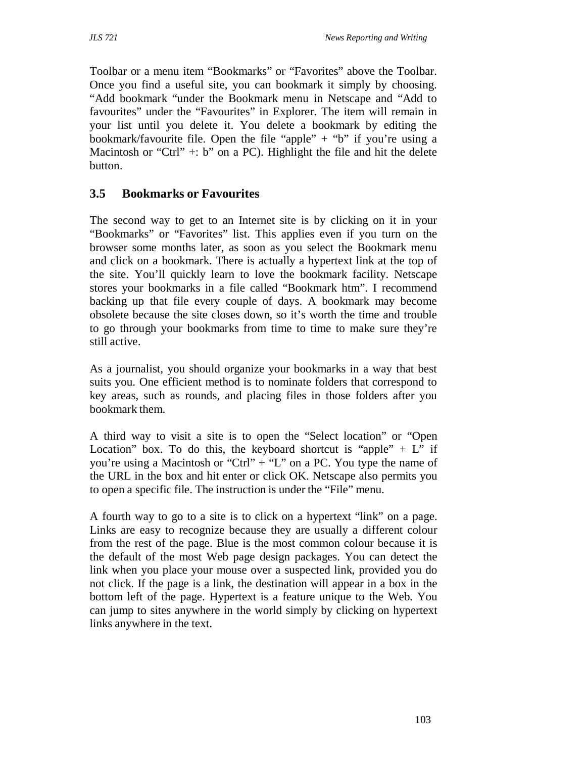Toolbar or a menu item "Bookmarks" or "Favorites" above the Toolbar. Once you find a useful site, you can bookmark it simply by choosing. "Add bookmark "under the Bookmark menu in Netscape and "Add to favourites" under the "Favourites" in Explorer. The item will remain in your list until you delete it. You delete a bookmark by editing the bookmark/favourite file. Open the file "apple" + "b" if you're using a Macintosh or "Ctrl" +: b" on a PC). Highlight the file and hit the delete button.

## 3.5 Bookmarks or Favourites

The second way to get to an Internet site is by clicking on it in your "Bookmarks" or "Favorites" list. This applies even if you turn on the browser some months later, as soon as you select the Bookmark menu and click on a bookmark. There is actually a hypertext link at the top of the site. You'll quickly learn to love the bookmark facility. Netscape stores your bookmarks in a file called "Bookmark htm". I recommend backing up that file every couple of days. A bookmark may become obsolete because the site closes down, so it's worth the time and trouble to go through your bookmarks from time to time to make sure they're still active.

As a journalist, you should organize your bookmarks in a way that best suits you. One efficient method is to nominate folders that correspond to key areas, such as rounds, and placing files in those folders after you bookmark them.

A third way to visit a site is to open the "Select location" or "Open Location" box. To do this, the keyboard shortcut is "apple" + L" if you're using a Macintosh or "Ctrl" + "L" on a PC. You type the name of the URL in the box and hit enter or click OK. Netscape also permits you to open a specific file. The instruction is under the "File" menu.

A fourth way to go to a site is to click on a hypertext "link" on a page. Links are easy to recognize because they are usually a different colour from the rest of the page. Blue is the most common colour because it is the default of the most Web page design packages. You can detect the link when you place your mouse over a suspected link, provided you do not click. If the page is a link, the destination will appear in a box in the bottom left of the page. Hypertext is a feature unique to the Web. You can jump to sites anywhere in the world simply by clicking on hypertext links anywhere in the text.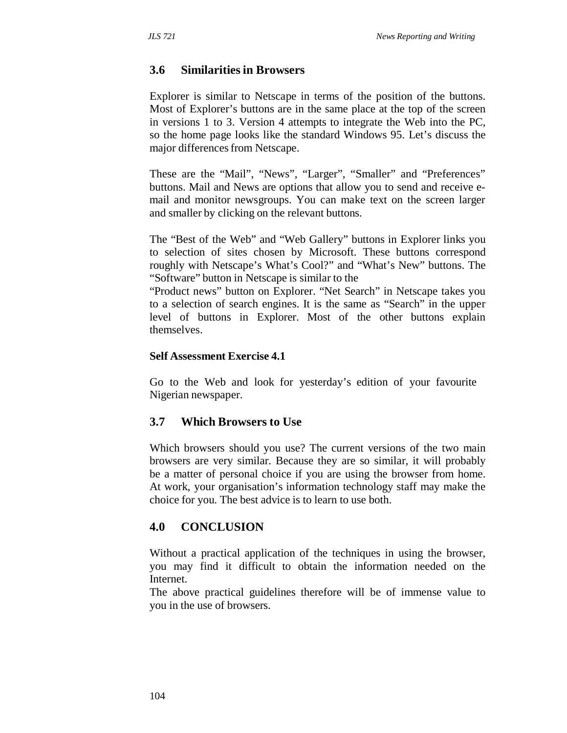## 3.6 Similarities in Browsers

Explorer is similar to Netscape in terms of the position of the buttons. Most of Explorer's buttons are in the same place at the top of the screen in versions 1 to 3. Version 4 attempts to integrate the Web into the PC, so the home page looks like the standard Windows 95. Let's discuss the major differences from Netscape.

These are the "Mail", "News", "Larger", "Smaller" and "Preferences" buttons. Mail and News are options that allow you to send and receive e-mail and monitor newsgroups. You can make text on the screen larger and smaller by clicking on the relevant buttons.

The "Best of the Web" and "Web Gallery" buttons in Explorer links you to selection of sites chosen by Microsoft. These buttons correspond roughly with Netscape's What's Cool?" and "What's New" buttons. The "Software" button in Netscape is similar to the
"Product news" button on Explorer. "Net Search" in Netscape takes you to a selection of search engines. It is the same as "Search" in the upper level of buttons in Explorer. Most of the other buttons explain themselves.

**Self Assessment Exercise 4.1**

Go to the Web and look for yesterday's edition of your favourite Nigerian newspaper.

## 3.7 Which Browsers to Use

Which browsers should you use? The current versions of the two main browsers are very similar. Because they are so similar, it will probably be a matter of personal choice if you are using the browser from home. At work, your organisation's information technology staff may make the choice for you. The best advice is to learn to use both.

## 4.0 CONCLUSION

Without a practical application of the techniques in using the browser, you may find it difficult to obtain the information needed on the Internet.
The above practical guidelines therefore will be of immense value to you in the use of browsers.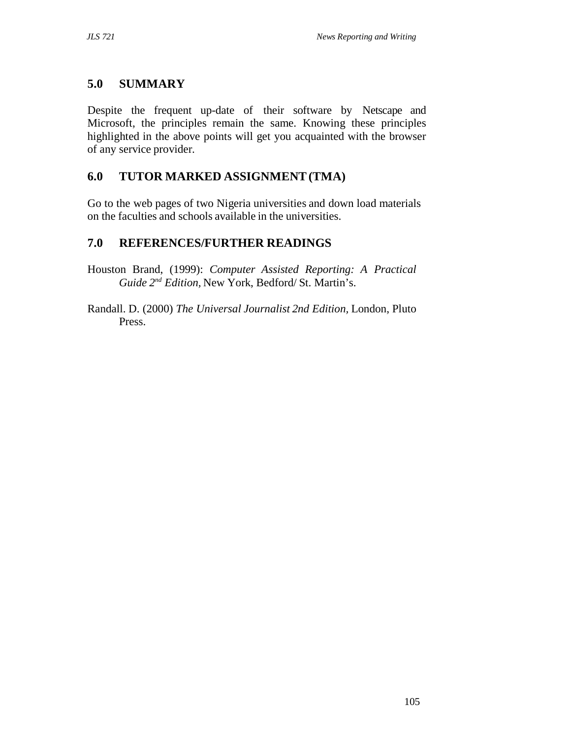## 5.0 SUMMARY

Despite the frequent up-date of their software by Netscape and Microsoft, the principles remain the same. Knowing these principles highlighted in the above points will get you acquainted with the browser of any service provider.

## 6.0 TUTOR MARKED ASSIGNMENT (TMA)

Go to the web pages of two Nigeria universities and down load materials on the faculties and schools available in the universities.

## 7.0 REFERENCES/FURTHER READINGS

Houston Brand, (1999): *Computer Assisted Reporting: A Practical Guide 2nd Edition*, New York, Bedford/ St. Martin's.

Randall. D. (2000) *The Universal Journalist 2nd Edition*, London, Pluto Press.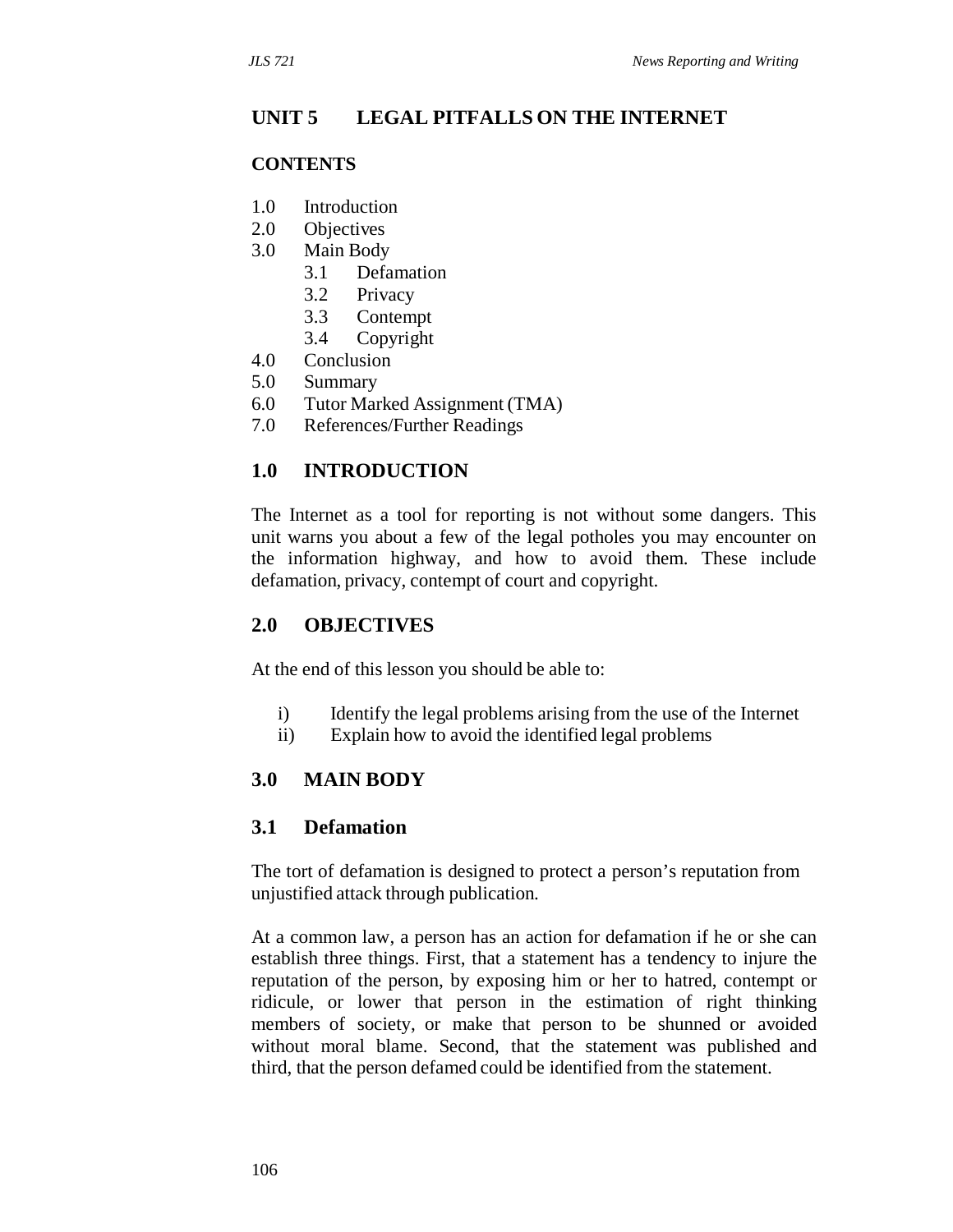## UNIT 5 LEGAL PITFALLS ON THE INTERNET

### CONTENTS

1.0 Introduction
2.0 Objectives
3.0 Main Body
 3.1 Defamation
 3.2 Privacy
 3.3 Contempt
 3.4 Copyright
4.0 Conclusion
5.0 Summary
6.0 Tutor Marked Assignment (TMA)
7.0 References/Further Readings

### 1.0 INTRODUCTION

The Internet as a tool for reporting is not without some dangers. This unit warns you about a few of the legal potholes you may encounter on the information highway, and how to avoid them. These include defamation, privacy, contempt of court and copyright.

### 2.0 OBJECTIVES

At the end of this lesson you should be able to:

i) Identify the legal problems arising from the use of the Internet
ii) Explain how to avoid the identified legal problems

### 3.0 MAIN BODY

### 3.1 Defamation

The tort of defamation is designed to protect a person's reputation from unjustified attack through publication.

At a common law, a person has an action for defamation if he or she can establish three things. First, that a statement has a tendency to injure the reputation of the person, by exposing him or her to hatred, contempt or ridicule, or lower that person in the estimation of right thinking members of society, or make that person to be shunned or avoided without moral blame. Second, that the statement was published and third, that the person defamed could be identified from the statement.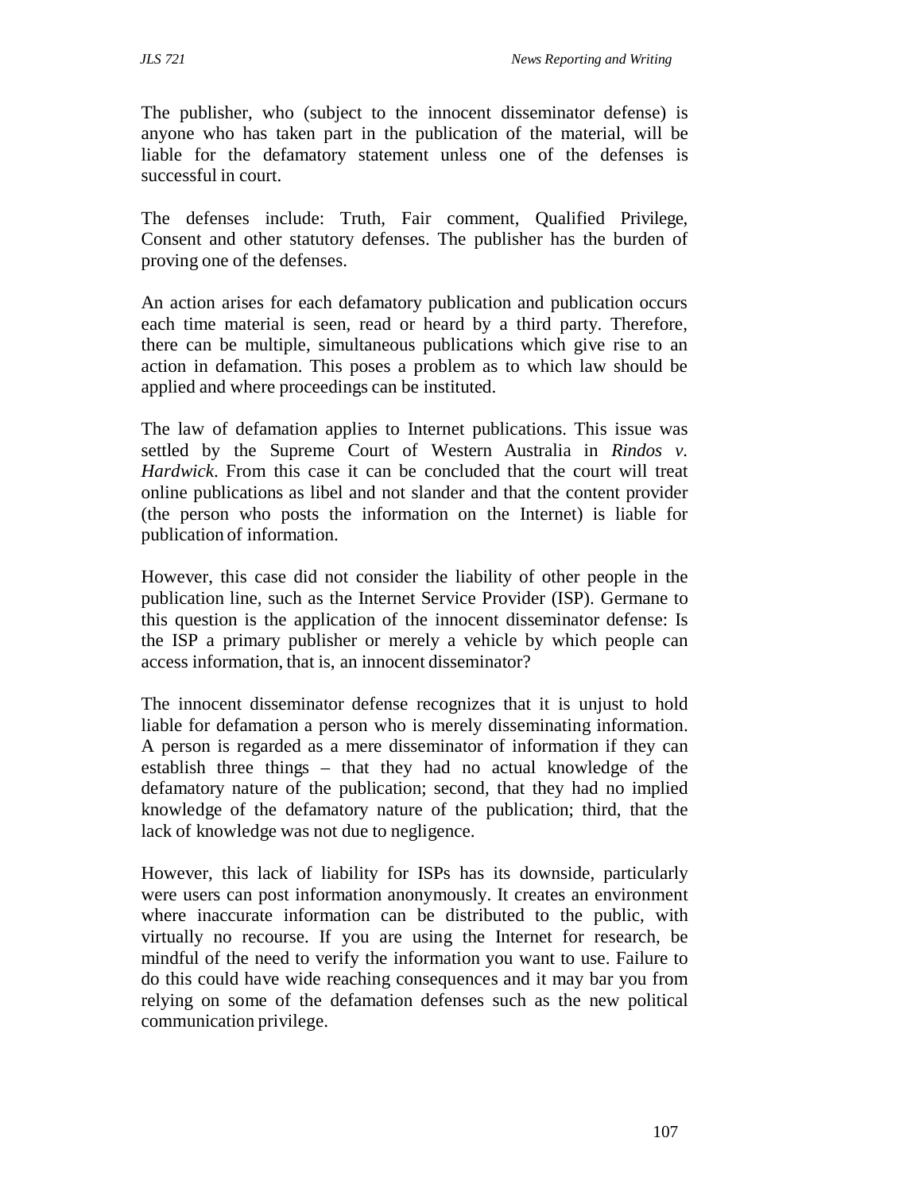The publisher, who (subject to the innocent disseminator defense) is anyone who has taken part in the publication of the material, will be liable for the defamatory statement unless one of the defenses is successful in court.

The defenses include: Truth, Fair comment, Qualified Privilege, Consent and other statutory defenses. The publisher has the burden of proving one of the defenses.

An action arises for each defamatory publication and publication occurs each time material is seen, read or heard by a third party. Therefore, there can be multiple, simultaneous publications which give rise to an action in defamation. This poses a problem as to which law should be applied and where proceedings can be instituted.

The law of defamation applies to Internet publications. This issue was settled by the Supreme Court of Western Australia in *Rindos v. Hardwick*. From this case it can be concluded that the court will treat online publications as libel and not slander and that the content provider (the person who posts the information on the Internet) is liable for publication of information.

However, this case did not consider the liability of other people in the publication line, such as the Internet Service Provider (ISP). Germane to this question is the application of the innocent disseminator defense: Is the ISP a primary publisher or merely a vehicle by which people can access information, that is, an innocent disseminator?

The innocent disseminator defense recognizes that it is unjust to hold liable for defamation a person who is merely disseminating information. A person is regarded as a mere disseminator of information if they can establish three things – that they had no actual knowledge of the defamatory nature of the publication; second, that they had no implied knowledge of the defamatory nature of the publication; third, that the lack of knowledge was not due to negligence.

However, this lack of liability for ISPs has its downside, particularly were users can post information anonymously. It creates an environment where inaccurate information can be distributed to the public, with virtually no recourse. If you are using the Internet for research, be mindful of the need to verify the information you want to use. Failure to do this could have wide reaching consequences and it may bar you from relying on some of the defamation defenses such as the new political communication privilege.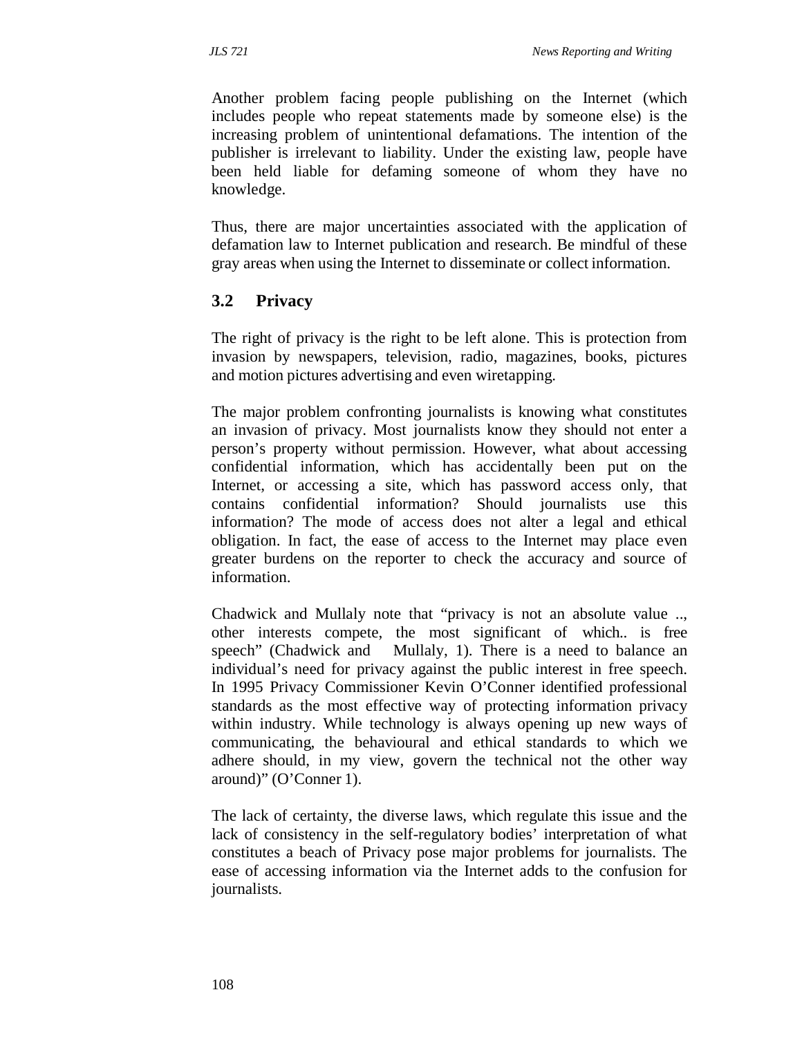Another problem facing people publishing on the Internet (which includes people who repeat statements made by someone else) is the increasing problem of unintentional defamations. The intention of the publisher is irrelevant to liability. Under the existing law, people have been held liable for defaming someone of whom they have no knowledge.

Thus, there are major uncertainties associated with the application of defamation law to Internet publication and research. Be mindful of these gray areas when using the Internet to disseminate or collect information.

## 3.2 Privacy

The right of privacy is the right to be left alone. This is protection from invasion by newspapers, television, radio, magazines, books, pictures and motion pictures advertising and even wiretapping.

The major problem confronting journalists is knowing what constitutes an invasion of privacy. Most journalists know they should not enter a person's property without permission. However, what about accessing confidential information, which has accidentally been put on the Internet, or accessing a site, which has password access only, that contains confidential information? Should journalists use this information? The mode of access does not alter a legal and ethical obligation. In fact, the ease of access to the Internet may place even greater burdens on the reporter to check the accuracy and source of information.

Chadwick and Mullaly note that "privacy is not an absolute value .., other interests compete, the most significant of which.. is free speech" (Chadwick and Mullaly, 1). There is a need to balance an individual's need for privacy against the public interest in free speech. In 1995 Privacy Commissioner Kevin O'Conner identified professional standards as the most effective way of protecting information privacy within industry. While technology is always opening up new ways of communicating, the behavioural and ethical standards to which we adhere should, in my view, govern the technical not the other way around)" (O'Conner 1).

The lack of certainty, the diverse laws, which regulate this issue and the lack of consistency in the self-regulatory bodies' interpretation of what constitutes a beach of Privacy pose major problems for journalists. The ease of accessing information via the Internet adds to the confusion for journalists.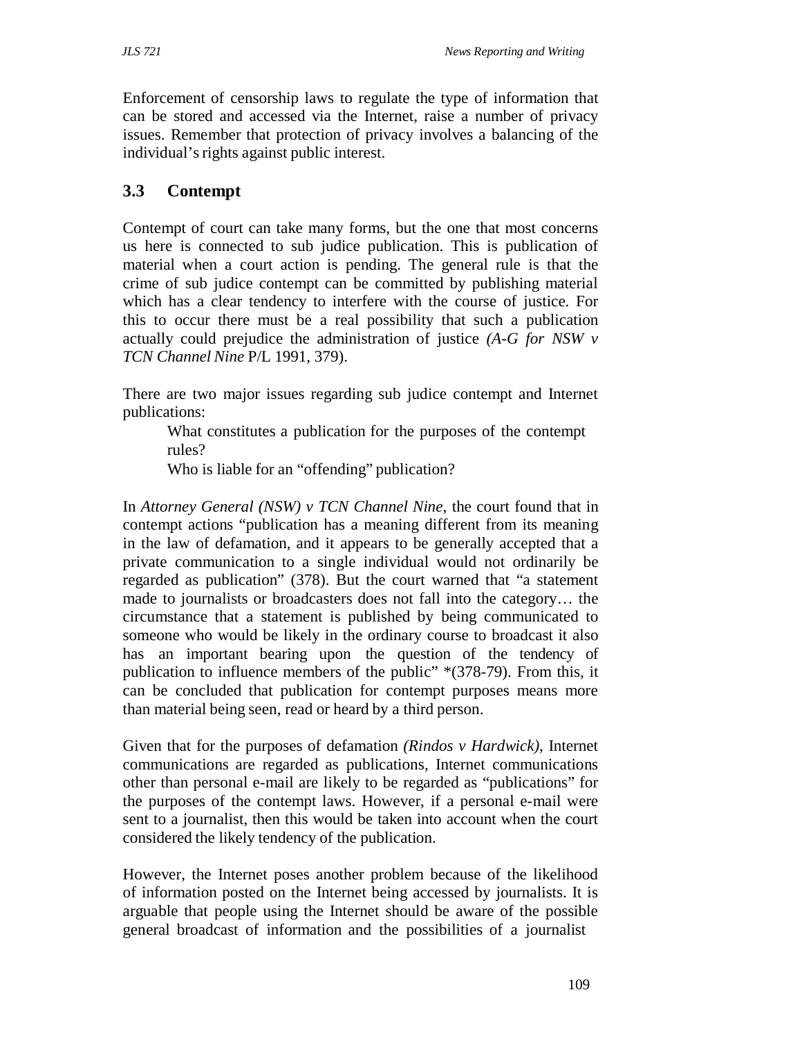Enforcement of censorship laws to regulate the type of information that can be stored and accessed via the Internet, raise a number of privacy issues. Remember that protection of privacy involves a balancing of the individual's rights against public interest.

## 3.3 Contempt

Contempt of court can take many forms, but the one that most concerns us here is connected to sub judice publication. This is publication of material when a court action is pending. The general rule is that the crime of sub judice contempt can be committed by publishing material which has a clear tendency to interfere with the course of justice. For this to occur there must be a real possibility that such a publication actually could prejudice the administration of justice *(A-G for NSW v TCN Channel Nine* P/L 1991, 379).

There are two major issues regarding sub judice contempt and Internet publications:

- What constitutes a publication for the purposes of the contempt rules?
- Who is liable for an "offending" publication?

In *Attorney General (NSW) v TCN Channel Nine*, the court found that in contempt actions "publication has a meaning different from its meaning in the law of defamation, and it appears to be generally accepted that a private communication to a single individual would not ordinarily be regarded as publication" (378). But the court warned that "a statement made to journalists or broadcasters does not fall into the category… the circumstance that a statement is published by being communicated to someone who would be likely in the ordinary course to broadcast it also has an important bearing upon the question of the tendency of publication to influence members of the public" *(378-79). From this, it can be concluded that publication for contempt purposes means more than material being seen, read or heard by a third person.

Given that for the purposes of defamation *(Rindos v Hardwick)*, Internet communications are regarded as publications, Internet communications other than personal e-mail are likely to be regarded as "publications" for the purposes of the contempt laws. However, if a personal e-mail were sent to a journalist, then this would be taken into account when the court considered the likely tendency of the publication.

However, the Internet poses another problem because of the likelihood of information posted on the Internet being accessed by journalists. It is arguable that people using the Internet should be aware of the possible general broadcast of information and the possibilities of a journalist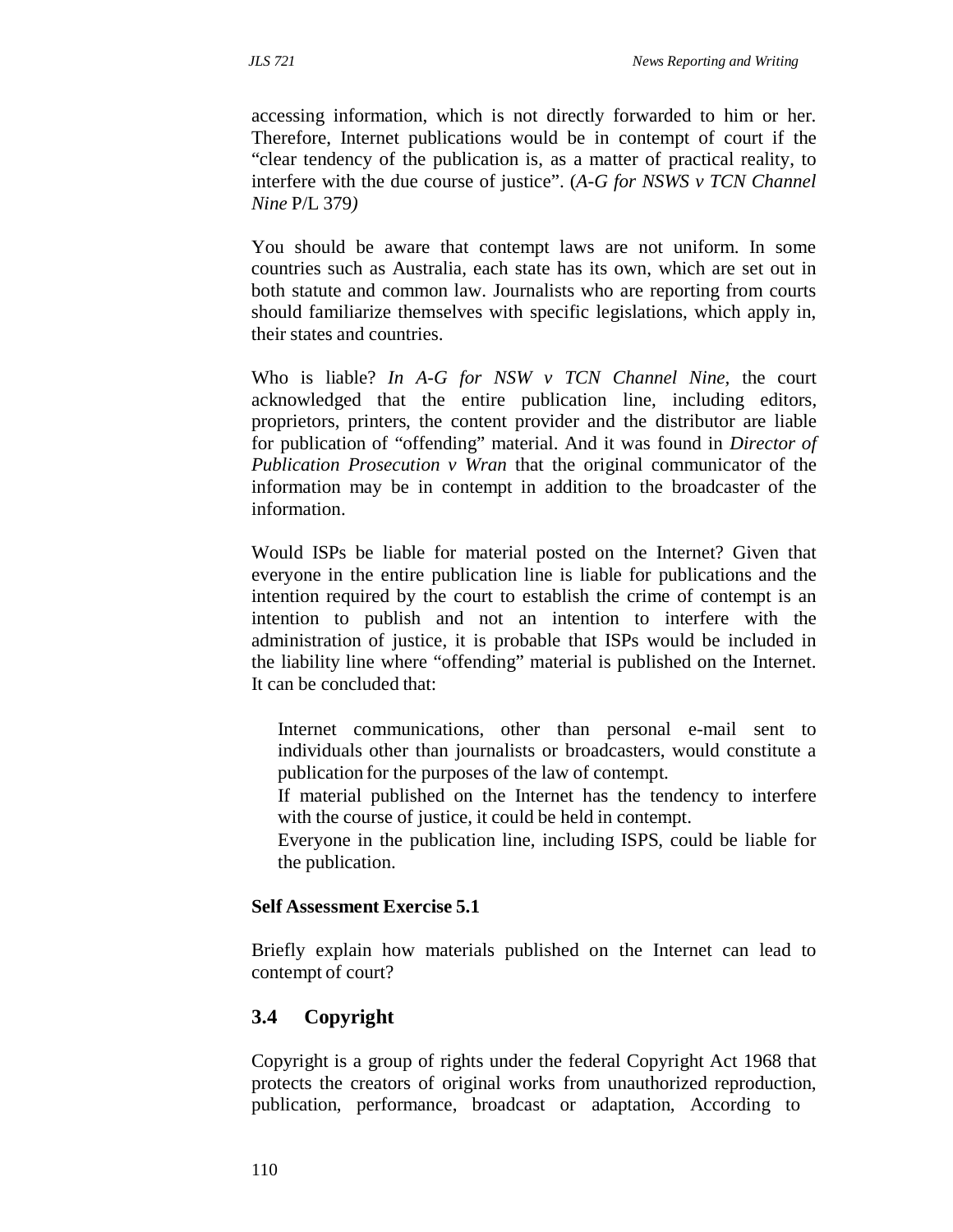accessing information, which is not directly forwarded to him or her. Therefore, Internet publications would be in contempt of court if the "clear tendency of the publication is, as a matter of practical reality, to interfere with the due course of justice". (*A-G for NSWS v TCN Channel Nine* P/L 379*)*

You should be aware that contempt laws are not uniform. In some countries such as Australia, each state has its own, which are set out in both statute and common law. Journalists who are reporting from courts should familiarize themselves with specific legislations, which apply in, their states and countries.

Who is liable? *In A-G for NSW v TCN Channel Nine,* the court acknowledged that the entire publication line, including editors, proprietors, printers, the content provider and the distributor are liable for publication of "offending" material. And it was found in *Director of Publication Prosecution v Wran* that the original communicator of the information may be in contempt in addition to the broadcaster of the information.

Would ISPs be liable for material posted on the Internet? Given that everyone in the entire publication line is liable for publications and the intention required by the court to establish the crime of contempt is an intention to publish and not an intention to interfere with the administration of justice, it is probable that ISPs would be included in the liability line where "offending" material is published on the Internet. It can be concluded that:

- Internet communications, other than personal e-mail sent to individuals other than journalists or broadcasters, would constitute a publication for the purposes of the law of contempt.
- If material published on the Internet has the tendency to interfere with the course of justice, it could be held in contempt.
- Everyone in the publication line, including ISPS, could be liable for the publication.

**Self Assessment Exercise 5.1**

Briefly explain how materials published on the Internet can lead to contempt of court?

## 3.4 Copyright

Copyright is a group of rights under the federal Copyright Act 1968 that protects the creators of original works from unauthorized reproduction, publication, performance, broadcast or adaptation, According to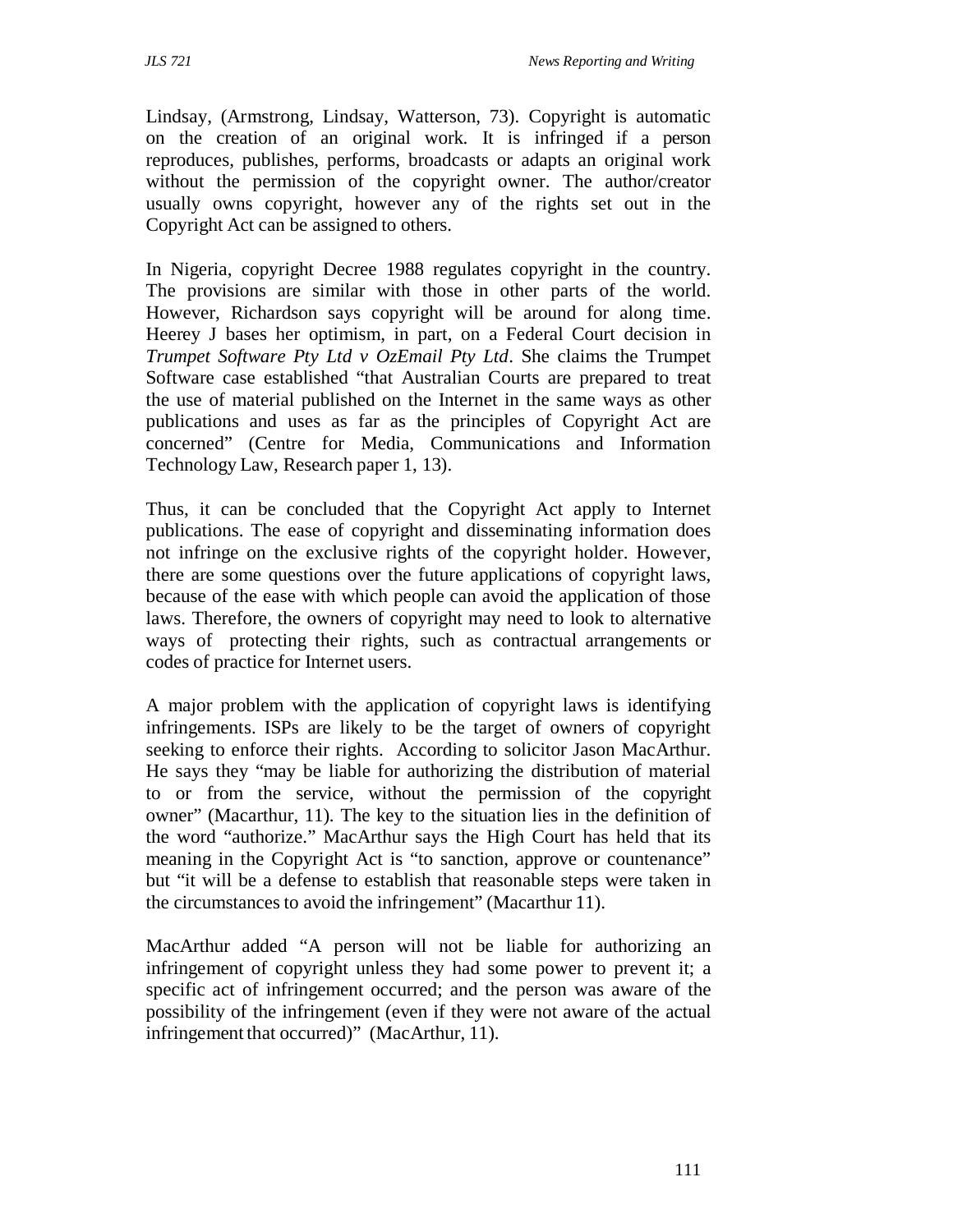Lindsay, (Armstrong, Lindsay, Watterson, 73). Copyright is automatic on the creation of an original work. It is infringed if a person reproduces, publishes, performs, broadcasts or adapts an original work without the permission of the copyright owner. The author/creator usually owns copyright, however any of the rights set out in the Copyright Act can be assigned to others.

In Nigeria, copyright Decree 1988 regulates copyright in the country. The provisions are similar with those in other parts of the world. However, Richardson says copyright will be around for along time. Heerey J bases her optimism, in part, on a Federal Court decision in *Trumpet Software Pty Ltd v OzEmail Pty Ltd*. She claims the Trumpet Software case established "that Australian Courts are prepared to treat the use of material published on the Internet in the same ways as other publications and uses as far as the principles of Copyright Act are concerned" (Centre for Media, Communications and Information Technology Law, Research paper 1, 13).

Thus, it can be concluded that the Copyright Act apply to Internet publications. The ease of copyright and disseminating information does not infringe on the exclusive rights of the copyright holder. However, there are some questions over the future applications of copyright laws, because of the ease with which people can avoid the application of those laws. Therefore, the owners of copyright may need to look to alternative ways of protecting their rights, such as contractual arrangements or codes of practice for Internet users.

A major problem with the application of copyright laws is identifying infringements. ISPs are likely to be the target of owners of copyright seeking to enforce their rights. According to solicitor Jason MacArthur. He says they "may be liable for authorizing the distribution of material to or from the service, without the permission of the copyright owner" (Macarthur, 11). The key to the situation lies in the definition of the word "authorize." MacArthur says the High Court has held that its meaning in the Copyright Act is "to sanction, approve or countenance" but "it will be a defense to establish that reasonable steps were taken in the circumstances to avoid the infringement" (Macarthur 11).

MacArthur added "A person will not be liable for authorizing an infringement of copyright unless they had some power to prevent it; a specific act of infringement occurred; and the person was aware of the possibility of the infringement (even if they were not aware of the actual infringement that occurred)" (MacArthur, 11).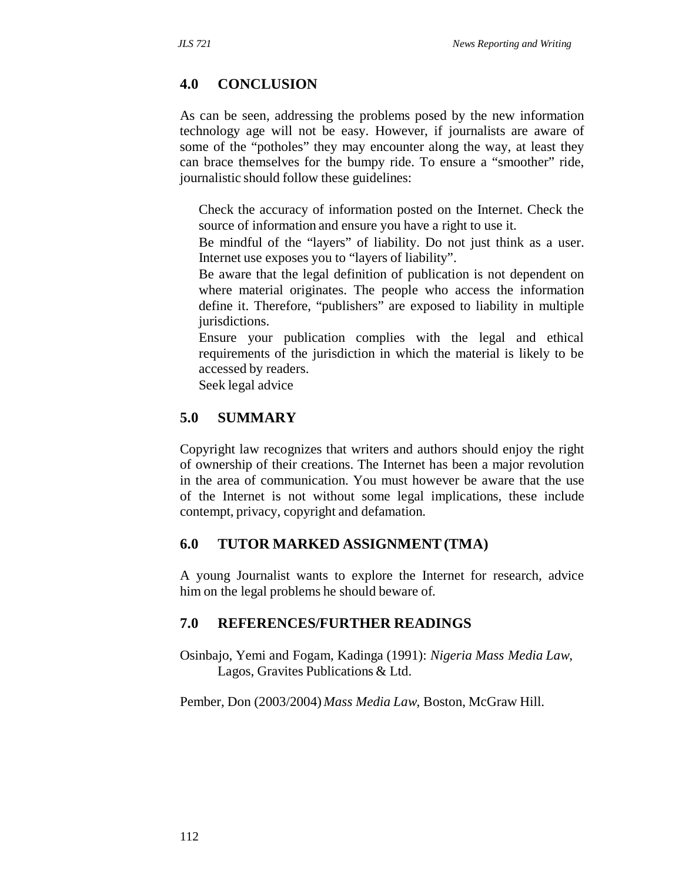## 4.0 CONCLUSION

As can be seen, addressing the problems posed by the new information technology age will not be easy. However, if journalists are aware of some of the "potholes" they may encounter along the way, at least they can brace themselves for the bumpy ride. To ensure a "smoother" ride, journalistic should follow these guidelines:

- Check the accuracy of information posted on the Internet. Check the source of information and ensure you have a right to use it.
- Be mindful of the "layers" of liability. Do not just think as a user. Internet use exposes you to "layers of liability".
- Be aware that the legal definition of publication is not dependent on where material originates. The people who access the information define it. Therefore, "publishers" are exposed to liability in multiple jurisdictions.
- Ensure your publication complies with the legal and ethical requirements of the jurisdiction in which the material is likely to be accessed by readers.
- Seek legal advice

## 5.0 SUMMARY

Copyright law recognizes that writers and authors should enjoy the right of ownership of their creations. The Internet has been a major revolution in the area of communication. You must however be aware that the use of the Internet is not without some legal implications, these include contempt, privacy, copyright and defamation.

## 6.0 TUTOR MARKED ASSIGNMENT (TMA)

A young Journalist wants to explore the Internet for research, advice him on the legal problems he should beware of.

## 7.0 REFERENCES/FURTHER READINGS

Osinbajo, Yemi and Fogam, Kadinga (1991): *Nigeria Mass Media Law*, Lagos, Gravites Publications & Ltd.

Pember, Don (2003/2004) *Mass Media Law*, Boston, McGraw Hill.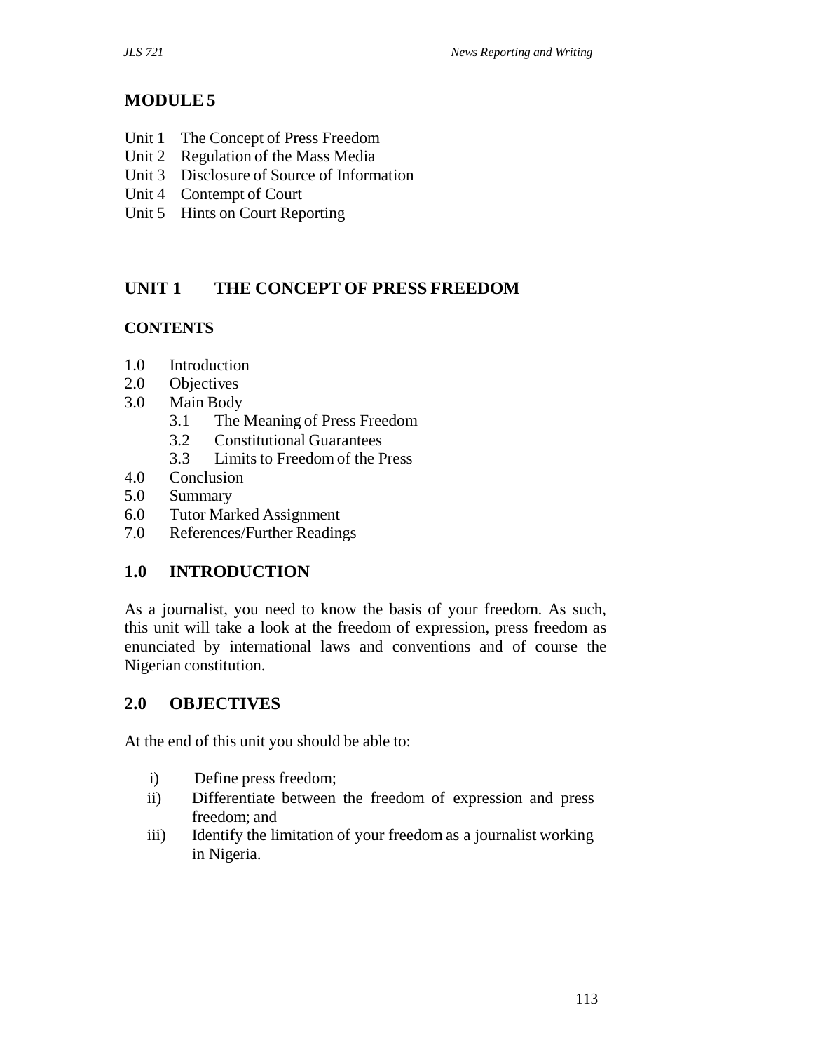# MODULE 5

Unit 1 The Concept of Press Freedom
Unit 2 Regulation of the Mass Media
Unit 3 Disclosure of Source of Information
Unit 4 Contempt of Court
Unit 5 Hints on Court Reporting

## UNIT 1 THE CONCEPT OF PRESS FREEDOM

### CONTENTS

1.0 Introduction
2.0 Objectives
3.0 Main Body
  3.1 The Meaning of Press Freedom
  3.2 Constitutional Guarantees
  3.3 Limits to Freedom of the Press
4.0 Conclusion
5.0 Summary
6.0 Tutor Marked Assignment
7.0 References/Further Readings

## 1.0 INTRODUCTION

As a journalist, you need to know the basis of your freedom. As such, this unit will take a look at the freedom of expression, press freedom as enunciated by international laws and conventions and of course the Nigerian constitution.

## 2.0 OBJECTIVES

At the end of this unit you should be able to:

i) Define press freedom;
ii) Differentiate between the freedom of expression and press freedom; and
iii) Identify the limitation of your freedom as a journalist working in Nigeria.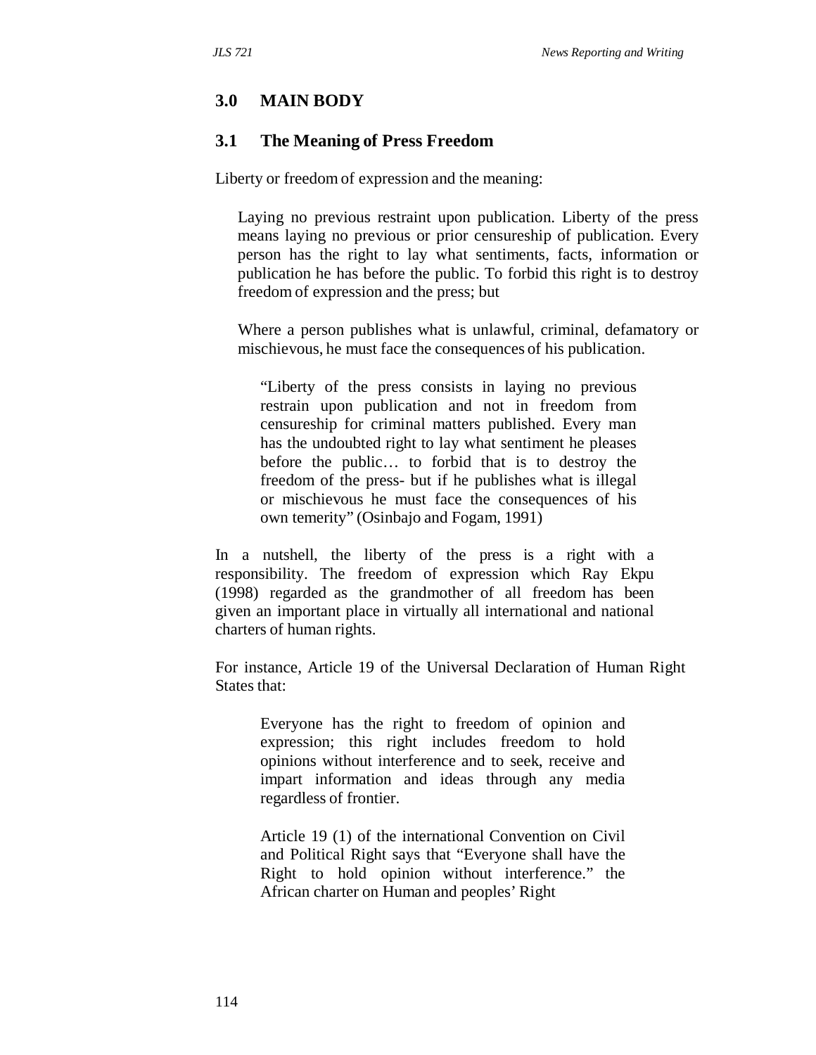## 3.0 MAIN BODY

### 3.1 The Meaning of Press Freedom

Liberty or freedom of expression and the meaning:

> Laying no previous restraint upon publication. Liberty of the press means laying no previous or prior censureship of publication. Every person has the right to lay what sentiments, facts, information or publication he has before the public. To forbid this right is to destroy freedom of expression and the press; but
>
> Where a person publishes what is unlawful, criminal, defamatory or mischievous, he must face the consequences of his publication.
>
> > "Liberty of the press consists in laying no previous restrain upon publication and not in freedom from censureship for criminal matters published. Every man has the undoubted right to lay what sentiment he pleases before the public… to forbid that is to destroy the freedom of the press- but if he publishes what is illegal or mischievous he must face the consequences of his own temerity" (Osinbajo and Fogam, 1991)

In a nutshell, the liberty of the press is a right with a responsibility. The freedom of expression which Ray Ekpu (1998) regarded as the grandmother of all freedom has been given an important place in virtually all international and national charters of human rights.

For instance, Article 19 of the Universal Declaration of Human Right States that:

> Everyone has the right to freedom of opinion and expression; this right includes freedom to hold opinions without interference and to seek, receive and impart information and ideas through any media regardless of frontier.
>
> Article 19 (1) of the international Convention on Civil and Political Right says that "Everyone shall have the Right to hold opinion without interference." the African charter on Human and peoples' Right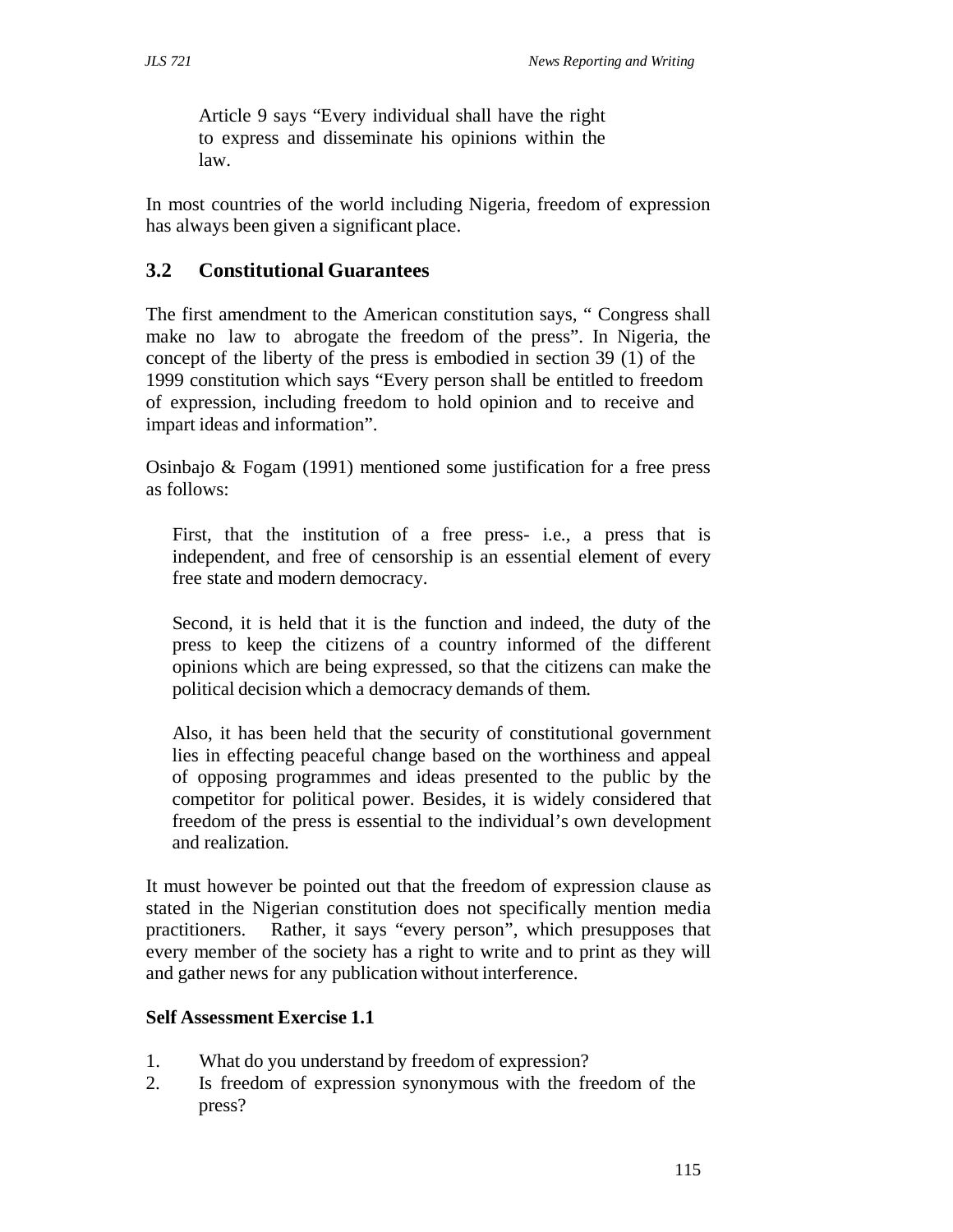Article 9 says "Every individual shall have the right to express and disseminate his opinions within the law.

In most countries of the world including Nigeria, freedom of expression has always been given a significant place.

## 3.2 Constitutional Guarantees

The first amendment to the American constitution says, " Congress shall make no law to abrogate the freedom of the press". In Nigeria, the concept of the liberty of the press is embodied in section 39 (1) of the 1999 constitution which says "Every person shall be entitled to freedom of expression, including freedom to hold opinion and to receive and impart ideas and information".

Osinbajo & Fogam (1991) mentioned some justification for a free press as follows:

First, that the institution of a free press- i.e., a press that is independent, and free of censorship is an essential element of every free state and modern democracy.

Second, it is held that it is the function and indeed, the duty of the press to keep the citizens of a country informed of the different opinions which are being expressed, so that the citizens can make the political decision which a democracy demands of them.

Also, it has been held that the security of constitutional government lies in effecting peaceful change based on the worthiness and appeal of opposing programmes and ideas presented to the public by the competitor for political power. Besides, it is widely considered that freedom of the press is essential to the individual's own development and realization.

It must however be pointed out that the freedom of expression clause as stated in the Nigerian constitution does not specifically mention media practitioners. Rather, it says "every person", which presupposes that every member of the society has a right to write and to print as they will and gather news for any publication without interference.

**Self Assessment Exercise 1.1**

1. What do you understand by freedom of expression?
2. Is freedom of expression synonymous with the freedom of the press?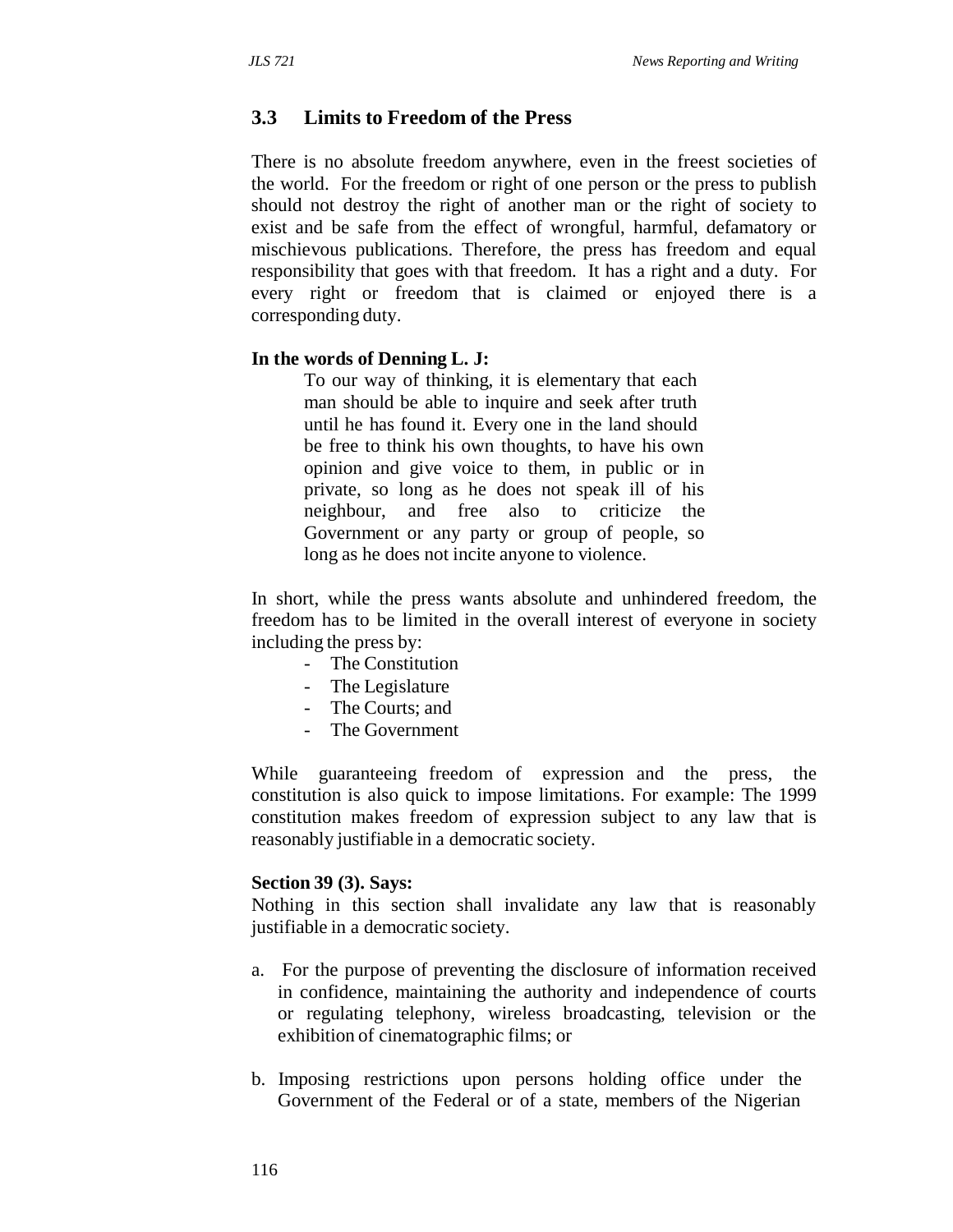### 3.3 Limits to Freedom of the Press

There is no absolute freedom anywhere, even in the freest societies of the world. For the freedom or right of one person or the press to publish should not destroy the right of another man or the right of society to exist and be safe from the effect of wrongful, harmful, defamatory or mischievous publications. Therefore, the press has freedom and equal responsibility that goes with that freedom. It has a right and a duty. For every right or freedom that is claimed or enjoyed there is a corresponding duty.

**In the words of Denning L. J:**

> To our way of thinking, it is elementary that each man should be able to inquire and seek after truth until he has found it. Every one in the land should be free to think his own thoughts, to have his own opinion and give voice to them, in public or in private, so long as he does not speak ill of his neighbour, and free also to criticize the Government or any party or group of people, so long as he does not incite anyone to violence.

In short, while the press wants absolute and unhindered freedom, the freedom has to be limited in the overall interest of everyone in society including the press by:

- The Constitution
- The Legislature
- The Courts; and
- The Government

While guaranteeing freedom of expression and the press, the constitution is also quick to impose limitations. For example: The 1999 constitution makes freedom of expression subject to any law that is reasonably justifiable in a democratic society.

**Section 39 (3). Says:**

Nothing in this section shall invalidate any law that is reasonably justifiable in a democratic society.

a. For the purpose of preventing the disclosure of information received in confidence, maintaining the authority and independence of courts or regulating telephony, wireless broadcasting, television or the exhibition of cinematographic films; or

b. Imposing restrictions upon persons holding office under the Government of the Federal or of a state, members of the Nigerian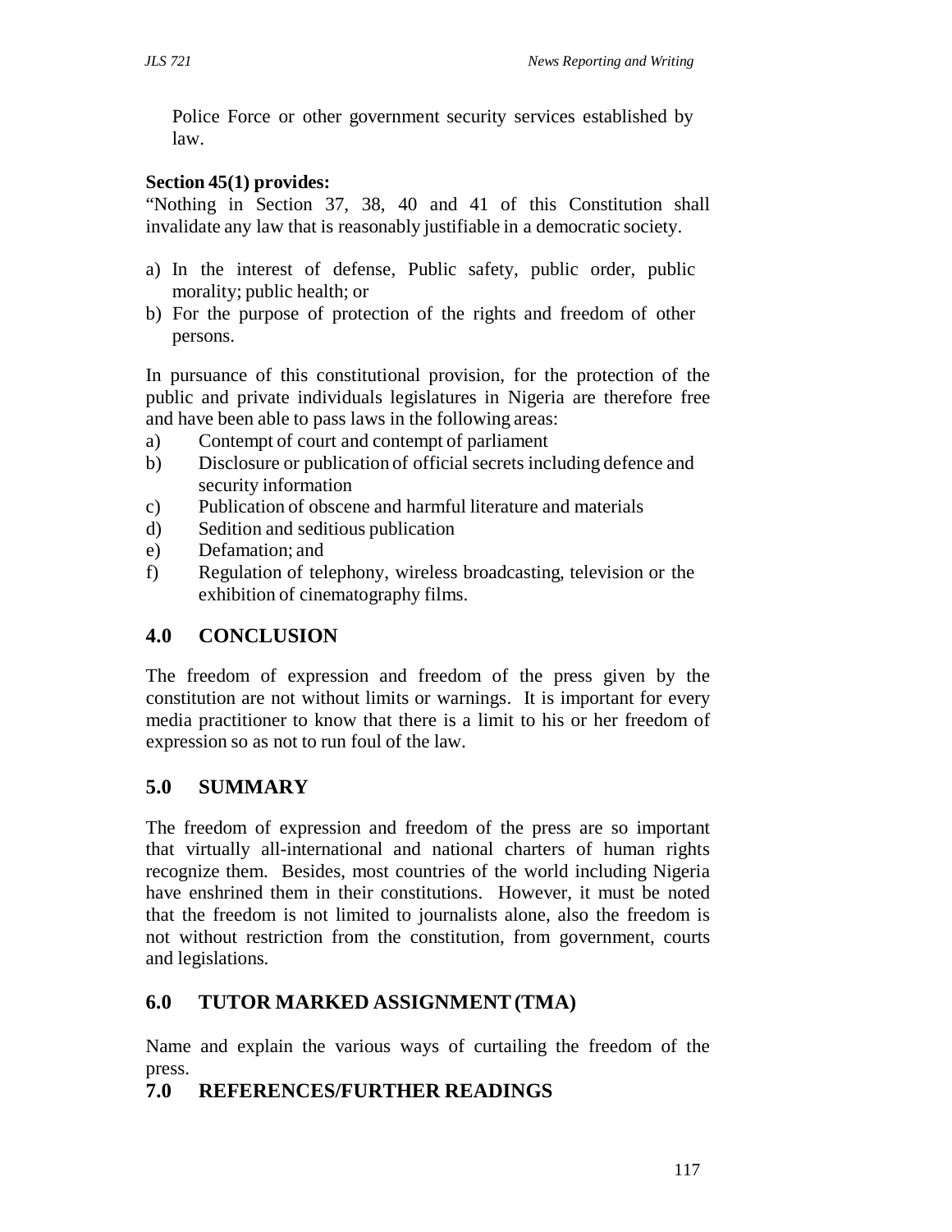Police Force or other government security services established by law.

**Section 45(1) provides:**

"Nothing in Section 37, 38, 40 and 41 of this Constitution shall invalidate any law that is reasonably justifiable in a democratic society.

a) In the interest of defense, Public safety, public order, public morality; public health; or
b) For the purpose of protection of the rights and freedom of other persons.

In pursuance of this constitutional provision, for the protection of the public and private individuals legislatures in Nigeria are therefore free and have been able to pass laws in the following areas:

a) Contempt of court and contempt of parliament
b) Disclosure or publication of official secrets including defence and security information
c) Publication of obscene and harmful literature and materials
d) Sedition and seditious publication
e) Defamation; and
f) Regulation of telephony, wireless broadcasting, television or the exhibition of cinematography films.

## 4.0 CONCLUSION

The freedom of expression and freedom of the press given by the constitution are not without limits or warnings. It is important for every media practitioner to know that there is a limit to his or her freedom of expression so as not to run foul of the law.

## 5.0 SUMMARY

The freedom of expression and freedom of the press are so important that virtually all-international and national charters of human rights recognize them. Besides, most countries of the world including Nigeria have enshrined them in their constitutions. However, it must be noted that the freedom is not limited to journalists alone, also the freedom is not without restriction from the constitution, from government, courts and legislations.

## 6.0 TUTOR MARKED ASSIGNMENT (TMA)

Name and explain the various ways of curtailing the freedom of the press.

## 7.0 REFERENCES/FURTHER READINGS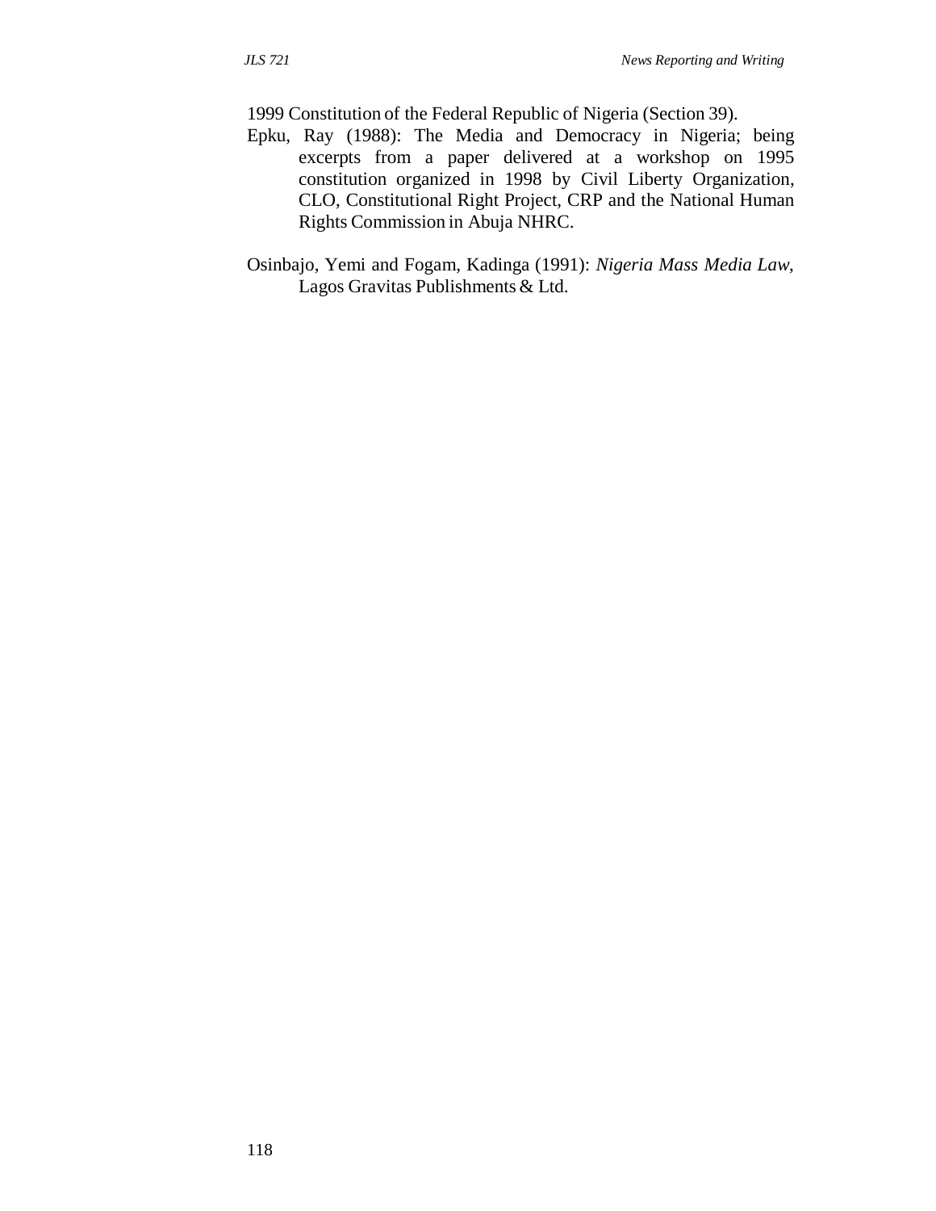1999 Constitution of the Federal Republic of Nigeria (Section 39).

Epku, Ray (1988): The Media and Democracy in Nigeria; being excerpts from a paper delivered at a workshop on 1995 constitution organized in 1998 by Civil Liberty Organization, CLO, Constitutional Right Project, CRP and the National Human Rights Commission in Abuja NHRC.

Osinbajo, Yemi and Fogam, Kadinga (1991): *Nigeria Mass Media Law*, Lagos Gravitas Publishments & Ltd.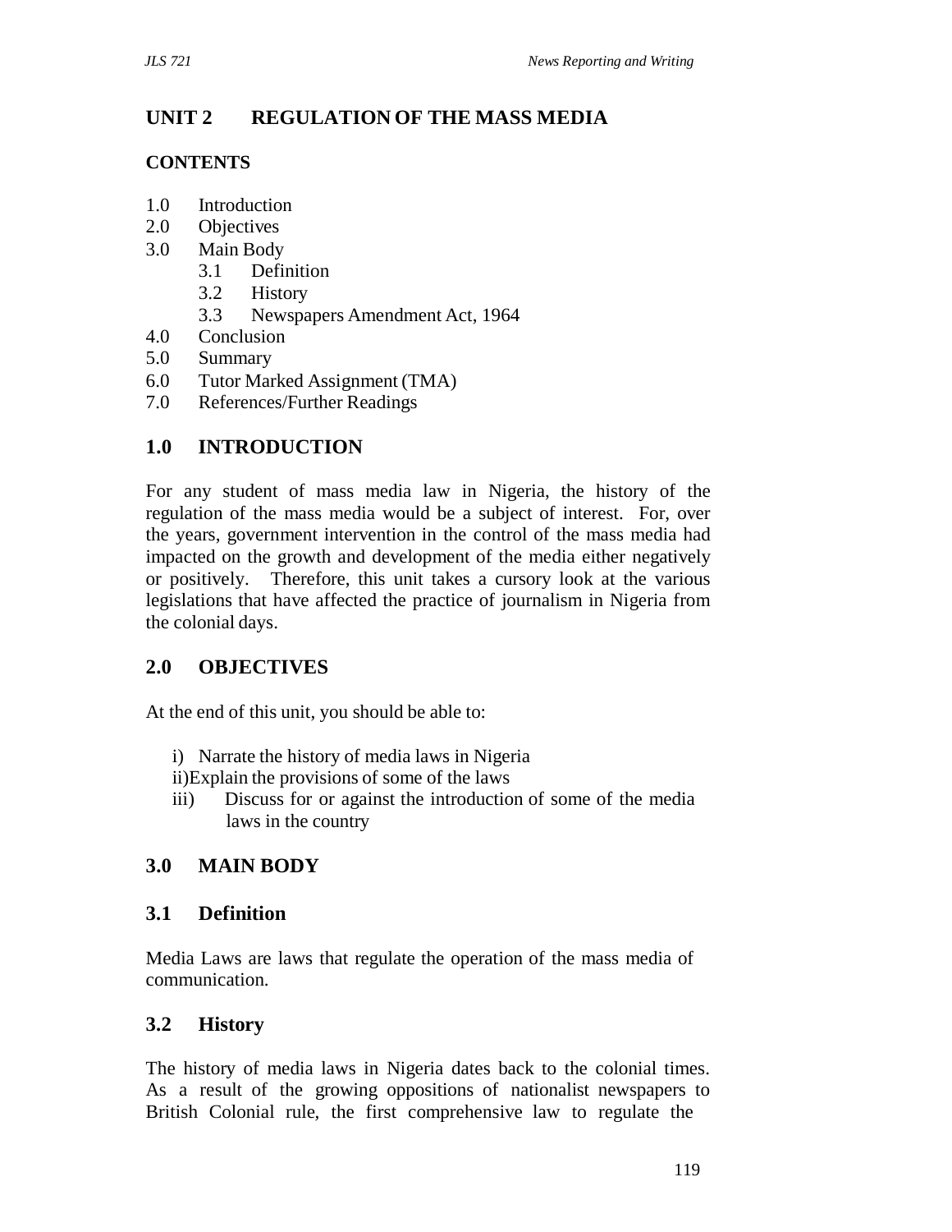# UNIT 2 REGULATION OF THE MASS MEDIA

## CONTENTS

1.0 Introduction
2.0 Objectives
3.0 Main Body
  3.1 Definition
  3.2 History
  3.3 Newspapers Amendment Act, 1964
4.0 Conclusion
5.0 Summary
6.0 Tutor Marked Assignment (TMA)
7.0 References/Further Readings

## 1.0 INTRODUCTION

For any student of mass media law in Nigeria, the history of the regulation of the mass media would be a subject of interest. For, over the years, government intervention in the control of the mass media had impacted on the growth and development of the media either negatively or positively. Therefore, this unit takes a cursory look at the various legislations that have affected the practice of journalism in Nigeria from the colonial days.

## 2.0 OBJECTIVES

At the end of this unit, you should be able to:

i) Narrate the history of media laws in Nigeria
ii) Explain the provisions of some of the laws
iii) Discuss for or against the introduction of some of the media laws in the country

## 3.0 MAIN BODY

### 3.1 Definition

Media Laws are laws that regulate the operation of the mass media of communication.

### 3.2 History

The history of media laws in Nigeria dates back to the colonial times. As a result of the growing oppositions of nationalist newspapers to British Colonial rule, the first comprehensive law to regulate the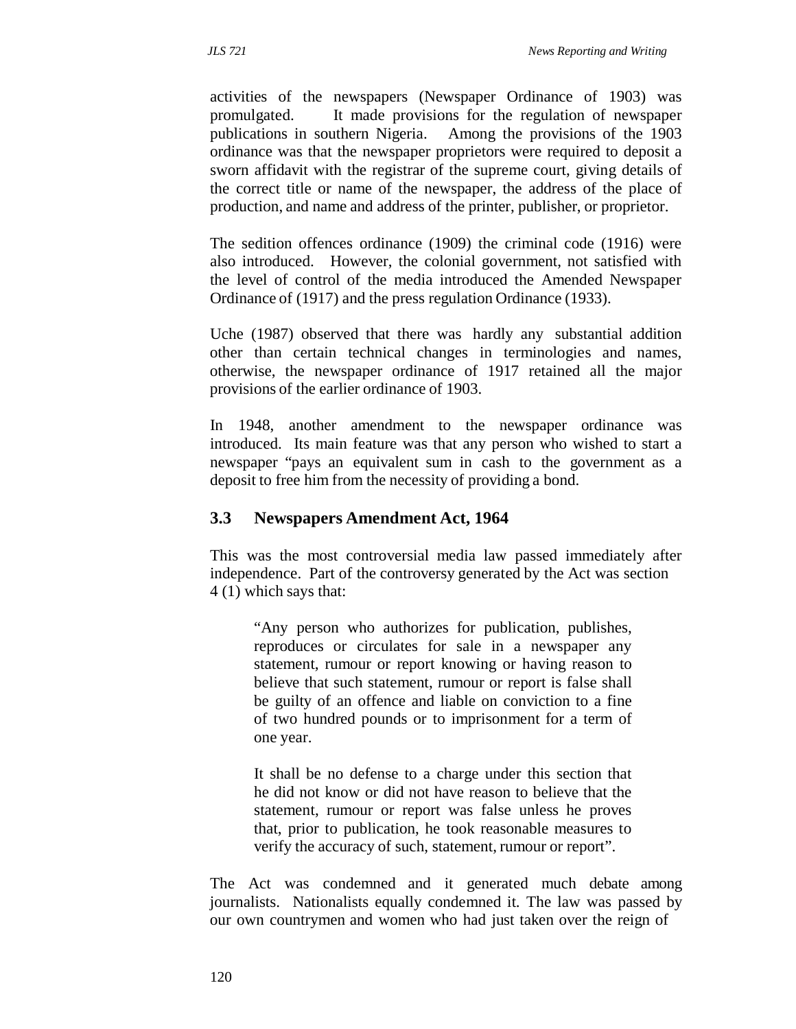activities of the newspapers (Newspaper Ordinance of 1903) was promulgated. It made provisions for the regulation of newspaper publications in southern Nigeria. Among the provisions of the 1903 ordinance was that the newspaper proprietors were required to deposit a sworn affidavit with the registrar of the supreme court, giving details of the correct title or name of the newspaper, the address of the place of production, and name and address of the printer, publisher, or proprietor.

The sedition offences ordinance (1909) the criminal code (1916) were also introduced. However, the colonial government, not satisfied with the level of control of the media introduced the Amended Newspaper Ordinance of (1917) and the press regulation Ordinance (1933).

Uche (1987) observed that there was hardly any substantial addition other than certain technical changes in terminologies and names, otherwise, the newspaper ordinance of 1917 retained all the major provisions of the earlier ordinance of 1903.

In 1948, another amendment to the newspaper ordinance was introduced. Its main feature was that any person who wished to start a newspaper "pays an equivalent sum in cash to the government as a deposit to free him from the necessity of providing a bond.

### 3.3 Newspapers Amendment Act, 1964

This was the most controversial media law passed immediately after independence. Part of the controversy generated by the Act was section 4 (1) which says that:

> "Any person who authorizes for publication, publishes, reproduces or circulates for sale in a newspaper any statement, rumour or report knowing or having reason to believe that such statement, rumour or report is false shall be guilty of an offence and liable on conviction to a fine of two hundred pounds or to imprisonment for a term of one year.
>
> It shall be no defense to a charge under this section that he did not know or did not have reason to believe that the statement, rumour or report was false unless he proves that, prior to publication, he took reasonable measures to verify the accuracy of such, statement, rumour or report".

The Act was condemned and it generated much debate among journalists. Nationalists equally condemned it. The law was passed by our own countrymen and women who had just taken over the reign of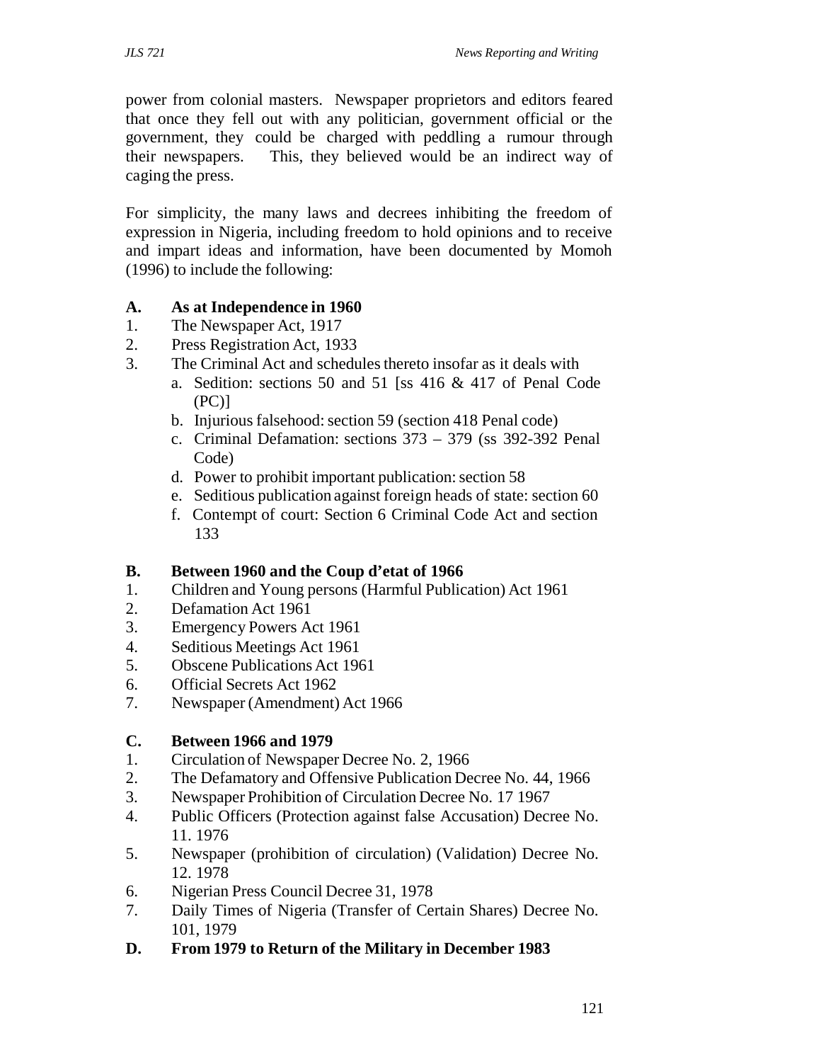power from colonial masters. Newspaper proprietors and editors feared that once they fell out with any politician, government official or the government, they could be charged with peddling a rumour through their newspapers. This, they believed would be an indirect way of caging the press.

For simplicity, the many laws and decrees inhibiting the freedom of expression in Nigeria, including freedom to hold opinions and to receive and impart ideas and information, have been documented by Momoh (1996) to include the following:

**A. As at Independence in 1960**

1. The Newspaper Act, 1917
2. Press Registration Act, 1933
3. The Criminal Act and schedules thereto insofar as it deals with
   a. Sedition: sections 50 and 51 [ss 416 & 417 of Penal Code (PC)]
   b. Injurious falsehood: section 59 (section 418 Penal code)
   c. Criminal Defamation: sections 373 – 379 (ss 392-392 Penal Code)
   d. Power to prohibit important publication: section 58
   e. Seditious publication against foreign heads of state: section 60
   f. Contempt of court: Section 6 Criminal Code Act and section 133

**B. Between 1960 and the Coup d'etat of 1966**

1. Children and Young persons (Harmful Publication) Act 1961
2. Defamation Act 1961
3. Emergency Powers Act 1961
4. Seditious Meetings Act 1961
5. Obscene Publications Act 1961
6. Official Secrets Act 1962
7. Newspaper (Amendment) Act 1966

**C. Between 1966 and 1979**

1. Circulation of Newspaper Decree No. 2, 1966
2. The Defamatory and Offensive Publication Decree No. 44, 1966
3. Newspaper Prohibition of Circulation Decree No. 17 1967
4. Public Officers (Protection against false Accusation) Decree No. 11. 1976
5. Newspaper (prohibition of circulation) (Validation) Decree No. 12. 1978
6. Nigerian Press Council Decree 31, 1978
7. Daily Times of Nigeria (Transfer of Certain Shares) Decree No. 101, 1979

**D. From 1979 to Return of the Military in December 1983**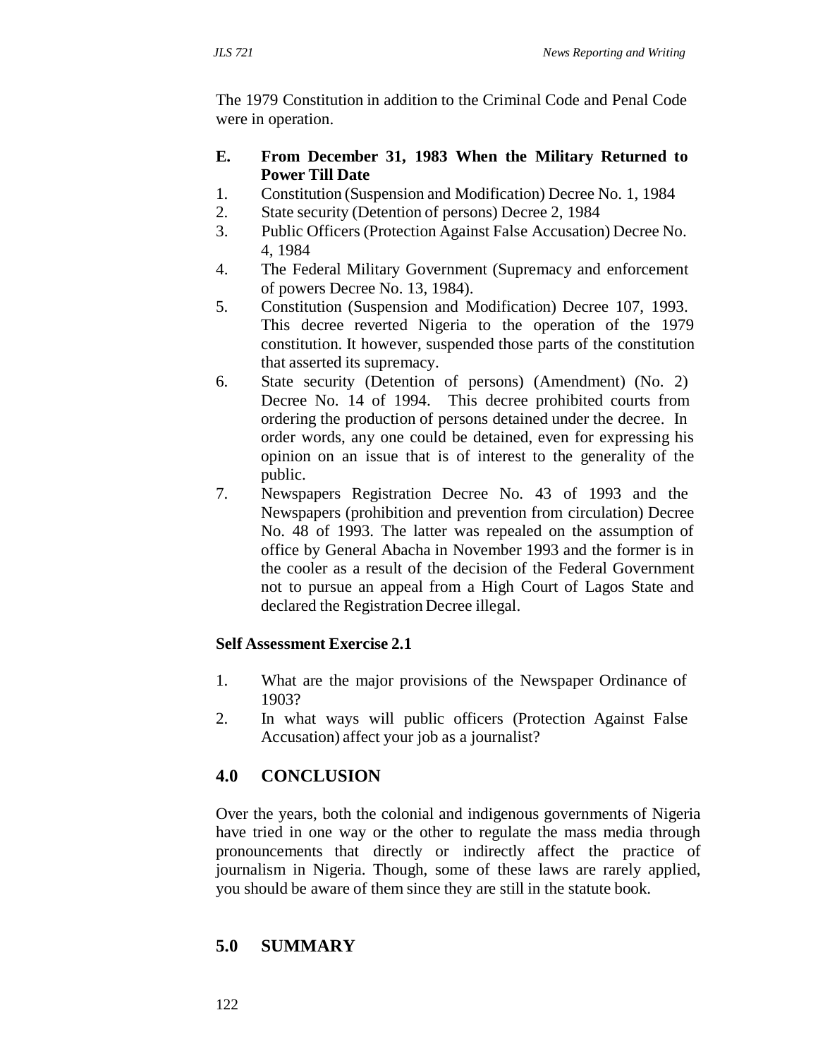The 1979 Constitution in addition to the Criminal Code and Penal Code were in operation.

**E. From December 31, 1983 When the Military Returned to Power Till Date**

1. Constitution (Suspension and Modification) Decree No. 1, 1984
2. State security (Detention of persons) Decree 2, 1984
3. Public Officers (Protection Against False Accusation) Decree No. 4, 1984
4. The Federal Military Government (Supremacy and enforcement of powers Decree No. 13, 1984).
5. Constitution (Suspension and Modification) Decree 107, 1993. This decree reverted Nigeria to the operation of the 1979 constitution. It however, suspended those parts of the constitution that asserted its supremacy.
6. State security (Detention of persons) (Amendment) (No. 2) Decree No. 14 of 1994. This decree prohibited courts from ordering the production of persons detained under the decree. In order words, any one could be detained, even for expressing his opinion on an issue that is of interest to the generality of the public.
7. Newspapers Registration Decree No. 43 of 1993 and the Newspapers (prohibition and prevention from circulation) Decree No. 48 of 1993. The latter was repealed on the assumption of office by General Abacha in November 1993 and the former is in the cooler as a result of the decision of the Federal Government not to pursue an appeal from a High Court of Lagos State and declared the Registration Decree illegal.

**Self Assessment Exercise 2.1**

1. What are the major provisions of the Newspaper Ordinance of 1903?
2. In what ways will public officers (Protection Against False Accusation) affect your job as a journalist?

## 4.0 CONCLUSION

Over the years, both the colonial and indigenous governments of Nigeria have tried in one way or the other to regulate the mass media through pronouncements that directly or indirectly affect the practice of journalism in Nigeria. Though, some of these laws are rarely applied, you should be aware of them since they are still in the statute book.

## 5.0 SUMMARY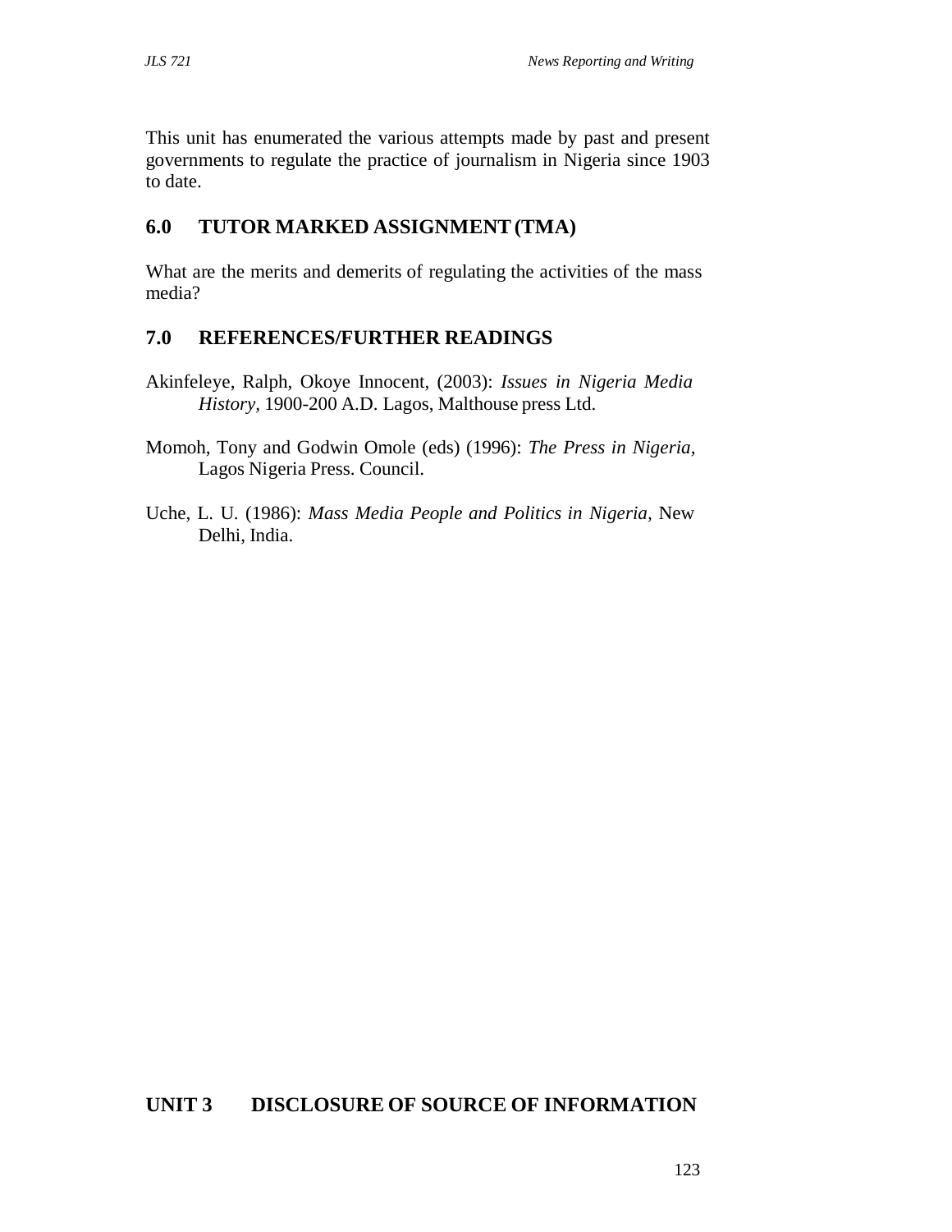This unit has enumerated the various attempts made by past and present governments to regulate the practice of journalism in Nigeria since 1903 to date.

## 6.0 TUTOR MARKED ASSIGNMENT (TMA)

What are the merits and demerits of regulating the activities of the mass media?

## 7.0 REFERENCES/FURTHER READINGS

Akinfeleye, Ralph, Okoye Innocent, (2003): *Issues in Nigeria Media History,* 1900-200 A.D. Lagos, Malthouse press Ltd.

Momoh, Tony and Godwin Omole (eds) (1996): *The Press in Nigeria,* Lagos Nigeria Press. Council.

Uche, L. U. (1986): *Mass Media People and Politics in Nigeria,* New Delhi, India.

# UNIT 3 DISCLOSURE OF SOURCE OF INFORMATION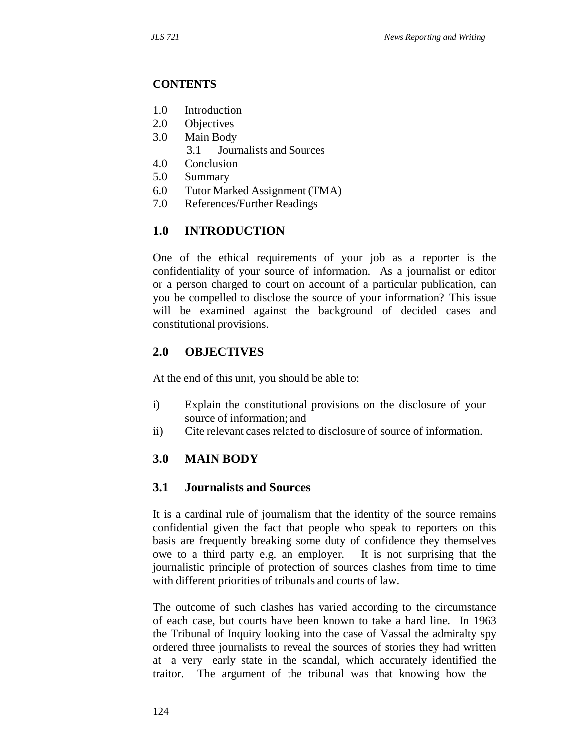**CONTENTS**

1.0 Introduction
2.0 Objectives
3.0 Main Body
  3.1 Journalists and Sources
4.0 Conclusion
5.0 Summary
6.0 Tutor Marked Assignment (TMA)
7.0 References/Further Readings

## 1.0 INTRODUCTION

One of the ethical requirements of your job as a reporter is the confidentiality of your source of information. As a journalist or editor or a person charged to court on account of a particular publication, can you be compelled to disclose the source of your information? This issue will be examined against the background of decided cases and constitutional provisions.

## 2.0 OBJECTIVES

At the end of this unit, you should be able to:

i) Explain the constitutional provisions on the disclosure of your source of information; and
ii) Cite relevant cases related to disclosure of source of information.

## 3.0 MAIN BODY

### 3.1 Journalists and Sources

It is a cardinal rule of journalism that the identity of the source remains confidential given the fact that people who speak to reporters on this basis are frequently breaking some duty of confidence they themselves owe to a third party e.g. an employer. It is not surprising that the journalistic principle of protection of sources clashes from time to time with different priorities of tribunals and courts of law.

The outcome of such clashes has varied according to the circumstance of each case, but courts have been known to take a hard line. In 1963 the Tribunal of Inquiry looking into the case of Vassal the admiralty spy ordered three journalists to reveal the sources of stories they had written at a very early state in the scandal, which accurately identified the traitor. The argument of the tribunal was that knowing how the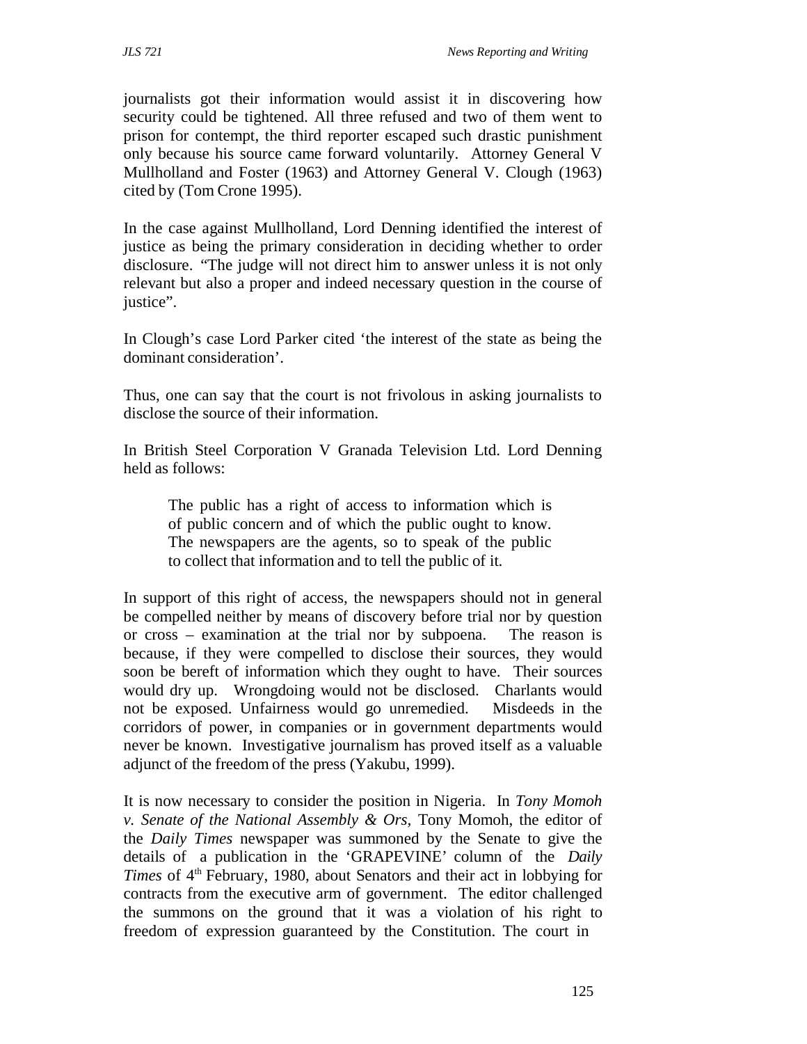journalists got their information would assist it in discovering how security could be tightened. All three refused and two of them went to prison for contempt, the third reporter escaped such drastic punishment only because his source came forward voluntarily. Attorney General V Mullholland and Foster (1963) and Attorney General V. Clough (1963) cited by (Tom Crone 1995).

In the case against Mullholland, Lord Denning identified the interest of justice as being the primary consideration in deciding whether to order disclosure. "The judge will not direct him to answer unless it is not only relevant but also a proper and indeed necessary question in the course of justice".

In Clough's case Lord Parker cited 'the interest of the state as being the dominant consideration'.

Thus, one can say that the court is not frivolous in asking journalists to disclose the source of their information.

In British Steel Corporation V Granada Television Ltd. Lord Denning held as follows:

> The public has a right of access to information which is of public concern and of which the public ought to know. The newspapers are the agents, so to speak of the public to collect that information and to tell the public of it.

In support of this right of access, the newspapers should not in general be compelled neither by means of discovery before trial nor by question or cross – examination at the trial nor by subpoena. The reason is because, if they were compelled to disclose their sources, they would soon be bereft of information which they ought to have. Their sources would dry up. Wrongdoing would not be disclosed. Charlants would not be exposed. Unfairness would go unremedied. Misdeeds in the corridors of power, in companies or in government departments would never be known. Investigative journalism has proved itself as a valuable adjunct of the freedom of the press (Yakubu, 1999).

It is now necessary to consider the position in Nigeria. In *Tony Momoh v. Senate of the National Assembly & Ors*, Tony Momoh, the editor of the *Daily Times* newspaper was summoned by the Senate to give the details of a publication in the 'GRAPEVINE' column of the *Daily Times* of 4th February, 1980, about Senators and their act in lobbying for contracts from the executive arm of government. The editor challenged the summons on the ground that it was a violation of his right to freedom of expression guaranteed by the Constitution. The court in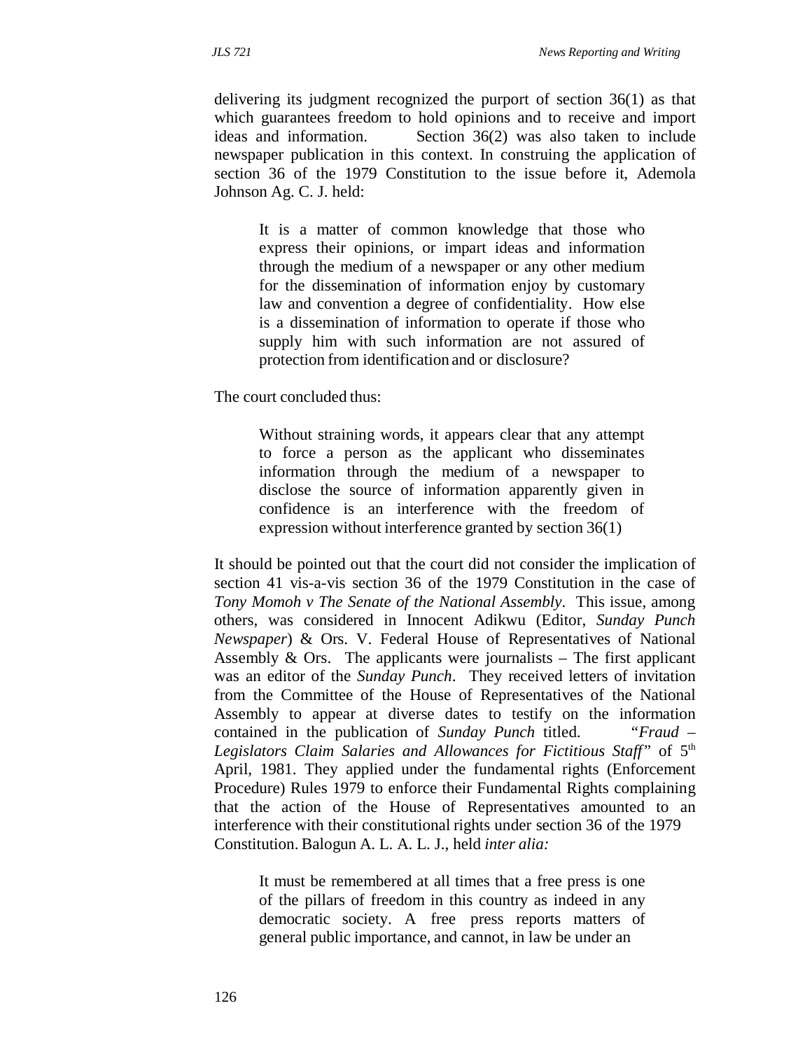delivering its judgment recognized the purport of section 36(1) as that which guarantees freedom to hold opinions and to receive and import ideas and information. Section 36(2) was also taken to include newspaper publication in this context. In construing the application of section 36 of the 1979 Constitution to the issue before it, Ademola Johnson Ag. C. J. held:

> It is a matter of common knowledge that those who express their opinions, or impart ideas and information through the medium of a newspaper or any other medium for the dissemination of information enjoy by customary law and convention a degree of confidentiality. How else is a dissemination of information to operate if those who supply him with such information are not assured of protection from identification and or disclosure?

The court concluded thus:

> Without straining words, it appears clear that any attempt to force a person as the applicant who disseminates information through the medium of a newspaper to disclose the source of information apparently given in confidence is an interference with the freedom of expression without interference granted by section 36(1)

It should be pointed out that the court did not consider the implication of section 41 vis-a-vis section 36 of the 1979 Constitution in the case of *Tony Momoh v The Senate of the National Assembly*. This issue, among others, was considered in Innocent Adikwu (Editor, *Sunday Punch Newspaper*) & Ors. V. Federal House of Representatives of National Assembly & Ors. The applicants were journalists – The first applicant was an editor of the *Sunday Punch*. They received letters of invitation from the Committee of the House of Representatives of the National Assembly to appear at diverse dates to testify on the information contained in the publication of *Sunday Punch* titled. "*Fraud – Legislators Claim Salaries and Allowances for Fictitious Staff*" of 5th April, 1981. They applied under the fundamental rights (Enforcement Procedure) Rules 1979 to enforce their Fundamental Rights complaining that the action of the House of Representatives amounted to an interference with their constitutional rights under section 36 of the 1979 Constitution. Balogun A. L. A. L. J., held *inter alia:*

> It must be remembered at all times that a free press is one of the pillars of freedom in this country as indeed in any democratic society. A free press reports matters of general public importance, and cannot, in law be under an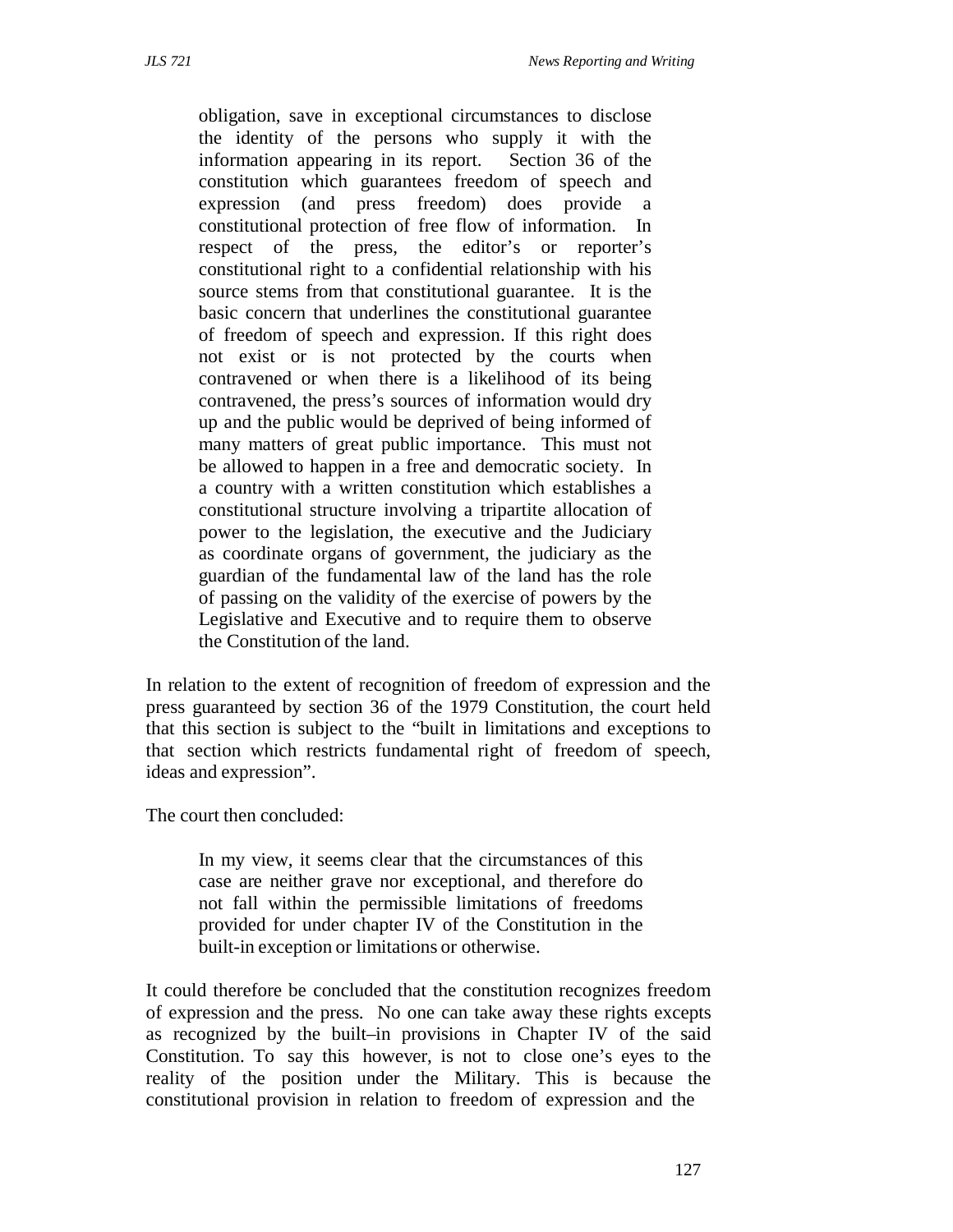> obligation, save in exceptional circumstances to disclose the identity of the persons who supply it with the information appearing in its report. Section 36 of the constitution which guarantees freedom of speech and expression (and press freedom) does provide a constitutional protection of free flow of information. In respect of the press, the editor's or reporter's constitutional right to a confidential relationship with his source stems from that constitutional guarantee. It is the basic concern that underlines the constitutional guarantee of freedom of speech and expression. If this right does not exist or is not protected by the courts when contravened or when there is a likelihood of its being contravened, the press's sources of information would dry up and the public would be deprived of being informed of many matters of great public importance. This must not be allowed to happen in a free and democratic society. In a country with a written constitution which establishes a constitutional structure involving a tripartite allocation of power to the legislation, the executive and the Judiciary as coordinate organs of government, the judiciary as the guardian of the fundamental law of the land has the role of passing on the validity of the exercise of powers by the Legislative and Executive and to require them to observe the Constitution of the land.

In relation to the extent of recognition of freedom of expression and the press guaranteed by section 36 of the 1979 Constitution, the court held that this section is subject to the "built in limitations and exceptions to that section which restricts fundamental right of freedom of speech, ideas and expression".

The court then concluded:

> In my view, it seems clear that the circumstances of this case are neither grave nor exceptional, and therefore do not fall within the permissible limitations of freedoms provided for under chapter IV of the Constitution in the built-in exception or limitations or otherwise.

It could therefore be concluded that the constitution recognizes freedom of expression and the press. No one can take away these rights excepts as recognized by the built–in provisions in Chapter IV of the said Constitution. To say this however, is not to close one's eyes to the reality of the position under the Military. This is because the constitutional provision in relation to freedom of expression and the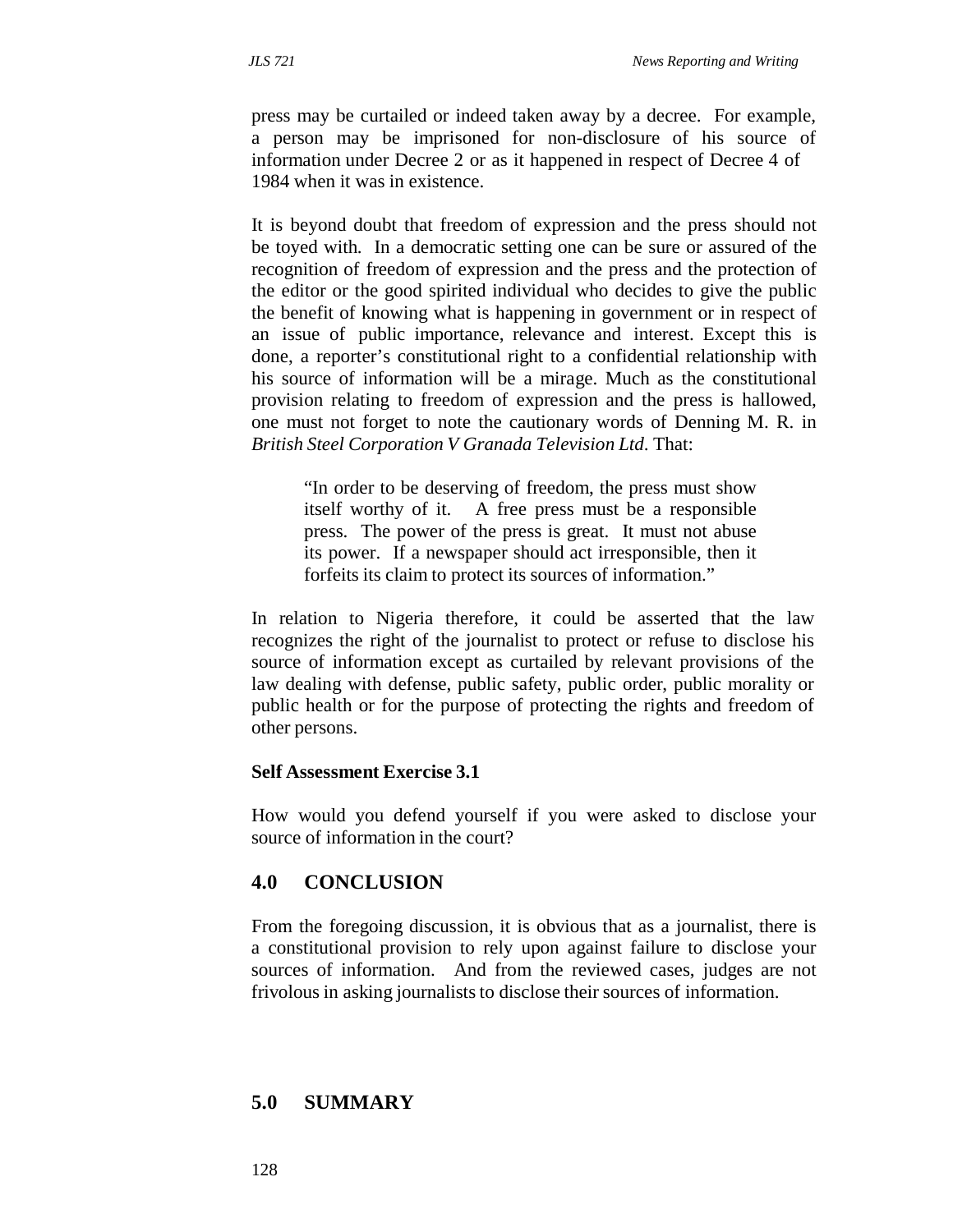press may be curtailed or indeed taken away by a decree. For example, a person may be imprisoned for non-disclosure of his source of information under Decree 2 or as it happened in respect of Decree 4 of 1984 when it was in existence.

It is beyond doubt that freedom of expression and the press should not be toyed with. In a democratic setting one can be sure or assured of the recognition of freedom of expression and the press and the protection of the editor or the good spirited individual who decides to give the public the benefit of knowing what is happening in government or in respect of an issue of public importance, relevance and interest. Except this is done, a reporter's constitutional right to a confidential relationship with his source of information will be a mirage. Much as the constitutional provision relating to freedom of expression and the press is hallowed, one must not forget to note the cautionary words of Denning M. R. in *British Steel Corporation V Granada Television Ltd*. That:

> "In order to be deserving of freedom, the press must show itself worthy of it. A free press must be a responsible press. The power of the press is great. It must not abuse its power. If a newspaper should act irresponsible, then it forfeits its claim to protect its sources of information."

In relation to Nigeria therefore, it could be asserted that the law recognizes the right of the journalist to protect or refuse to disclose his source of information except as curtailed by relevant provisions of the law dealing with defense, public safety, public order, public morality or public health or for the purpose of protecting the rights and freedom of other persons.

**Self Assessment Exercise 3.1**

How would you defend yourself if you were asked to disclose your source of information in the court?

## 4.0 CONCLUSION

From the foregoing discussion, it is obvious that as a journalist, there is a constitutional provision to rely upon against failure to disclose your sources of information. And from the reviewed cases, judges are not frivolous in asking journalists to disclose their sources of information.

## 5.0 SUMMARY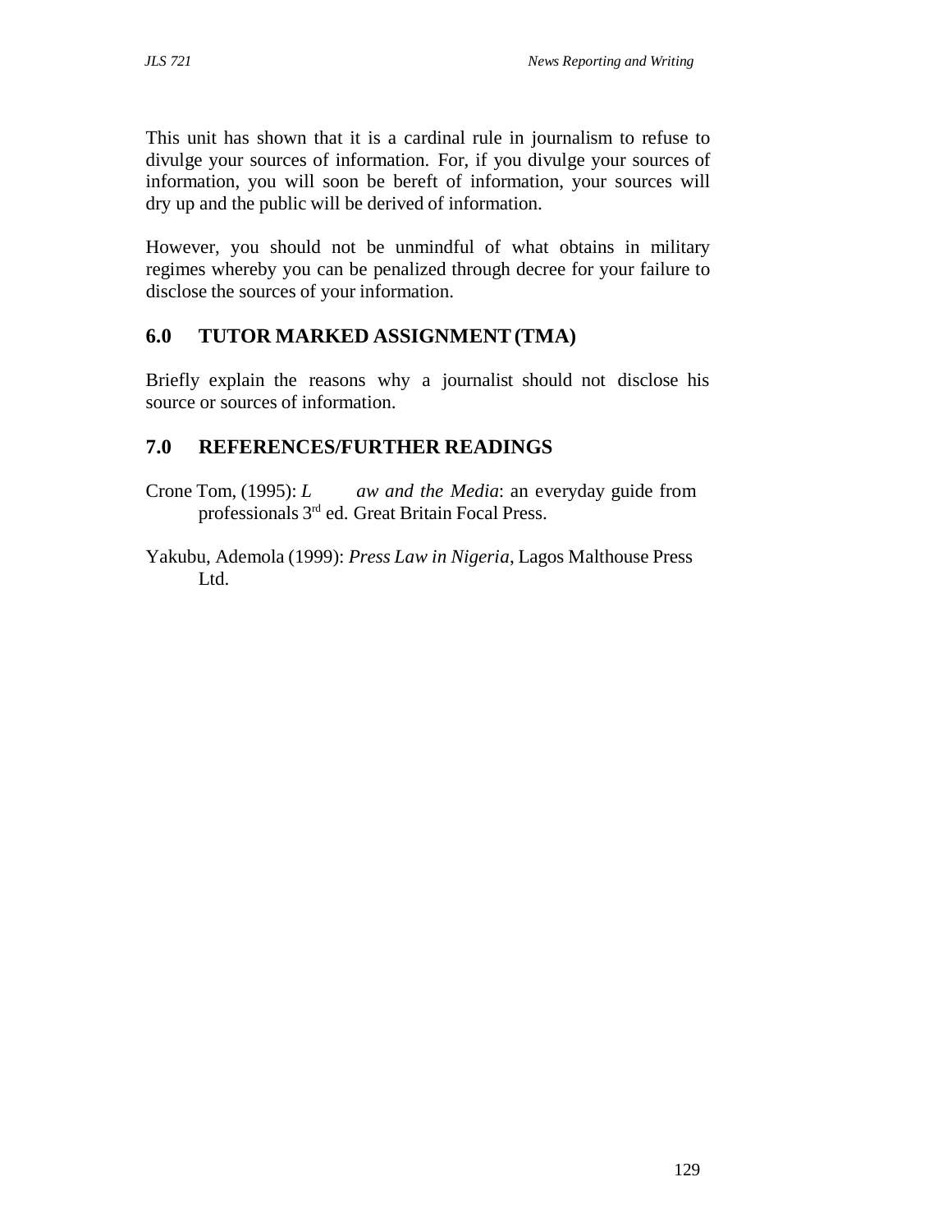This unit has shown that it is a cardinal rule in journalism to refuse to divulge your sources of information. For, if you divulge your sources of information, you will soon be bereft of information, your sources will dry up and the public will be derived of information.

However, you should not be unmindful of what obtains in military regimes whereby you can be penalized through decree for your failure to disclose the sources of your information.

## 6.0 TUTOR MARKED ASSIGNMENT (TMA)

Briefly explain the reasons why a journalist should not disclose his source or sources of information.

## 7.0 REFERENCES/FURTHER READINGS

Crone Tom, (1995): *L aw and the Media*: an everyday guide from professionals 3rd ed. Great Britain Focal Press.

Yakubu, Ademola (1999): *Press Law in Nigeria*, Lagos Malthouse Press Ltd.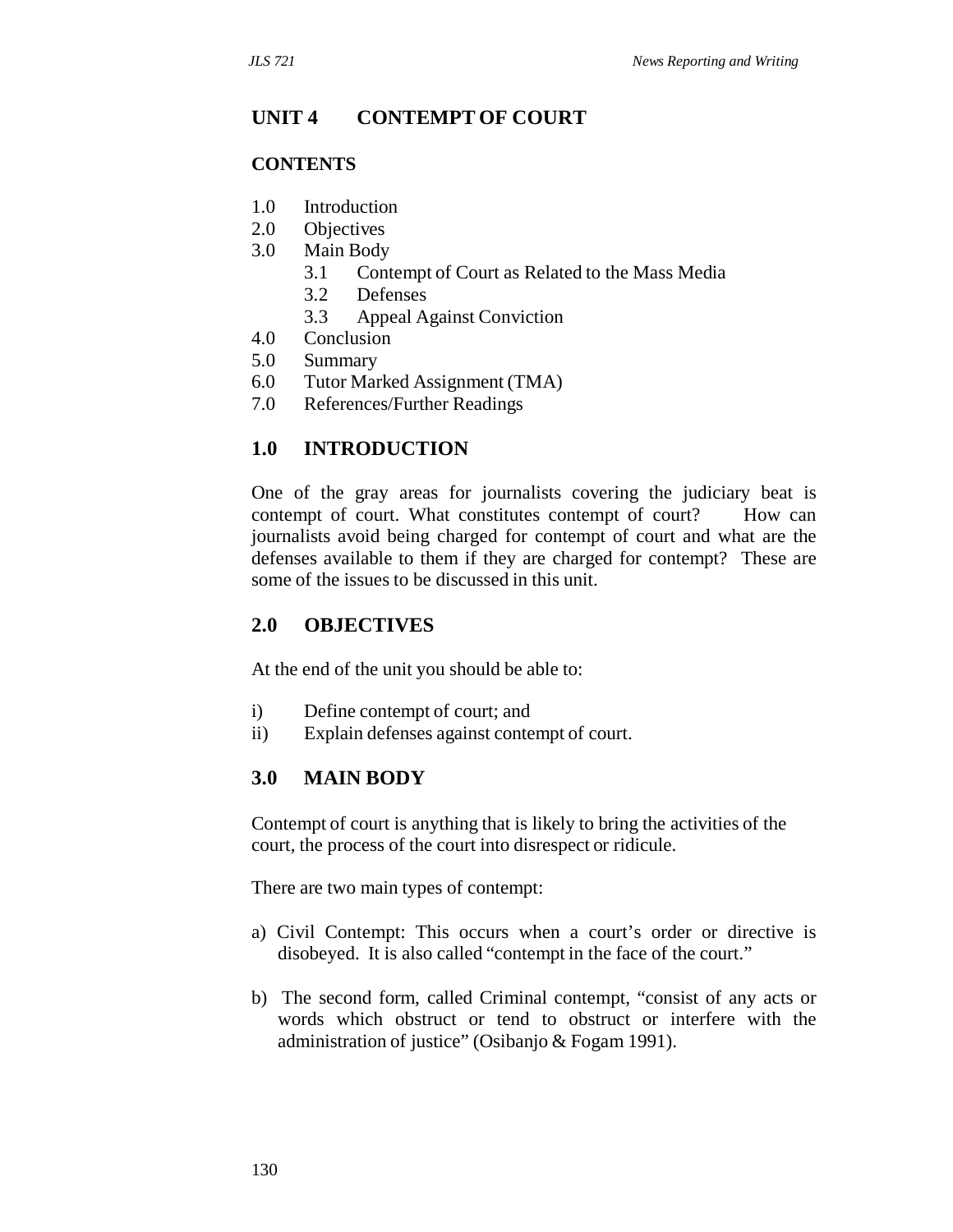## UNIT 4 CONTEMPT OF COURT

### CONTENTS

1.0 Introduction
2.0 Objectives
3.0 Main Body
    3.1 Contempt of Court as Related to the Mass Media
    3.2 Defenses
    3.3 Appeal Against Conviction
4.0 Conclusion
5.0 Summary
6.0 Tutor Marked Assignment (TMA)
7.0 References/Further Readings

### 1.0 INTRODUCTION

One of the gray areas for journalists covering the judiciary beat is contempt of court. What constitutes contempt of court? How can journalists avoid being charged for contempt of court and what are the defenses available to them if they are charged for contempt? These are some of the issues to be discussed in this unit.

### 2.0 OBJECTIVES

At the end of the unit you should be able to:

i) Define contempt of court; and
ii) Explain defenses against contempt of court.

### 3.0 MAIN BODY

Contempt of court is anything that is likely to bring the activities of the court, the process of the court into disrespect or ridicule.

There are two main types of contempt:

a) Civil Contempt: This occurs when a court's order or directive is disobeyed. It is also called "contempt in the face of the court."

b) The second form, called Criminal contempt, "consist of any acts or words which obstruct or tend to obstruct or interfere with the administration of justice" (Osibanjo & Fogam 1991).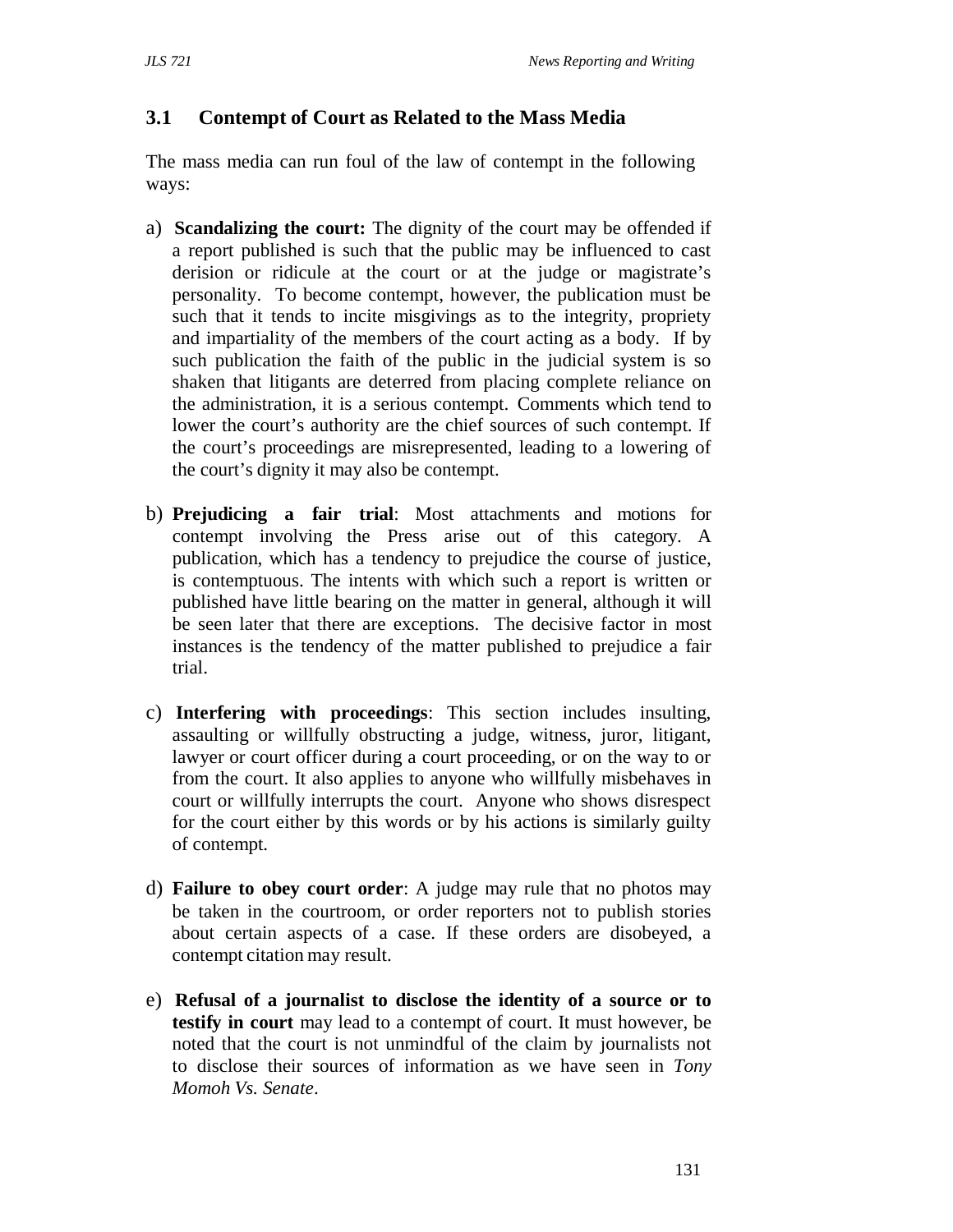### 3.1 Contempt of Court as Related to the Mass Media

The mass media can run foul of the law of contempt in the following ways:

a) **Scandalizing the court:** The dignity of the court may be offended if a report published is such that the public may be influenced to cast derision or ridicule at the court or at the judge or magistrate's personality. To become contempt, however, the publication must be such that it tends to incite misgivings as to the integrity, propriety and impartiality of the members of the court acting as a body. If by such publication the faith of the public in the judicial system is so shaken that litigants are deterred from placing complete reliance on the administration, it is a serious contempt. Comments which tend to lower the court's authority are the chief sources of such contempt. If the court's proceedings are misrepresented, leading to a lowering of the court's dignity it may also be contempt.

b) **Prejudicing a fair trial**: Most attachments and motions for contempt involving the Press arise out of this category. A publication, which has a tendency to prejudice the course of justice, is contemptuous. The intents with which such a report is written or published have little bearing on the matter in general, although it will be seen later that there are exceptions. The decisive factor in most instances is the tendency of the matter published to prejudice a fair trial.

c) **Interfering with proceedings**: This section includes insulting, assaulting or willfully obstructing a judge, witness, juror, litigant, lawyer or court officer during a court proceeding, or on the way to or from the court. It also applies to anyone who willfully misbehaves in court or willfully interrupts the court. Anyone who shows disrespect for the court either by this words or by his actions is similarly guilty of contempt.

d) **Failure to obey court order**: A judge may rule that no photos may be taken in the courtroom, or order reporters not to publish stories about certain aspects of a case. If these orders are disobeyed, a contempt citation may result.

e) **Refusal of a journalist to disclose the identity of a source or to testify in court** may lead to a contempt of court. It must however, be noted that the court is not unmindful of the claim by journalists not to disclose their sources of information as we have seen in *Tony Momoh Vs. Senate*.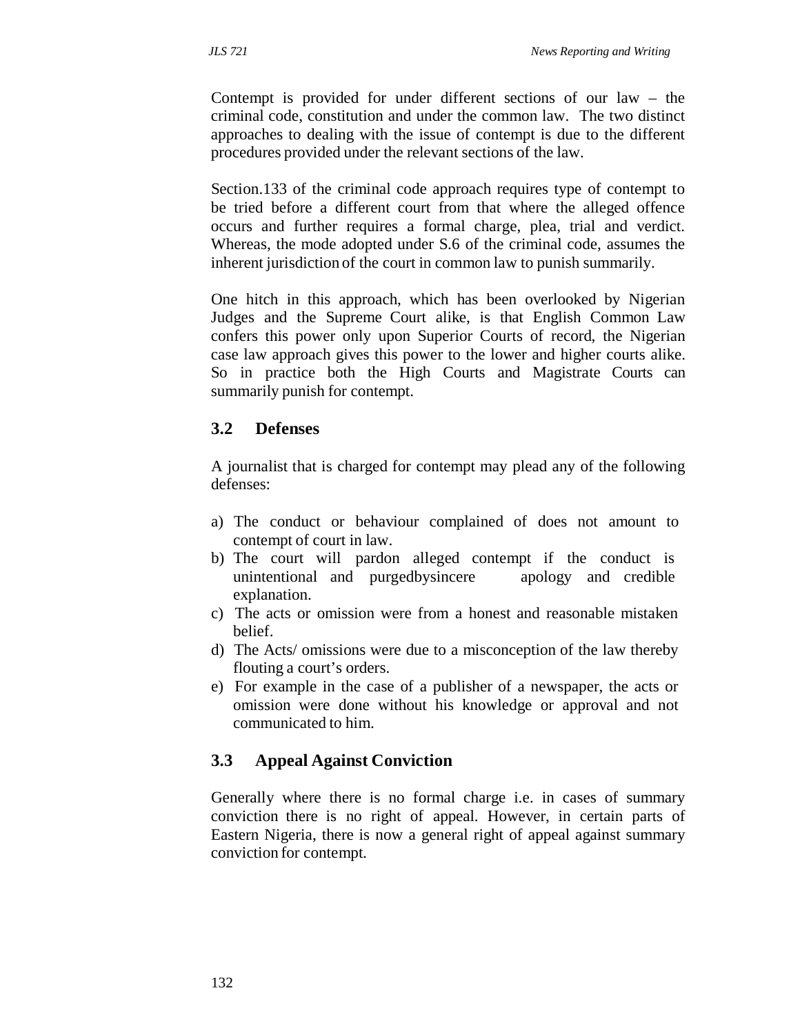Contempt is provided for under different sections of our law – the criminal code, constitution and under the common law. The two distinct approaches to dealing with the issue of contempt is due to the different procedures provided under the relevant sections of the law.

Section.133 of the criminal code approach requires type of contempt to be tried before a different court from that where the alleged offence occurs and further requires a formal charge, plea, trial and verdict. Whereas, the mode adopted under S.6 of the criminal code, assumes the inherent jurisdiction of the court in common law to punish summarily.

One hitch in this approach, which has been overlooked by Nigerian Judges and the Supreme Court alike, is that English Common Law confers this power only upon Superior Courts of record, the Nigerian case law approach gives this power to the lower and higher courts alike. So in practice both the High Courts and Magistrate Courts can summarily punish for contempt.

### 3.2 Defenses

A journalist that is charged for contempt may plead any of the following defenses:

a) The conduct or behaviour complained of does not amount to contempt of court in law.
b) The court will pardon alleged contempt if the conduct is unintentional and purgedbysincere apology and credible explanation.
c) The acts or omission were from a honest and reasonable mistaken belief.
d) The Acts/ omissions were due to a misconception of the law thereby flouting a court's orders.
e) For example in the case of a publisher of a newspaper, the acts or omission were done without his knowledge or approval and not communicated to him.

### 3.3 Appeal Against Conviction

Generally where there is no formal charge i.e. in cases of summary conviction there is no right of appeal. However, in certain parts of Eastern Nigeria, there is now a general right of appeal against summary conviction for contempt.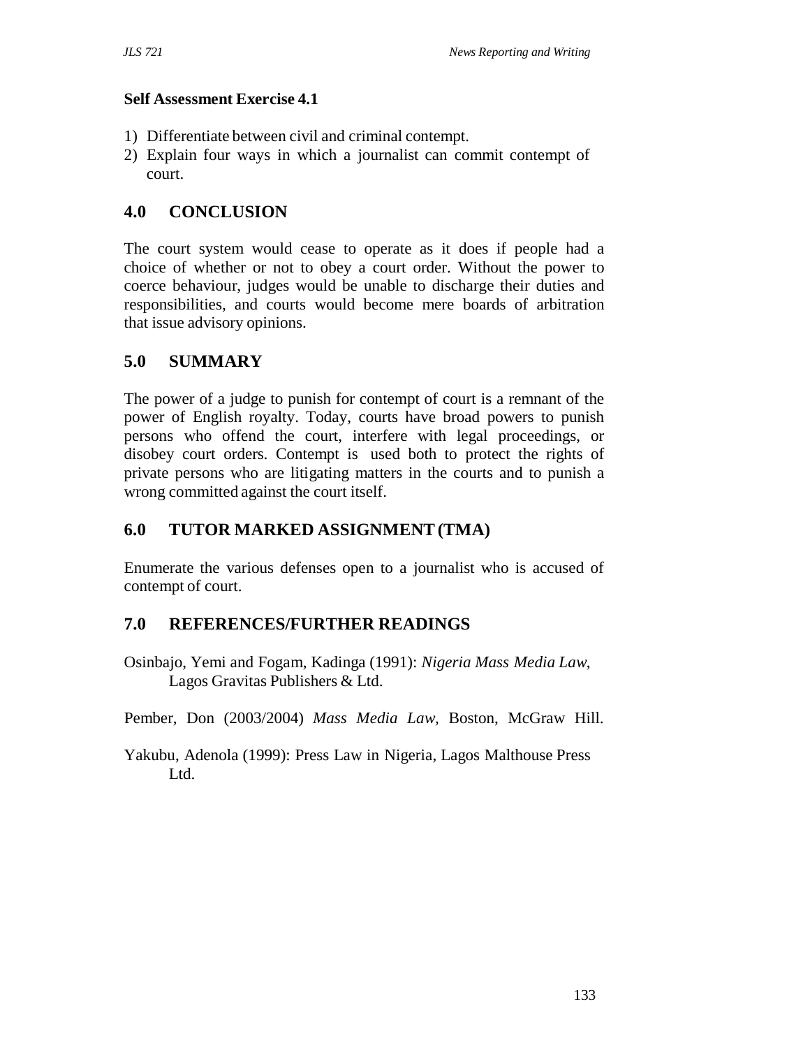**Self Assessment Exercise 4.1**

1) Differentiate between civil and criminal contempt.
2) Explain four ways in which a journalist can commit contempt of court.

## 4.0 CONCLUSION

The court system would cease to operate as it does if people had a choice of whether or not to obey a court order. Without the power to coerce behaviour, judges would be unable to discharge their duties and responsibilities, and courts would become mere boards of arbitration that issue advisory opinions.

## 5.0 SUMMARY

The power of a judge to punish for contempt of court is a remnant of the power of English royalty. Today, courts have broad powers to punish persons who offend the court, interfere with legal proceedings, or disobey court orders. Contempt is used both to protect the rights of private persons who are litigating matters in the courts and to punish a wrong committed against the court itself.

## 6.0 TUTOR MARKED ASSIGNMENT (TMA)

Enumerate the various defenses open to a journalist who is accused of contempt of court.

## 7.0 REFERENCES/FURTHER READINGS

Osinbajo, Yemi and Fogam, Kadinga (1991): *Nigeria Mass Media Law*, Lagos Gravitas Publishers & Ltd.

Pember, Don (2003/2004) *Mass Media Law*, Boston, McGraw Hill.

Yakubu, Adenola (1999): Press Law in Nigeria, Lagos Malthouse Press Ltd.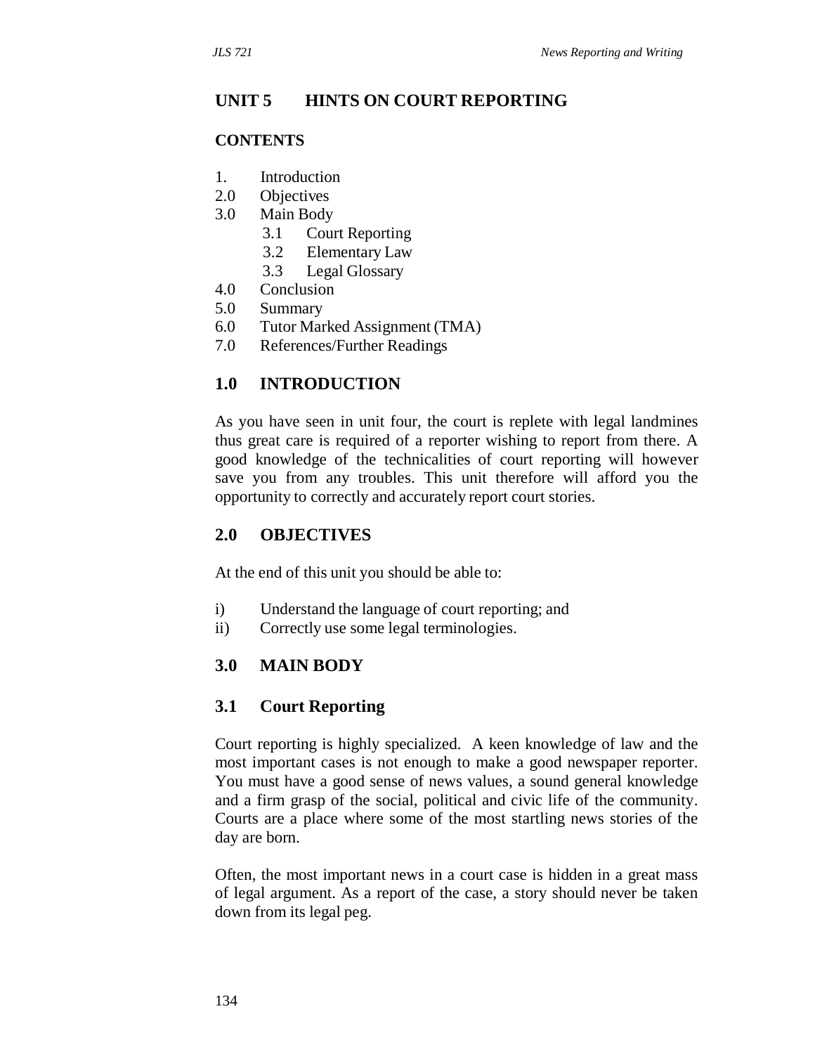## UNIT 5 HINTS ON COURT REPORTING

### CONTENTS

1. Introduction
2.0 Objectives
3.0 Main Body
   - 3.1 Court Reporting
   - 3.2 Elementary Law
   - 3.3 Legal Glossary
4.0 Conclusion
5.0 Summary
6.0 Tutor Marked Assignment (TMA)
7.0 References/Further Readings

## 1.0 INTRODUCTION

As you have seen in unit four, the court is replete with legal landmines thus great care is required of a reporter wishing to report from there. A good knowledge of the technicalities of court reporting will however save you from any troubles. This unit therefore will afford you the opportunity to correctly and accurately report court stories.

## 2.0 OBJECTIVES

At the end of this unit you should be able to:

i) Understand the language of court reporting; and
ii) Correctly use some legal terminologies.

## 3.0 MAIN BODY

### 3.1 Court Reporting

Court reporting is highly specialized. A keen knowledge of law and the most important cases is not enough to make a good newspaper reporter. You must have a good sense of news values, a sound general knowledge and a firm grasp of the social, political and civic life of the community. Courts are a place where some of the most startling news stories of the day are born.

Often, the most important news in a court case is hidden in a great mass of legal argument. As a report of the case, a story should never be taken down from its legal peg.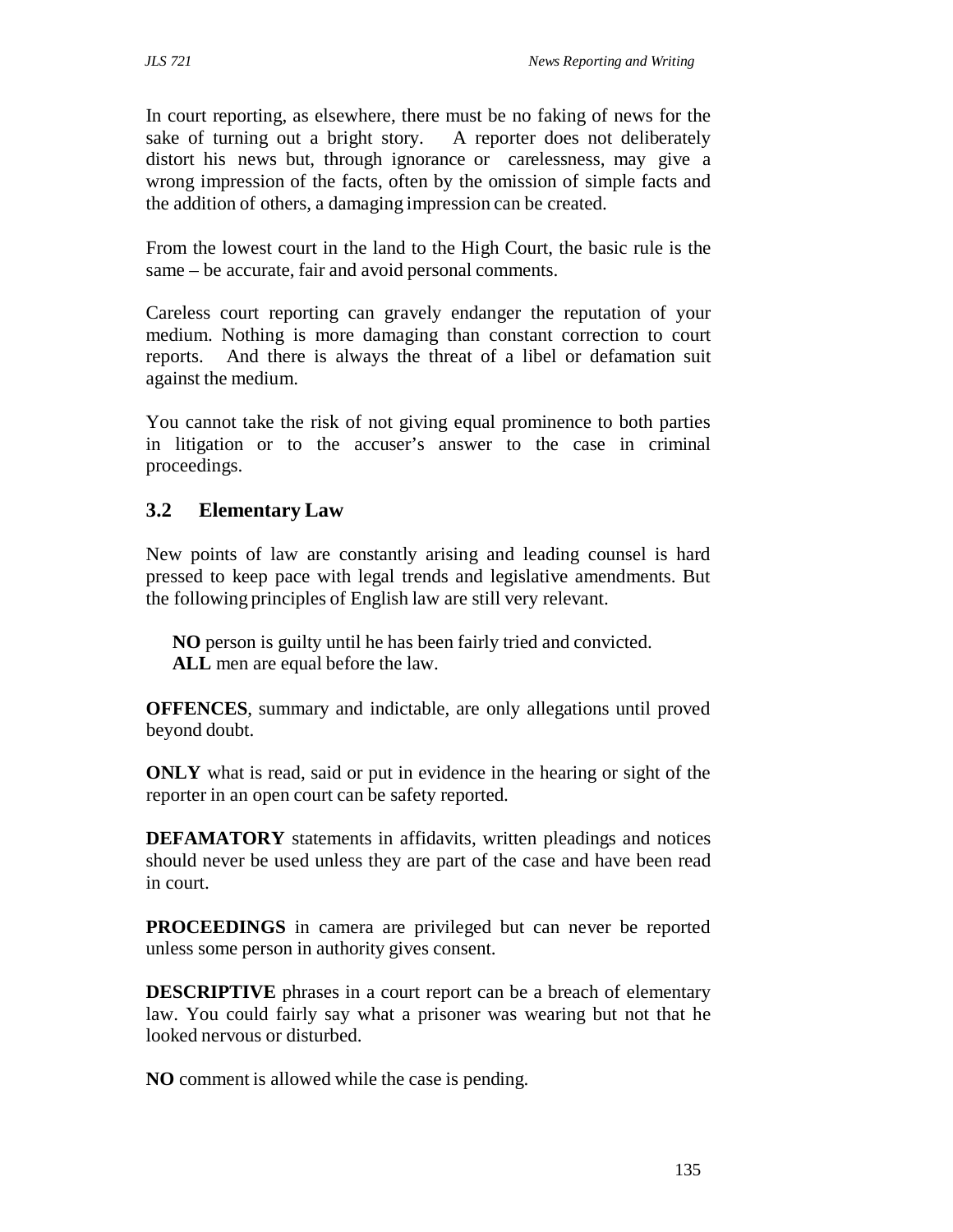In court reporting, as elsewhere, there must be no faking of news for the sake of turning out a bright story. A reporter does not deliberately distort his news but, through ignorance or carelessness, may give a wrong impression of the facts, often by the omission of simple facts and the addition of others, a damaging impression can be created.

From the lowest court in the land to the High Court, the basic rule is the same – be accurate, fair and avoid personal comments.

Careless court reporting can gravely endanger the reputation of your medium. Nothing is more damaging than constant correction to court reports. And there is always the threat of a libel or defamation suit against the medium.

You cannot take the risk of not giving equal prominence to both parties in litigation or to the accuser's answer to the case in criminal proceedings.

## 3.2 Elementary Law

New points of law are constantly arising and leading counsel is hard pressed to keep pace with legal trends and legislative amendments. But the following principles of English law are still very relevant.

**NO** person is guilty until he has been fairly tried and convicted.
**ALL** men are equal before the law.

**OFFENCES**, summary and indictable, are only allegations until proved beyond doubt.

**ONLY** what is read, said or put in evidence in the hearing or sight of the reporter in an open court can be safety reported.

**DEFAMATORY** statements in affidavits, written pleadings and notices should never be used unless they are part of the case and have been read in court.

**PROCEEDINGS** in camera are privileged but can never be reported unless some person in authority gives consent.

**DESCRIPTIVE** phrases in a court report can be a breach of elementary law. You could fairly say what a prisoner was wearing but not that he looked nervous or disturbed.

**NO** comment is allowed while the case is pending.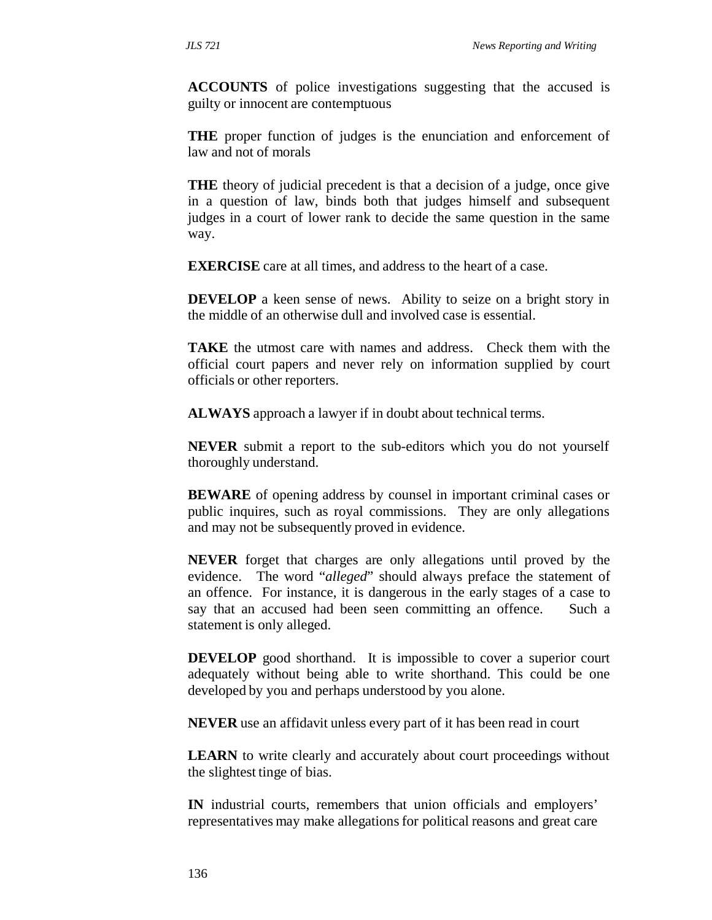**ACCOUNTS** of police investigations suggesting that the accused is guilty or innocent are contemptuous

**THE** proper function of judges is the enunciation and enforcement of law and not of morals

**THE** theory of judicial precedent is that a decision of a judge, once give in a question of law, binds both that judges himself and subsequent judges in a court of lower rank to decide the same question in the same way.

**EXERCISE** care at all times, and address to the heart of a case.

**DEVELOP** a keen sense of news. Ability to seize on a bright story in the middle of an otherwise dull and involved case is essential.

**TAKE** the utmost care with names and address. Check them with the official court papers and never rely on information supplied by court officials or other reporters.

**ALWAYS** approach a lawyer if in doubt about technical terms.

**NEVER** submit a report to the sub-editors which you do not yourself thoroughly understand.

**BEWARE** of opening address by counsel in important criminal cases or public inquires, such as royal commissions. They are only allegations and may not be subsequently proved in evidence.

**NEVER** forget that charges are only allegations until proved by the evidence. The word "*alleged*" should always preface the statement of an offence. For instance, it is dangerous in the early stages of a case to say that an accused had been seen committing an offence. Such a statement is only alleged.

**DEVELOP** good shorthand. It is impossible to cover a superior court adequately without being able to write shorthand. This could be one developed by you and perhaps understood by you alone.

**NEVER** use an affidavit unless every part of it has been read in court

**LEARN** to write clearly and accurately about court proceedings without the slightest tinge of bias.

**IN** industrial courts, remembers that union officials and employers' representatives may make allegations for political reasons and great care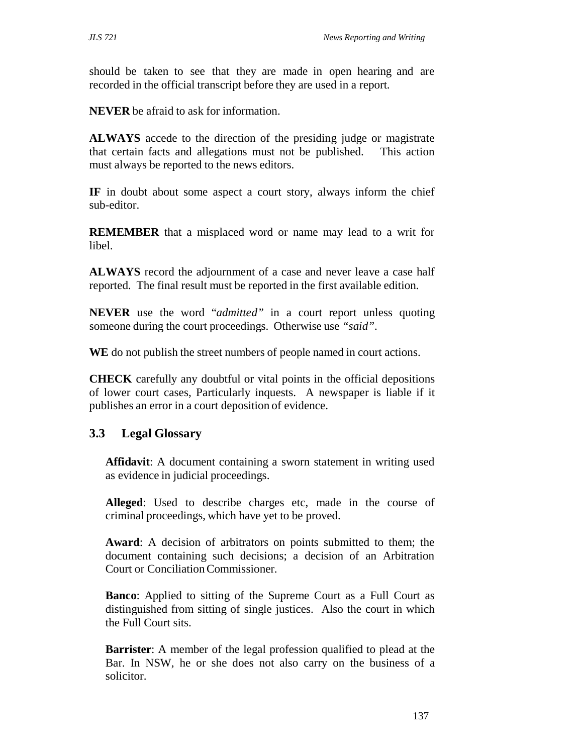should be taken to see that they are made in open hearing and are recorded in the official transcript before they are used in a report.

**NEVER** be afraid to ask for information.

**ALWAYS** accede to the direction of the presiding judge or magistrate that certain facts and allegations must not be published. This action must always be reported to the news editors.

**IF** in doubt about some aspect a court story, always inform the chief sub-editor.

**REMEMBER** that a misplaced word or name may lead to a writ for libel.

**ALWAYS** record the adjournment of a case and never leave a case half reported. The final result must be reported in the first available edition.

**NEVER** use the word "*admitted"* in a court report unless quoting someone during the court proceedings. Otherwise use *"said"*.

**WE** do not publish the street numbers of people named in court actions.

**CHECK** carefully any doubtful or vital points in the official depositions of lower court cases, Particularly inquests. A newspaper is liable if it publishes an error in a court deposition of evidence.

## 3.3 Legal Glossary

**Affidavit**: A document containing a sworn statement in writing used as evidence in judicial proceedings.

**Alleged**: Used to describe charges etc, made in the course of criminal proceedings, which have yet to be proved.

**Award**: A decision of arbitrators on points submitted to them; the document containing such decisions; a decision of an Arbitration Court or Conciliation Commissioner.

**Banco**: Applied to sitting of the Supreme Court as a Full Court as distinguished from sitting of single justices. Also the court in which the Full Court sits.

**Barrister**: A member of the legal profession qualified to plead at the Bar. In NSW, he or she does not also carry on the business of a solicitor.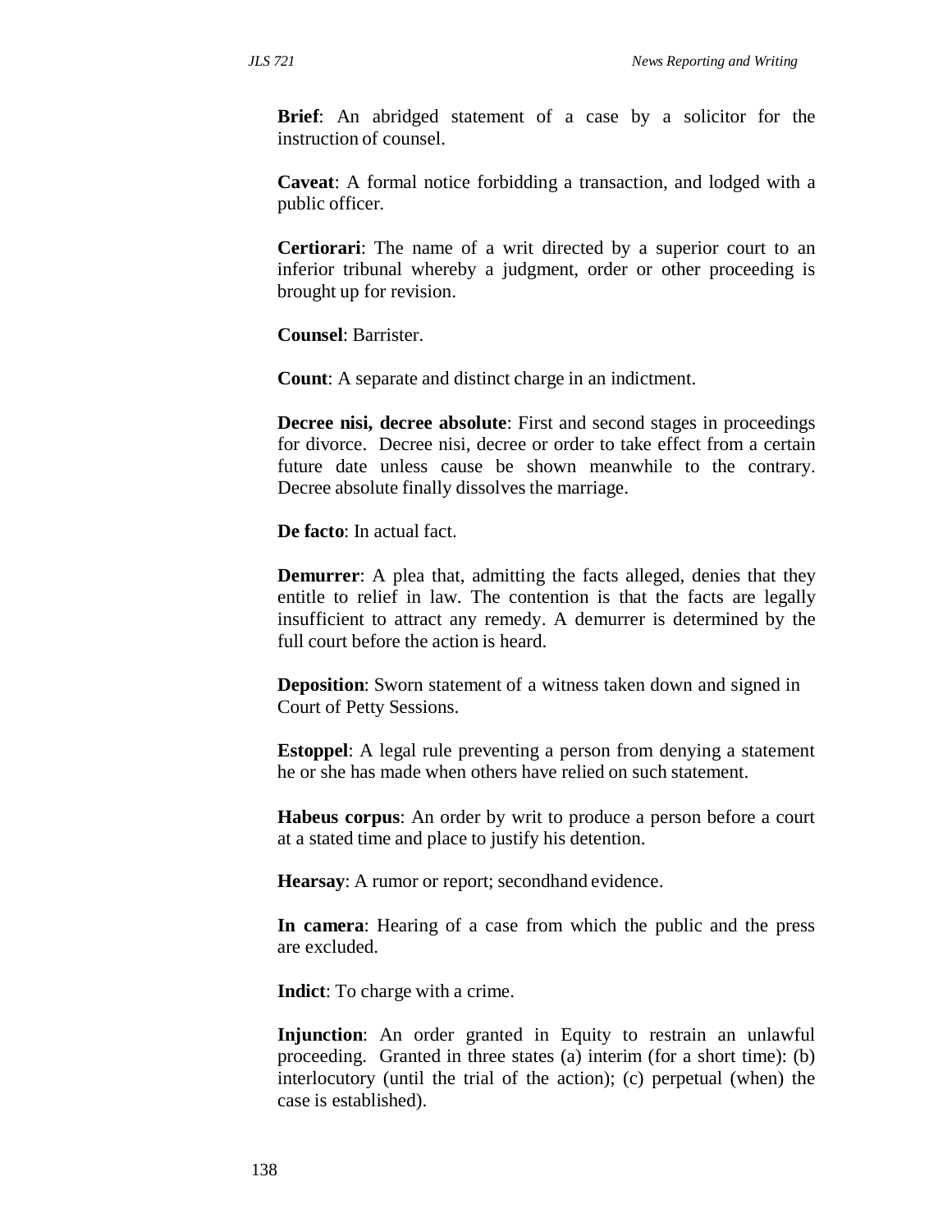**Brief**: An abridged statement of a case by a solicitor for the instruction of counsel.

**Caveat**: A formal notice forbidding a transaction, and lodged with a public officer.

**Certiorari**: The name of a writ directed by a superior court to an inferior tribunal whereby a judgment, order or other proceeding is brought up for revision.

**Counsel**: Barrister.

**Count**: A separate and distinct charge in an indictment.

**Decree nisi, decree absolute**: First and second stages in proceedings for divorce. Decree nisi, decree or order to take effect from a certain future date unless cause be shown meanwhile to the contrary. Decree absolute finally dissolves the marriage.

**De facto**: In actual fact.

**Demurrer**: A plea that, admitting the facts alleged, denies that they entitle to relief in law. The contention is that the facts are legally insufficient to attract any remedy. A demurrer is determined by the full court before the action is heard.

**Deposition**: Sworn statement of a witness taken down and signed in Court of Petty Sessions.

**Estoppel**: A legal rule preventing a person from denying a statement he or she has made when others have relied on such statement.

**Habeus corpus**: An order by writ to produce a person before a court at a stated time and place to justify his detention.

**Hearsay**: A rumor or report; secondhand evidence.

**In camera**: Hearing of a case from which the public and the press are excluded.

**Indict**: To charge with a crime.

**Injunction**: An order granted in Equity to restrain an unlawful proceeding. Granted in three states (a) interim (for a short time): (b) interlocutory (until the trial of the action); (c) perpetual (when) the case is established).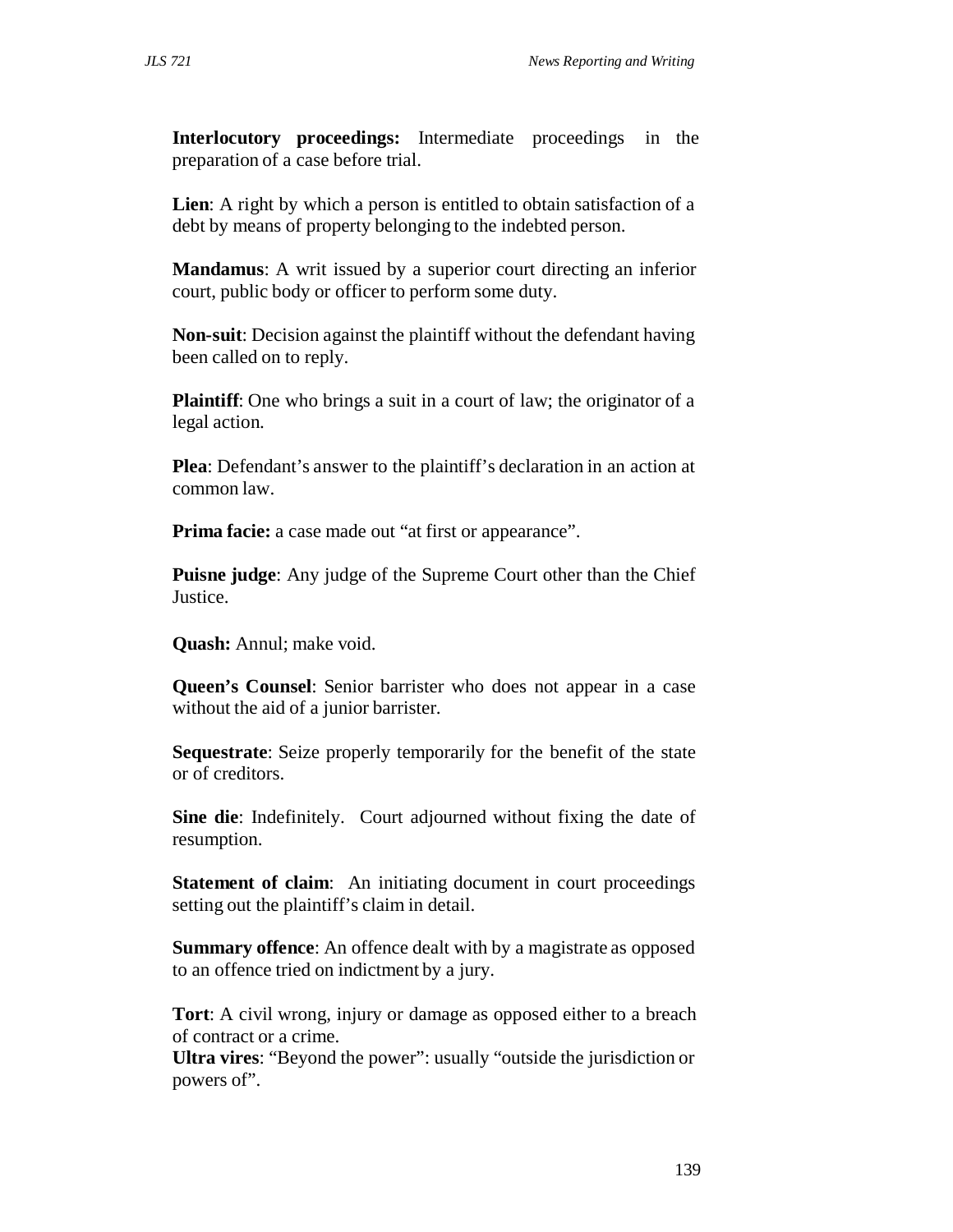**Interlocutory proceedings:** Intermediate proceedings in the preparation of a case before trial.

**Lien**: A right by which a person is entitled to obtain satisfaction of a debt by means of property belonging to the indebted person.

**Mandamus**: A writ issued by a superior court directing an inferior court, public body or officer to perform some duty.

**Non-suit**: Decision against the plaintiff without the defendant having been called on to reply.

**Plaintiff**: One who brings a suit in a court of law; the originator of a legal action.

**Plea**: Defendant's answer to the plaintiff's declaration in an action at common law.

**Prima facie:** a case made out "at first or appearance".

**Puisne judge**: Any judge of the Supreme Court other than the Chief Justice.

**Quash:** Annul; make void.

**Queen's Counsel**: Senior barrister who does not appear in a case without the aid of a junior barrister.

**Sequestrate**: Seize properly temporarily for the benefit of the state or of creditors.

**Sine die**: Indefinitely. Court adjourned without fixing the date of resumption.

**Statement of claim**: An initiating document in court proceedings setting out the plaintiff's claim in detail.

**Summary offence**: An offence dealt with by a magistrate as opposed to an offence tried on indictment by a jury.

**Tort**: A civil wrong, injury or damage as opposed either to a breach of contract or a crime.

**Ultra vires**: "Beyond the power": usually "outside the jurisdiction or powers of".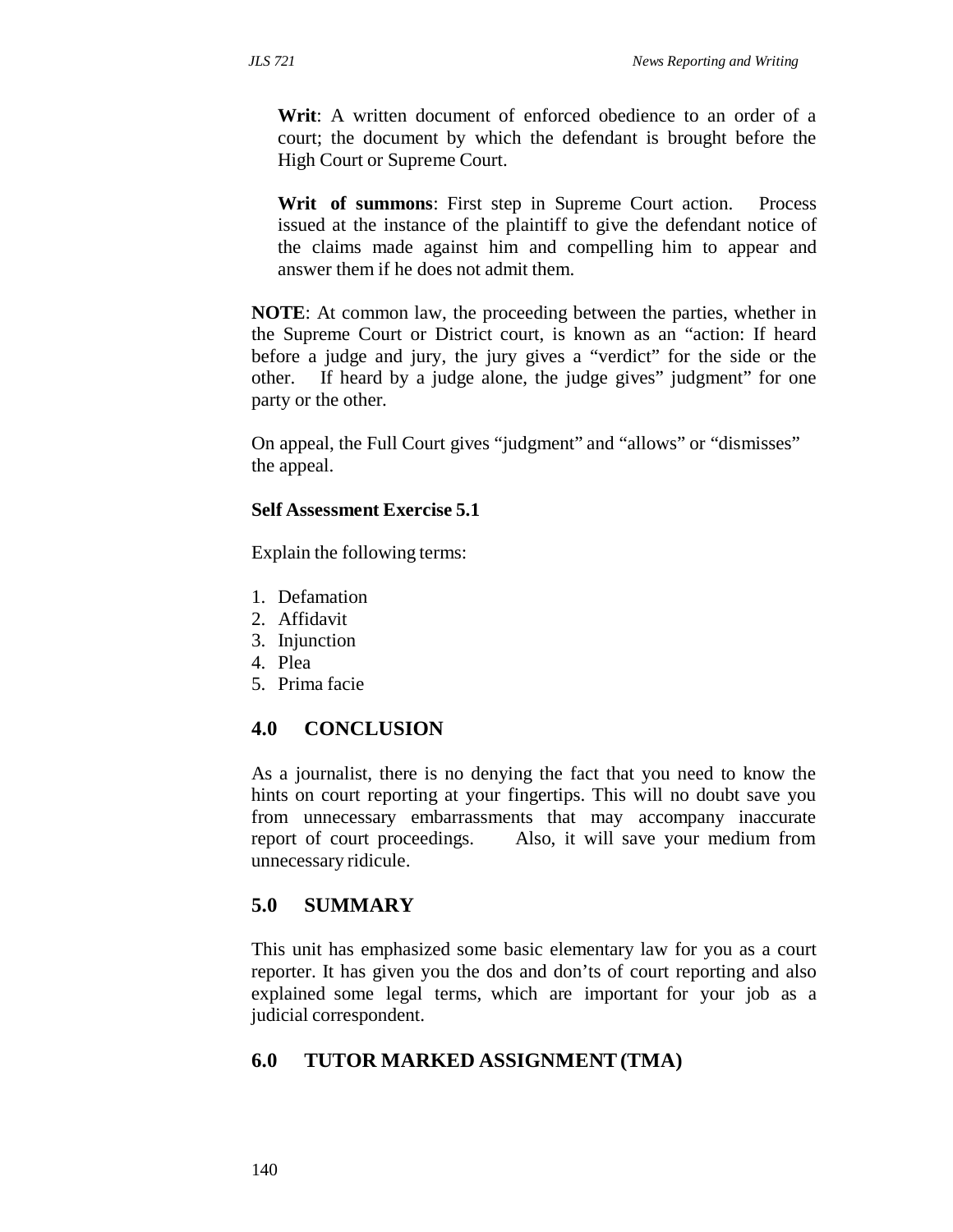**Writ**: A written document of enforced obedience to an order of a court; the document by which the defendant is brought before the High Court or Supreme Court.

**Writ of summons**: First step in Supreme Court action. Process issued at the instance of the plaintiff to give the defendant notice of the claims made against him and compelling him to appear and answer them if he does not admit them.

**NOTE**: At common law, the proceeding between the parties, whether in the Supreme Court or District court, is known as an "action: If heard before a judge and jury, the jury gives a "verdict" for the side or the other. If heard by a judge alone, the judge gives" judgment" for one party or the other.

On appeal, the Full Court gives "judgment" and "allows" or "dismisses" the appeal.

**Self Assessment Exercise 5.1**

Explain the following terms:

1. Defamation
2. Affidavit
3. Injunction
4. Plea
5. Prima facie

## 4.0 CONCLUSION

As a journalist, there is no denying the fact that you need to know the hints on court reporting at your fingertips. This will no doubt save you from unnecessary embarrassments that may accompany inaccurate report of court proceedings. Also, it will save your medium from unnecessary ridicule.

## 5.0 SUMMARY

This unit has emphasized some basic elementary law for you as a court reporter. It has given you the dos and don'ts of court reporting and also explained some legal terms, which are important for your job as a judicial correspondent.

## 6.0 TUTOR MARKED ASSIGNMENT (TMA)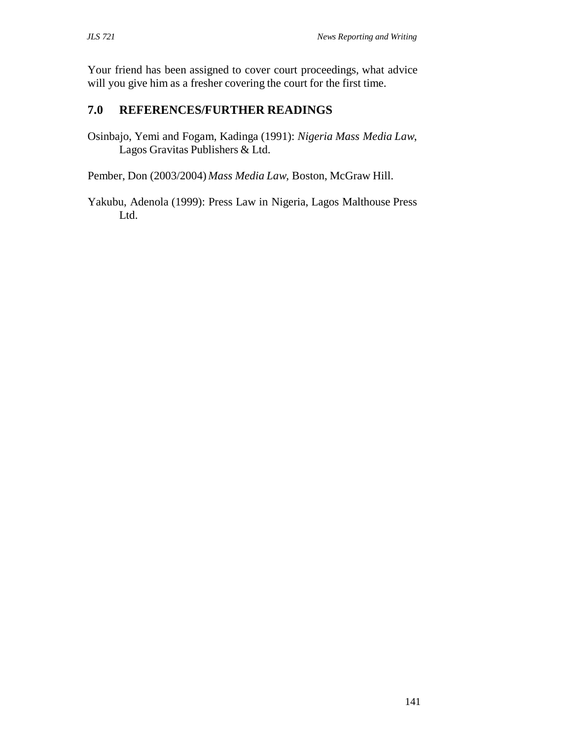Your friend has been assigned to cover court proceedings, what advice will you give him as a fresher covering the court for the first time.

## 7.0 REFERENCES/FURTHER READINGS

Osinbajo, Yemi and Fogam, Kadinga (1991): *Nigeria Mass Media Law*, Lagos Gravitas Publishers & Ltd.

Pember, Don (2003/2004) *Mass Media Law,* Boston, McGraw Hill.

Yakubu, Adenola (1999): Press Law in Nigeria, Lagos Malthouse Press Ltd.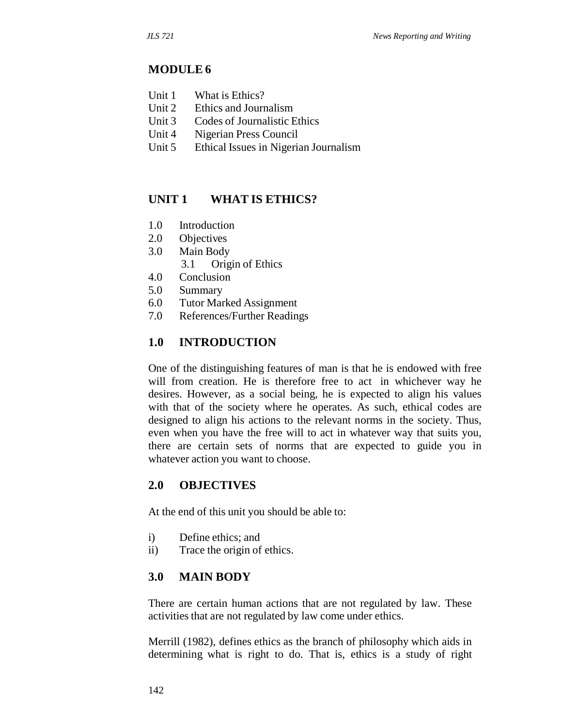# MODULE 6

Unit 1 What is Ethics?
Unit 2 Ethics and Journalism
Unit 3 Codes of Journalistic Ethics
Unit 4 Nigerian Press Council
Unit 5 Ethical Issues in Nigerian Journalism

## UNIT 1 WHAT IS ETHICS?

1.0 Introduction
2.0 Objectives
3.0 Main Body
  3.1 Origin of Ethics
4.0 Conclusion
5.0 Summary
6.0 Tutor Marked Assignment
7.0 References/Further Readings

## 1.0 INTRODUCTION

One of the distinguishing features of man is that he is endowed with free will from creation. He is therefore free to act in whichever way he desires. However, as a social being, he is expected to align his values with that of the society where he operates. As such, ethical codes are designed to align his actions to the relevant norms in the society. Thus, even when you have the free will to act in whatever way that suits you, there are certain sets of norms that are expected to guide you in whatever action you want to choose.

## 2.0 OBJECTIVES

At the end of this unit you should be able to:

i) Define ethics; and
ii) Trace the origin of ethics.

## 3.0 MAIN BODY

There are certain human actions that are not regulated by law. These activities that are not regulated by law come under ethics.

Merrill (1982), defines ethics as the branch of philosophy which aids in determining what is right to do. That is, ethics is a study of right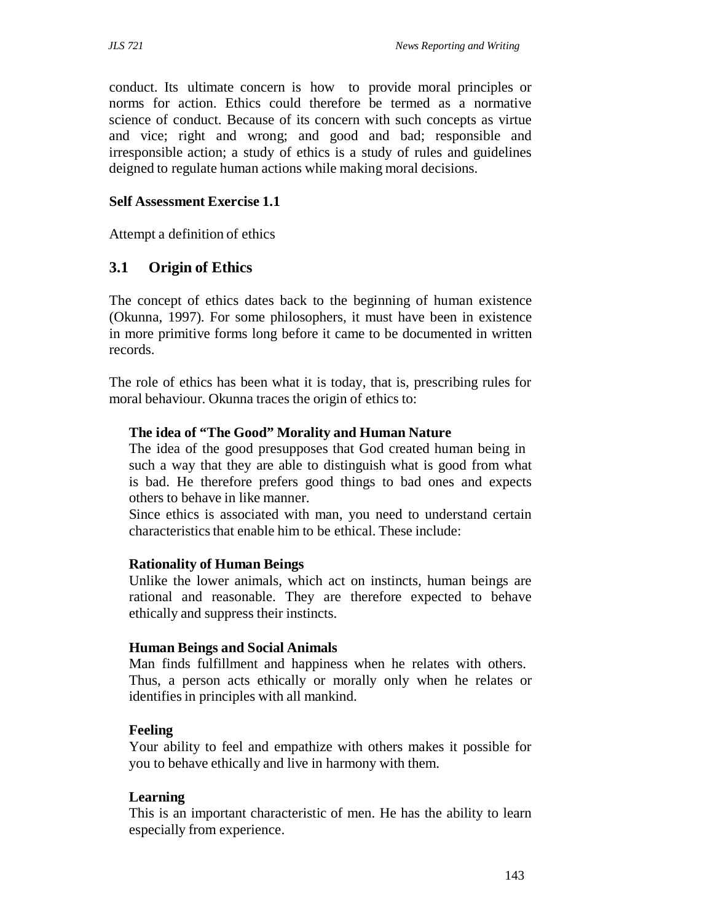conduct. Its ultimate concern is how to provide moral principles or norms for action. Ethics could therefore be termed as a normative science of conduct. Because of its concern with such concepts as virtue and vice; right and wrong; and good and bad; responsible and irresponsible action; a study of ethics is a study of rules and guidelines deigned to regulate human actions while making moral decisions.

**Self Assessment Exercise 1.1**

Attempt a definition of ethics

## 3.1 Origin of Ethics

The concept of ethics dates back to the beginning of human existence (Okunna, 1997). For some philosophers, it must have been in existence in more primitive forms long before it came to be documented in written records.

The role of ethics has been what it is today, that is, prescribing rules for moral behaviour. Okunna traces the origin of ethics to:

**The idea of "The Good" Morality and Human Nature**
The idea of the good presupposes that God created human being in such a way that they are able to distinguish what is good from what is bad. He therefore prefers good things to bad ones and expects others to behave in like manner.
Since ethics is associated with man, you need to understand certain characteristics that enable him to be ethical. These include:

**Rationality of Human Beings**
Unlike the lower animals, which act on instincts, human beings are rational and reasonable. They are therefore expected to behave ethically and suppress their instincts.

**Human Beings and Social Animals**
Man finds fulfillment and happiness when he relates with others. Thus, a person acts ethically or morally only when he relates or identifies in principles with all mankind.

**Feeling**
Your ability to feel and empathize with others makes it possible for you to behave ethically and live in harmony with them.

**Learning**
This is an important characteristic of men. He has the ability to learn especially from experience.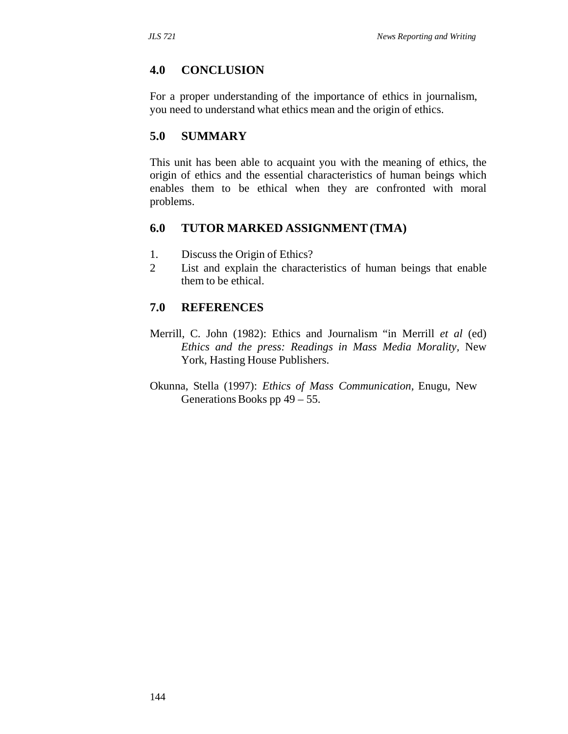## 4.0 CONCLUSION

For a proper understanding of the importance of ethics in journalism, you need to understand what ethics mean and the origin of ethics.

## 5.0 SUMMARY

This unit has been able to acquaint you with the meaning of ethics, the origin of ethics and the essential characteristics of human beings which enables them to be ethical when they are confronted with moral problems.

## 6.0 TUTOR MARKED ASSIGNMENT (TMA)

1. Discuss the Origin of Ethics?
2. List and explain the characteristics of human beings that enable them to be ethical.

## 7.0 REFERENCES

Merrill, C. John (1982): Ethics and Journalism "in Merrill *et al* (ed) *Ethics and the press: Readings in Mass Media Morality*, New York, Hasting House Publishers.

Okunna, Stella (1997): *Ethics of Mass Communication*, Enugu, New Generations Books pp 49 – 55.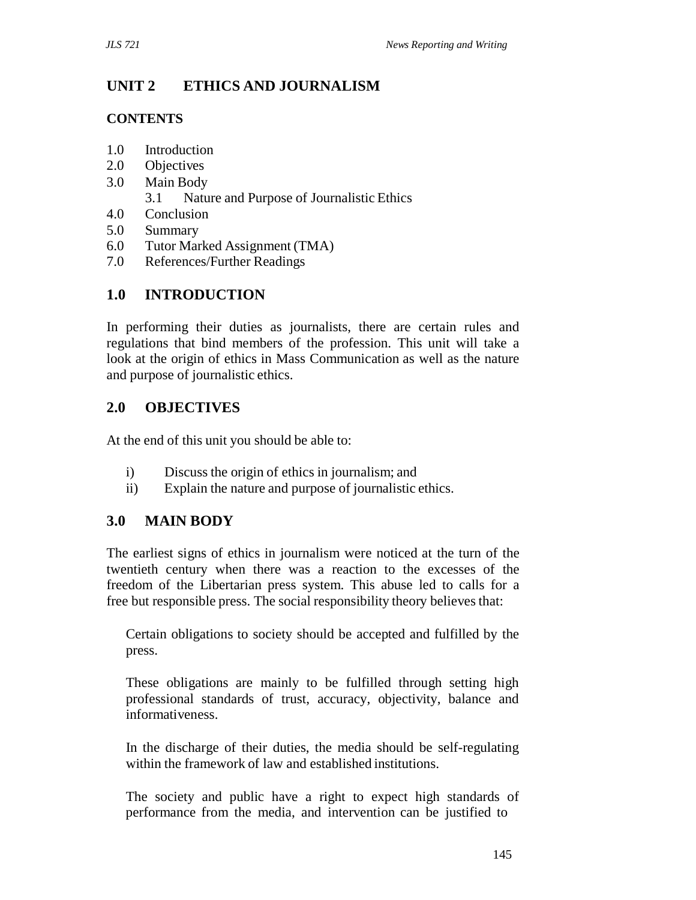## UNIT 2 ETHICS AND JOURNALISM

### CONTENTS

1.0 Introduction
2.0 Objectives
3.0 Main Body
 3.1 Nature and Purpose of Journalistic Ethics
4.0 Conclusion
5.0 Summary
6.0 Tutor Marked Assignment (TMA)
7.0 References/Further Readings

## 1.0 INTRODUCTION

In performing their duties as journalists, there are certain rules and regulations that bind members of the profession. This unit will take a look at the origin of ethics in Mass Communication as well as the nature and purpose of journalistic ethics.

## 2.0 OBJECTIVES

At the end of this unit you should be able to:

i) Discuss the origin of ethics in journalism; and
ii) Explain the nature and purpose of journalistic ethics.

## 3.0 MAIN BODY

The earliest signs of ethics in journalism were noticed at the turn of the twentieth century when there was a reaction to the excesses of the freedom of the Libertarian press system. This abuse led to calls for a free but responsible press. The social responsibility theory believes that:

> Certain obligations to society should be accepted and fulfilled by the press.
>
> These obligations are mainly to be fulfilled through setting high professional standards of trust, accuracy, objectivity, balance and informativeness.
>
> In the discharge of their duties, the media should be self-regulating within the framework of law and established institutions.
>
> The society and public have a right to expect high standards of performance from the media, and intervention can be justified to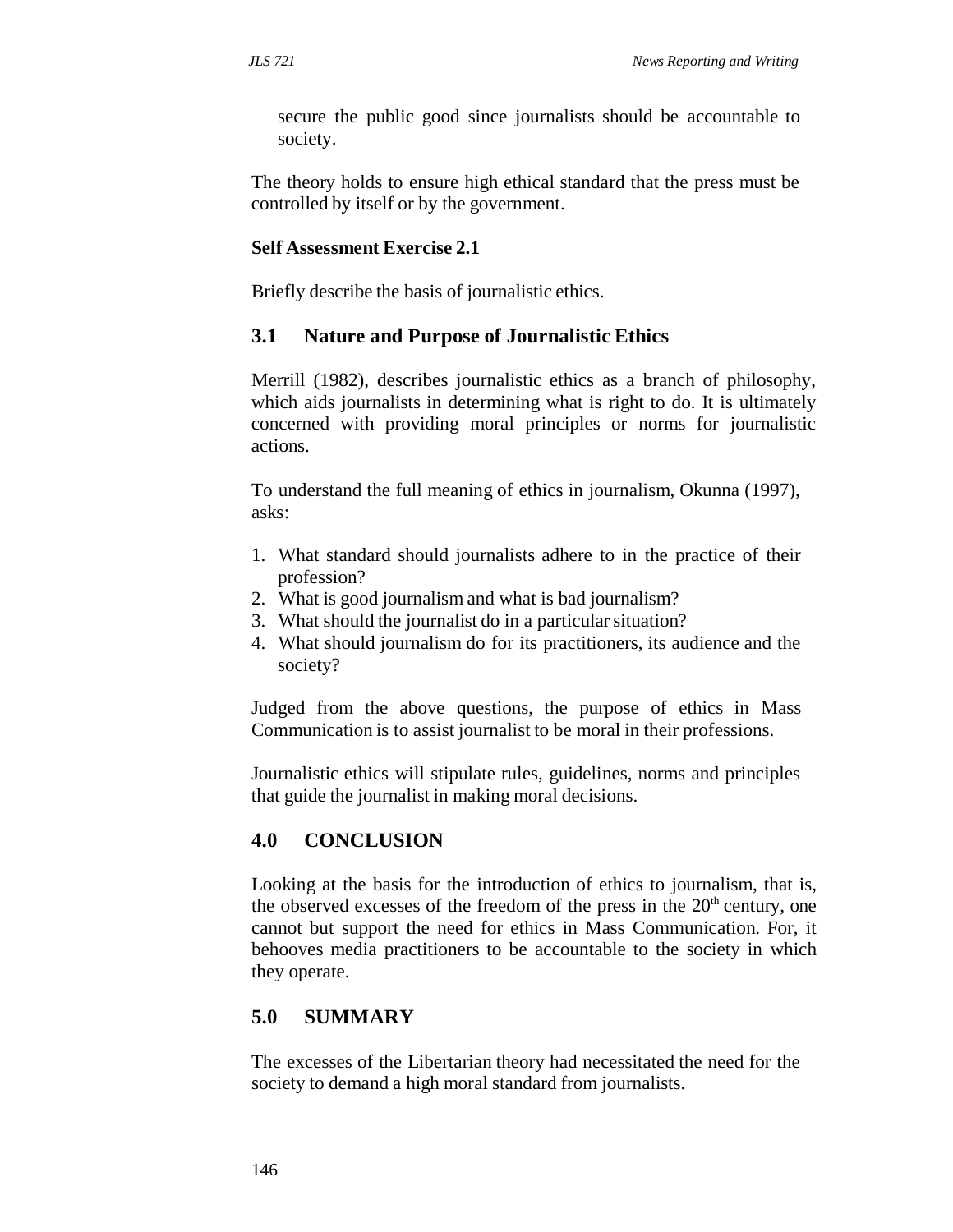secure the public good since journalists should be accountable to society.

The theory holds to ensure high ethical standard that the press must be controlled by itself or by the government.

**Self Assessment Exercise 2.1**

Briefly describe the basis of journalistic ethics.

### 3.1 Nature and Purpose of Journalistic Ethics

Merrill (1982), describes journalistic ethics as a branch of philosophy, which aids journalists in determining what is right to do. It is ultimately concerned with providing moral principles or norms for journalistic actions.

To understand the full meaning of ethics in journalism, Okunna (1997), asks:

1. What standard should journalists adhere to in the practice of their profession?
2. What is good journalism and what is bad journalism?
3. What should the journalist do in a particular situation?
4. What should journalism do for its practitioners, its audience and the society?

Judged from the above questions, the purpose of ethics in Mass Communication is to assist journalist to be moral in their professions.

Journalistic ethics will stipulate rules, guidelines, norms and principles that guide the journalist in making moral decisions.

## 4.0 CONCLUSION

Looking at the basis for the introduction of ethics to journalism, that is, the observed excesses of the freedom of the press in the 20th century, one cannot but support the need for ethics in Mass Communication. For, it behooves media practitioners to be accountable to the society in which they operate.

## 5.0 SUMMARY

The excesses of the Libertarian theory had necessitated the need for the society to demand a high moral standard from journalists.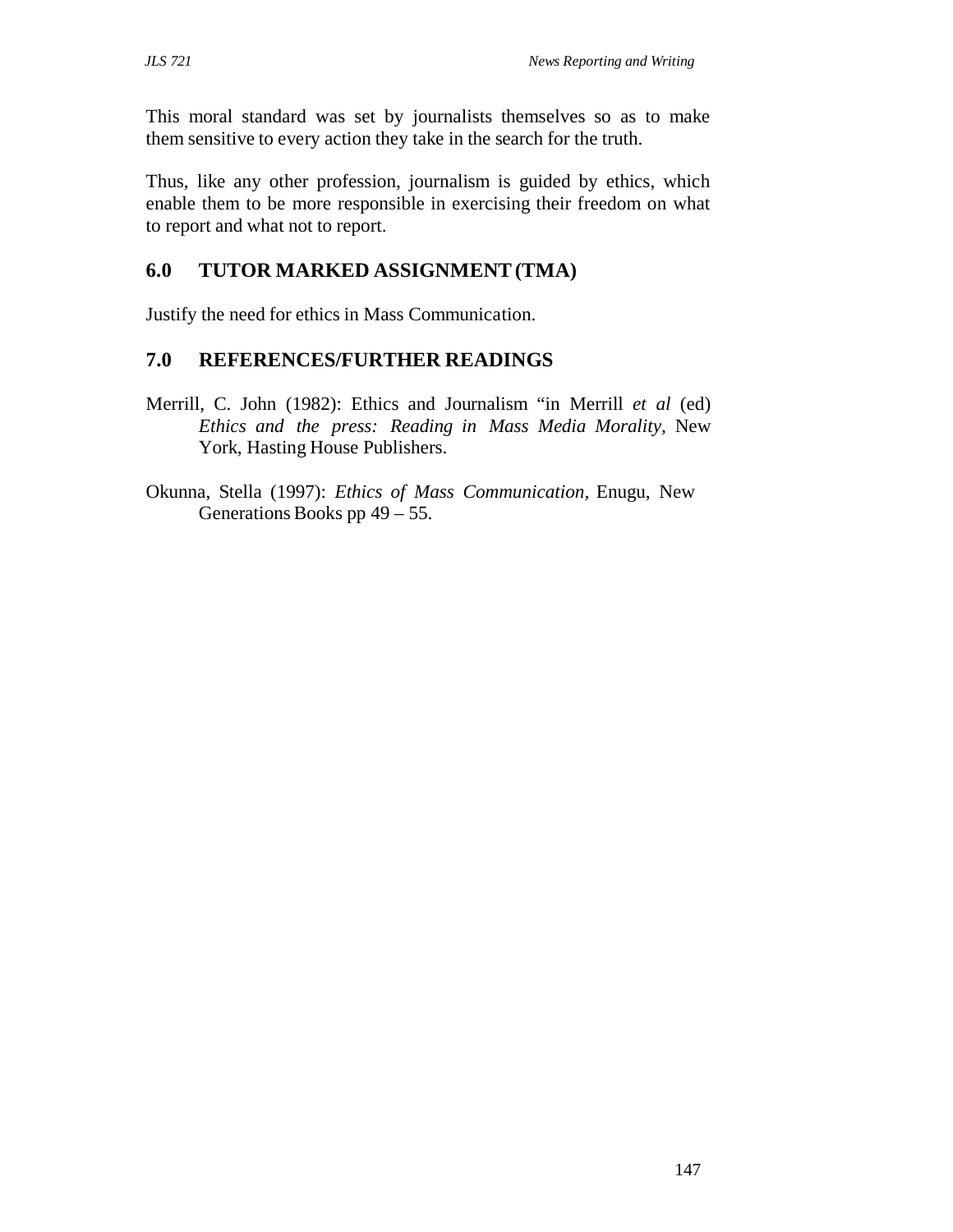This moral standard was set by journalists themselves so as to make them sensitive to every action they take in the search for the truth.

Thus, like any other profession, journalism is guided by ethics, which enable them to be more responsible in exercising their freedom on what to report and what not to report.

## 6.0 TUTOR MARKED ASSIGNMENT (TMA)

Justify the need for ethics in Mass Communication.

## 7.0 REFERENCES/FURTHER READINGS

Merrill, C. John (1982): Ethics and Journalism "in Merrill *et al* (ed) *Ethics and the press: Reading in Mass Media Morality,* New York, Hasting House Publishers.

Okunna, Stella (1997): *Ethics of Mass Communication,* Enugu, New Generations Books pp 49 – 55.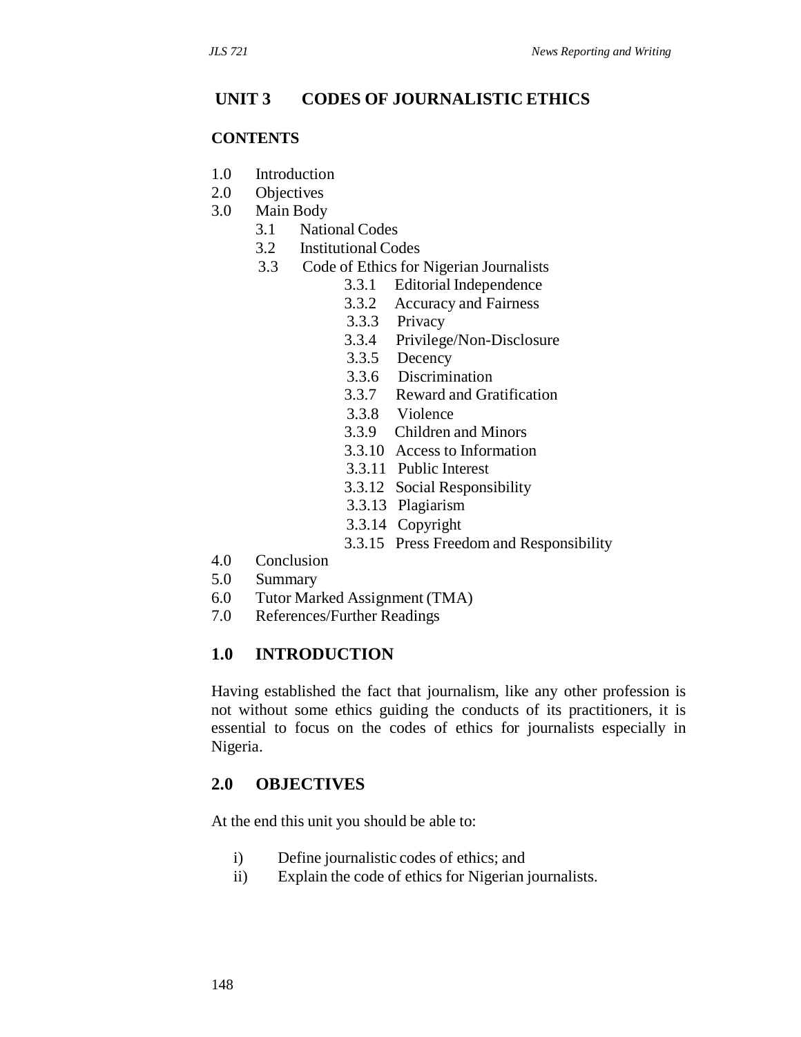## UNIT 3 CODES OF JOURNALISTIC ETHICS

### CONTENTS

1.0 Introduction
2.0 Objectives
3.0 Main Body
  - 3.1 National Codes
  - 3.2 Institutional Codes
  - 3.3 Code of Ethics for Nigerian Journalists
    - 3.3.1 Editorial Independence
    - 3.3.2 Accuracy and Fairness
    - 3.3.3 Privacy
    - 3.3.4 Privilege/Non-Disclosure
    - 3.3.5 Decency
    - 3.3.6 Discrimination
    - 3.3.7 Reward and Gratification
    - 3.3.8 Violence
    - 3.3.9 Children and Minors
    - 3.3.10 Access to Information
    - 3.3.11 Public Interest
    - 3.3.12 Social Responsibility
    - 3.3.13 Plagiarism
    - 3.3.14 Copyright
    - 3.3.15 Press Freedom and Responsibility

4.0 Conclusion
5.0 Summary
6.0 Tutor Marked Assignment (TMA)
7.0 References/Further Readings

### 1.0 INTRODUCTION

Having established the fact that journalism, like any other profession is not without some ethics guiding the conducts of its practitioners, it is essential to focus on the codes of ethics for journalists especially in Nigeria.

### 2.0 OBJECTIVES

At the end this unit you should be able to:

i) Define journalistic codes of ethics; and
ii) Explain the code of ethics for Nigerian journalists.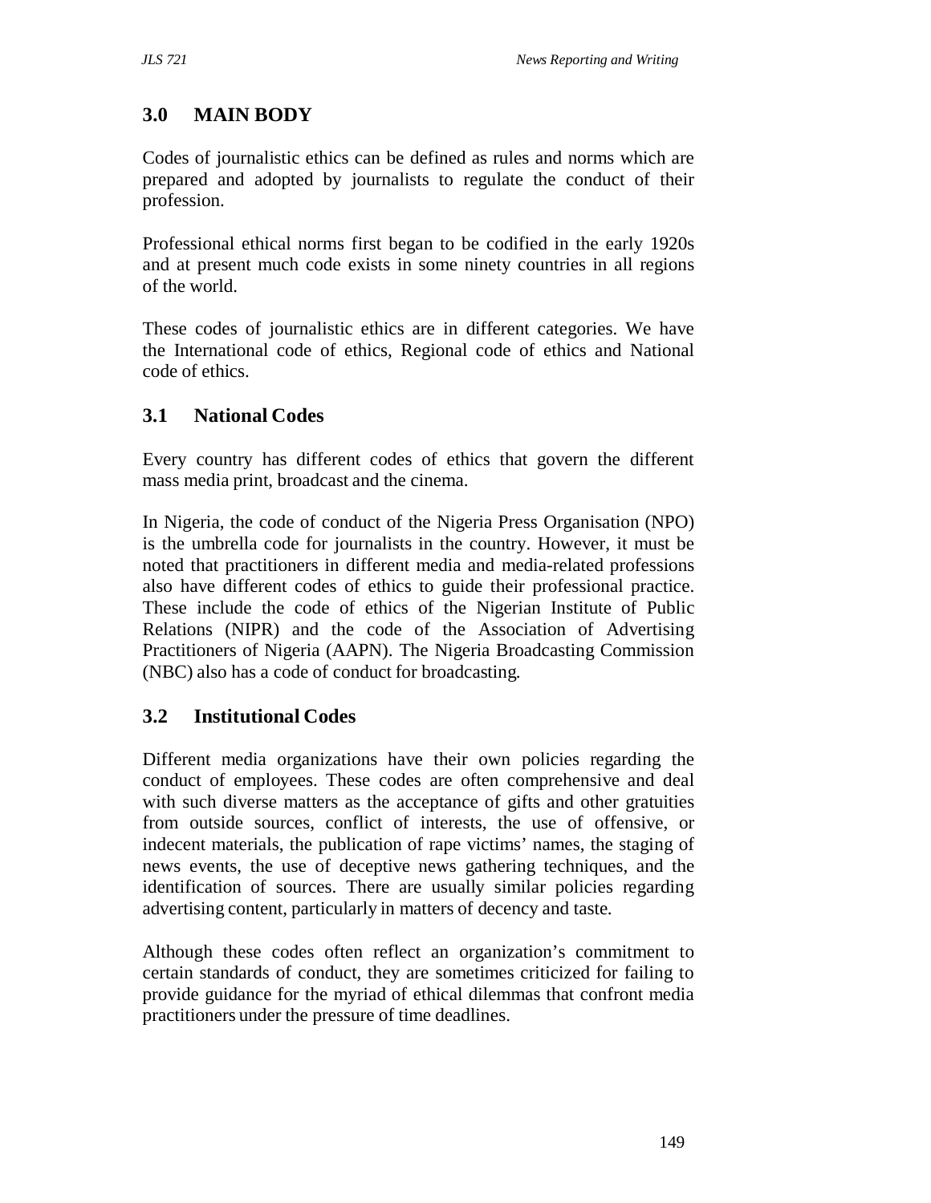## 3.0 MAIN BODY

Codes of journalistic ethics can be defined as rules and norms which are prepared and adopted by journalists to regulate the conduct of their profession.

Professional ethical norms first began to be codified in the early 1920s and at present much code exists in some ninety countries in all regions of the world.

These codes of journalistic ethics are in different categories. We have the International code of ethics, Regional code of ethics and National code of ethics.

### 3.1 National Codes

Every country has different codes of ethics that govern the different mass media print, broadcast and the cinema.

In Nigeria, the code of conduct of the Nigeria Press Organisation (NPO) is the umbrella code for journalists in the country. However, it must be noted that practitioners in different media and media-related professions also have different codes of ethics to guide their professional practice. These include the code of ethics of the Nigerian Institute of Public Relations (NIPR) and the code of the Association of Advertising Practitioners of Nigeria (AAPN). The Nigeria Broadcasting Commission (NBC) also has a code of conduct for broadcasting.

### 3.2 Institutional Codes

Different media organizations have their own policies regarding the conduct of employees. These codes are often comprehensive and deal with such diverse matters as the acceptance of gifts and other gratuities from outside sources, conflict of interests, the use of offensive, or indecent materials, the publication of rape victims' names, the staging of news events, the use of deceptive news gathering techniques, and the identification of sources. There are usually similar policies regarding advertising content, particularly in matters of decency and taste.

Although these codes often reflect an organization's commitment to certain standards of conduct, they are sometimes criticized for failing to provide guidance for the myriad of ethical dilemmas that confront media practitioners under the pressure of time deadlines.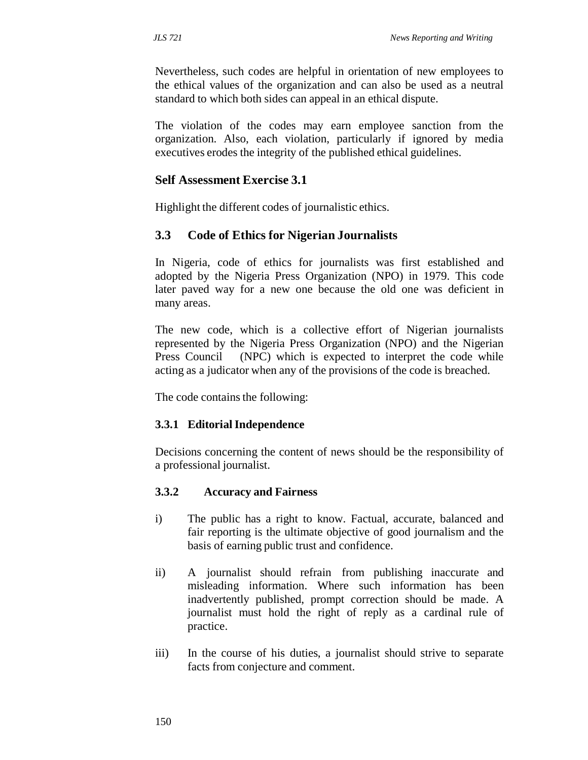Nevertheless, such codes are helpful in orientation of new employees to the ethical values of the organization and can also be used as a neutral standard to which both sides can appeal in an ethical dispute.

The violation of the codes may earn employee sanction from the organization. Also, each violation, particularly if ignored by media executives erodes the integrity of the published ethical guidelines.

### Self Assessment Exercise 3.1

Highlight the different codes of journalistic ethics.

## 3.3 Code of Ethics for Nigerian Journalists

In Nigeria, code of ethics for journalists was first established and adopted by the Nigeria Press Organization (NPO) in 1979. This code later paved way for a new one because the old one was deficient in many areas.

The new code, which is a collective effort of Nigerian journalists represented by the Nigeria Press Organization (NPO) and the Nigerian Press Council (NPC) which is expected to interpret the code while acting as a judicator when any of the provisions of the code is breached.

The code contains the following:

### 3.3.1 Editorial Independence

Decisions concerning the content of news should be the responsibility of a professional journalist.

### 3.3.2 Accuracy and Fairness

i) The public has a right to know. Factual, accurate, balanced and fair reporting is the ultimate objective of good journalism and the basis of earning public trust and confidence.

ii) A journalist should refrain from publishing inaccurate and misleading information. Where such information has been inadvertently published, prompt correction should be made. A journalist must hold the right of reply as a cardinal rule of practice.

iii) In the course of his duties, a journalist should strive to separate facts from conjecture and comment.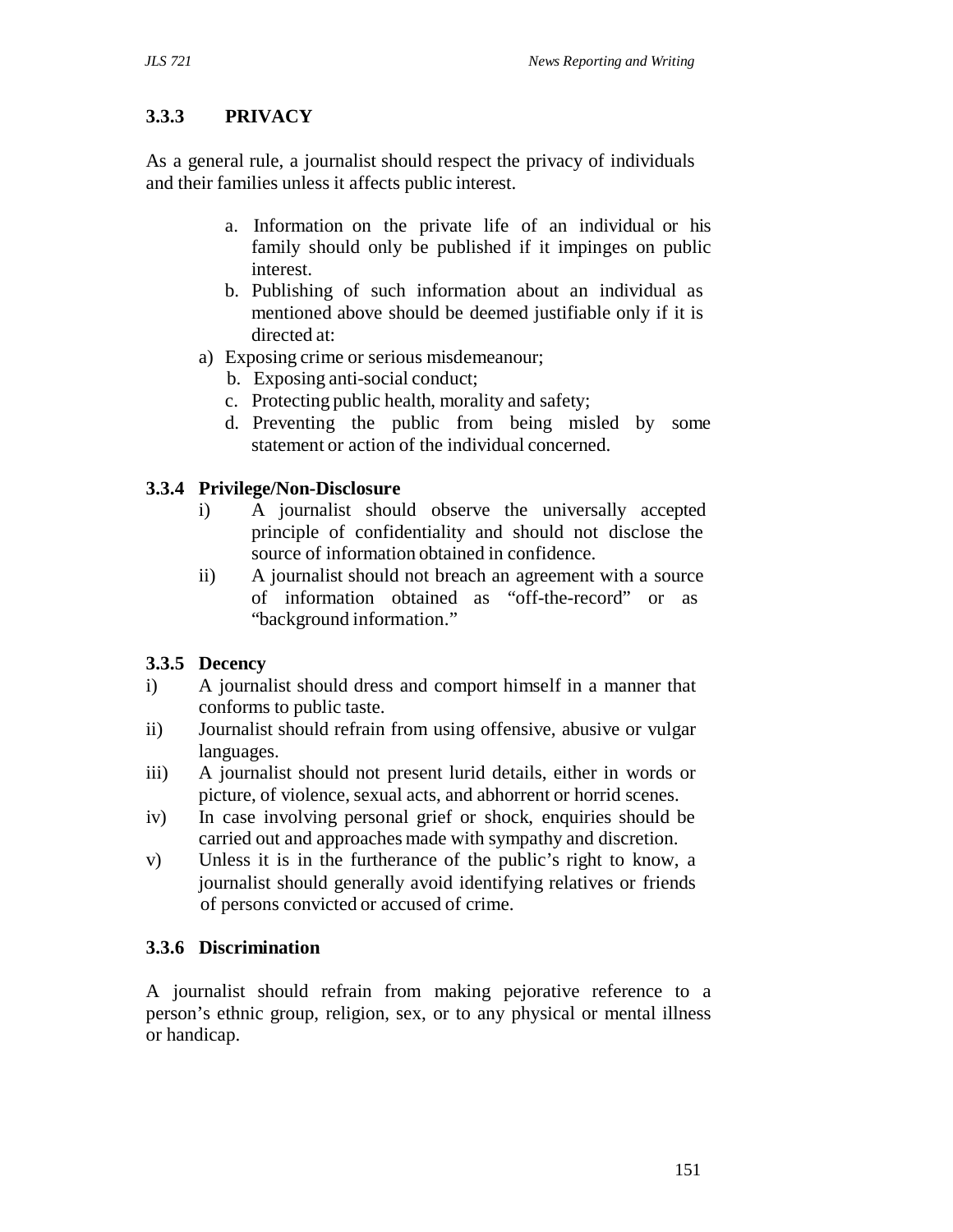### 3.3.3 PRIVACY

As a general rule, a journalist should respect the privacy of individuals and their families unless it affects public interest.

a. Information on the private life of an individual or his family should only be published if it impinges on public interest.
b. Publishing of such information about an individual as mentioned above should be deemed justifiable only if it is directed at:

a) Exposing crime or serious misdemeanour;
b. Exposing anti-social conduct;
c. Protecting public health, morality and safety;
d. Preventing the public from being misled by some statement or action of the individual concerned.

### 3.3.4 Privilege/Non-Disclosure

i) A journalist should observe the universally accepted principle of confidentiality and should not disclose the source of information obtained in confidence.
ii) A journalist should not breach an agreement with a source of information obtained as "off-the-record" or as "background information."

### 3.3.5 Decency

i) A journalist should dress and comport himself in a manner that conforms to public taste.
ii) Journalist should refrain from using offensive, abusive or vulgar languages.
iii) A journalist should not present lurid details, either in words or picture, of violence, sexual acts, and abhorrent or horrid scenes.
iv) In case involving personal grief or shock, enquiries should be carried out and approaches made with sympathy and discretion.
v) Unless it is in the furtherance of the public's right to know, a journalist should generally avoid identifying relatives or friends of persons convicted or accused of crime.

### 3.3.6 Discrimination

A journalist should refrain from making pejorative reference to a person's ethnic group, religion, sex, or to any physical or mental illness or handicap.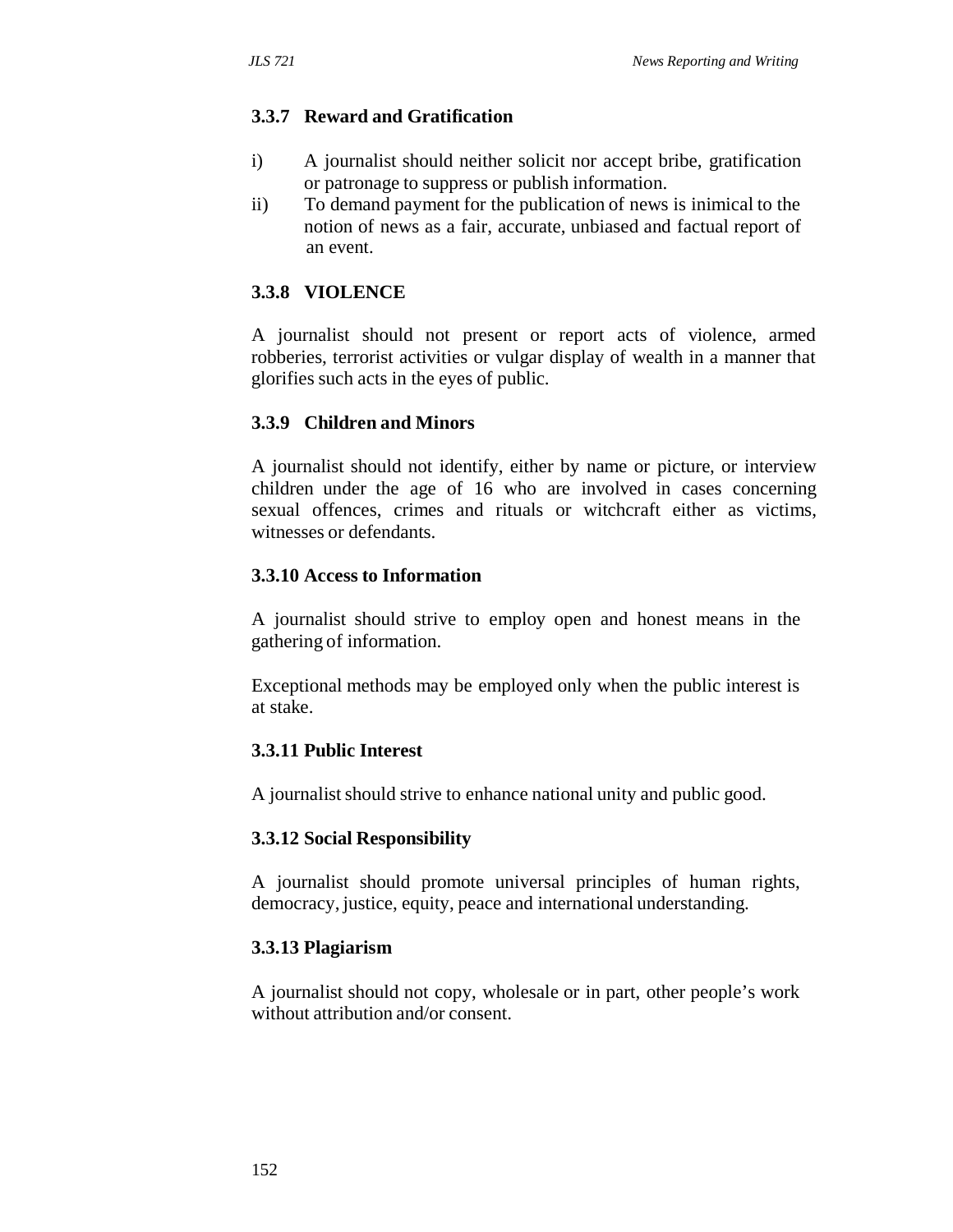### 3.3.7 Reward and Gratification

i) A journalist should neither solicit nor accept bribe, gratification or patronage to suppress or publish information.

ii) To demand payment for the publication of news is inimical to the notion of news as a fair, accurate, unbiased and factual report of an event.

### 3.3.8 VIOLENCE

A journalist should not present or report acts of violence, armed robberies, terrorist activities or vulgar display of wealth in a manner that glorifies such acts in the eyes of public.

### 3.3.9 Children and Minors

A journalist should not identify, either by name or picture, or interview children under the age of 16 who are involved in cases concerning sexual offences, crimes and rituals or witchcraft either as victims, witnesses or defendants.

### 3.3.10 Access to Information

A journalist should strive to employ open and honest means in the gathering of information.

Exceptional methods may be employed only when the public interest is at stake.

### 3.3.11 Public Interest

A journalist should strive to enhance national unity and public good.

### 3.3.12 Social Responsibility

A journalist should promote universal principles of human rights, democracy, justice, equity, peace and international understanding.

### 3.3.13 Plagiarism

A journalist should not copy, wholesale or in part, other people's work without attribution and/or consent.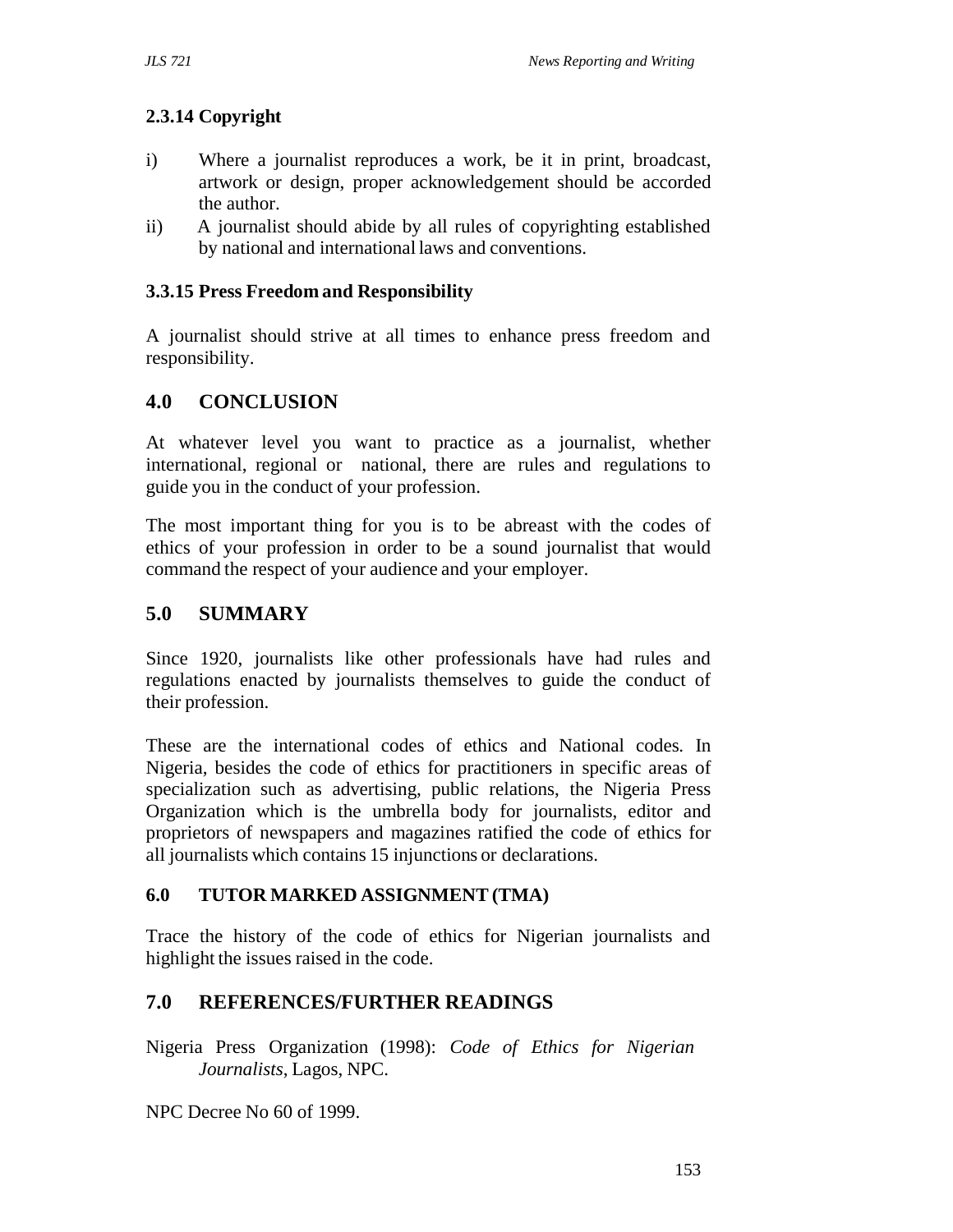### 2.3.14 Copyright

i) Where a journalist reproduces a work, be it in print, broadcast, artwork or design, proper acknowledgement should be accorded the author.

ii) A journalist should abide by all rules of copyrighting established by national and international laws and conventions.

### 3.3.15 Press Freedom and Responsibility

A journalist should strive at all times to enhance press freedom and responsibility.

## 4.0 CONCLUSION

At whatever level you want to practice as a journalist, whether international, regional or national, there are rules and regulations to guide you in the conduct of your profession.

The most important thing for you is to be abreast with the codes of ethics of your profession in order to be a sound journalist that would command the respect of your audience and your employer.

## 5.0 SUMMARY

Since 1920, journalists like other professionals have had rules and regulations enacted by journalists themselves to guide the conduct of their profession.

These are the international codes of ethics and National codes. In Nigeria, besides the code of ethics for practitioners in specific areas of specialization such as advertising, public relations, the Nigeria Press Organization which is the umbrella body for journalists, editor and proprietors of newspapers and magazines ratified the code of ethics for all journalists which contains 15 injunctions or declarations.

### 6.0 TUTOR MARKED ASSIGNMENT (TMA)

Trace the history of the code of ethics for Nigerian journalists and highlight the issues raised in the code.

## 7.0 REFERENCES/FURTHER READINGS

Nigeria Press Organization (1998): *Code of Ethics for Nigerian Journalists*, Lagos, NPC.

NPC Decree No 60 of 1999.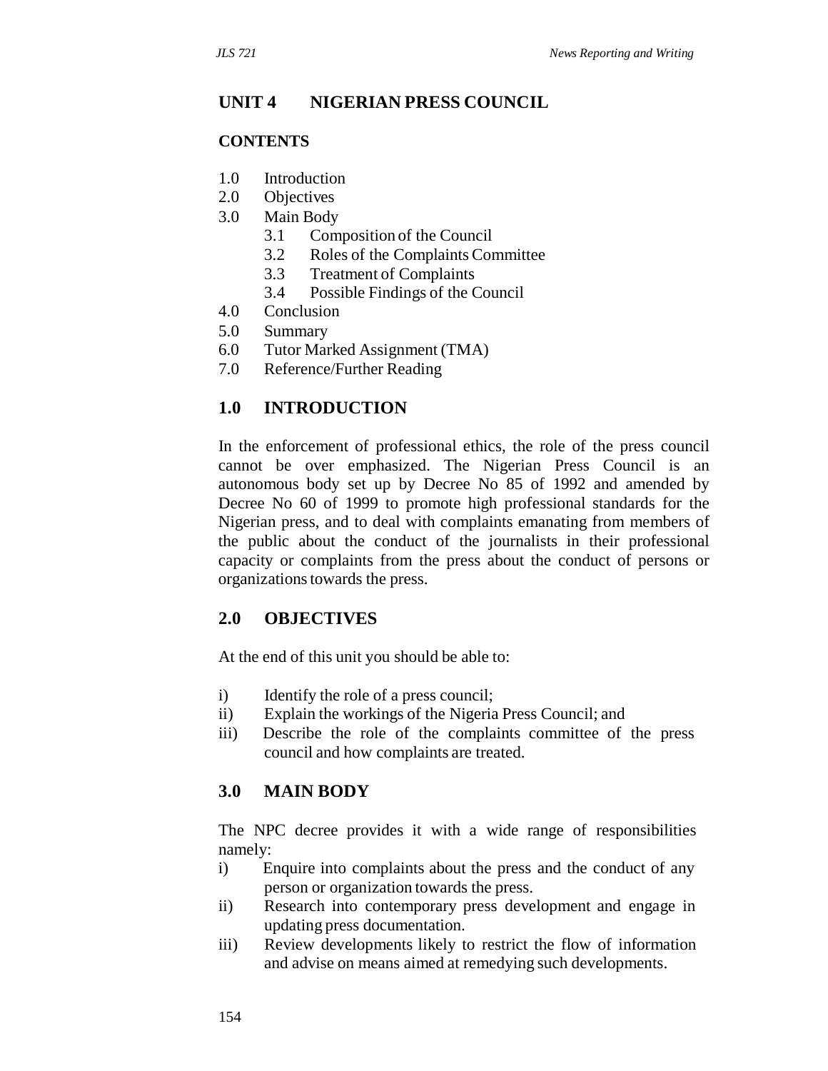## UNIT 4 NIGERIAN PRESS COUNCIL

### CONTENTS

1.0 Introduction
2.0 Objectives
3.0 Main Body
 3.1 Composition of the Council
 3.2 Roles of the Complaints Committee
 3.3 Treatment of Complaints
 3.4 Possible Findings of the Council
4.0 Conclusion
5.0 Summary
6.0 Tutor Marked Assignment (TMA)
7.0 Reference/Further Reading

### 1.0 INTRODUCTION

In the enforcement of professional ethics, the role of the press council cannot be over emphasized. The Nigerian Press Council is an autonomous body set up by Decree No 85 of 1992 and amended by Decree No 60 of 1999 to promote high professional standards for the Nigerian press, and to deal with complaints emanating from members of the public about the conduct of the journalists in their professional capacity or complaints from the press about the conduct of persons or organizations towards the press.

### 2.0 OBJECTIVES

At the end of this unit you should be able to:

i) Identify the role of a press council;
ii) Explain the workings of the Nigeria Press Council; and
iii) Describe the role of the complaints committee of the press council and how complaints are treated.

### 3.0 MAIN BODY

The NPC decree provides it with a wide range of responsibilities namely:

i) Enquire into complaints about the press and the conduct of any person or organization towards the press.
ii) Research into contemporary press development and engage in updating press documentation.
iii) Review developments likely to restrict the flow of information and advise on means aimed at remedying such developments.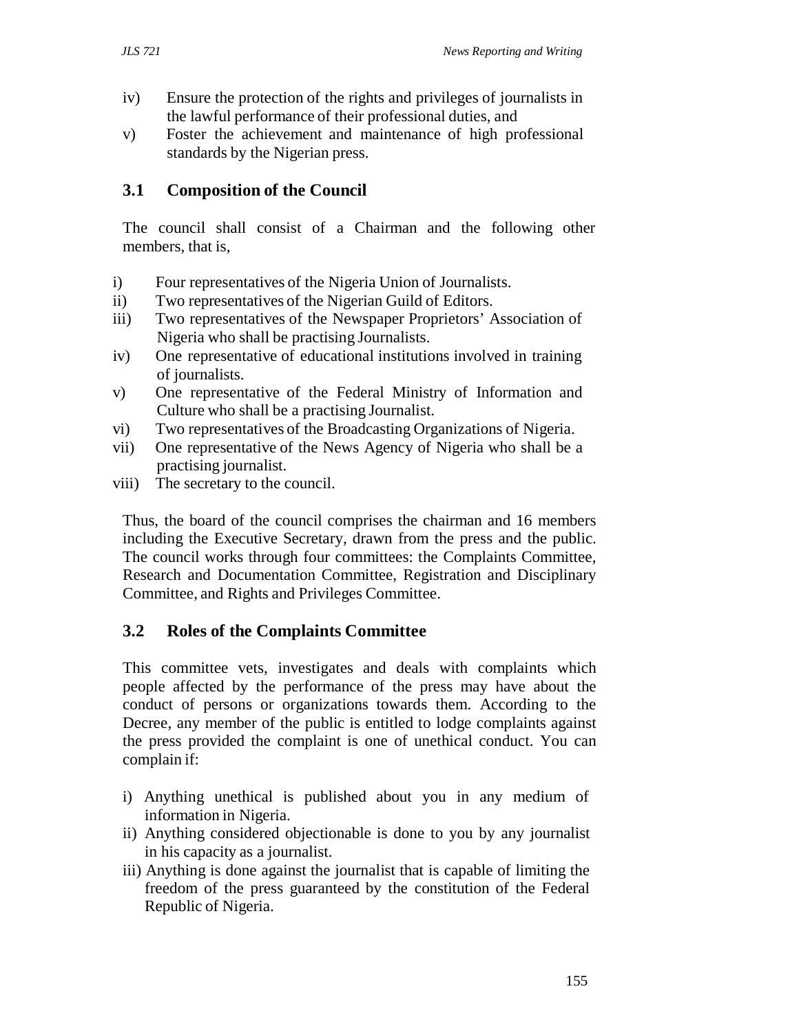iv) Ensure the protection of the rights and privileges of journalists in the lawful performance of their professional duties, and
v) Foster the achievement and maintenance of high professional standards by the Nigerian press.

### 3.1 Composition of the Council

The council shall consist of a Chairman and the following other members, that is,

i) Four representatives of the Nigeria Union of Journalists.
ii) Two representatives of the Nigerian Guild of Editors.
iii) Two representatives of the Newspaper Proprietors' Association of Nigeria who shall be practising Journalists.
iv) One representative of educational institutions involved in training of journalists.
v) One representative of the Federal Ministry of Information and Culture who shall be a practising Journalist.
vi) Two representatives of the Broadcasting Organizations of Nigeria.
vii) One representative of the News Agency of Nigeria who shall be a practising journalist.
viii) The secretary to the council.

Thus, the board of the council comprises the chairman and 16 members including the Executive Secretary, drawn from the press and the public. The council works through four committees: the Complaints Committee, Research and Documentation Committee, Registration and Disciplinary Committee, and Rights and Privileges Committee.

### 3.2 Roles of the Complaints Committee

This committee vets, investigates and deals with complaints which people affected by the performance of the press may have about the conduct of persons or organizations towards them. According to the Decree, any member of the public is entitled to lodge complaints against the press provided the complaint is one of unethical conduct. You can complain if:

i) Anything unethical is published about you in any medium of information in Nigeria.
ii) Anything considered objectionable is done to you by any journalist in his capacity as a journalist.
iii) Anything is done against the journalist that is capable of limiting the freedom of the press guaranteed by the constitution of the Federal Republic of Nigeria.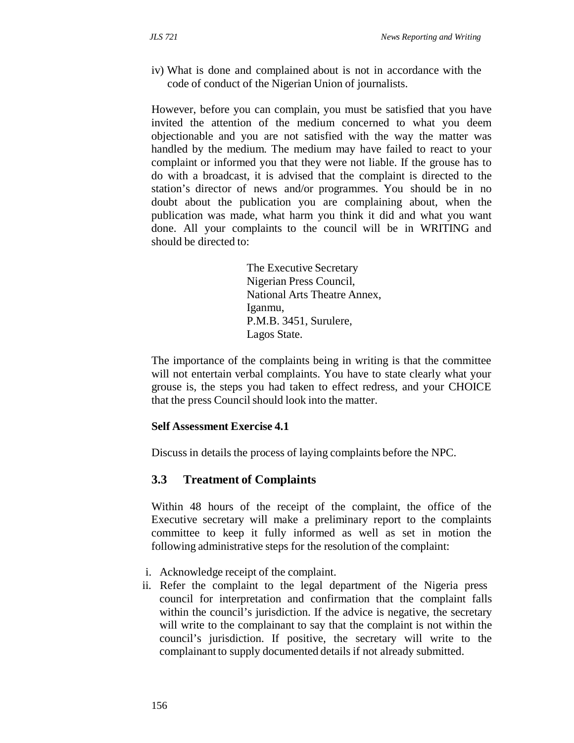iv) What is done and complained about is not in accordance with the code of conduct of the Nigerian Union of journalists.

However, before you can complain, you must be satisfied that you have invited the attention of the medium concerned to what you deem objectionable and you are not satisfied with the way the matter was handled by the medium. The medium may have failed to react to your complaint or informed you that they were not liable. If the grouse has to do with a broadcast, it is advised that the complaint is directed to the station's director of news and/or programmes. You should be in no doubt about the publication you are complaining about, when the publication was made, what harm you think it did and what you want done. All your complaints to the council will be in WRITING and should be directed to:

The Executive Secretary
Nigerian Press Council,
National Arts Theatre Annex,
Iganmu,
P.M.B. 3451, Surulere,
Lagos State.

The importance of the complaints being in writing is that the committee will not entertain verbal complaints. You have to state clearly what your grouse is, the steps you had taken to effect redress, and your CHOICE that the press Council should look into the matter.

**Self Assessment Exercise 4.1**

Discuss in details the process of laying complaints before the NPC.

## 3.3 Treatment of Complaints

Within 48 hours of the receipt of the complaint, the office of the Executive secretary will make a preliminary report to the complaints committee to keep it fully informed as well as set in motion the following administrative steps for the resolution of the complaint:

i. Acknowledge receipt of the complaint.
ii. Refer the complaint to the legal department of the Nigeria press council for interpretation and confirmation that the complaint falls within the council's jurisdiction. If the advice is negative, the secretary will write to the complainant to say that the complaint is not within the council's jurisdiction. If positive, the secretary will write to the complainant to supply documented details if not already submitted.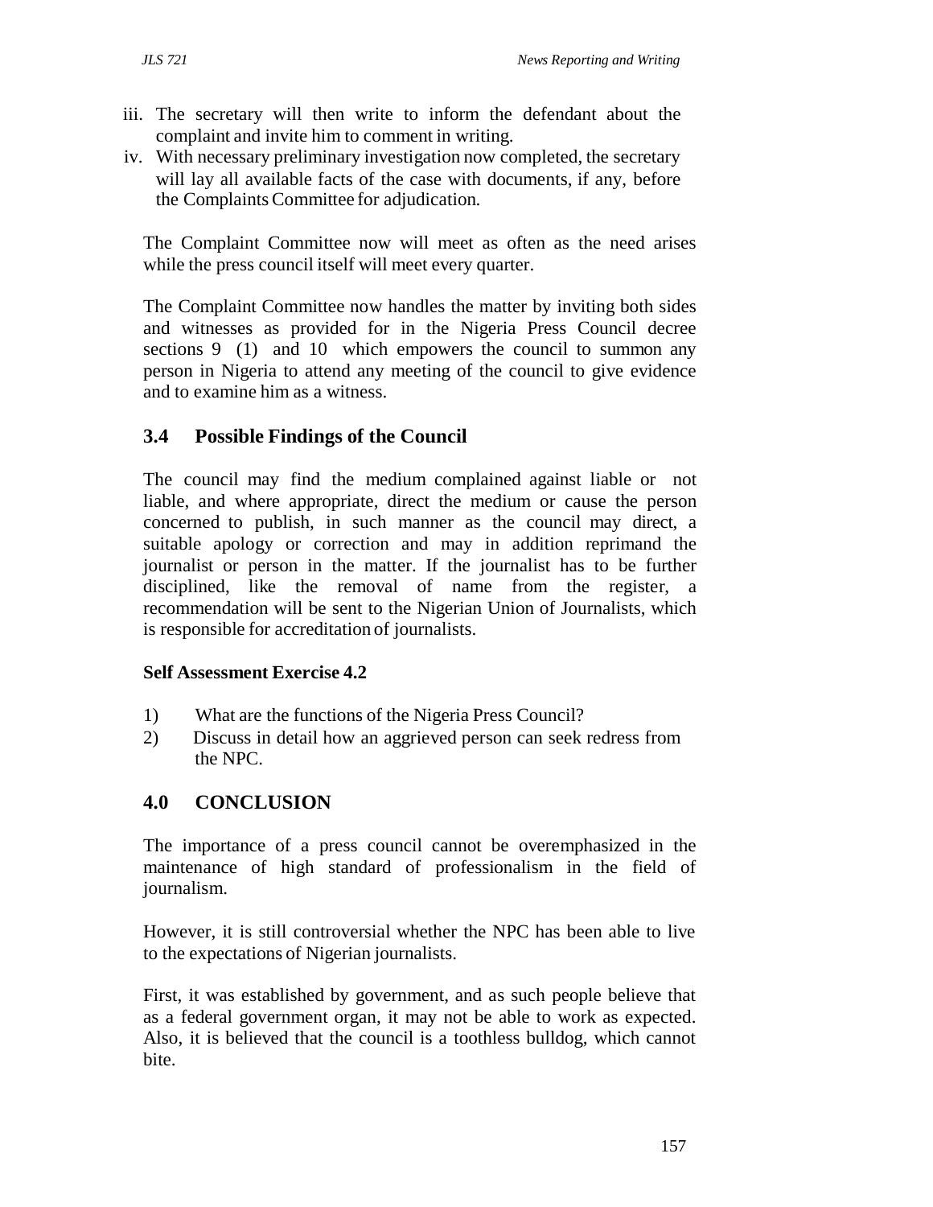iii. The secretary will then write to inform the defendant about the complaint and invite him to comment in writing.
iv. With necessary preliminary investigation now completed, the secretary will lay all available facts of the case with documents, if any, before the Complaints Committee for adjudication.

The Complaint Committee now will meet as often as the need arises while the press council itself will meet every quarter.

The Complaint Committee now handles the matter by inviting both sides and witnesses as provided for in the Nigeria Press Council decree sections 9 (1) and 10 which empowers the council to summon any person in Nigeria to attend any meeting of the council to give evidence and to examine him as a witness.

## 3.4 Possible Findings of the Council

The council may find the medium complained against liable or not liable, and where appropriate, direct the medium or cause the person concerned to publish, in such manner as the council may direct, a suitable apology or correction and may in addition reprimand the journalist or person in the matter. If the journalist has to be further disciplined, like the removal of name from the register, a recommendation will be sent to the Nigerian Union of Journalists, which is responsible for accreditation of journalists.

**Self Assessment Exercise 4.2**

1) What are the functions of the Nigeria Press Council?
2) Discuss in detail how an aggrieved person can seek redress from the NPC.

## 4.0 CONCLUSION

The importance of a press council cannot be overemphasized in the maintenance of high standard of professionalism in the field of journalism.

However, it is still controversial whether the NPC has been able to live to the expectations of Nigerian journalists.

First, it was established by government, and as such people believe that as a federal government organ, it may not be able to work as expected. Also, it is believed that the council is a toothless bulldog, which cannot bite.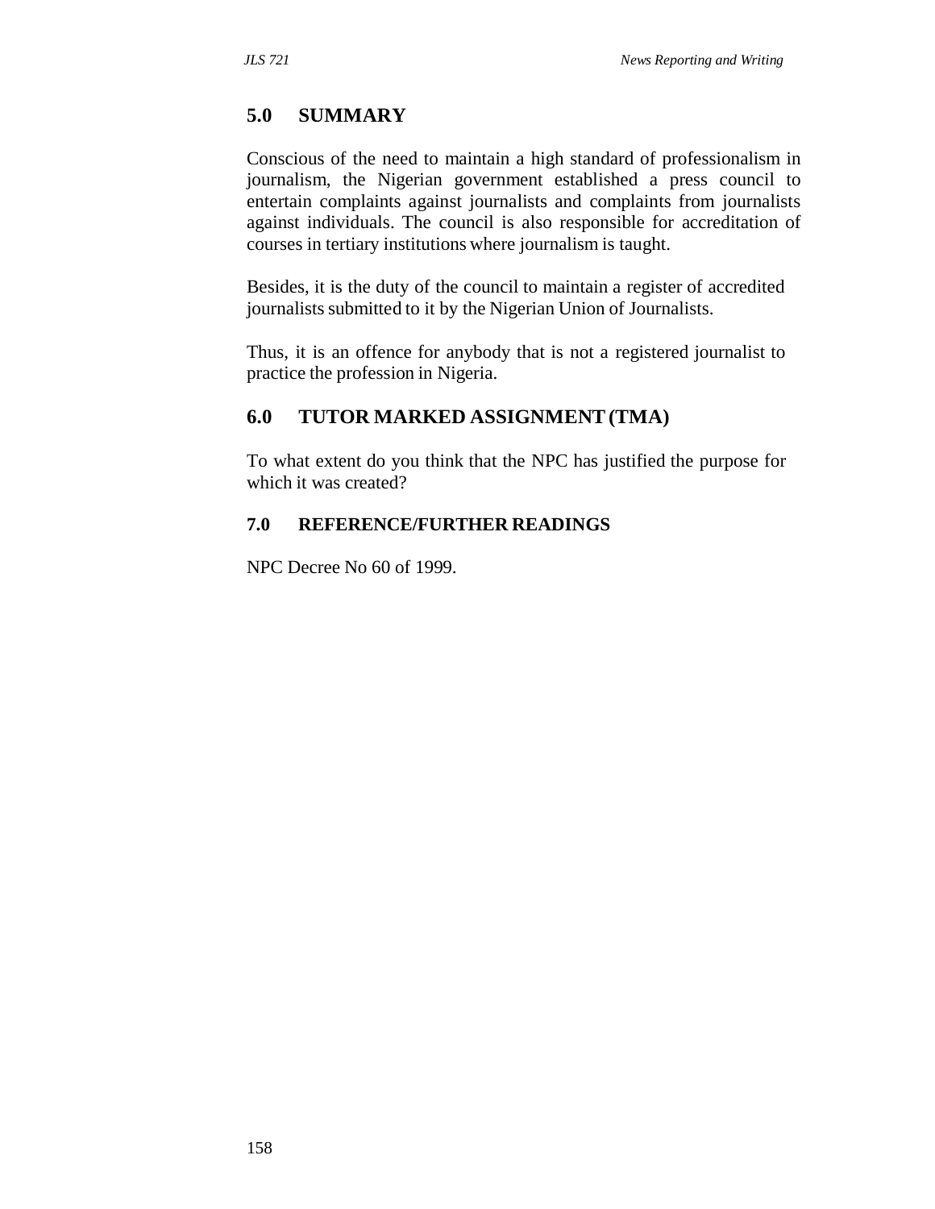## 5.0 SUMMARY

Conscious of the need to maintain a high standard of professionalism in journalism, the Nigerian government established a press council to entertain complaints against journalists and complaints from journalists against individuals. The council is also responsible for accreditation of courses in tertiary institutions where journalism is taught.

Besides, it is the duty of the council to maintain a register of accredited journalists submitted to it by the Nigerian Union of Journalists.

Thus, it is an offence for anybody that is not a registered journalist to practice the profession in Nigeria.

## 6.0 TUTOR MARKED ASSIGNMENT (TMA)

To what extent do you think that the NPC has justified the purpose for which it was created?

### 7.0 REFERENCE/FURTHER READINGS

NPC Decree No 60 of 1999.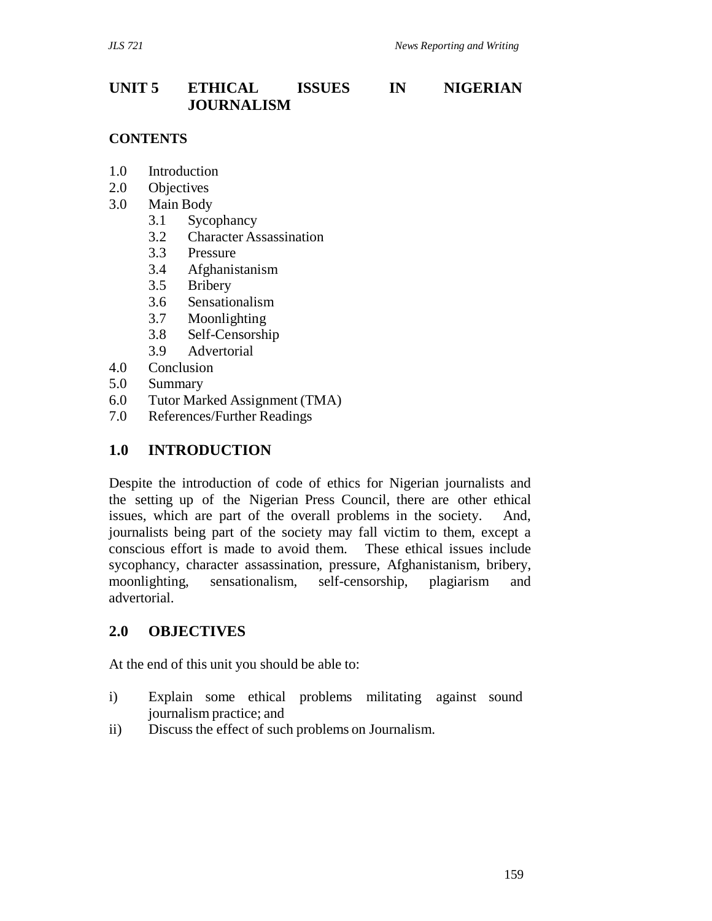# UNIT 5 ETHICAL ISSUES IN NIGERIAN JOURNALISM

## CONTENTS

1.0 Introduction
2.0 Objectives
3.0 Main Body
   - 3.1 Sycophancy
   - 3.2 Character Assassination
   - 3.3 Pressure
   - 3.4 Afghanistanism
   - 3.5 Bribery
   - 3.6 Sensationalism
   - 3.7 Moonlighting
   - 3.8 Self-Censorship
   - 3.9 Advertorial

4.0 Conclusion
5.0 Summary
6.0 Tutor Marked Assignment (TMA)
7.0 References/Further Readings

## 1.0 INTRODUCTION

Despite the introduction of code of ethics for Nigerian journalists and the setting up of the Nigerian Press Council, there are other ethical issues, which are part of the overall problems in the society. And, journalists being part of the society may fall victim to them, except a conscious effort is made to avoid them. These ethical issues include sycophancy, character assassination, pressure, Afghanistanism, bribery, moonlighting, sensationalism, self-censorship, plagiarism and advertorial.

## 2.0 OBJECTIVES

At the end of this unit you should be able to:

i) Explain some ethical problems militating against sound journalism practice; and
ii) Discuss the effect of such problems on Journalism.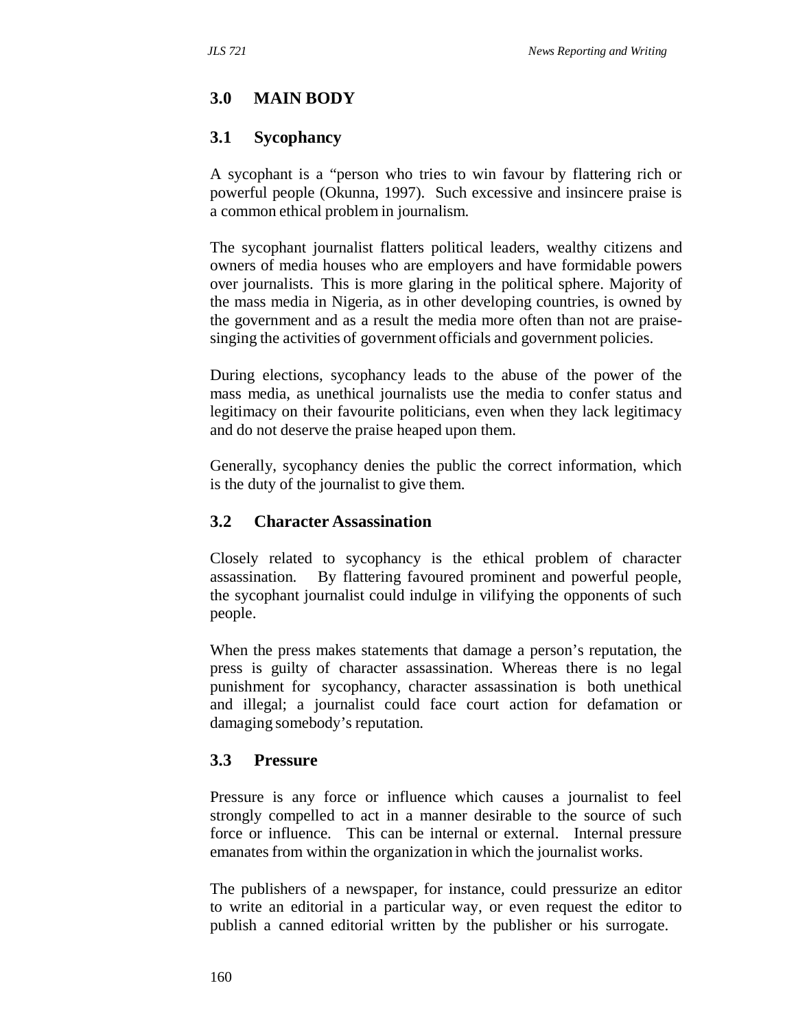## 3.0 MAIN BODY

### 3.1 Sycophancy

A sycophant is a "person who tries to win favour by flattering rich or powerful people (Okunna, 1997). Such excessive and insincere praise is a common ethical problem in journalism.

The sycophant journalist flatters political leaders, wealthy citizens and owners of media houses who are employers and have formidable powers over journalists. This is more glaring in the political sphere. Majority of the mass media in Nigeria, as in other developing countries, is owned by the government and as a result the media more often than not are praise-singing the activities of government officials and government policies.

During elections, sycophancy leads to the abuse of the power of the mass media, as unethical journalists use the media to confer status and legitimacy on their favourite politicians, even when they lack legitimacy and do not deserve the praise heaped upon them.

Generally, sycophancy denies the public the correct information, which is the duty of the journalist to give them.

### 3.2 Character Assassination

Closely related to sycophancy is the ethical problem of character assassination. By flattering favoured prominent and powerful people, the sycophant journalist could indulge in vilifying the opponents of such people.

When the press makes statements that damage a person's reputation, the press is guilty of character assassination. Whereas there is no legal punishment for sycophancy, character assassination is both unethical and illegal; a journalist could face court action for defamation or damaging somebody's reputation.

### 3.3 Pressure

Pressure is any force or influence which causes a journalist to feel strongly compelled to act in a manner desirable to the source of such force or influence. This can be internal or external. Internal pressure emanates from within the organization in which the journalist works.

The publishers of a newspaper, for instance, could pressurize an editor to write an editorial in a particular way, or even request the editor to publish a canned editorial written by the publisher or his surrogate.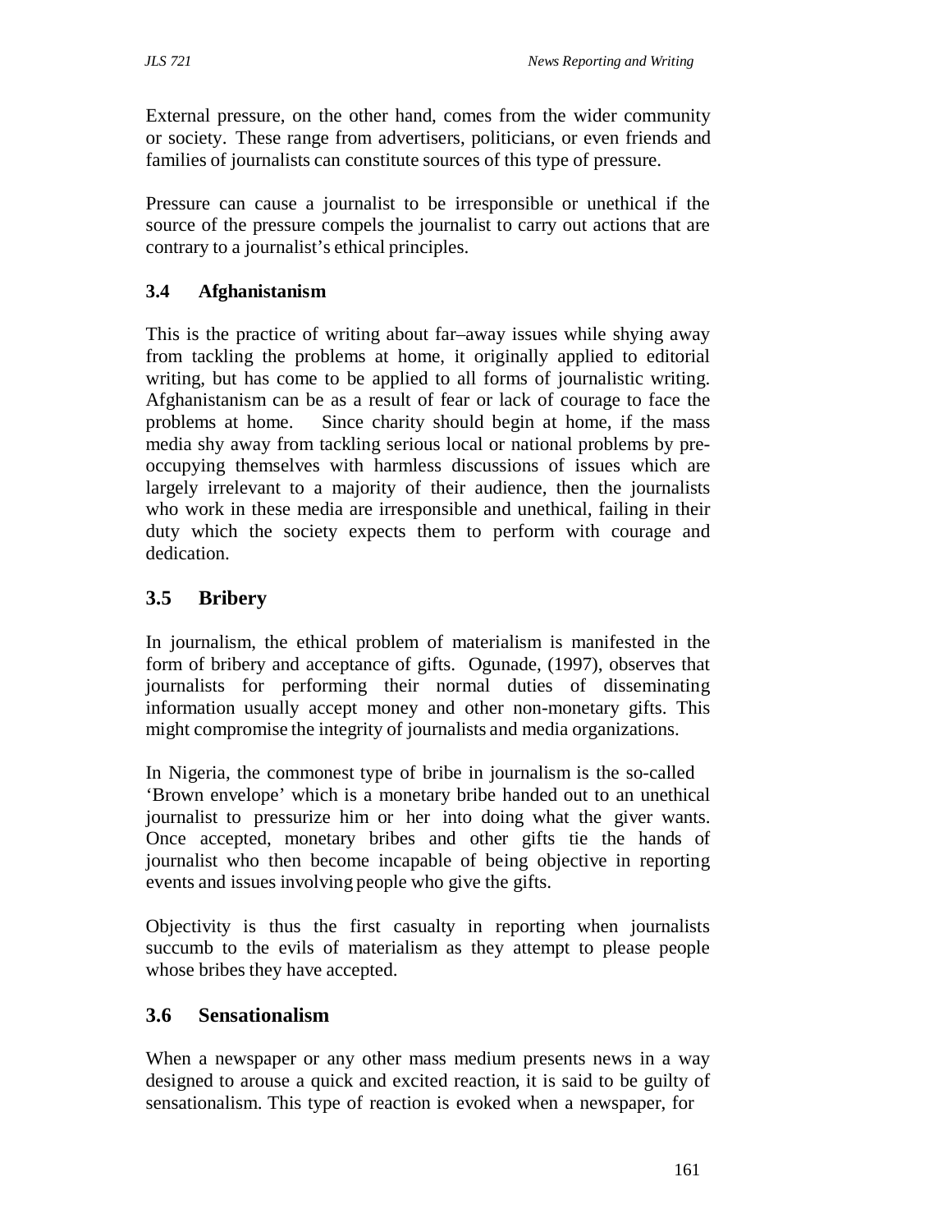External pressure, on the other hand, comes from the wider community or society. These range from advertisers, politicians, or even friends and families of journalists can constitute sources of this type of pressure.

Pressure can cause a journalist to be irresponsible or unethical if the source of the pressure compels the journalist to carry out actions that are contrary to a journalist's ethical principles.

### 3.4 Afghanistanism

This is the practice of writing about far–away issues while shying away from tackling the problems at home, it originally applied to editorial writing, but has come to be applied to all forms of journalistic writing. Afghanistanism can be as a result of fear or lack of courage to face the problems at home. Since charity should begin at home, if the mass media shy away from tackling serious local or national problems by pre-occupying themselves with harmless discussions of issues which are largely irrelevant to a majority of their audience, then the journalists who work in these media are irresponsible and unethical, failing in their duty which the society expects them to perform with courage and dedication.

## 3.5 Bribery

In journalism, the ethical problem of materialism is manifested in the form of bribery and acceptance of gifts. Ogunade, (1997), observes that journalists for performing their normal duties of disseminating information usually accept money and other non-monetary gifts. This might compromise the integrity of journalists and media organizations.

In Nigeria, the commonest type of bribe in journalism is the so-called 'Brown envelope' which is a monetary bribe handed out to an unethical journalist to pressurize him or her into doing what the giver wants. Once accepted, monetary bribes and other gifts tie the hands of journalist who then become incapable of being objective in reporting events and issues involving people who give the gifts.

Objectivity is thus the first casualty in reporting when journalists succumb to the evils of materialism as they attempt to please people whose bribes they have accepted.

## 3.6 Sensationalism

When a newspaper or any other mass medium presents news in a way designed to arouse a quick and excited reaction, it is said to be guilty of sensationalism. This type of reaction is evoked when a newspaper, for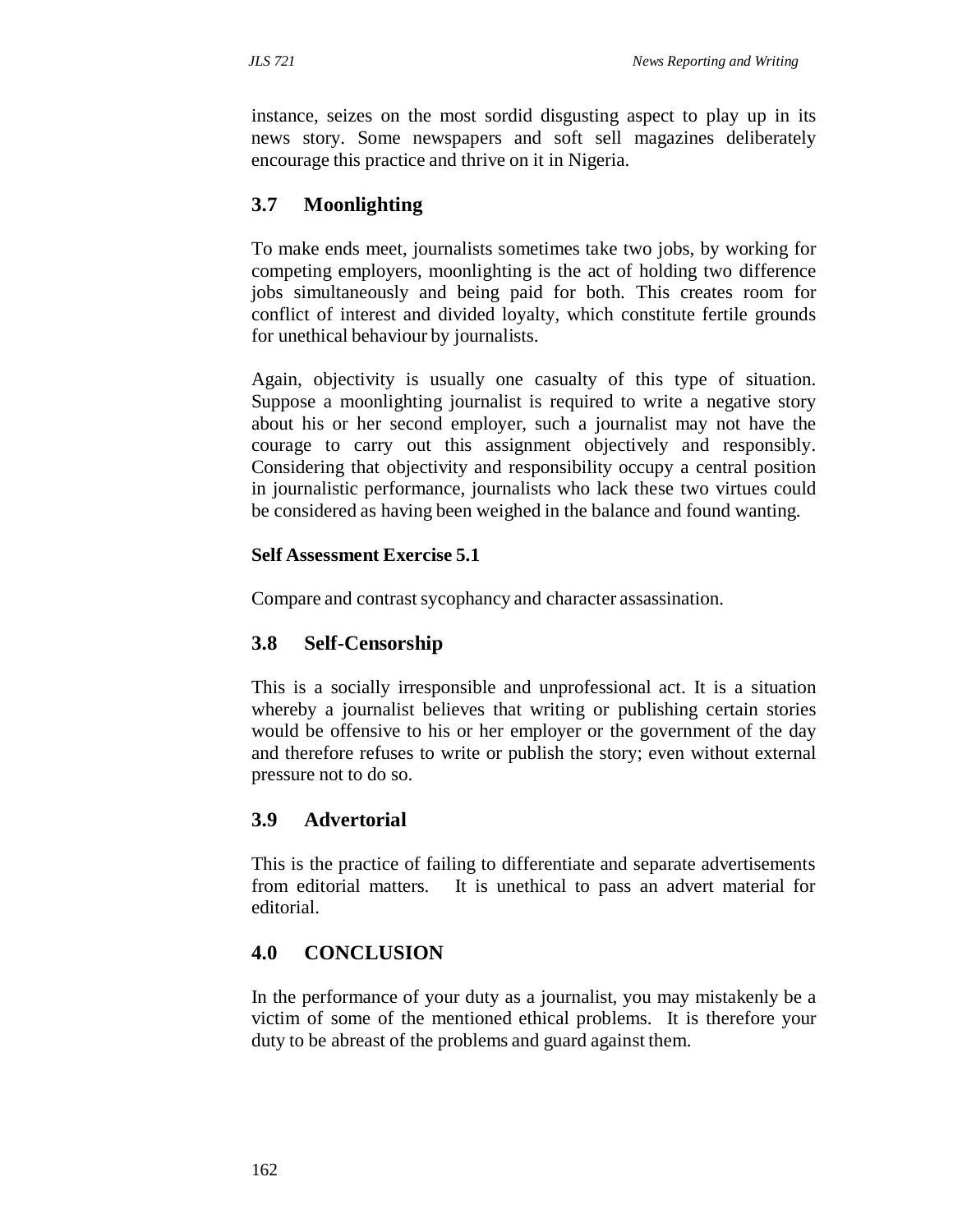instance, seizes on the most sordid disgusting aspect to play up in its news story. Some newspapers and soft sell magazines deliberately encourage this practice and thrive on it in Nigeria.

## 3.7 Moonlighting

To make ends meet, journalists sometimes take two jobs, by working for competing employers, moonlighting is the act of holding two difference jobs simultaneously and being paid for both. This creates room for conflict of interest and divided loyalty, which constitute fertile grounds for unethical behaviour by journalists.

Again, objectivity is usually one casualty of this type of situation. Suppose a moonlighting journalist is required to write a negative story about his or her second employer, such a journalist may not have the courage to carry out this assignment objectively and responsibly. Considering that objectivity and responsibility occupy a central position in journalistic performance, journalists who lack these two virtues could be considered as having been weighed in the balance and found wanting.

**Self Assessment Exercise 5.1**

Compare and contrast sycophancy and character assassination.

## 3.8 Self-Censorship

This is a socially irresponsible and unprofessional act. It is a situation whereby a journalist believes that writing or publishing certain stories would be offensive to his or her employer or the government of the day and therefore refuses to write or publish the story; even without external pressure not to do so.

## 3.9 Advertorial

This is the practice of failing to differentiate and separate advertisements from editorial matters. It is unethical to pass an advert material for editorial.

## 4.0 CONCLUSION

In the performance of your duty as a journalist, you may mistakenly be a victim of some of the mentioned ethical problems. It is therefore your duty to be abreast of the problems and guard against them.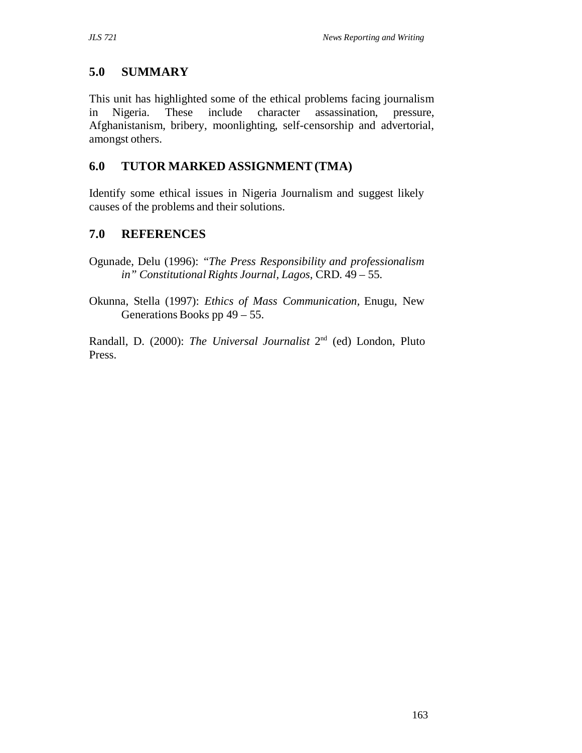## 5.0 SUMMARY

This unit has highlighted some of the ethical problems facing journalism in Nigeria. These include character assassination, pressure, Afghanistanism, bribery, moonlighting, self-censorship and advertorial, amongst others.

## 6.0 TUTOR MARKED ASSIGNMENT (TMA)

Identify some ethical issues in Nigeria Journalism and suggest likely causes of the problems and their solutions.

## 7.0 REFERENCES

Ogunade, Delu (1996): *"The Press Responsibility and professionalism in" Constitutional Rights Journal*, *Lagos*, CRD. 49 – 55.

Okunna, Stella (1997): *Ethics of Mass Communication,* Enugu, New Generations Books pp 49 – 55.

Randall, D. (2000): *The Universal Journalist* 2nd (ed) London, Pluto Press.